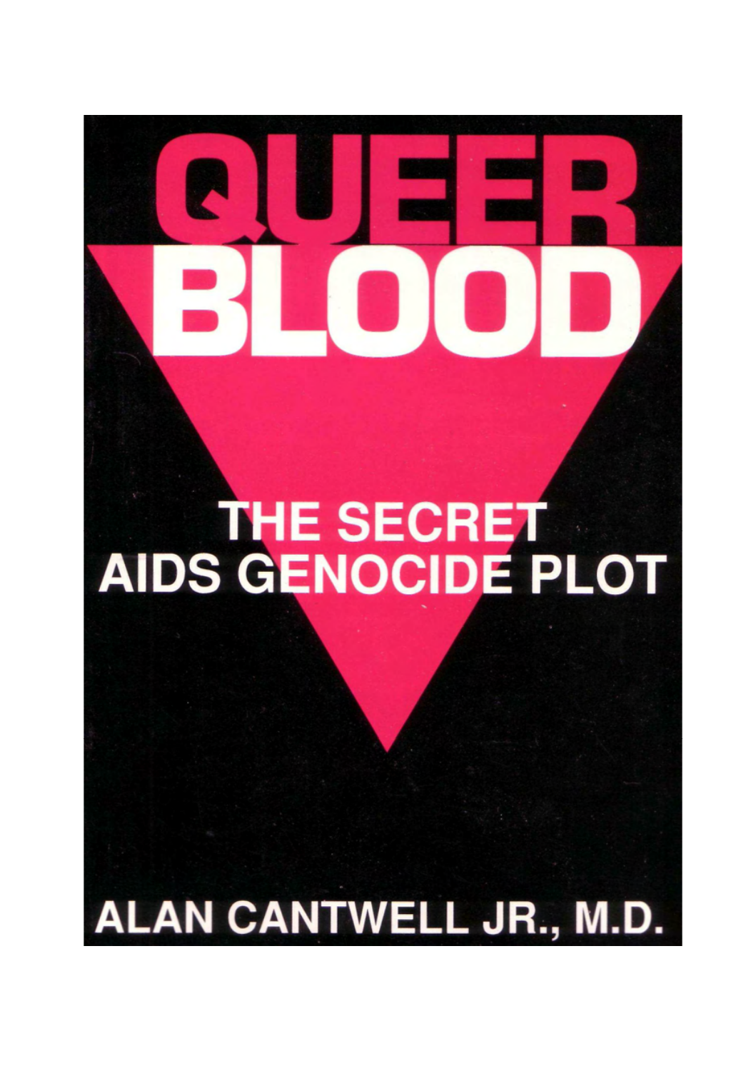# QUEER BLOOD

## THE SECRET AIDS GENOCIDE PLOT

ALAN CANTWELL JR., M.D.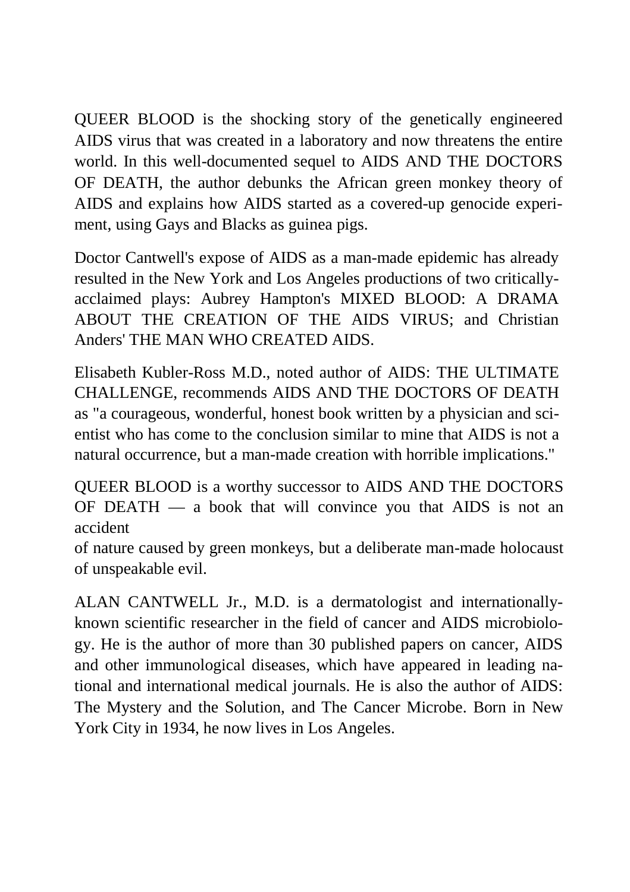QUEER BLOOD is the shocking story of the genetically engineered AIDS virus that was created in a laboratory and now threatens the entire world. In this well-documented sequel to AIDS AND THE DOCTORS OF DEATH, the author debunks the African green monkey theory of AIDS and explains how AIDS started as a covered-up genocide experiment, using Gays and Blacks as guinea pigs.

Doctor Cantwell's expose of AIDS as a man-made epidemic has already resulted in the New York and Los Angeles productions of two critically-acclaimed plays: Aubrey Hampton's MIXED BLOOD: A DRAMA ABOUT THE CREATION OF THE AIDS VIRUS; and Christian Anders' THE MAN WHO CREATED AIDS.

Elisabeth Kubler-Ross M.D., noted author of AIDS: THE ULTIMATE CHALLENGE, recommends AIDS AND THE DOCTORS OF DEATH as "a courageous, wonderful, honest book written by a physician and scientist who has come to the conclusion similar to mine that AIDS is not a natural occurrence, but a man-made creation with horrible implications."

QUEER BLOOD is a worthy successor to AIDS AND THE DOCTORS OF DEATH — a book that will convince you that AIDS is not an accident of nature caused by green monkeys, but a deliberate man-made holocaust of unspeakable evil.

ALAN CANTWELL Jr., M.D. is a dermatologist and internationally-known scientific researcher in the field of cancer and AIDS microbiology. He is the author of more than 30 published papers on cancer, AIDS and other immunological diseases, which have appeared in leading national and international medical journals. He is also the author of AIDS: The Mystery and the Solution, and The Cancer Microbe. Born in New York City in 1934, he now lives in Los Angeles.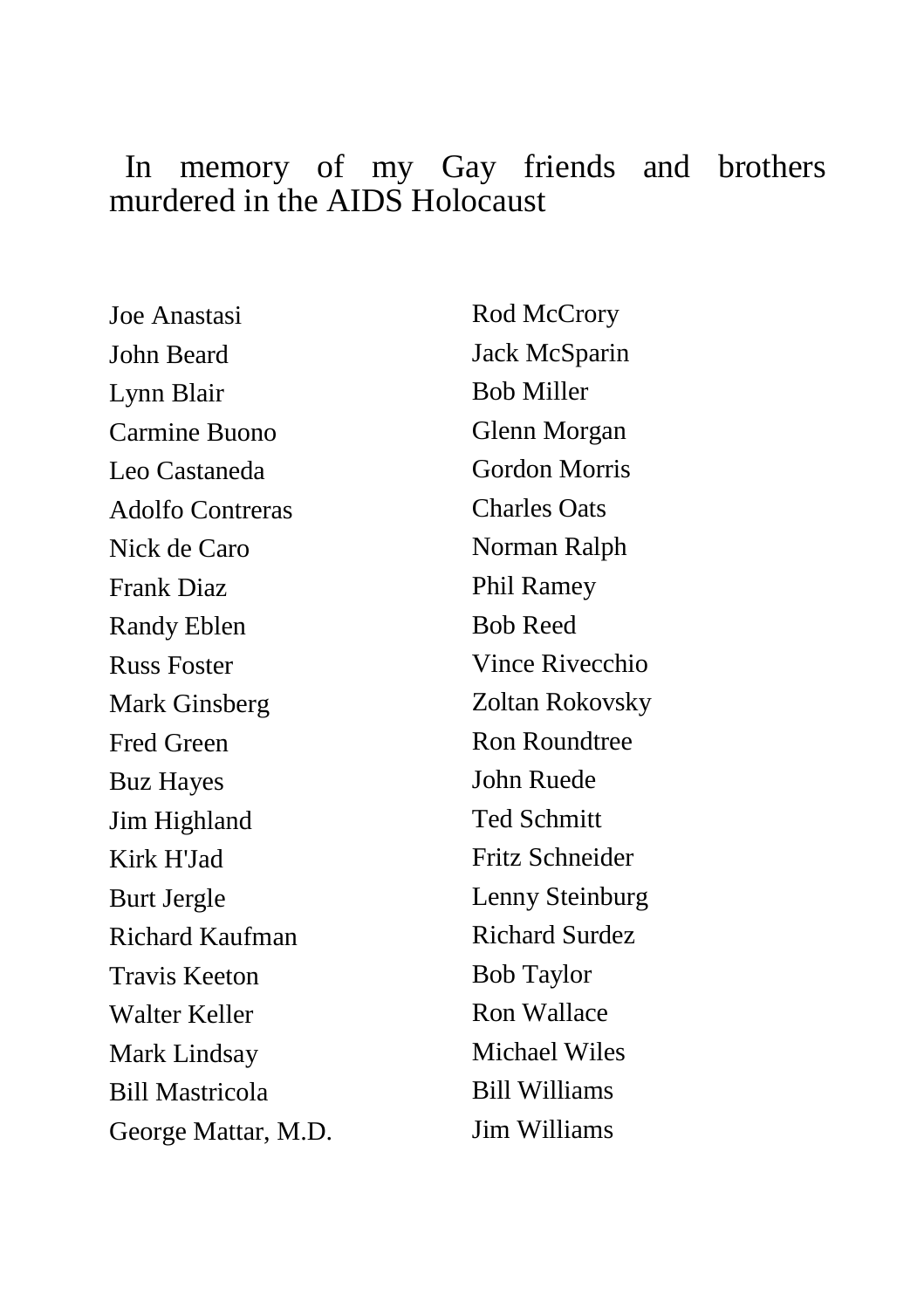In memory of my Gay friends and brothers murdered in the AIDS Holocaust

Joe Anastasi
John Beard
Lynn Blair
Carmine Buono
Leo Castaneda
Adolfo Contreras
Nick de Caro
Frank Diaz
Randy Eblen
Russ Foster
Mark Ginsberg
Fred Green
Buz Hayes
Jim Highland
Kirk H'Jad
Burt Jergle
Richard Kaufman
Travis Keeton
Walter Keller
Mark Lindsay
Bill Mastricola
George Mattar, M.D.
Rod McCrory
Jack McSparin
Bob Miller
Glenn Morgan
Gordon Morris
Charles Oats
Norman Ralph
Phil Ramey
Bob Reed
Vince Rivecchio
Zoltan Rokovsky
Ron Roundtree
John Ruede
Ted Schmitt
Fritz Schneider
Lenny Steinburg
Richard Surdez
Bob Taylor
Ron Wallace
Michael Wiles
Bill Williams
Jim Williams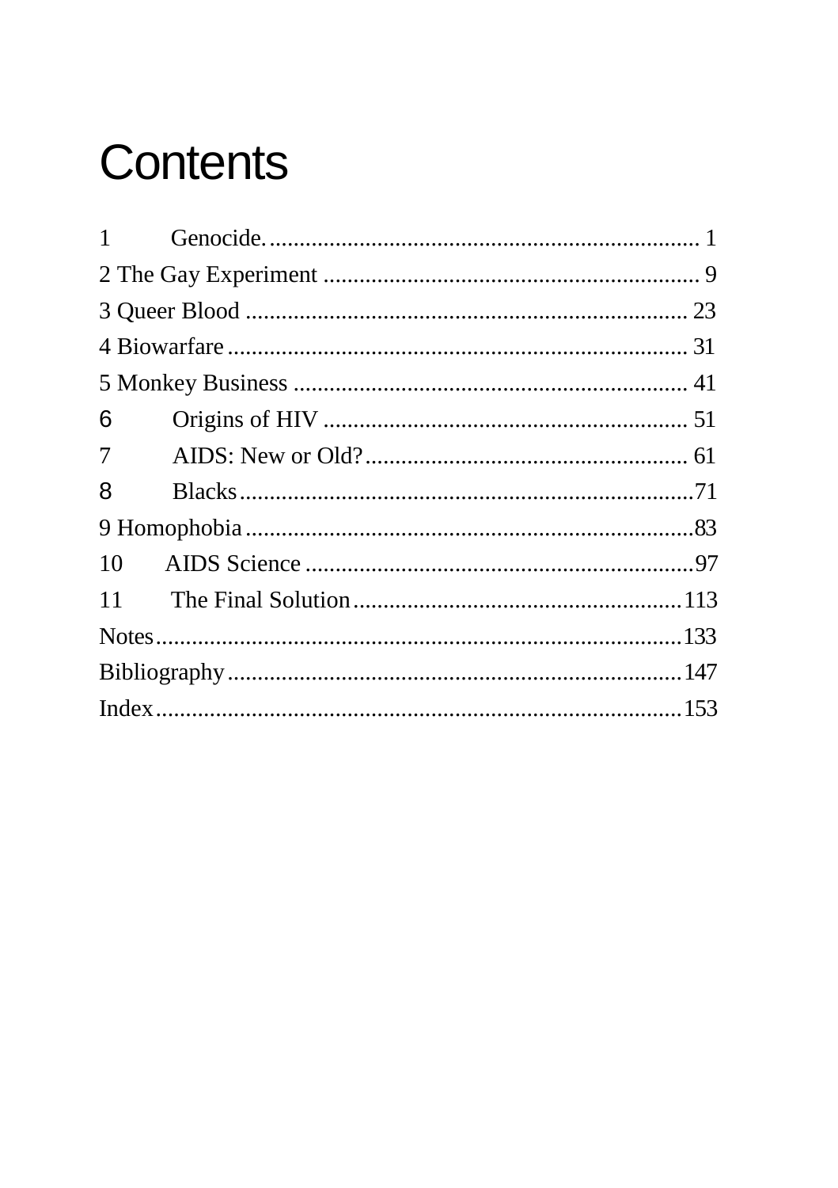# Contents

1 Genocide. 1
2 The Gay Experiment 9
3 Queer Blood 23
4 Biowarfare 31
5 Monkey Business 41
6 Origins of HIV 51
7 AIDS: New or Old? 61
8 Blacks 71
9 Homophobia 83
10 AIDS Science 97
11 The Final Solution 113
Notes 133
Bibliography 147
Index 153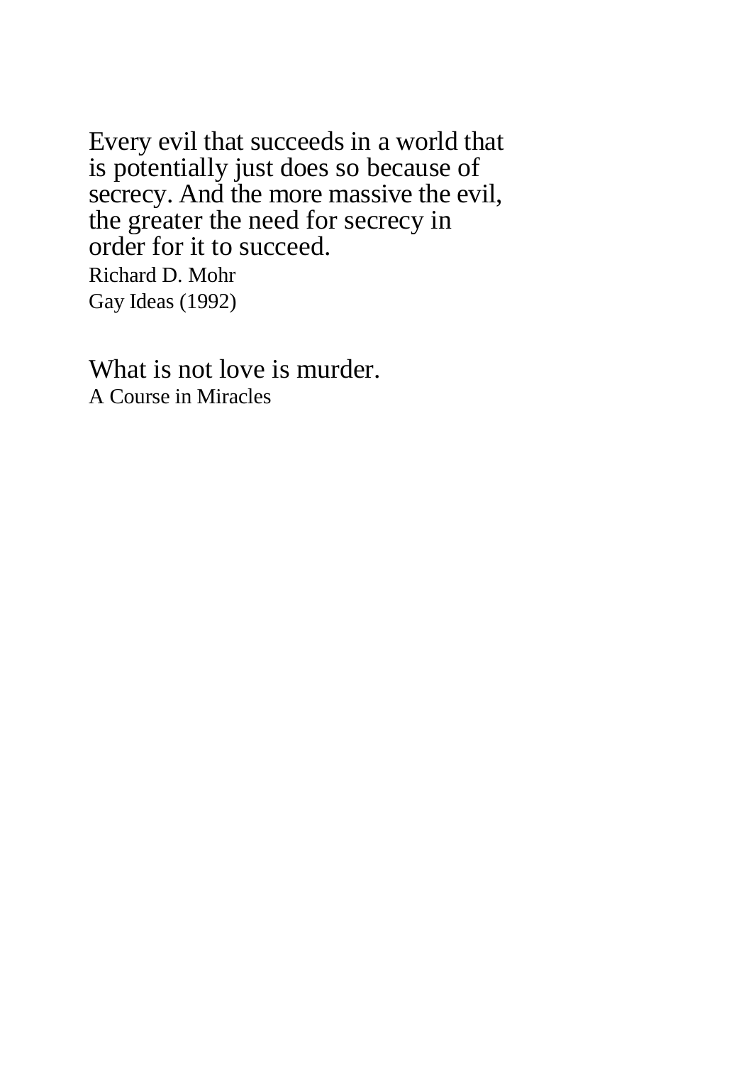Every evil that succeeds in a world that is potentially just does so because of secrecy. And the more massive the evil, the greater the need for secrecy in order for it to succeed.

Richard D. Mohr
Gay Ideas (1992)

What is not love is murder.

A Course in Miracles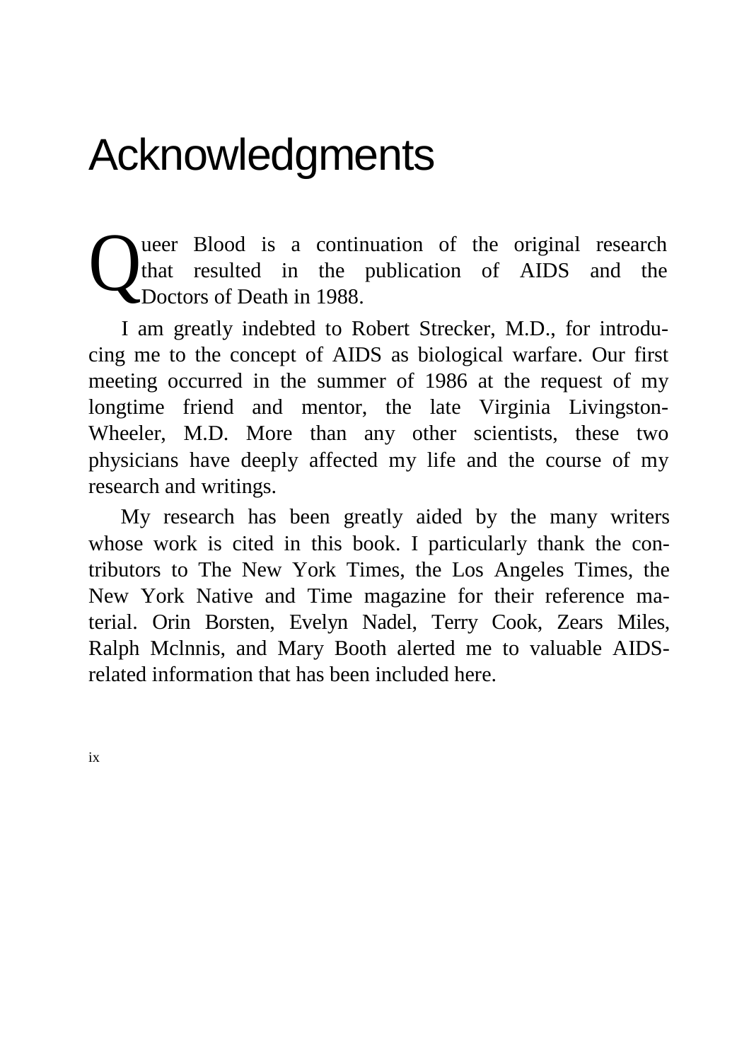# Acknowledgments

Queer Blood is a continuation of the original research that resulted in the publication of AIDS and the Doctors of Death in 1988.

I am greatly indebted to Robert Strecker, M.D., for introducing me to the concept of AIDS as biological warfare. Our first meeting occurred in the summer of 1986 at the request of my longtime friend and mentor, the late Virginia Livingston-Wheeler, M.D. More than any other scientists, these two physicians have deeply affected my life and the course of my research and writings.

My research has been greatly aided by the many writers whose work is cited in this book. I particularly thank the contributors to The New York Times, the Los Angeles Times, the New York Native and Time magazine for their reference material. Orin Borsten, Evelyn Nadel, Terry Cook, Zears Miles, Ralph Mclnnis, and Mary Booth alerted me to valuable AIDS-related information that has been included here.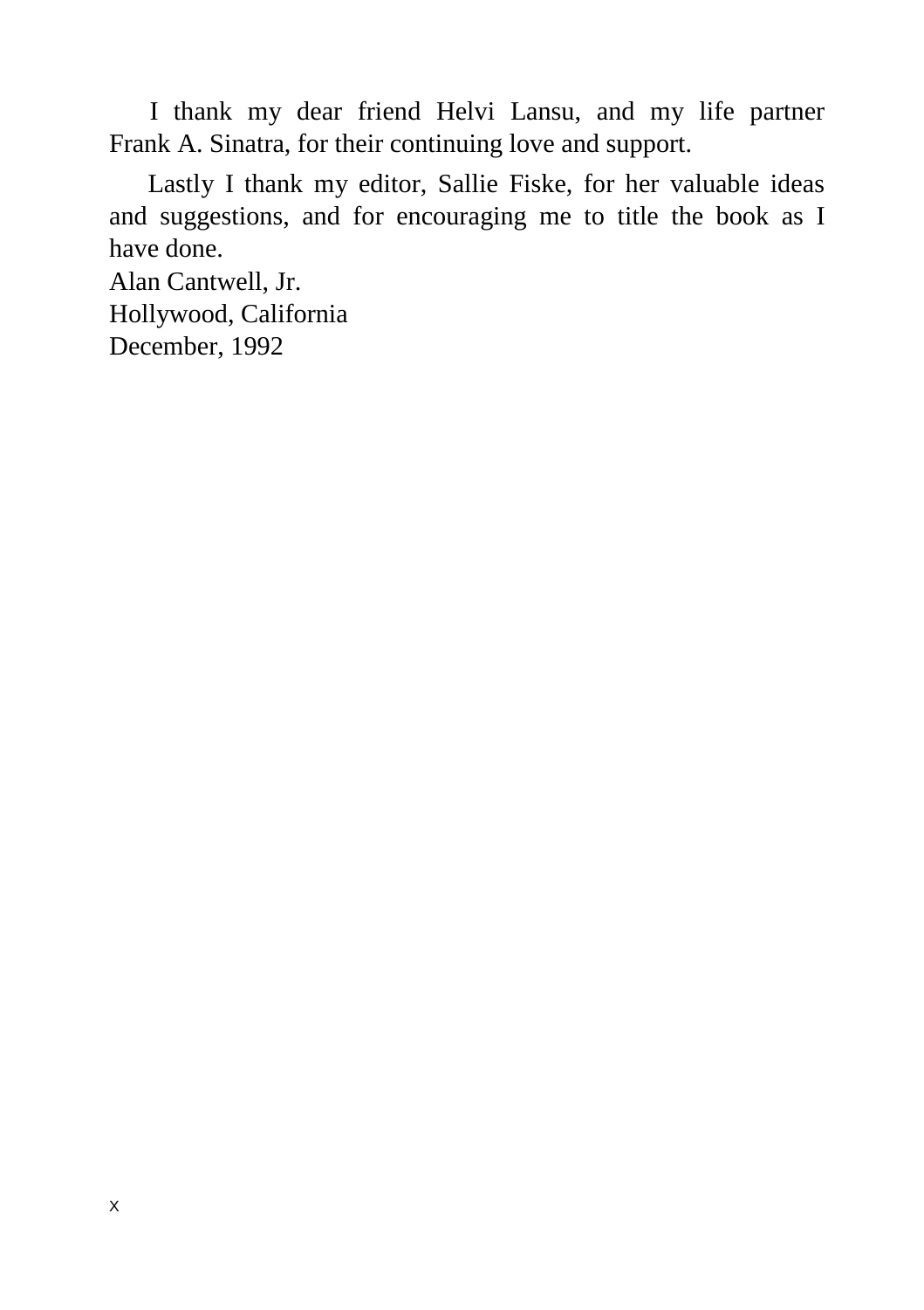I thank my dear friend Helvi Lansu, and my life partner Frank A. Sinatra, for their continuing love and support.

Lastly I thank my editor, Sallie Fiske, for her valuable ideas and suggestions, and for encouraging me to title the book as I have done.

Alan Cantwell, Jr.  
Hollywood, California  
December, 1992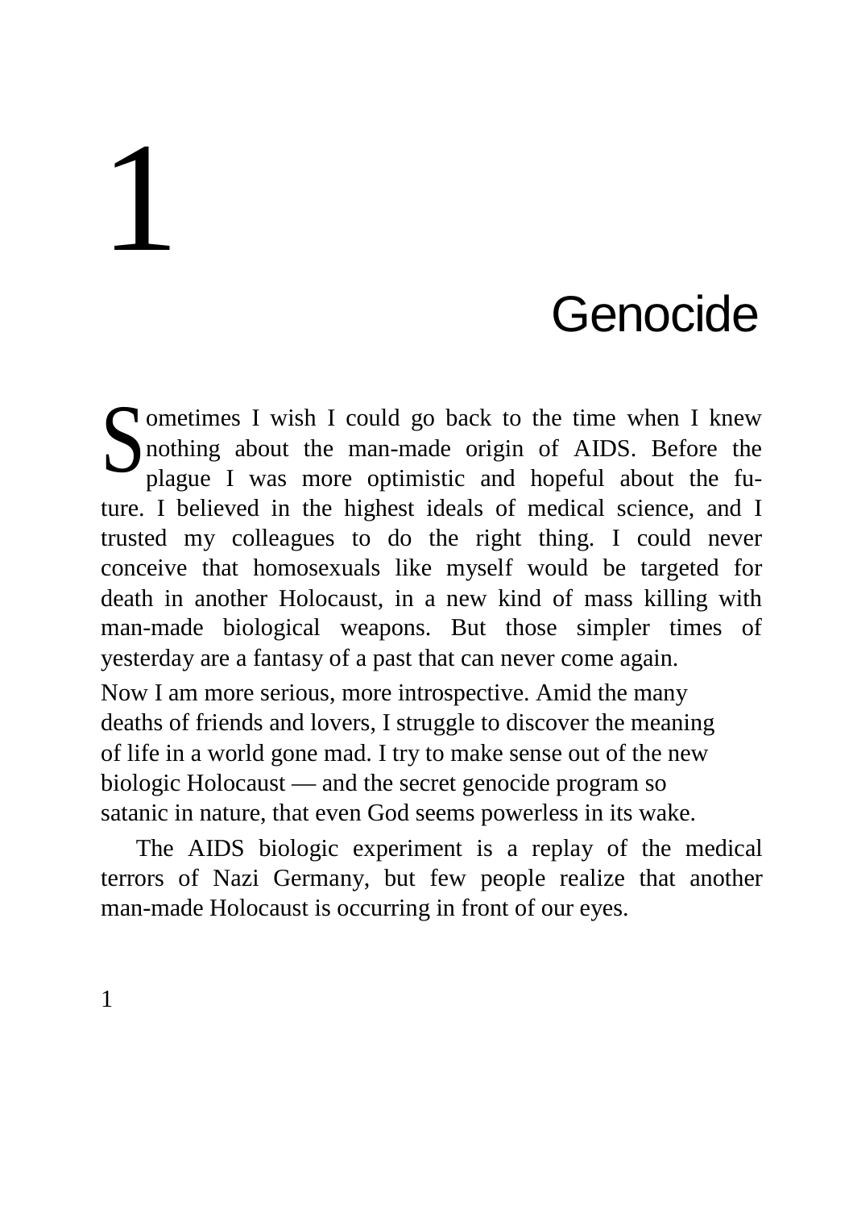# 1

# Genocide

Sometimes I wish I could go back to the time when I knew nothing about the man-made origin of AIDS. Before the plague I was more optimistic and hopeful about the future. I believed in the highest ideals of medical science, and I trusted my colleagues to do the right thing. I could never conceive that homosexuals like myself would be targeted for death in another Holocaust, in a new kind of mass killing with man-made biological weapons. But those simpler times of yesterday are a fantasy of a past that can never come again.

Now I am more serious, more introspective. Amid the many deaths of friends and lovers, I struggle to discover the meaning of life in a world gone mad. I try to make sense out of the new biologic Holocaust — and the secret genocide program so satanic in nature, that even God seems powerless in its wake.

The AIDS biologic experiment is a replay of the medical terrors of Nazi Germany, but few people realize that another man-made Holocaust is occurring in front of our eyes.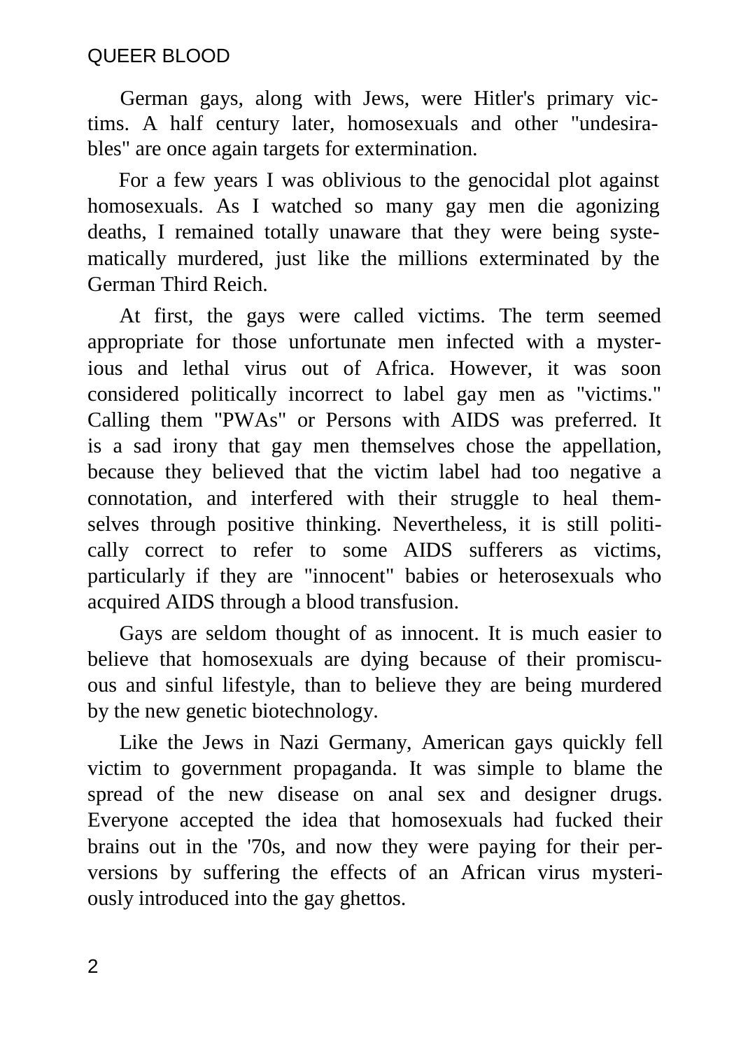German gays, along with Jews, were Hitler's primary victims. A half century later, homosexuals and other "undesirables" are once again targets for extermination.

For a few years I was oblivious to the genocidal plot against homosexuals. As I watched so many gay men die agonizing deaths, I remained totally unaware that they were being systematically murdered, just like the millions exterminated by the German Third Reich.

At first, the gays were called victims. The term seemed appropriate for those unfortunate men infected with a mysterious and lethal virus out of Africa. However, it was soon considered politically incorrect to label gay men as "victims." Calling them "PWAs" or Persons with AIDS was preferred. It is a sad irony that gay men themselves chose the appellation, because they believed that the victim label had too negative a connotation, and interfered with their struggle to heal themselves through positive thinking. Nevertheless, it is still politically correct to refer to some AIDS sufferers as victims, particularly if they are "innocent" babies or heterosexuals who acquired AIDS through a blood transfusion.

Gays are seldom thought of as innocent. It is much easier to believe that homosexuals are dying because of their promiscuous and sinful lifestyle, than to believe they are being murdered by the new genetic biotechnology.

Like the Jews in Nazi Germany, American gays quickly fell victim to government propaganda. It was simple to blame the spread of the new disease on anal sex and designer drugs. Everyone accepted the idea that homosexuals had fucked their brains out in the '70s, and now they were paying for their perversions by suffering the effects of an African virus mysteriously introduced into the gay ghettos.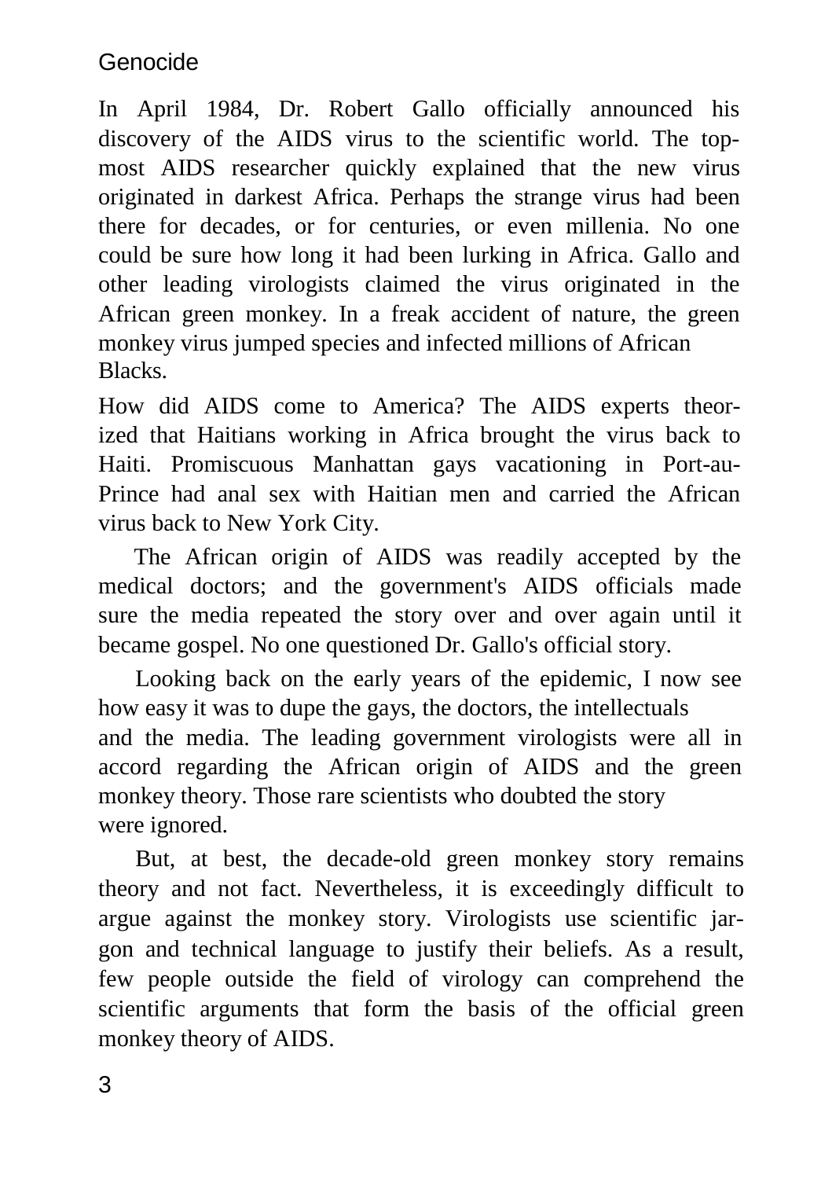In April 1984, Dr. Robert Gallo officially announced his discovery of the AIDS virus to the scientific world. The top-most AIDS researcher quickly explained that the new virus originated in darkest Africa. Perhaps the strange virus had been there for decades, or for centuries, or even millenia. No one could be sure how long it had been lurking in Africa. Gallo and other leading virologists claimed the virus originated in the African green monkey. In a freak accident of nature, the green monkey virus jumped species and infected millions of African Blacks.

How did AIDS come to America? The AIDS experts theorized that Haitians working in Africa brought the virus back to Haiti. Promiscuous Manhattan gays vacationing in Port-au-Prince had anal sex with Haitian men and carried the African virus back to New York City.

The African origin of AIDS was readily accepted by the medical doctors; and the government's AIDS officials made sure the media repeated the story over and over again until it became gospel. No one questioned Dr. Gallo's official story.

Looking back on the early years of the epidemic, I now see how easy it was to dupe the gays, the doctors, the intellectuals and the media. The leading government virologists were all in accord regarding the African origin of AIDS and the green monkey theory. Those rare scientists who doubted the story were ignored.

But, at best, the decade-old green monkey story remains theory and not fact. Nevertheless, it is exceedingly difficult to argue against the monkey story. Virologists use scientific jargon and technical language to justify their beliefs. As a result, few people outside the field of virology can comprehend the scientific arguments that form the basis of the official green monkey theory of AIDS.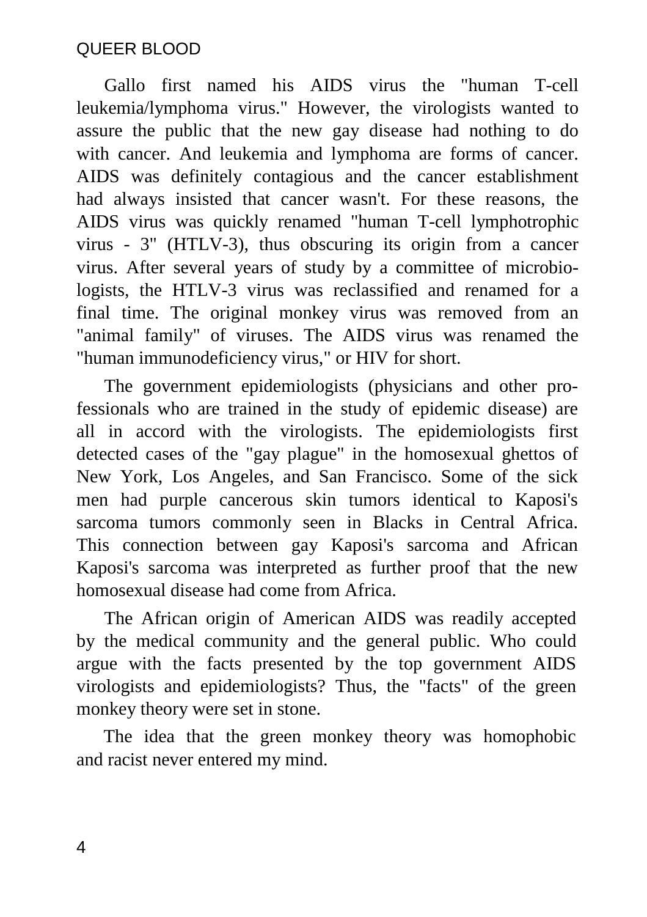Gallo first named his AIDS virus the "human T-cell leukemia/lymphoma virus." However, the virologists wanted to assure the public that the new gay disease had nothing to do with cancer. And leukemia and lymphoma are forms of cancer. AIDS was definitely contagious and the cancer establishment had always insisted that cancer wasn't. For these reasons, the AIDS virus was quickly renamed "human T-cell lymphotrophic virus - 3" (HTLV-3), thus obscuring its origin from a cancer virus. After several years of study by a committee of microbiologists, the HTLV-3 virus was reclassified and renamed for a final time. The original monkey virus was removed from an "animal family" of viruses. The AIDS virus was renamed the "human immunodeficiency virus," or HIV for short.

The government epidemiologists (physicians and other professionals who are trained in the study of epidemic disease) are all in accord with the virologists. The epidemiologists first detected cases of the "gay plague" in the homosexual ghettos of New York, Los Angeles, and San Francisco. Some of the sick men had purple cancerous skin tumors identical to Kaposi's sarcoma tumors commonly seen in Blacks in Central Africa. This connection between gay Kaposi's sarcoma and African Kaposi's sarcoma was interpreted as further proof that the new homosexual disease had come from Africa.

The African origin of American AIDS was readily accepted by the medical community and the general public. Who could argue with the facts presented by the top government AIDS virologists and epidemiologists? Thus, the "facts" of the green monkey theory were set in stone.

The idea that the green monkey theory was homophobic and racist never entered my mind.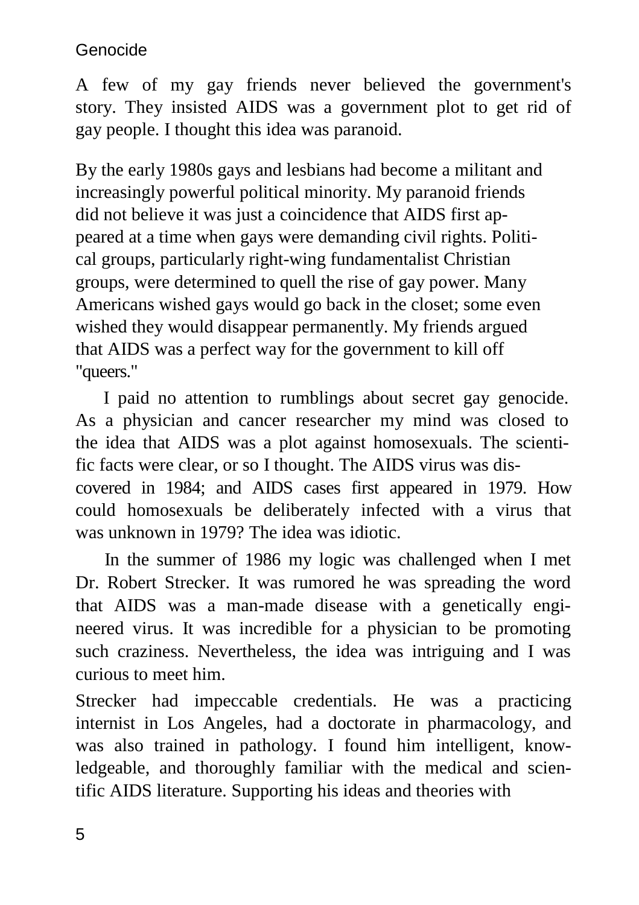A few of my gay friends never believed the government's story. They insisted AIDS was a government plot to get rid of gay people. I thought this idea was paranoid.

By the early 1980s gays and lesbians had become a militant and increasingly powerful political minority. My paranoid friends did not believe it was just a coincidence that AIDS first appeared at a time when gays were demanding civil rights. Political groups, particularly right-wing fundamentalist Christian groups, were determined to quell the rise of gay power. Many Americans wished gays would go back in the closet; some even wished they would disappear permanently. My friends argued that AIDS was a perfect way for the government to kill off "queers."

I paid no attention to rumblings about secret gay genocide. As a physician and cancer researcher my mind was closed to the idea that AIDS was a plot against homosexuals. The scientific facts were clear, or so I thought. The AIDS virus was discovered in 1984; and AIDS cases first appeared in 1979. How could homosexuals be deliberately infected with a virus that was unknown in 1979? The idea was idiotic.

In the summer of 1986 my logic was challenged when I met Dr. Robert Strecker. It was rumored he was spreading the word that AIDS was a man-made disease with a genetically engineered virus. It was incredible for a physician to be promoting such craziness. Nevertheless, the idea was intriguing and I was curious to meet him.

Strecker had impeccable credentials. He was a practicing internist in Los Angeles, had a doctorate in pharmacology, and was also trained in pathology. I found him intelligent, knowledgeable, and thoroughly familiar with the medical and scientific AIDS literature. Supporting his ideas and theories with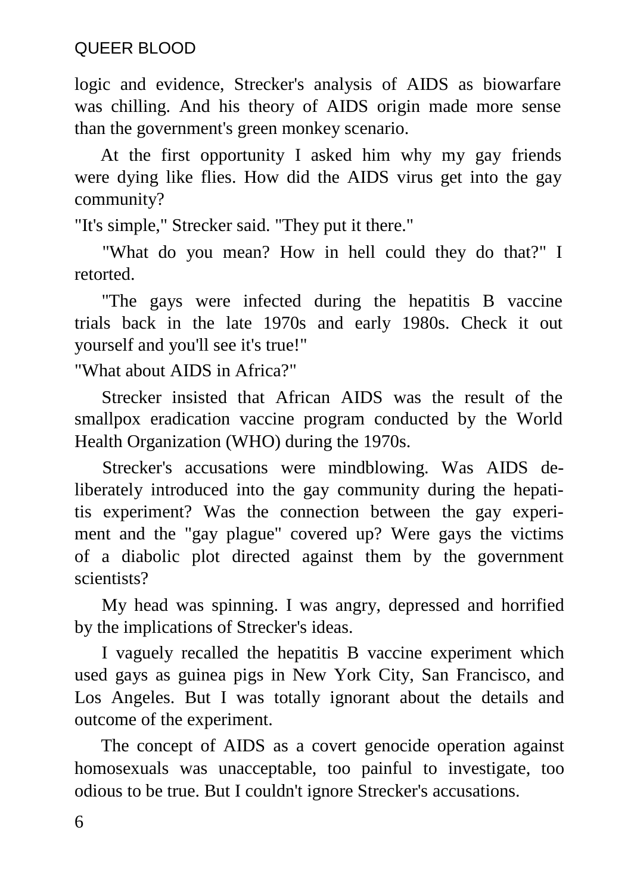logic and evidence, Strecker's analysis of AIDS as biowarfare was chilling. And his theory of AIDS origin made more sense than the government's green monkey scenario.

At the first opportunity I asked him why my gay friends were dying like flies. How did the AIDS virus get into the gay community?

"It's simple," Strecker said. "They put it there."

"What do you mean? How in hell could they do that?" I retorted.

"The gays were infected during the hepatitis B vaccine trials back in the late 1970s and early 1980s. Check it out yourself and you'll see it's true!"

"What about AIDS in Africa?"

Strecker insisted that African AIDS was the result of the smallpox eradication vaccine program conducted by the World Health Organization (WHO) during the 1970s.

Strecker's accusations were mindblowing. Was AIDS deliberately introduced into the gay community during the hepatitis experiment? Was the connection between the gay experiment and the "gay plague" covered up? Were gays the victims of a diabolic plot directed against them by the government scientists?

My head was spinning. I was angry, depressed and horrified by the implications of Strecker's ideas.

I vaguely recalled the hepatitis B vaccine experiment which used gays as guinea pigs in New York City, San Francisco, and Los Angeles. But I was totally ignorant about the details and outcome of the experiment.

The concept of AIDS as a covert genocide operation against homosexuals was unacceptable, too painful to investigate, too odious to be true. But I couldn't ignore Strecker's accusations.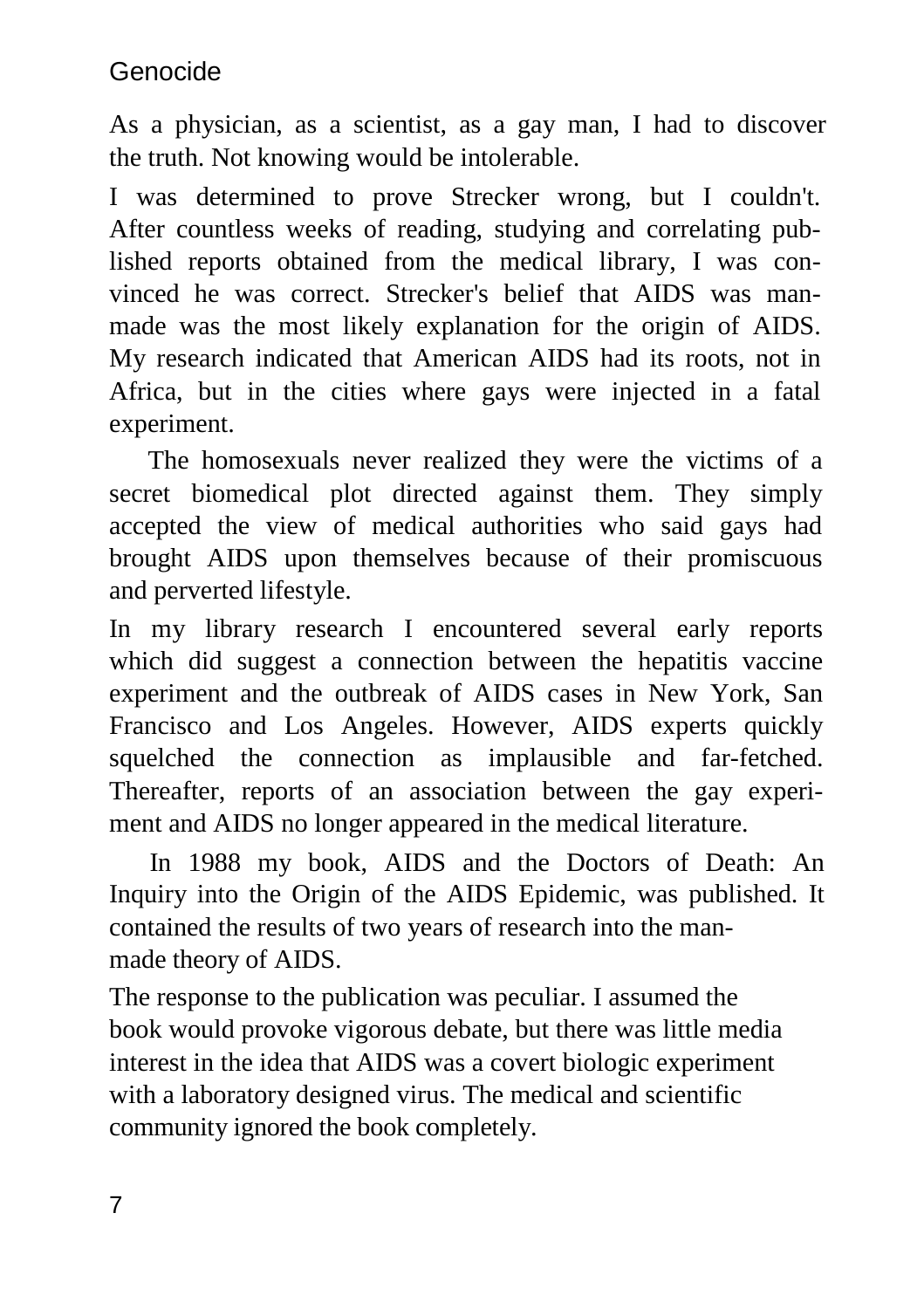As a physician, as a scientist, as a gay man, I had to discover the truth. Not knowing would be intolerable.

I was determined to prove Strecker wrong, but I couldn't. After countless weeks of reading, studying and correlating published reports obtained from the medical library, I was convinced he was correct. Strecker's belief that AIDS was man-made was the most likely explanation for the origin of AIDS. My research indicated that American AIDS had its roots, not in Africa, but in the cities where gays were injected in a fatal experiment.

The homosexuals never realized they were the victims of a secret biomedical plot directed against them. They simply accepted the view of medical authorities who said gays had brought AIDS upon themselves because of their promiscuous and perverted lifestyle.

In my library research I encountered several early reports which did suggest a connection between the hepatitis vaccine experiment and the outbreak of AIDS cases in New York, San Francisco and Los Angeles. However, AIDS experts quickly squelched the connection as implausible and far-fetched. Thereafter, reports of an association between the gay experiment and AIDS no longer appeared in the medical literature.

In 1988 my book, AIDS and the Doctors of Death: An Inquiry into the Origin of the AIDS Epidemic, was published. It contained the results of two years of research into the man-made theory of AIDS.

The response to the publication was peculiar. I assumed the book would provoke vigorous debate, but there was little media interest in the idea that AIDS was a covert biologic experiment with a laboratory designed virus. The medical and scientific community ignored the book completely.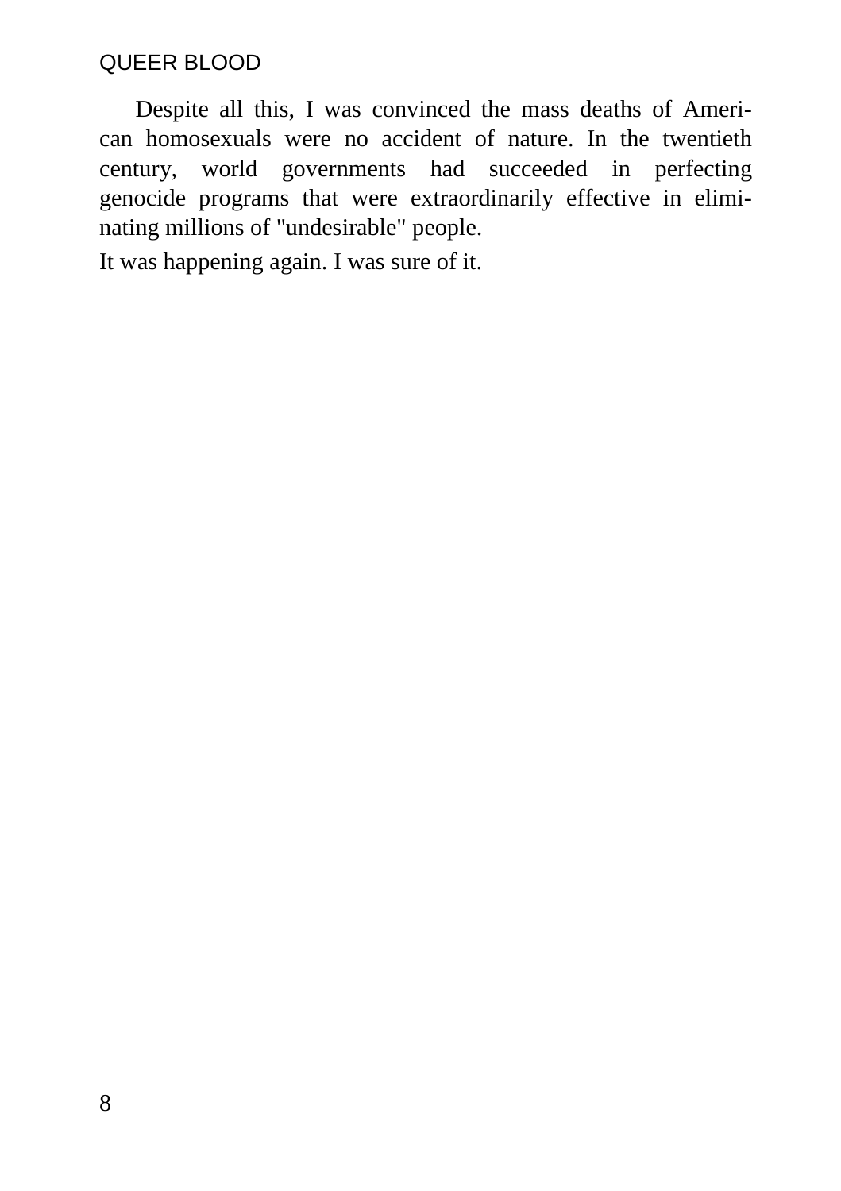Despite all this, I was convinced the mass deaths of American homosexuals were no accident of nature. In the twentieth century, world governments had succeeded in perfecting genocide programs that were extraordinarily effective in eliminating millions of "undesirable" people.

It was happening again. I was sure of it.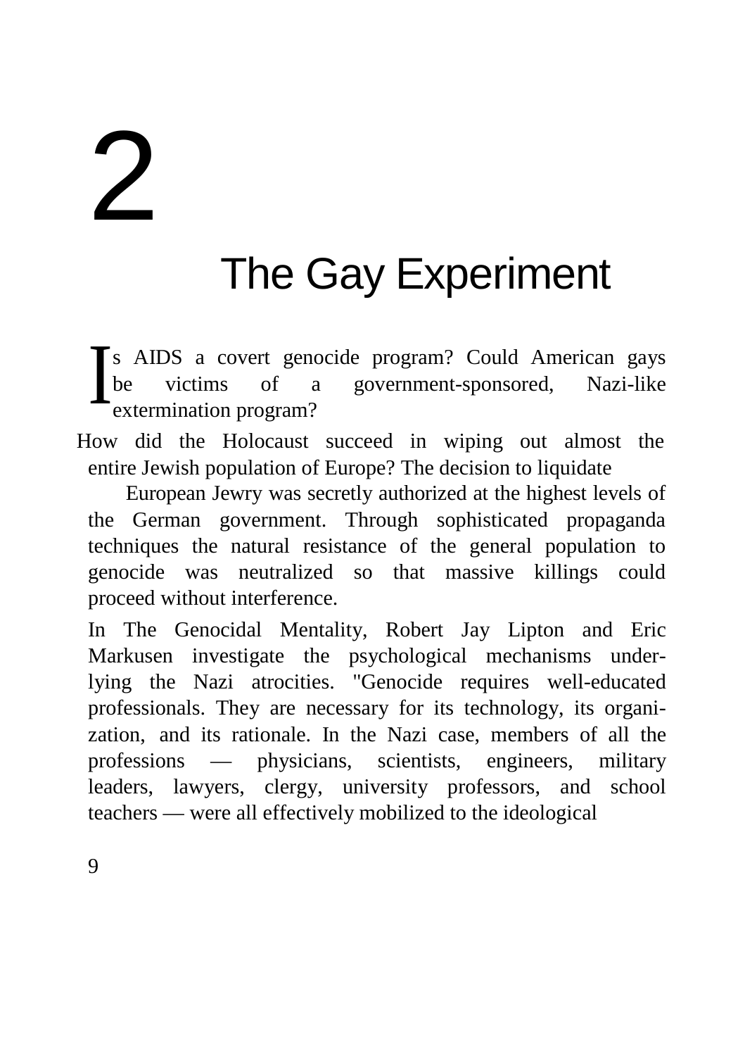# 2

## The Gay Experiment

Is AIDS a covert genocide program? Could American gays be victims of a government-sponsored, Nazi-like extermination program?

How did the Holocaust succeed in wiping out almost the entire Jewish population of Europe? The decision to liquidate European Jewry was secretly authorized at the highest levels of the German government. Through sophisticated propaganda techniques the natural resistance of the general population to genocide was neutralized so that massive killings could proceed without interference.

In The Genocidal Mentality, Robert Jay Lipton and Eric Markusen investigate the psychological mechanisms underlying the Nazi atrocities. "Genocide requires well-educated professionals. They are necessary for its technology, its organization, and its rationale. In the Nazi case, members of all the professions — physicians, scientists, engineers, military leaders, lawyers, clergy, university professors, and school teachers — were all effectively mobilized to the ideological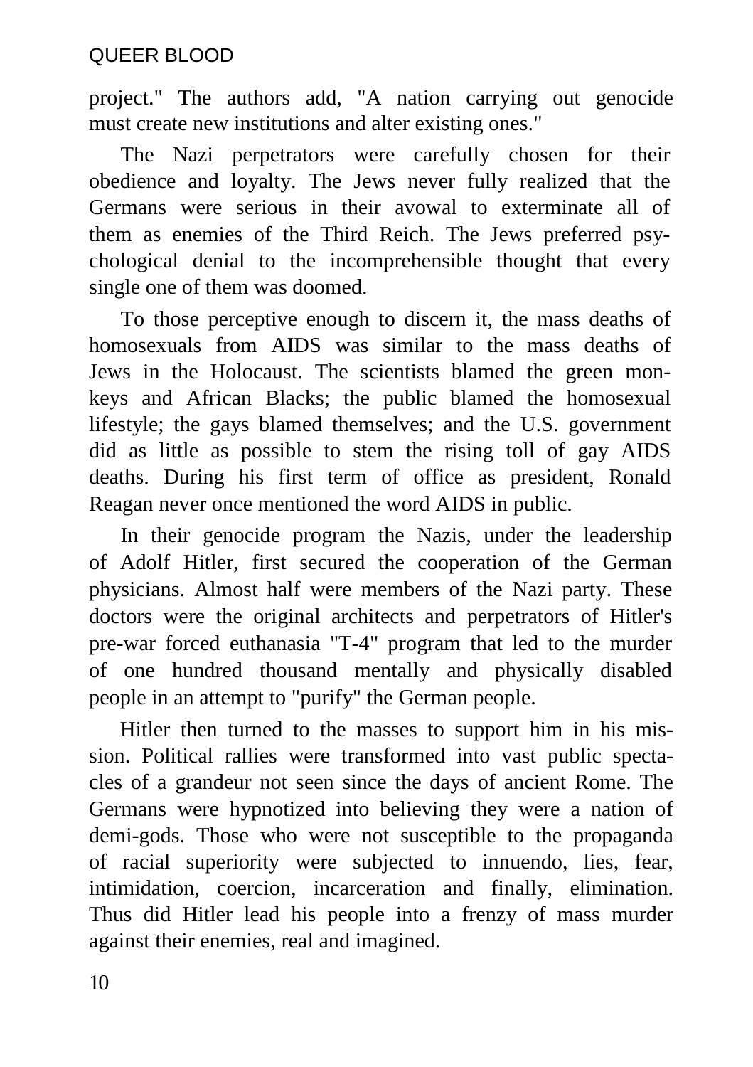project." The authors add, "A nation carrying out genocide must create new institutions and alter existing ones."

The Nazi perpetrators were carefully chosen for their obedience and loyalty. The Jews never fully realized that the Germans were serious in their avowal to exterminate all of them as enemies of the Third Reich. The Jews preferred psychological denial to the incomprehensible thought that every single one of them was doomed.

To those perceptive enough to discern it, the mass deaths of homosexuals from AIDS was similar to the mass deaths of Jews in the Holocaust. The scientists blamed the green monkeys and African Blacks; the public blamed the homosexual lifestyle; the gays blamed themselves; and the U.S. government did as little as possible to stem the rising toll of gay AIDS deaths. During his first term of office as president, Ronald Reagan never once mentioned the word AIDS in public.

In their genocide program the Nazis, under the leadership of Adolf Hitler, first secured the cooperation of the German physicians. Almost half were members of the Nazi party. These doctors were the original architects and perpetrators of Hitler's pre-war forced euthanasia "T-4" program that led to the murder of one hundred thousand mentally and physically disabled people in an attempt to "purify" the German people.

Hitler then turned to the masses to support him in his mission. Political rallies were transformed into vast public spectacles of a grandeur not seen since the days of ancient Rome. The Germans were hypnotized into believing they were a nation of demi-gods. Those who were not susceptible to the propaganda of racial superiority were subjected to innuendo, lies, fear, intimidation, coercion, incarceration and finally, elimination. Thus did Hitler lead his people into a frenzy of mass murder against their enemies, real and imagined.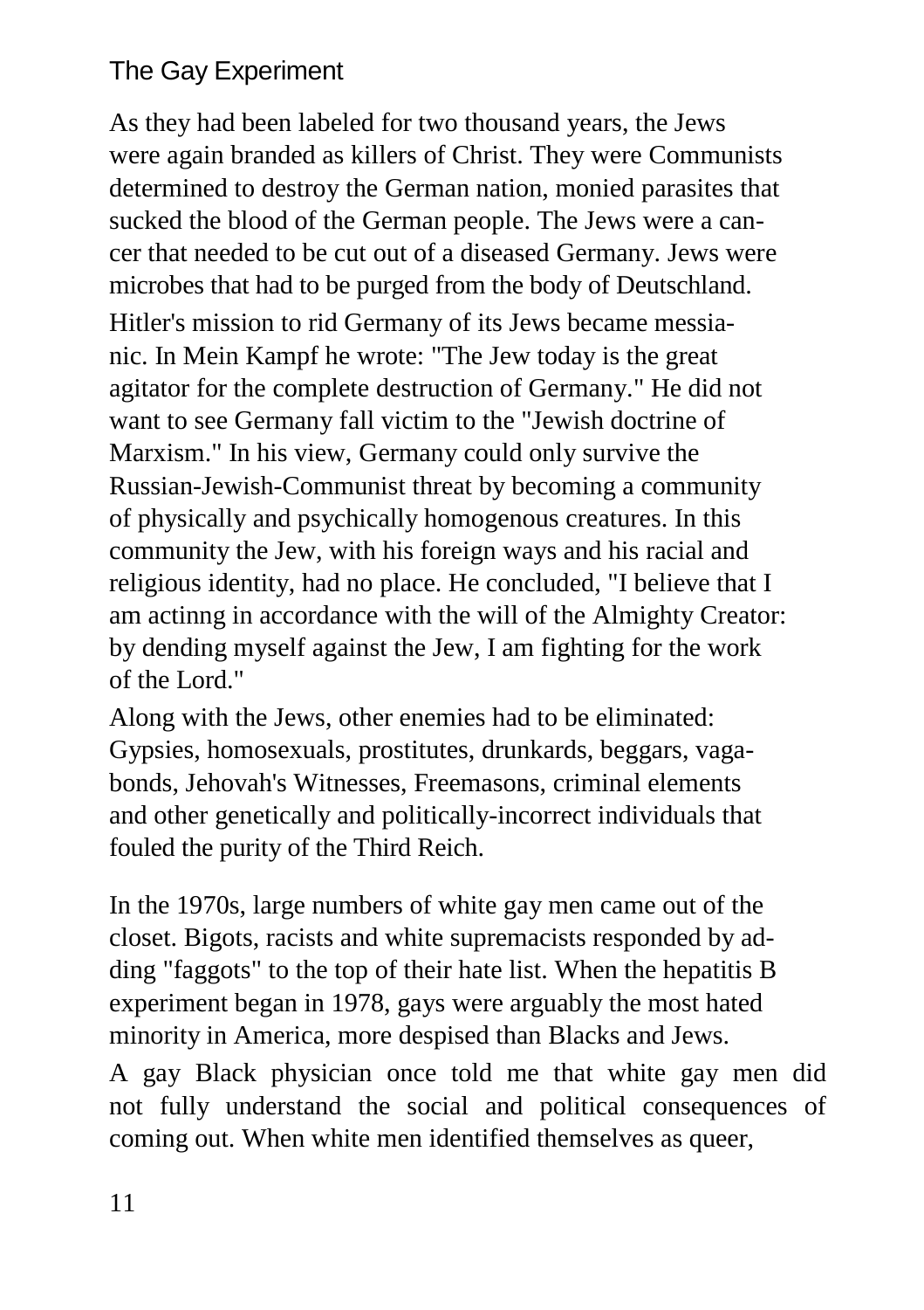As they had been labeled for two thousand years, the Jews were again branded as killers of Christ. They were Communists determined to destroy the German nation, monied parasites that sucked the blood of the German people. The Jews were a cancer that needed to be cut out of a diseased Germany. Jews were microbes that had to be purged from the body of Deutschland.

Hitler's mission to rid Germany of its Jews became messianic. In Mein Kampf he wrote: "The Jew today is the great agitator for the complete destruction of Germany." He did not want to see Germany fall victim to the "Jewish doctrine of Marxism." In his view, Germany could only survive the Russian-Jewish-Communist threat by becoming a community of physically and psychically homogenous creatures. In this community the Jew, with his foreign ways and his racial and religious identity, had no place. He concluded, "I believe that I am actinng in accordance with the will of the Almighty Creator: by dending myself against the Jew, I am fighting for the work of the Lord."

Along with the Jews, other enemies had to be eliminated: Gypsies, homosexuals, prostitutes, drunkards, beggars, vagabonds, Jehovah's Witnesses, Freemasons, criminal elements and other genetically and politically-incorrect individuals that fouled the purity of the Third Reich.

In the 1970s, large numbers of white gay men came out of the closet. Bigots, racists and white supremacists responded by adding "faggots" to the top of their hate list. When the hepatitis B experiment began in 1978, gays were arguably the most hated minority in America, more despised than Blacks and Jews.

A gay Black physician once told me that white gay men did not fully understand the social and political consequences of coming out. When white men identified themselves as queer,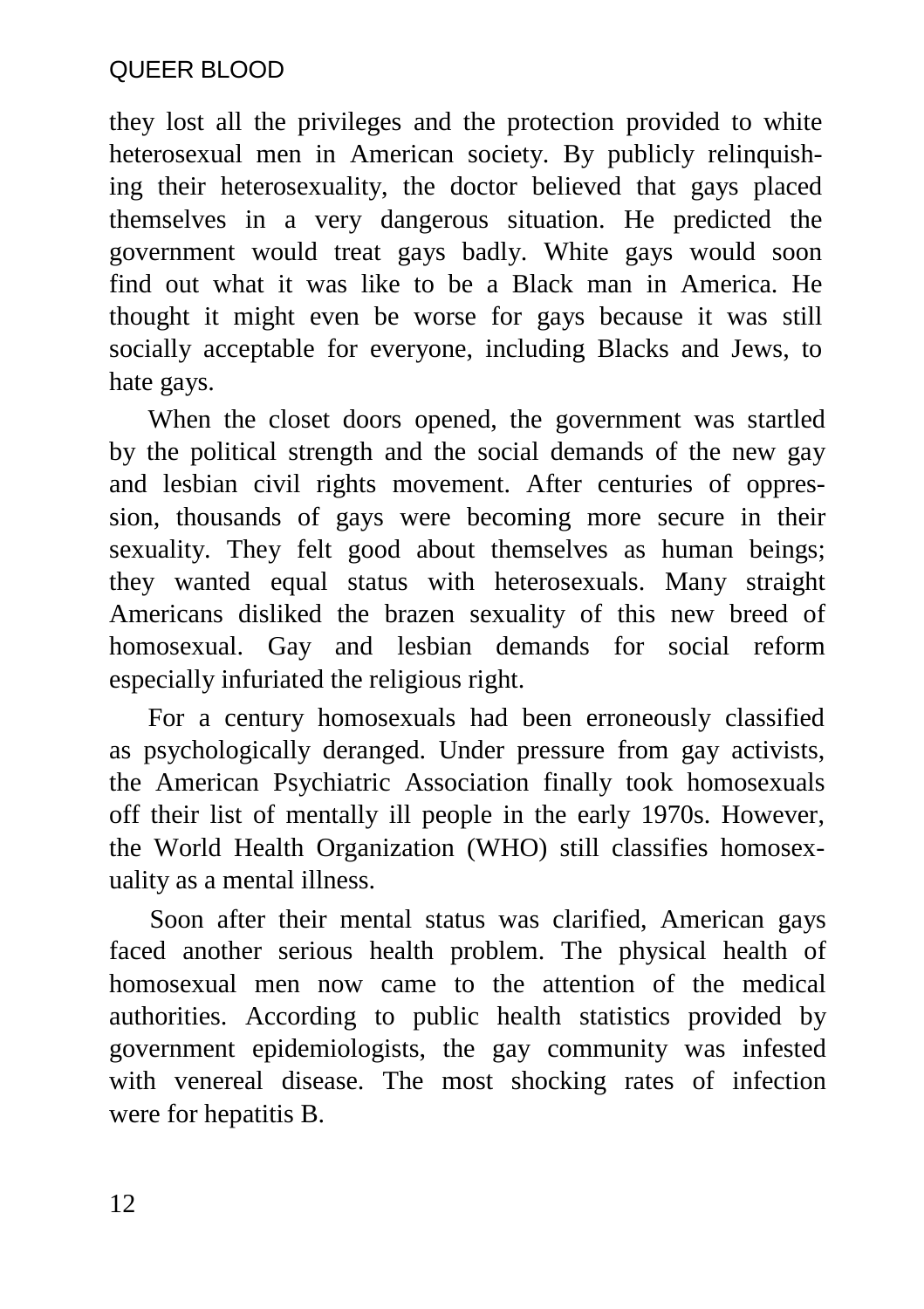they lost all the privileges and the protection provided to white heterosexual men in American society. By publicly relinquishing their heterosexuality, the doctor believed that gays placed themselves in a very dangerous situation. He predicted the government would treat gays badly. White gays would soon find out what it was like to be a Black man in America. He thought it might even be worse for gays because it was still socially acceptable for everyone, including Blacks and Jews, to hate gays.

When the closet doors opened, the government was startled by the political strength and the social demands of the new gay and lesbian civil rights movement. After centuries of oppression, thousands of gays were becoming more secure in their sexuality. They felt good about themselves as human beings; they wanted equal status with heterosexuals. Many straight Americans disliked the brazen sexuality of this new breed of homosexual. Gay and lesbian demands for social reform especially infuriated the religious right.

For a century homosexuals had been erroneously classified as psychologically deranged. Under pressure from gay activists, the American Psychiatric Association finally took homosexuals off their list of mentally ill people in the early 1970s. However, the World Health Organization (WHO) still classifies homosexuality as a mental illness.

Soon after their mental status was clarified, American gays faced another serious health problem. The physical health of homosexual men now came to the attention of the medical authorities. According to public health statistics provided by government epidemiologists, the gay community was infested with venereal disease. The most shocking rates of infection were for hepatitis B.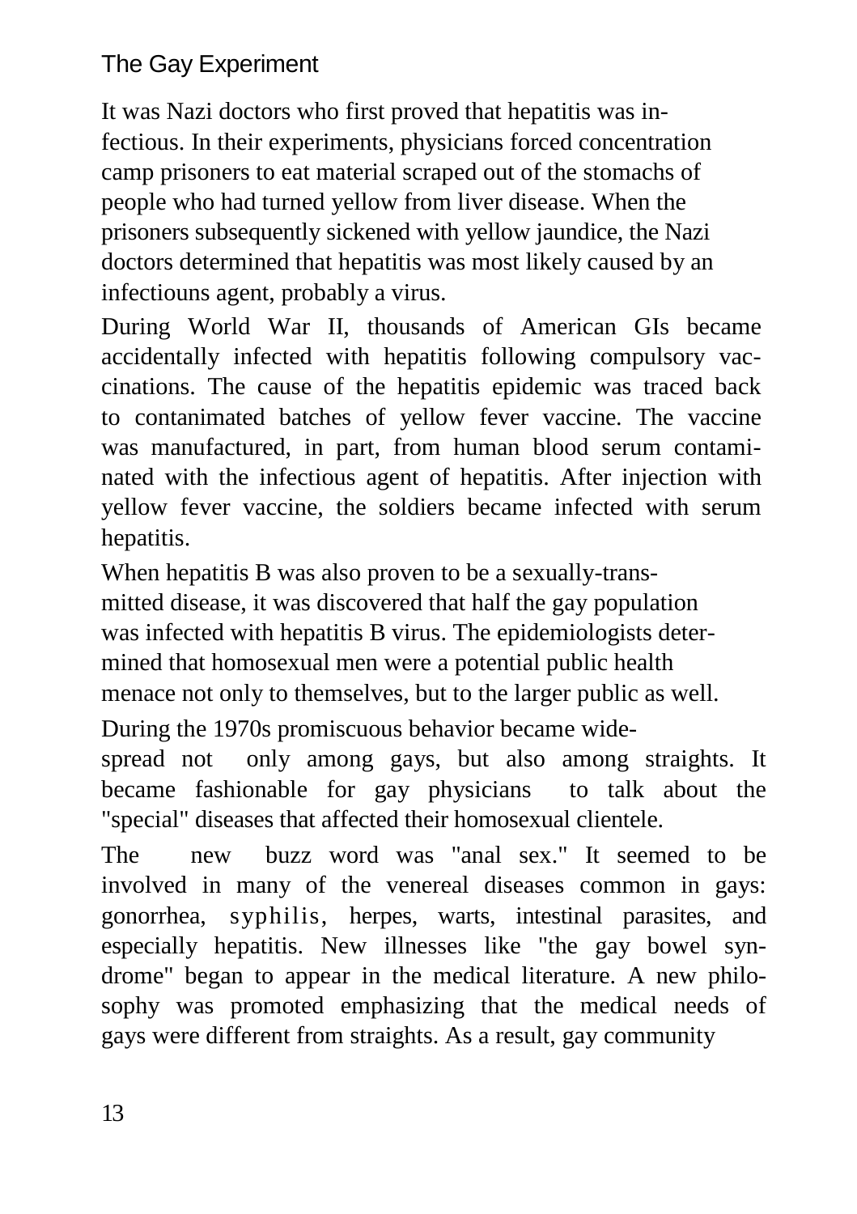It was Nazi doctors who first proved that hepatitis was infectious. In their experiments, physicians forced concentration camp prisoners to eat material scraped out of the stomachs of people who had turned yellow from liver disease. When the prisoners subsequently sickened with yellow jaundice, the Nazi doctors determined that hepatitis was most likely caused by an infectiouns agent, probably a virus.

During World War II, thousands of American GIs became accidentally infected with hepatitis following compulsory vaccinations. The cause of the hepatitis epidemic was traced back to contanimated batches of yellow fever vaccine. The vaccine was manufactured, in part, from human blood serum contaminated with the infectious agent of hepatitis. After injection with yellow fever vaccine, the soldiers became infected with serum hepatitis.

When hepatitis B was also proven to be a sexually-transmitted disease, it was discovered that half the gay population was infected with hepatitis B virus. The epidemiologists determined that homosexual men were a potential public health menace not only to themselves, but to the larger public as well.

During the 1970s promiscuous behavior became widespread not only among gays, but also among straights. It became fashionable for gay physicians to talk about the "special" diseases that affected their homosexual clientele.

The new buzz word was "anal sex." It seemed to be involved in many of the venereal diseases common in gays: gonorrhea, syphilis, herpes, warts, intestinal parasites, and especially hepatitis. New illnesses like "the gay bowel syndrome" began to appear in the medical literature. A new philosophy was promoted emphasizing that the medical needs of gays were different from straights. As a result, gay community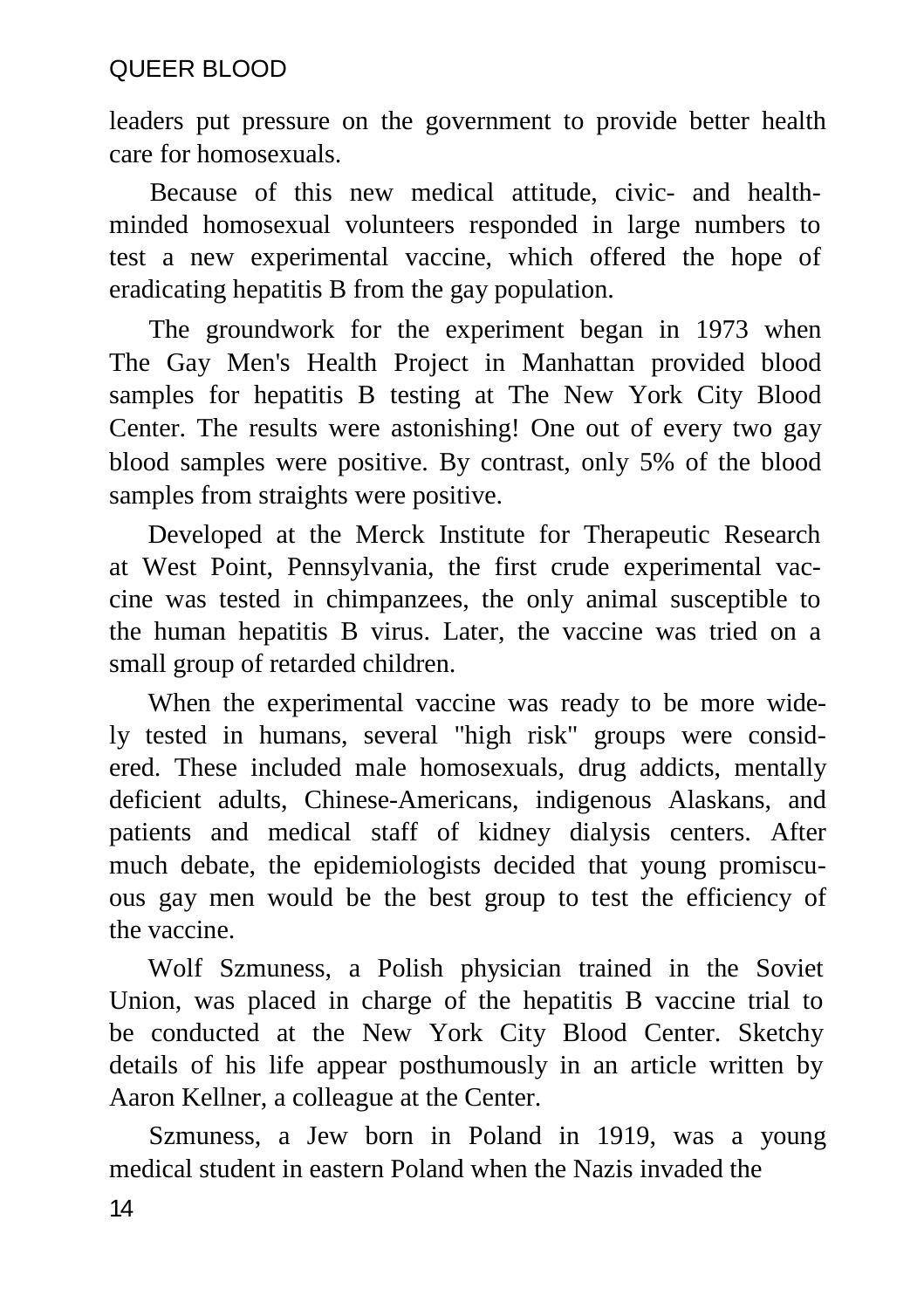leaders put pressure on the government to provide better health care for homosexuals.

Because of this new medical attitude, civic- and health-minded homosexual volunteers responded in large numbers to test a new experimental vaccine, which offered the hope of eradicating hepatitis B from the gay population.

The groundwork for the experiment began in 1973 when The Gay Men's Health Project in Manhattan provided blood samples for hepatitis B testing at The New York City Blood Center. The results were astonishing! One out of every two gay blood samples were positive. By contrast, only 5% of the blood samples from straights were positive.

Developed at the Merck Institute for Therapeutic Research at West Point, Pennsylvania, the first crude experimental vaccine was tested in chimpanzees, the only animal susceptible to the human hepatitis B virus. Later, the vaccine was tried on a small group of retarded children.

When the experimental vaccine was ready to be more widely tested in humans, several "high risk" groups were considered. These included male homosexuals, drug addicts, mentally deficient adults, Chinese-Americans, indigenous Alaskans, and patients and medical staff of kidney dialysis centers. After much debate, the epidemiologists decided that young promiscuous gay men would be the best group to test the efficiency of the vaccine.

Wolf Szmuness, a Polish physician trained in the Soviet Union, was placed in charge of the hepatitis B vaccine trial to be conducted at the New York City Blood Center. Sketchy details of his life appear posthumously in an article written by Aaron Kellner, a colleague at the Center.

Szmuness, a Jew born in Poland in 1919, was a young medical student in eastern Poland when the Nazis invaded the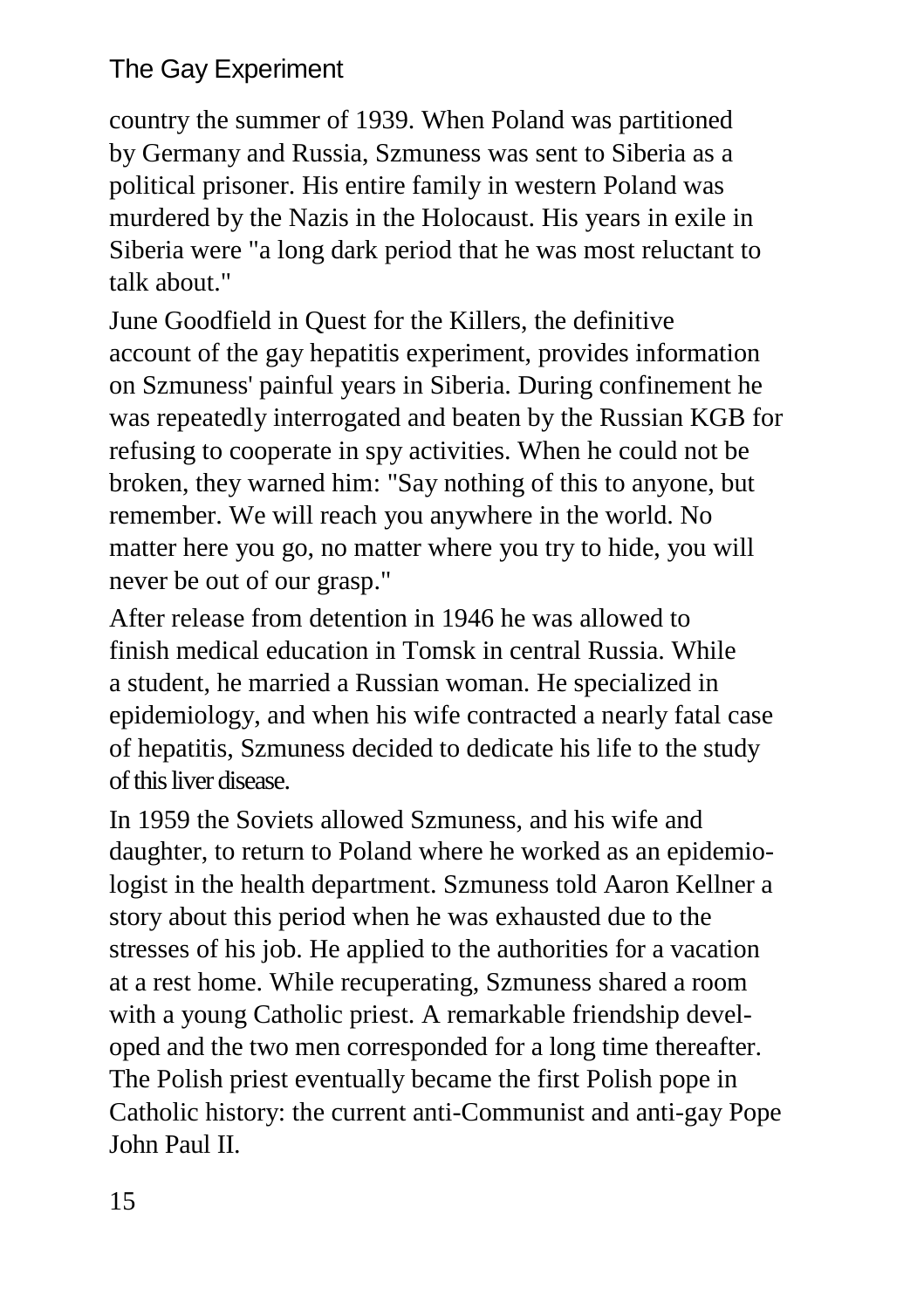country the summer of 1939. When Poland was partitioned by Germany and Russia, Szmuness was sent to Siberia as a political prisoner. His entire family in western Poland was murdered by the Nazis in the Holocaust. His years in exile in Siberia were "a long dark period that he was most reluctant to talk about."

June Goodfield in Quest for the Killers, the definitive account of the gay hepatitis experiment, provides information on Szmuness' painful years in Siberia. During confinement he was repeatedly interrogated and beaten by the Russian KGB for refusing to cooperate in spy activities. When he could not be broken, they warned him: "Say nothing of this to anyone, but remember. We will reach you anywhere in the world. No matter here you go, no matter where you try to hide, you will never be out of our grasp."

After release from detention in 1946 he was allowed to finish medical education in Tomsk in central Russia. While a student, he married a Russian woman. He specialized in epidemiology, and when his wife contracted a nearly fatal case of hepatitis, Szmuness decided to dedicate his life to the study of this liver disease.

In 1959 the Soviets allowed Szmuness, and his wife and daughter, to return to Poland where he worked as an epidemiologist in the health department. Szmuness told Aaron Kellner a story about this period when he was exhausted due to the stresses of his job. He applied to the authorities for a vacation at a rest home. While recuperating, Szmuness shared a room with a young Catholic priest. A remarkable friendship developed and the two men corresponded for a long time thereafter. The Polish priest eventually became the first Polish pope in Catholic history: the current anti-Communist and anti-gay Pope John Paul II.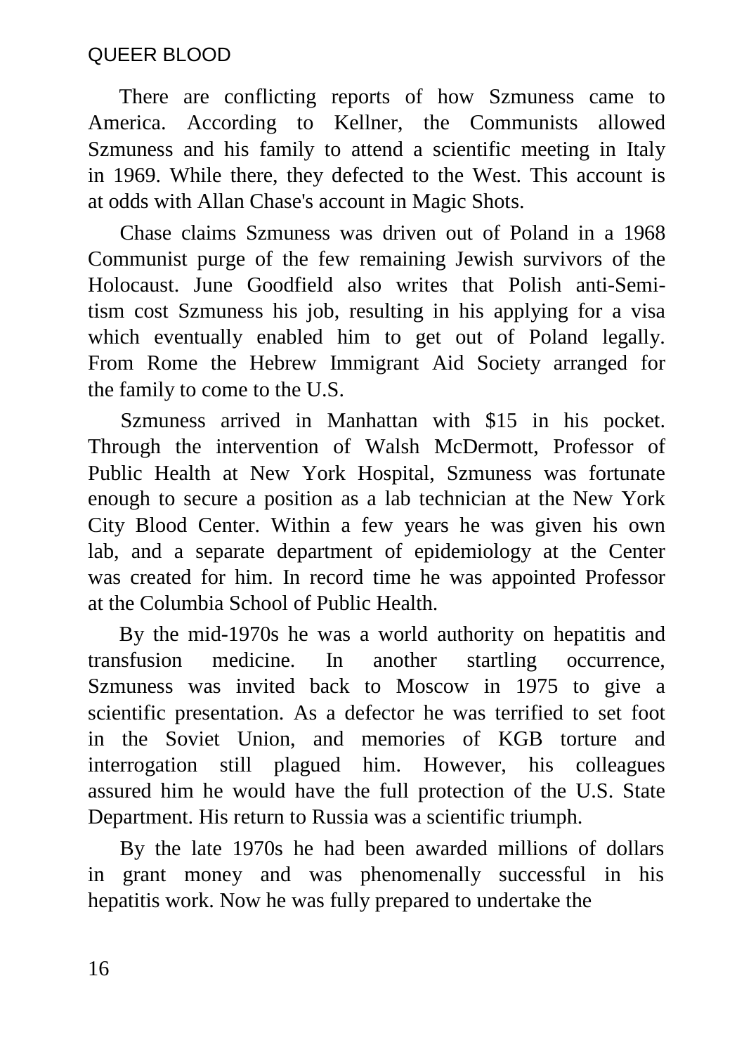There are conflicting reports of how Szmuness came to America. According to Kellner, the Communists allowed Szmuness and his family to attend a scientific meeting in Italy in 1969. While there, they defected to the West. This account is at odds with Allan Chase's account in Magic Shots.

Chase claims Szmuness was driven out of Poland in a 1968 Communist purge of the few remaining Jewish survivors of the Holocaust. June Goodfield also writes that Polish anti-Semitism cost Szmuness his job, resulting in his applying for a visa which eventually enabled him to get out of Poland legally. From Rome the Hebrew Immigrant Aid Society arranged for the family to come to the U.S.

Szmuness arrived in Manhattan with $15 in his pocket. Through the intervention of Walsh McDermott, Professor of Public Health at New York Hospital, Szmuness was fortunate enough to secure a position as a lab technician at the New York City Blood Center. Within a few years he was given his own lab, and a separate department of epidemiology at the Center was created for him. In record time he was appointed Professor at the Columbia School of Public Health.

By the mid-1970s he was a world authority on hepatitis and transfusion medicine. In another startling occurrence, Szmuness was invited back to Moscow in 1975 to give a scientific presentation. As a defector he was terrified to set foot in the Soviet Union, and memories of KGB torture and interrogation still plagued him. However, his colleagues assured him he would have the full protection of the U.S. State Department. His return to Russia was a scientific triumph.

By the late 1970s he had been awarded millions of dollars in grant money and was phenomenally successful in his hepatitis work. Now he was fully prepared to undertake the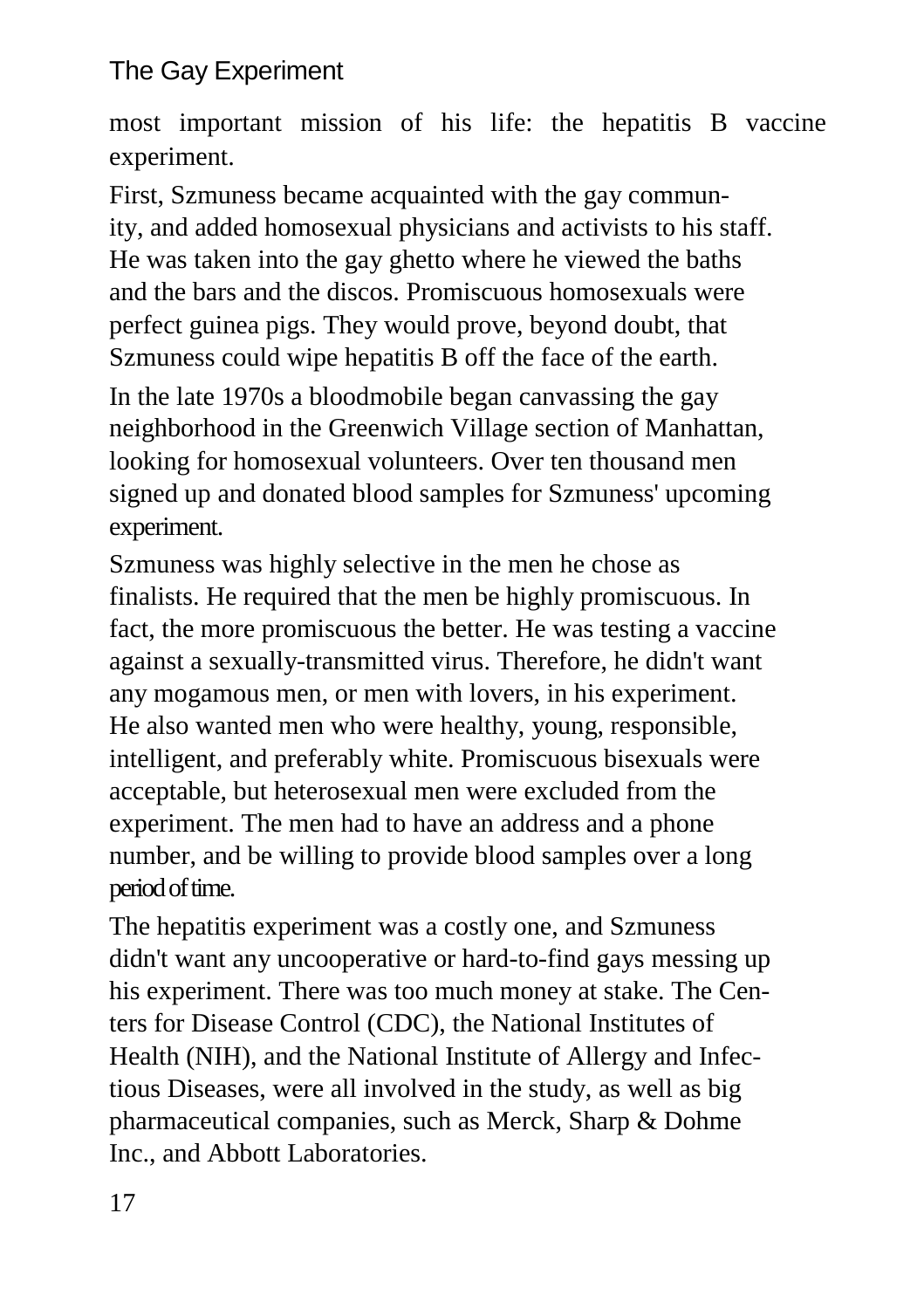most important mission of his life: the hepatitis B vaccine experiment.

First, Szmuness became acquainted with the gay community, and added homosexual physicians and activists to his staff. He was taken into the gay ghetto where he viewed the baths and the bars and the discos. Promiscuous homosexuals were perfect guinea pigs. They would prove, beyond doubt, that Szmuness could wipe hepatitis B off the face of the earth.

In the late 1970s a bloodmobile began canvassing the gay neighborhood in the Greenwich Village section of Manhattan, looking for homosexual volunteers. Over ten thousand men signed up and donated blood samples for Szmuness' upcoming experiment.

Szmuness was highly selective in the men he chose as finalists. He required that the men be highly promiscuous. In fact, the more promiscuous the better. He was testing a vaccine against a sexually-transmitted virus. Therefore, he didn't want any mogamous men, or men with lovers, in his experiment. He also wanted men who were healthy, young, responsible, intelligent, and preferably white. Promiscuous bisexuals were acceptable, but heterosexual men were excluded from the experiment. The men had to have an address and a phone number, and be willing to provide blood samples over a long period of time.

The hepatitis experiment was a costly one, and Szmuness didn't want any uncooperative or hard-to-find gays messing up his experiment. There was too much money at stake. The Centers for Disease Control (CDC), the National Institutes of Health (NIH), and the National Institute of Allergy and Infectious Diseases, were all involved in the study, as well as big pharmaceutical companies, such as Merck, Sharp & Dohme Inc., and Abbott Laboratories.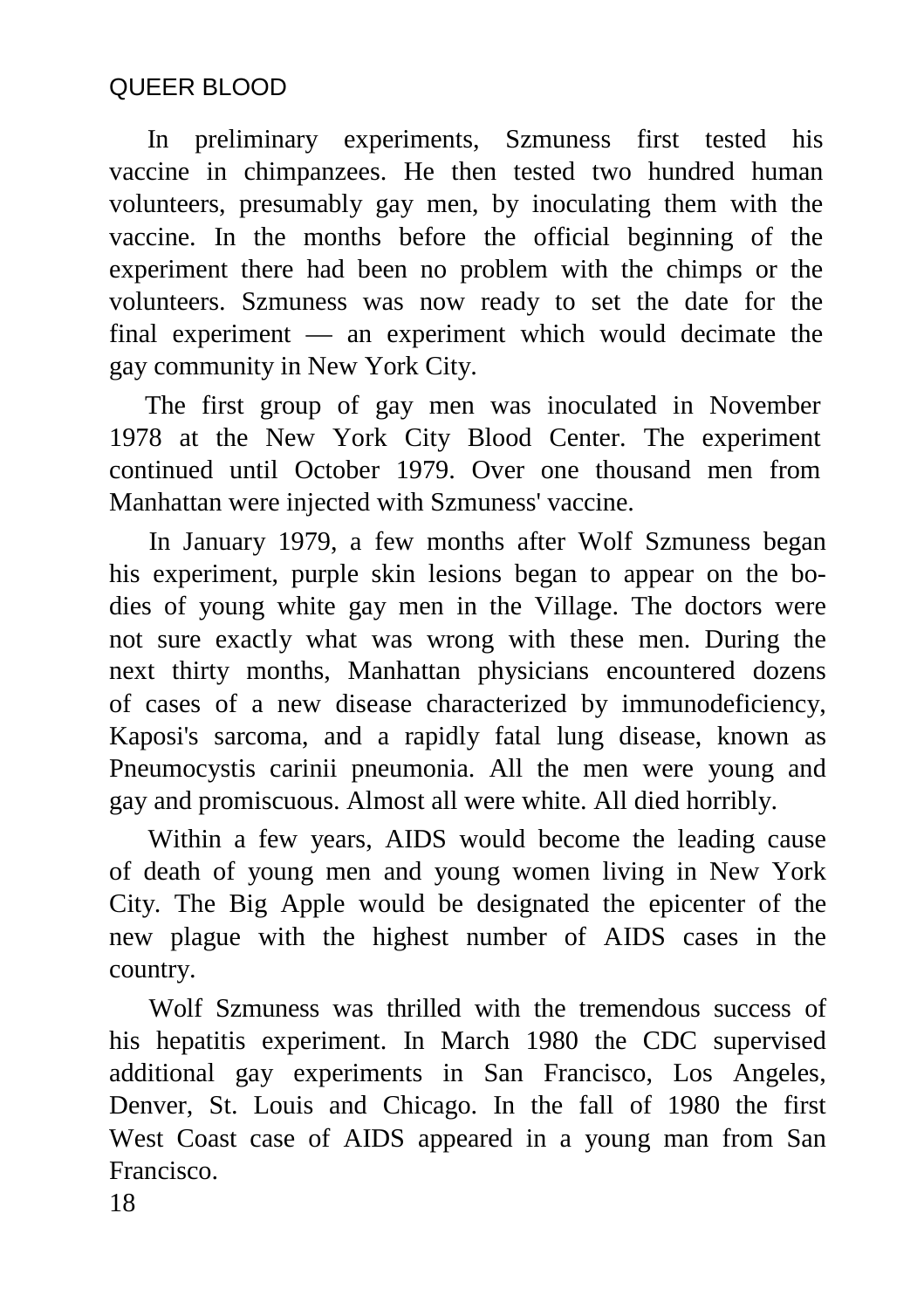In preliminary experiments, Szmuness first tested his vaccine in chimpanzees. He then tested two hundred human volunteers, presumably gay men, by inoculating them with the vaccine. In the months before the official beginning of the experiment there had been no problem with the chimps or the volunteers. Szmuness was now ready to set the date for the final experiment — an experiment which would decimate the gay community in New York City.

The first group of gay men was inoculated in November 1978 at the New York City Blood Center. The experiment continued until October 1979. Over one thousand men from Manhattan were injected with Szmuness' vaccine.

In January 1979, a few months after Wolf Szmuness began his experiment, purple skin lesions began to appear on the bodies of young white gay men in the Village. The doctors were not sure exactly what was wrong with these men. During the next thirty months, Manhattan physicians encountered dozens of cases of a new disease characterized by immunodeficiency, Kaposi's sarcoma, and a rapidly fatal lung disease, known as Pneumocystis carinii pneumonia. All the men were young and gay and promiscuous. Almost all were white. All died horribly.

Within a few years, AIDS would become the leading cause of death of young men and young women living in New York City. The Big Apple would be designated the epicenter of the new plague with the highest number of AIDS cases in the country.

Wolf Szmuness was thrilled with the tremendous success of his hepatitis experiment. In March 1980 the CDC supervised additional gay experiments in San Francisco, Los Angeles, Denver, St. Louis and Chicago. In the fall of 1980 the first West Coast case of AIDS appeared in a young man from San Francisco.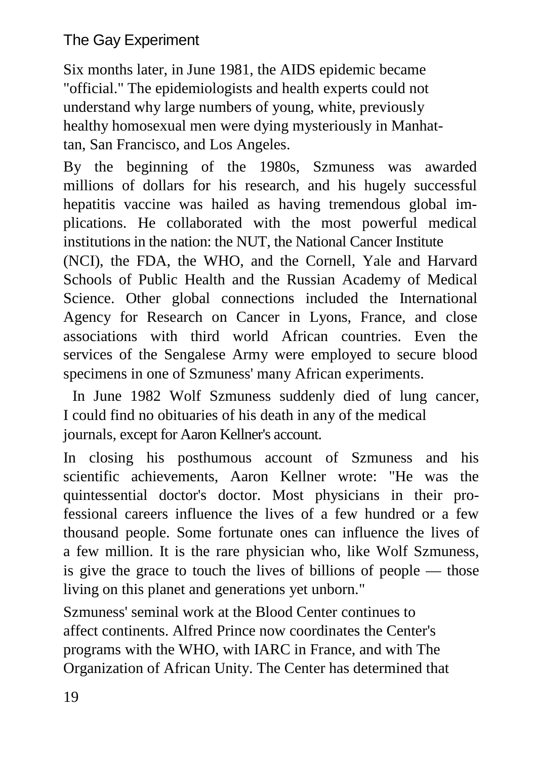Six months later, in June 1981, the AIDS epidemic became "official." The epidemiologists and health experts could not understand why large numbers of young, white, previously healthy homosexual men were dying mysteriously in Manhattan, San Francisco, and Los Angeles.

By the beginning of the 1980s, Szmuness was awarded millions of dollars for his research, and his hugely successful hepatitis vaccine was hailed as having tremendous global implications. He collaborated with the most powerful medical institutions in the nation: the NUT, the National Cancer Institute (NCI), the FDA, the WHO, and the Cornell, Yale and Harvard Schools of Public Health and the Russian Academy of Medical Science. Other global connections included the International Agency for Research on Cancer in Lyons, France, and close associations with third world African countries. Even the services of the Sengalese Army were employed to secure blood specimens in one of Szmuness' many African experiments.

In June 1982 Wolf Szmuness suddenly died of lung cancer, I could find no obituaries of his death in any of the medical journals, except for Aaron Kellner's account.

In closing his posthumous account of Szmuness and his scientific achievements, Aaron Kellner wrote: "He was the quintessential doctor's doctor. Most physicians in their professional careers influence the lives of a few hundred or a few thousand people. Some fortunate ones can influence the lives of a few million. It is the rare physician who, like Wolf Szmuness, is give the grace to touch the lives of billions of people — those living on this planet and generations yet unborn."

Szmuness' seminal work at the Blood Center continues to affect continents. Alfred Prince now coordinates the Center's programs with the WHO, with IARC in France, and with The Organization of African Unity. The Center has determined that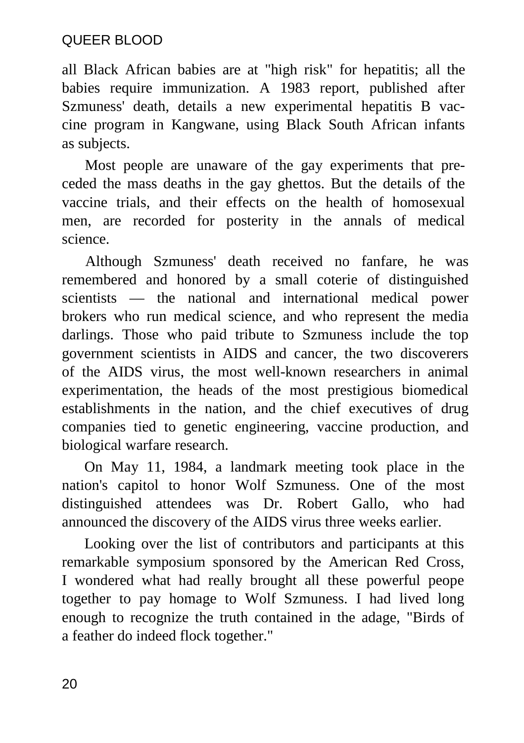all Black African babies are at "high risk" for hepatitis; all the babies require immunization. A 1983 report, published after Szmuness' death, details a new experimental hepatitis B vaccine program in Kangwane, using Black South African infants as subjects.

Most people are unaware of the gay experiments that preceded the mass deaths in the gay ghettos. But the details of the vaccine trials, and their effects on the health of homosexual men, are recorded for posterity in the annals of medical science.

Although Szmuness' death received no fanfare, he was remembered and honored by a small coterie of distinguished scientists — the national and international medical power brokers who run medical science, and who represent the media darlings. Those who paid tribute to Szmuness include the top government scientists in AIDS and cancer, the two discoverers of the AIDS virus, the most well-known researchers in animal experimentation, the heads of the most prestigious biomedical establishments in the nation, and the chief executives of drug companies tied to genetic engineering, vaccine production, and biological warfare research.

On May 11, 1984, a landmark meeting took place in the nation's capitol to honor Wolf Szmuness. One of the most distinguished attendees was Dr. Robert Gallo, who had announced the discovery of the AIDS virus three weeks earlier.

Looking over the list of contributors and participants at this remarkable symposium sponsored by the American Red Cross, I wondered what had really brought all these powerful peope together to pay homage to Wolf Szmuness. I had lived long enough to recognize the truth contained in the adage, "Birds of a feather do indeed flock together."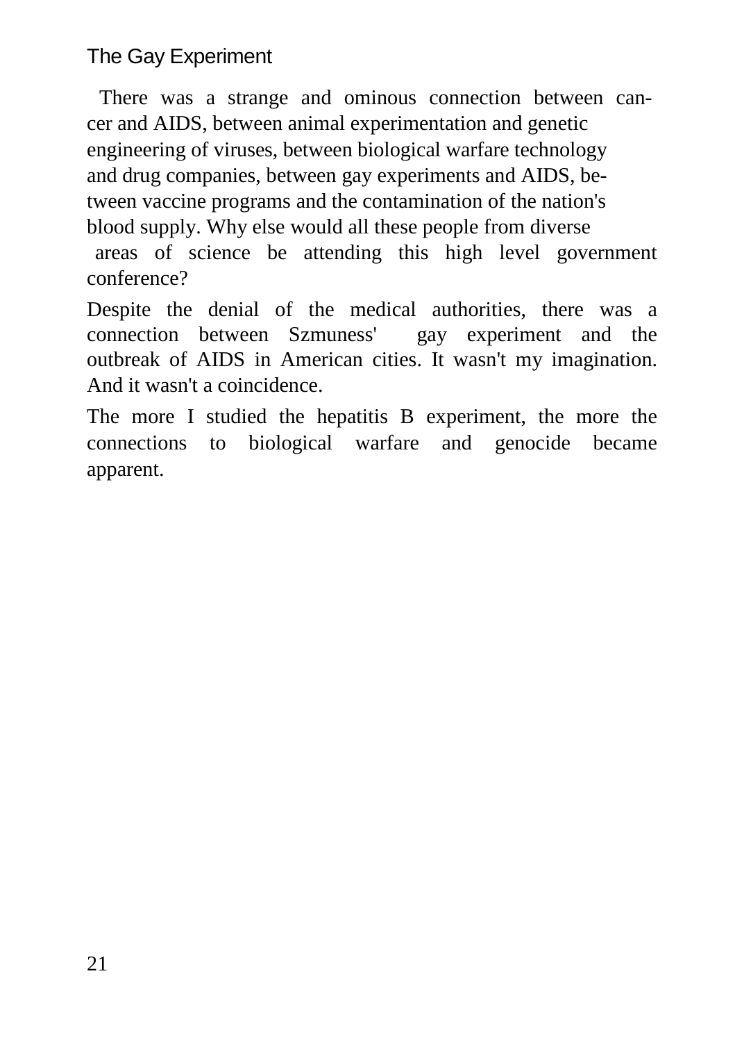There was a strange and ominous connection between cancer and AIDS, between animal experimentation and genetic engineering of viruses, between biological warfare technology and drug companies, between gay experiments and AIDS, between vaccine programs and the contamination of the nation's blood supply. Why else would all these people from diverse areas of science be attending this high level government conference?

Despite the denial of the medical authorities, there was a connection between Szmuness' gay experiment and the outbreak of AIDS in American cities. It wasn't my imagination. And it wasn't a coincidence.

The more I studied the hepatitis B experiment, the more the connections to biological warfare and genocide became apparent.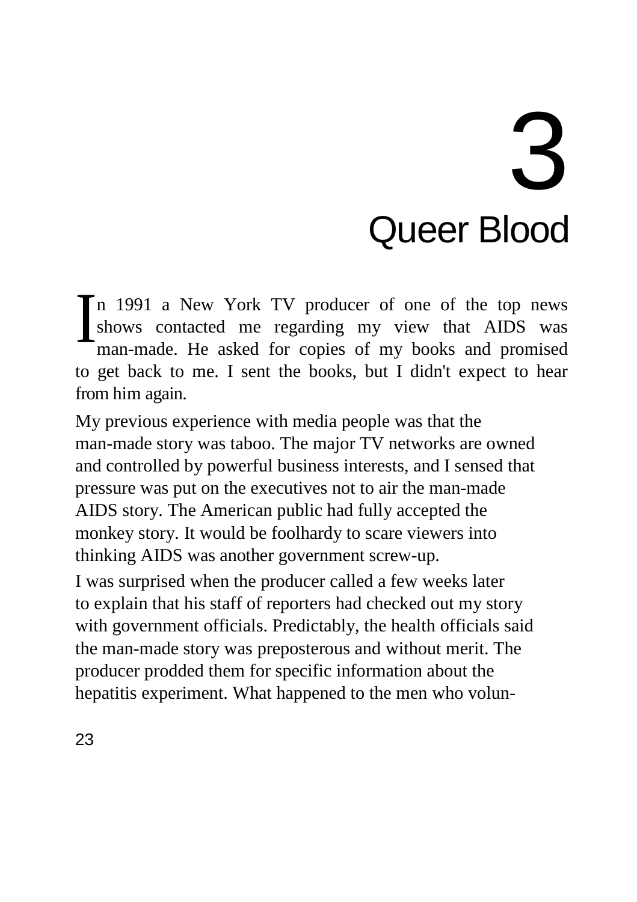# 3

# Queer Blood

In 1991 a New York TV producer of one of the top news shows contacted me regarding my view that AIDS was man-made. He asked for copies of my books and promised to get back to me. I sent the books, but I didn't expect to hear from him again.

My previous experience with media people was that the man-made story was taboo. The major TV networks are owned and controlled by powerful business interests, and I sensed that pressure was put on the executives not to air the man-made AIDS story. The American public had fully accepted the monkey story. It would be foolhardy to scare viewers into thinking AIDS was another government screw-up.

I was surprised when the producer called a few weeks later to explain that his staff of reporters had checked out my story with government officials. Predictably, the health officials said the man-made story was preposterous and without merit. The producer prodded them for specific information about the hepatitis experiment. What happened to the men who volun-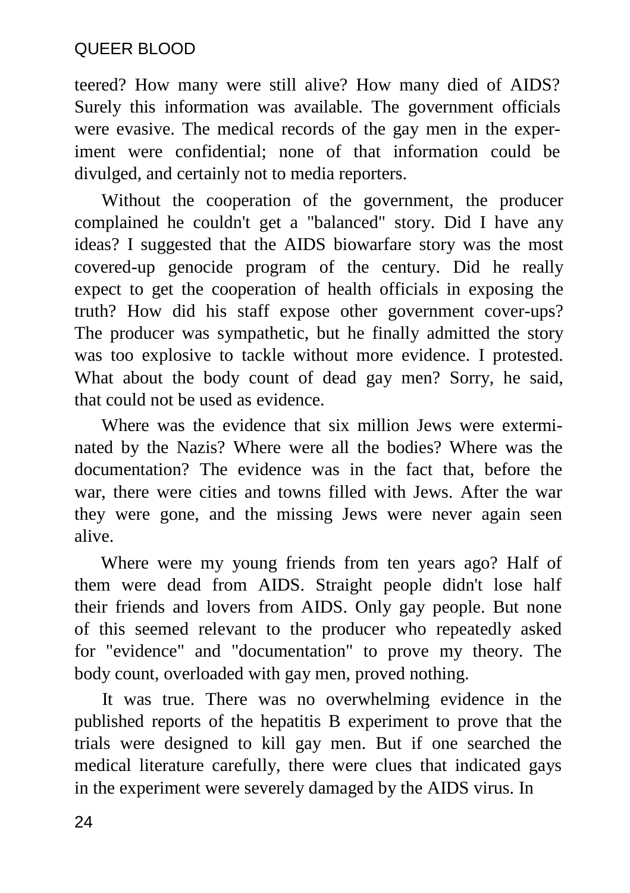teered? How many were still alive? How many died of AIDS? Surely this information was available. The government officials were evasive. The medical records of the gay men in the experiment were confidential; none of that information could be divulged, and certainly not to media reporters.

Without the cooperation of the government, the producer complained he couldn't get a "balanced" story. Did I have any ideas? I suggested that the AIDS biowarfare story was the most covered-up genocide program of the century. Did he really expect to get the cooperation of health officials in exposing the truth? How did his staff expose other government cover-ups? The producer was sympathetic, but he finally admitted the story was too explosive to tackle without more evidence. I protested. What about the body count of dead gay men? Sorry, he said, that could not be used as evidence.

Where was the evidence that six million Jews were exterminated by the Nazis? Where were all the bodies? Where was the documentation? The evidence was in the fact that, before the war, there were cities and towns filled with Jews. After the war they were gone, and the missing Jews were never again seen alive.

Where were my young friends from ten years ago? Half of them were dead from AIDS. Straight people didn't lose half their friends and lovers from AIDS. Only gay people. But none of this seemed relevant to the producer who repeatedly asked for "evidence" and "documentation" to prove my theory. The body count, overloaded with gay men, proved nothing.

It was true. There was no overwhelming evidence in the published reports of the hepatitis B experiment to prove that the trials were designed to kill gay men. But if one searched the medical literature carefully, there were clues that indicated gays in the experiment were severely damaged by the AIDS virus. In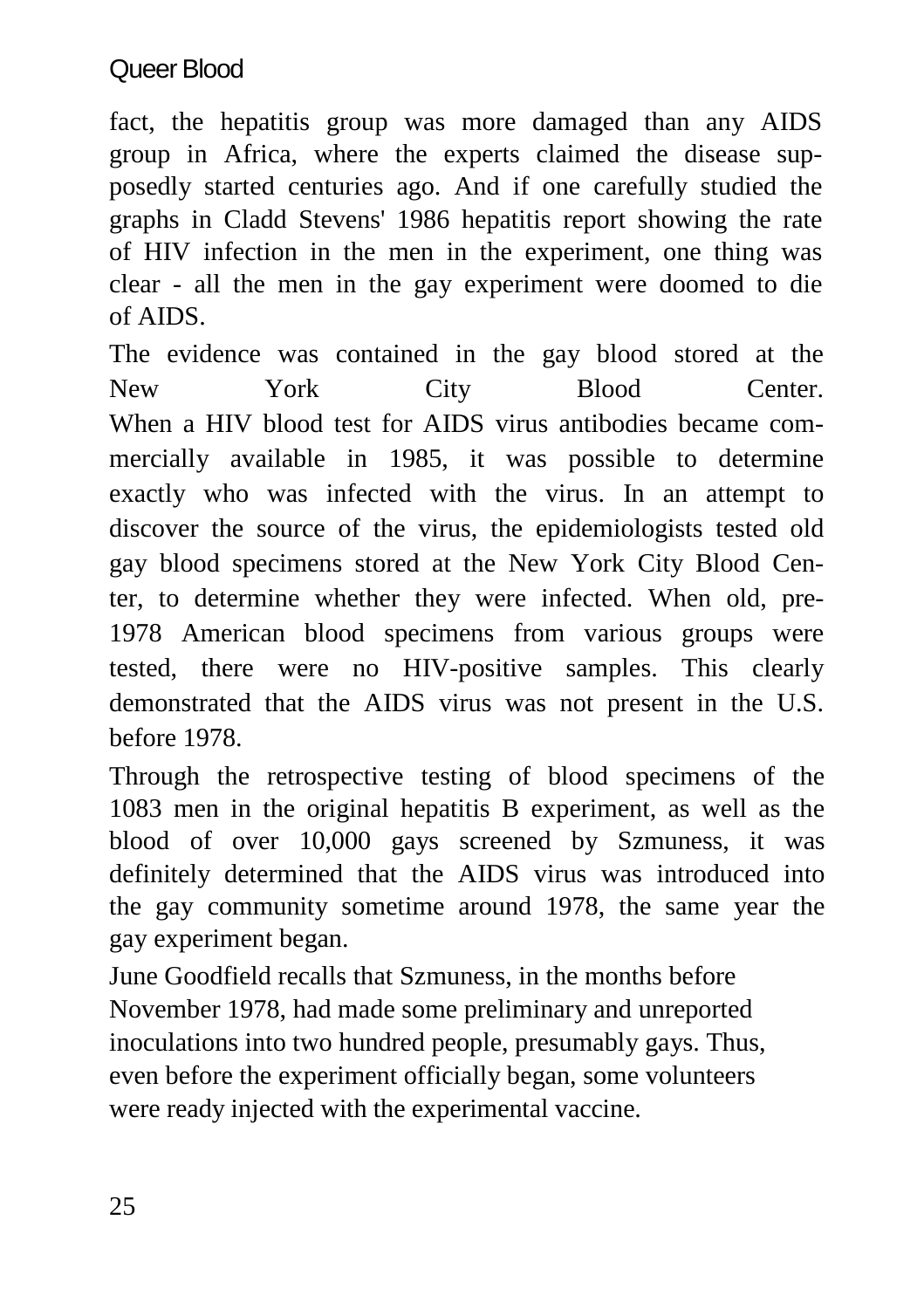fact, the hepatitis group was more damaged than any AIDS group in Africa, where the experts claimed the disease supposedly started centuries ago. And if one carefully studied the graphs in Cladd Stevens' 1986 hepatitis report showing the rate of HIV infection in the men in the experiment, one thing was clear - all the men in the gay experiment were doomed to die of AIDS.

The evidence was contained in the gay blood stored at the New York City Blood Center.
When a HIV blood test for AIDS virus antibodies became commercially available in 1985, it was possible to determine exactly who was infected with the virus. In an attempt to discover the source of the virus, the epidemiologists tested old gay blood specimens stored at the New York City Blood Center, to determine whether they were infected. When old, pre-1978 American blood specimens from various groups were tested, there were no HIV-positive samples. This clearly demonstrated that the AIDS virus was not present in the U.S. before 1978.

Through the retrospective testing of blood specimens of the 1083 men in the original hepatitis B experiment, as well as the blood of over 10,000 gays screened by Szmuness, it was definitely determined that the AIDS virus was introduced into the gay community sometime around 1978, the same year the gay experiment began.

June Goodfield recalls that Szmuness, in the months before November 1978, had made some preliminary and unreported inoculations into two hundred people, presumably gays. Thus, even before the experiment officially began, some volunteers were ready injected with the experimental vaccine.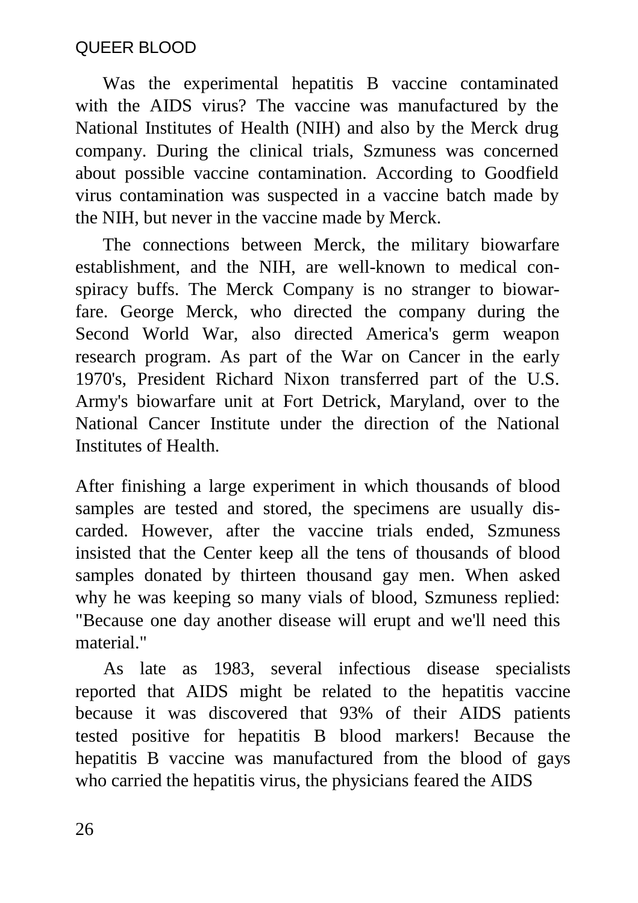Was the experimental hepatitis B vaccine contaminated with the AIDS virus? The vaccine was manufactured by the National Institutes of Health (NIH) and also by the Merck drug company. During the clinical trials, Szmuness was concerned about possible vaccine contamination. According to Goodfield virus contamination was suspected in a vaccine batch made by the NIH, but never in the vaccine made by Merck.

The connections between Merck, the military biowarfare establishment, and the NIH, are well-known to medical conspiracy buffs. The Merck Company is no stranger to biowarfare. George Merck, who directed the company during the Second World War, also directed America's germ weapon research program. As part of the War on Cancer in the early 1970's, President Richard Nixon transferred part of the U.S. Army's biowarfare unit at Fort Detrick, Maryland, over to the National Cancer Institute under the direction of the National Institutes of Health.

After finishing a large experiment in which thousands of blood samples are tested and stored, the specimens are usually discarded. However, after the vaccine trials ended, Szmuness insisted that the Center keep all the tens of thousands of blood samples donated by thirteen thousand gay men. When asked why he was keeping so many vials of blood, Szmuness replied: "Because one day another disease will erupt and we'll need this material."

As late as 1983, several infectious disease specialists reported that AIDS might be related to the hepatitis vaccine because it was discovered that 93% of their AIDS patients tested positive for hepatitis B blood markers! Because the hepatitis B vaccine was manufactured from the blood of gays who carried the hepatitis virus, the physicians feared the AIDS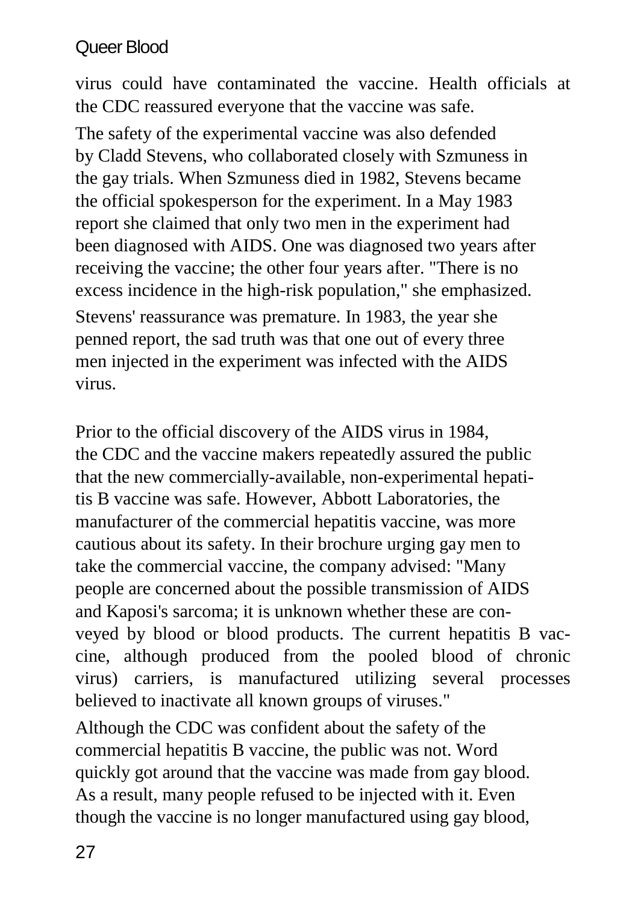virus could have contaminated the vaccine. Health officials at the CDC reassured everyone that the vaccine was safe.

The safety of the experimental vaccine was also defended by Cladd Stevens, who collaborated closely with Szmuness in the gay trials. When Szmuness died in 1982, Stevens became the official spokesperson for the experiment. In a May 1983 report she claimed that only two men in the experiment had been diagnosed with AIDS. One was diagnosed two years after receiving the vaccine; the other four years after. "There is no excess incidence in the high-risk population," she emphasized.

Stevens' reassurance was premature. In 1983, the year she penned report, the sad truth was that one out of every three men injected in the experiment was infected with the AIDS virus.

Prior to the official discovery of the AIDS virus in 1984, the CDC and the vaccine makers repeatedly assured the public that the new commercially-available, non-experimental hepatitis B vaccine was safe. However, Abbott Laboratories, the manufacturer of the commercial hepatitis vaccine, was more cautious about its safety. In their brochure urging gay men to take the commercial vaccine, the company advised: "Many people are concerned about the possible transmission of AIDS and Kaposi's sarcoma; it is unknown whether these are conveyed by blood or blood products. The current hepatitis B vaccine, although produced from the pooled blood of chronic virus) carriers, is manufactured utilizing several processes believed to inactivate all known groups of viruses."

Although the CDC was confident about the safety of the commercial hepatitis B vaccine, the public was not. Word quickly got around that the vaccine was made from gay blood. As a result, many people refused to be injected with it. Even though the vaccine is no longer manufactured using gay blood,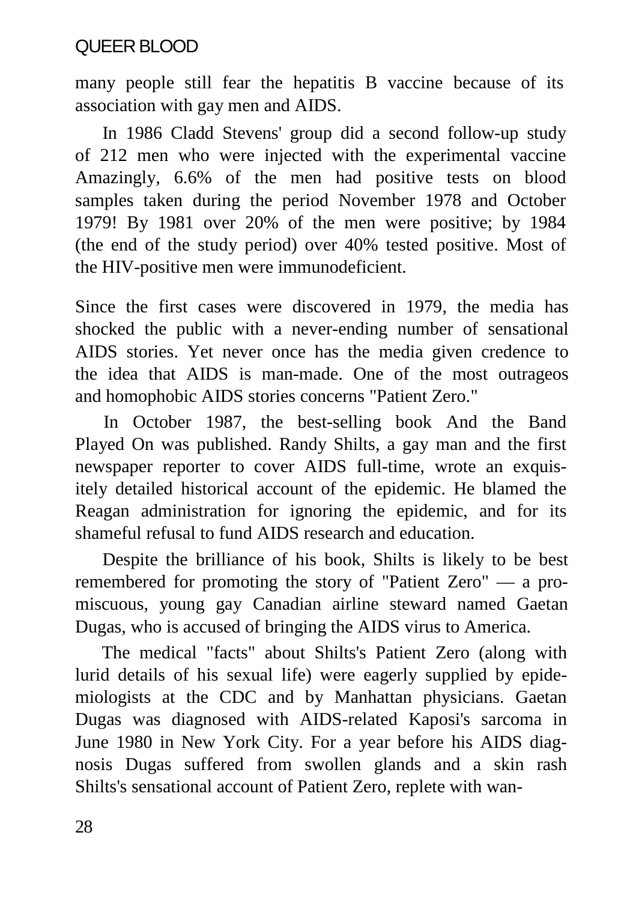many people still fear the hepatitis B vaccine because of its association with gay men and AIDS.

In 1986 Cladd Stevens' group did a second follow-up study of 212 men who were injected with the experimental vaccine Amazingly, 6.6% of the men had positive tests on blood samples taken during the period November 1978 and October 1979! By 1981 over 20% of the men were positive; by 1984 (the end of the study period) over 40% tested positive. Most of the HIV-positive men were immunodeficient.

Since the first cases were discovered in 1979, the media has shocked the public with a never-ending number of sensational AIDS stories. Yet never once has the media given credence to the idea that AIDS is man-made. One of the most outrageos and homophobic AIDS stories concerns "Patient Zero."

In October 1987, the best-selling book And the Band Played On was published. Randy Shilts, a gay man and the first newspaper reporter to cover AIDS full-time, wrote an exquisitely detailed historical account of the epidemic. He blamed the Reagan administration for ignoring the epidemic, and for its shameful refusal to fund AIDS research and education.

Despite the brilliance of his book, Shilts is likely to be best remembered for promoting the story of "Patient Zero" — a promiscuous, young gay Canadian airline steward named Gaetan Dugas, who is accused of bringing the AIDS virus to America.

The medical "facts" about Shilts's Patient Zero (along with lurid details of his sexual life) were eagerly supplied by epidemiologists at the CDC and by Manhattan physicians. Gaetan Dugas was diagnosed with AIDS-related Kaposi's sarcoma in June 1980 in New York City. For a year before his AIDS diagnosis Dugas suffered from swollen glands and a skin rash Shilts's sensational account of Patient Zero, replete with wan-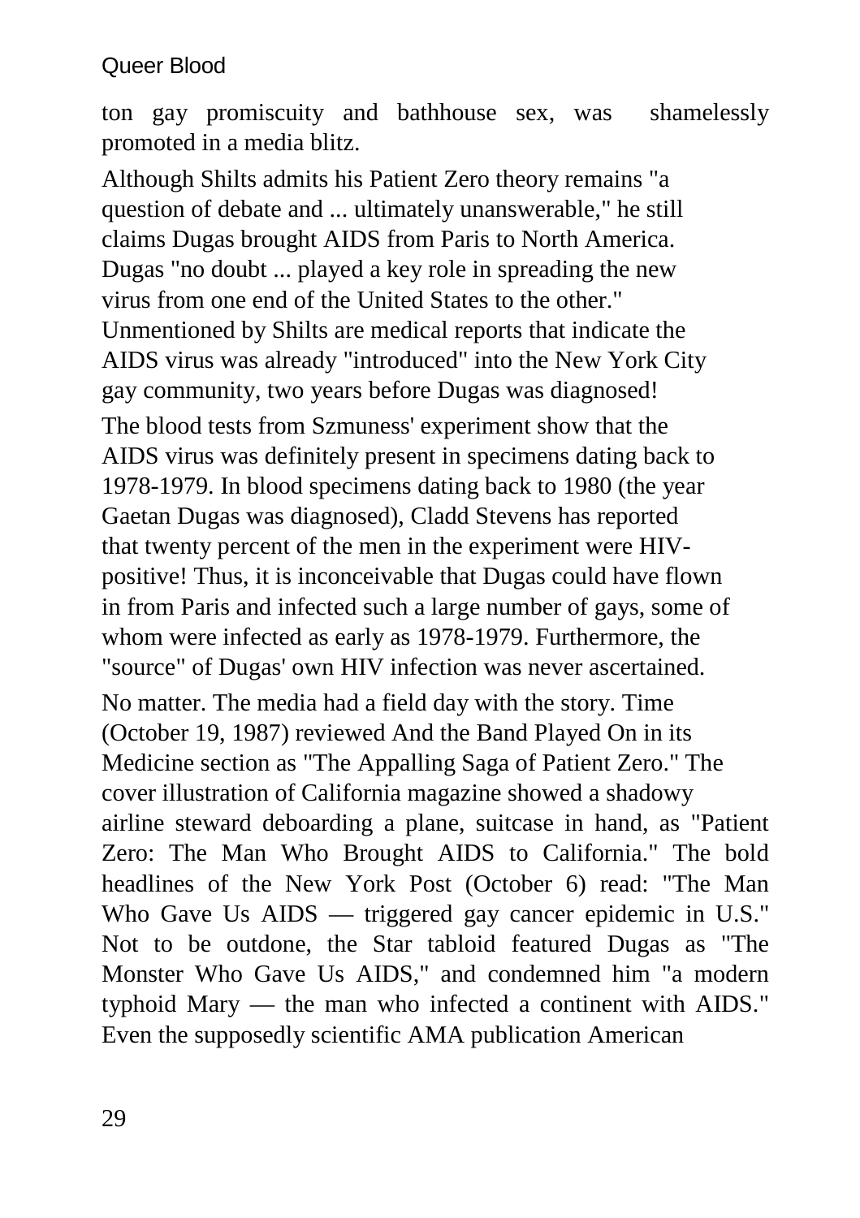ton gay promiscuity and bathhouse sex, was shamelessly promoted in a media blitz.

Although Shilts admits his Patient Zero theory remains "a question of debate and ... ultimately unanswerable," he still claims Dugas brought AIDS from Paris to North America. Dugas "no doubt ... played a key role in spreading the new virus from one end of the United States to the other." Unmentioned by Shilts are medical reports that indicate the AIDS virus was already "introduced" into the New York City gay community, two years before Dugas was diagnosed!

The blood tests from Szmuness' experiment show that the AIDS virus was definitely present in specimens dating back to 1978-1979. In blood specimens dating back to 1980 (the year Gaetan Dugas was diagnosed), Cladd Stevens has reported that twenty percent of the men in the experiment were HIV-positive! Thus, it is inconceivable that Dugas could have flown in from Paris and infected such a large number of gays, some of whom were infected as early as 1978-1979. Furthermore, the "source" of Dugas' own HIV infection was never ascertained.

No matter. The media had a field day with the story. Time (October 19, 1987) reviewed And the Band Played On in its Medicine section as "The Appalling Saga of Patient Zero." The cover illustration of California magazine showed a shadowy airline steward deboarding a plane, suitcase in hand, as "Patient Zero: The Man Who Brought AIDS to California." The bold headlines of the New York Post (October 6) read: "The Man Who Gave Us AIDS — triggered gay cancer epidemic in U.S." Not to be outdone, the Star tabloid featured Dugas as "The Monster Who Gave Us AIDS," and condemned him "a modern typhoid Mary — the man who infected a continent with AIDS." Even the supposedly scientific AMA publication American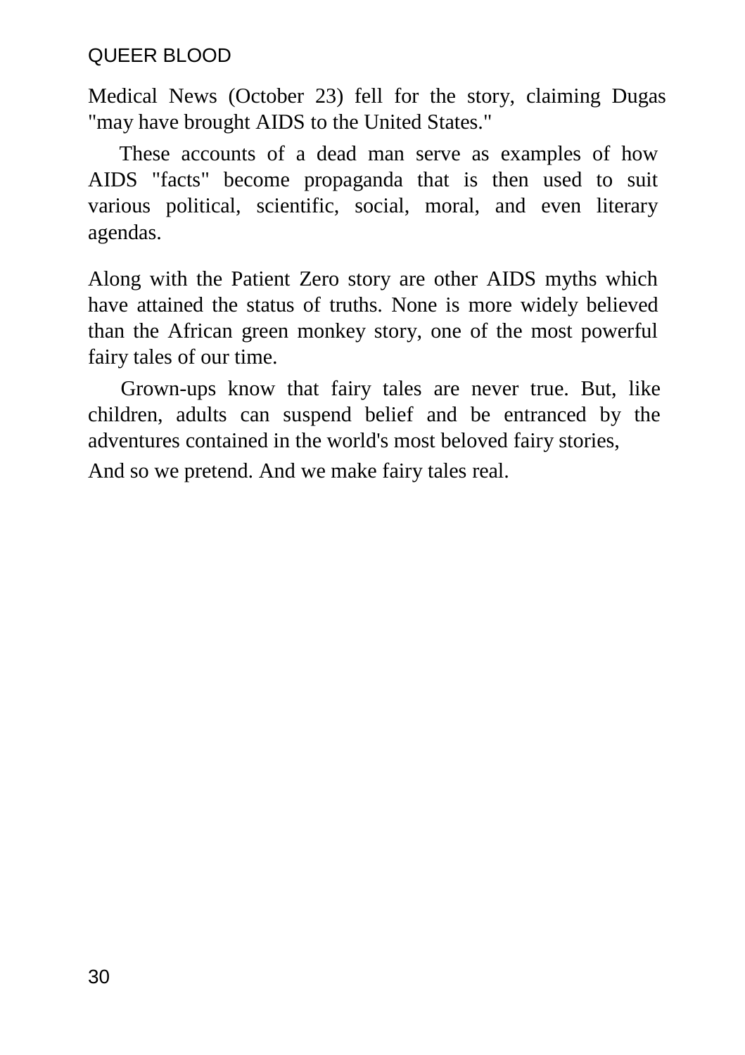Medical News (October 23) fell for the story, claiming Dugas "may have brought AIDS to the United States."

These accounts of a dead man serve as examples of how AIDS "facts" become propaganda that is then used to suit various political, scientific, social, moral, and even literary agendas.

Along with the Patient Zero story are other AIDS myths which have attained the status of truths. None is more widely believed than the African green monkey story, one of the most powerful fairy tales of our time.

Grown-ups know that fairy tales are never true. But, like children, adults can suspend belief and be entranced by the adventures contained in the world's most beloved fairy stories,

And so we pretend. And we make fairy tales real.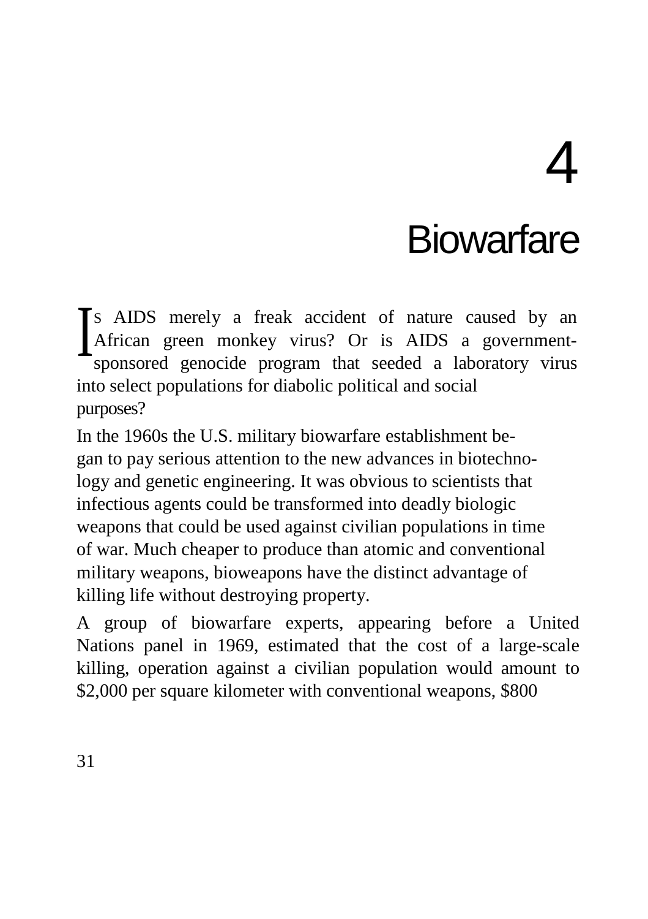# 4

# Biowarfare

IS AIDS merely a freak accident of nature caused by an African green monkey virus? Or is AIDS a government-sponsored genocide program that seeded a laboratory virus into select populations for diabolic political and social purposes?

In the 1960s the U.S. military biowarfare establishment began to pay serious attention to the new advances in biotechnology and genetic engineering. It was obvious to scientists that infectious agents could be transformed into deadly biologic weapons that could be used against civilian populations in time of war. Much cheaper to produce than atomic and conventional military weapons, bioweapons have the distinct advantage of killing life without destroying property.

A group of biowarfare experts, appearing before a United Nations panel in 1969, estimated that the cost of a large-scale killing, operation against a civilian population would amount to $2,000 per square kilometer with conventional weapons, $800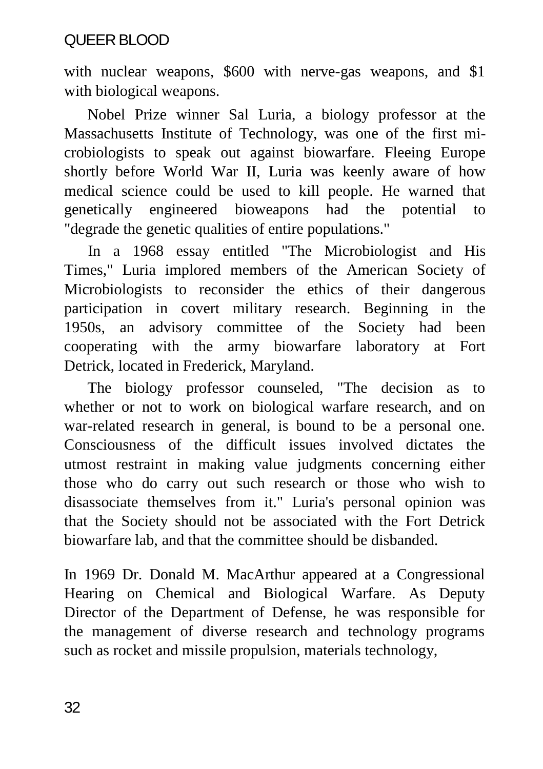with nuclear weapons, $600 with nerve-gas weapons, and $1 with biological weapons.

Nobel Prize winner Sal Luria, a biology professor at the Massachusetts Institute of Technology, was one of the first microbiologists to speak out against biowarfare. Fleeing Europe shortly before World War II, Luria was keenly aware of how medical science could be used to kill people. He warned that genetically engineered bioweapons had the potential to "degrade the genetic qualities of entire populations."

In a 1968 essay entitled "The Microbiologist and His Times," Luria implored members of the American Society of Microbiologists to reconsider the ethics of their dangerous participation in covert military research. Beginning in the 1950s, an advisory committee of the Society had been cooperating with the army biowarfare laboratory at Fort Detrick, located in Frederick, Maryland.

The biology professor counseled, "The decision as to whether or not to work on biological warfare research, and on war-related research in general, is bound to be a personal one. Consciousness of the difficult issues involved dictates the utmost restraint in making value judgments concerning either those who do carry out such research or those who wish to disassociate themselves from it." Luria's personal opinion was that the Society should not be associated with the Fort Detrick biowarfare lab, and that the committee should be disbanded.

In 1969 Dr. Donald M. MacArthur appeared at a Congressional Hearing on Chemical and Biological Warfare. As Deputy Director of the Department of Defense, he was responsible for the management of diverse research and technology programs such as rocket and missile propulsion, materials technology,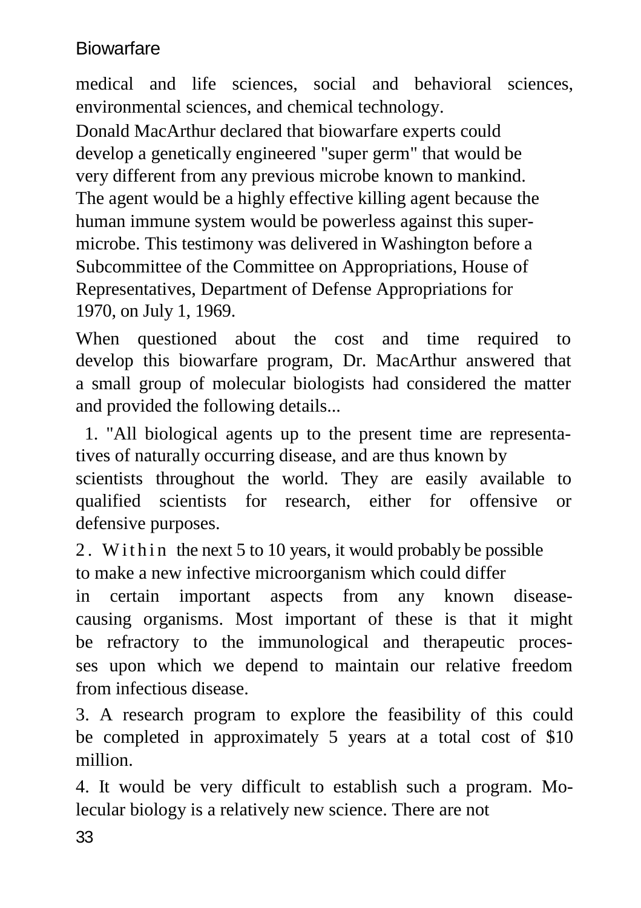medical and life sciences, social and behavioral sciences, environmental sciences, and chemical technology.

Donald MacArthur declared that biowarfare experts could develop a genetically engineered "super germ" that would be very different from any previous microbe known to mankind. The agent would be a highly effective killing agent because the human immune system would be powerless against this super-microbe. This testimony was delivered in Washington before a Subcommittee of the Committee on Appropriations, House of Representatives, Department of Defense Appropriations for 1970, on July 1, 1969.

When questioned about the cost and time required to develop this biowarfare program, Dr. MacArthur answered that a small group of molecular biologists had considered the matter and provided the following details...

1. "All biological agents up to the present time are representatives of naturally occurring disease, and are thus known by scientists throughout the world. They are easily available to qualified scientists for research, either for offensive or defensive purposes.

2. Within the next 5 to 10 years, it would probably be possible to make a new infective microorganism which could differ in certain important aspects from any known disease-causing organisms. Most important of these is that it might be refractory to the immunological and therapeutic processes upon which we depend to maintain our relative freedom from infectious disease.

3. A research program to explore the feasibility of this could be completed in approximately 5 years at a total cost of $10 million.

4. It would be very difficult to establish such a program. Molecular biology is a relatively new science. There are not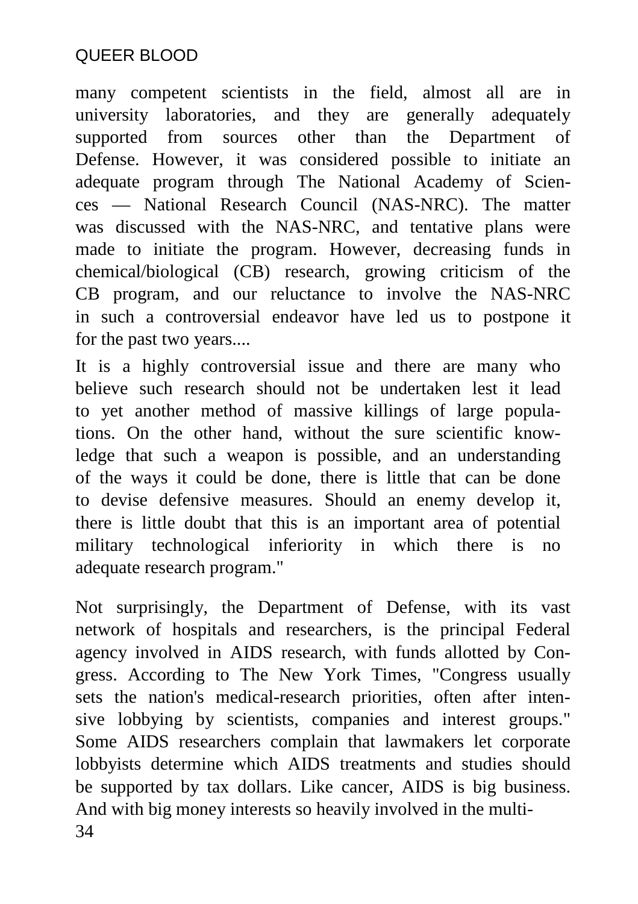many competent scientists in the field, almost all are in university laboratories, and they are generally adequately supported from sources other than the Department of Defense. However, it was considered possible to initiate an adequate program through The National Academy of Sciences — National Research Council (NAS-NRC). The matter was discussed with the NAS-NRC, and tentative plans were made to initiate the program. However, decreasing funds in chemical/biological (CB) research, growing criticism of the CB program, and our reluctance to involve the NAS-NRC in such a controversial endeavor have led us to postpone it for the past two years....

It is a highly controversial issue and there are many who believe such research should not be undertaken lest it lead to yet another method of massive killings of large populations. On the other hand, without the sure scientific knowledge that such a weapon is possible, and an understanding of the ways it could be done, there is little that can be done to devise defensive measures. Should an enemy develop it, there is little doubt that this is an important area of potential military technological inferiority in which there is no adequate research program."

Not surprisingly, the Department of Defense, with its vast network of hospitals and researchers, is the principal Federal agency involved in AIDS research, with funds allotted by Congress. According to The New York Times, "Congress usually sets the nation's medical-research priorities, often after intensive lobbying by scientists, companies and interest groups." Some AIDS researchers complain that lawmakers let corporate lobbyists determine which AIDS treatments and studies should be supported by tax dollars. Like cancer, AIDS is big business. And with big money interests so heavily involved in the multi-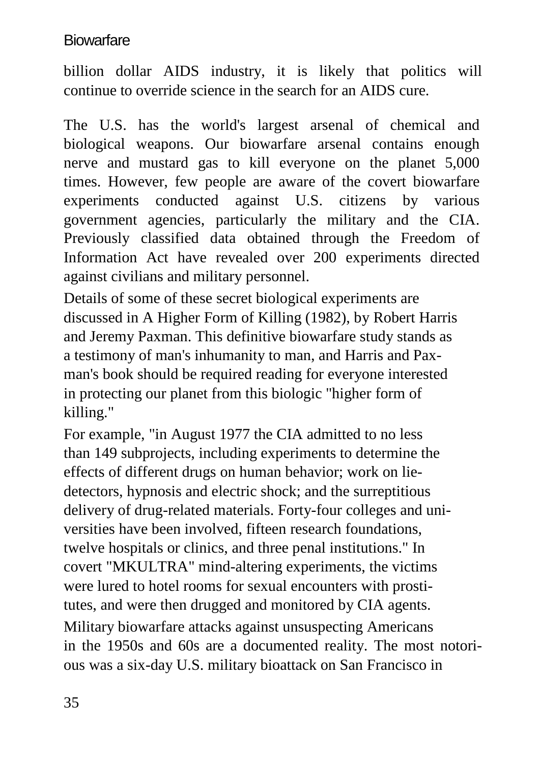billion dollar AIDS industry, it is likely that politics will continue to override science in the search for an AIDS cure.

The U.S. has the world's largest arsenal of chemical and biological weapons. Our biowarfare arsenal contains enough nerve and mustard gas to kill everyone on the planet 5,000 times. However, few people are aware of the covert biowarfare experiments conducted against U.S. citizens by various government agencies, particularly the military and the CIA. Previously classified data obtained through the Freedom of Information Act have revealed over 200 experiments directed against civilians and military personnel.

Details of some of these secret biological experiments are discussed in A Higher Form of Killing (1982), by Robert Harris and Jeremy Paxman. This definitive biowarfare study stands as a testimony of man's inhumanity to man, and Harris and Paxman's book should be required reading for everyone interested in protecting our planet from this biologic "higher form of killing."

For example, "in August 1977 the CIA admitted to no less than 149 subprojects, including experiments to determine the effects of different drugs on human behavior; work on lie-detectors, hypnosis and electric shock; and the surreptitious delivery of drug-related materials. Forty-four colleges and universities have been involved, fifteen research foundations, twelve hospitals or clinics, and three penal institutions." In covert "MKULTRA" mind-altering experiments, the victims were lured to hotel rooms for sexual encounters with prostitutes, and were then drugged and monitored by CIA agents.

Military biowarfare attacks against unsuspecting Americans in the 1950s and 60s are a documented reality. The most notorious was a six-day U.S. military bioattack on San Francisco in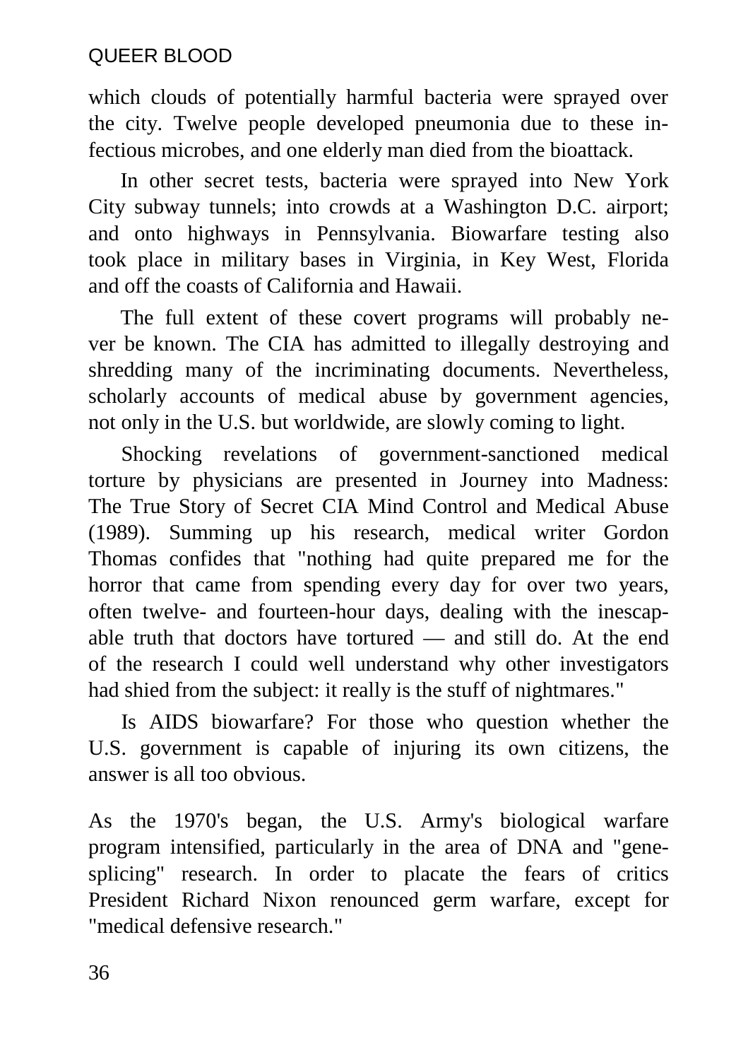which clouds of potentially harmful bacteria were sprayed over the city. Twelve people developed pneumonia due to these infectious microbes, and one elderly man died from the bioattack.

In other secret tests, bacteria were sprayed into New York City subway tunnels; into crowds at a Washington D.C. airport; and onto highways in Pennsylvania. Biowarfare testing also took place in military bases in Virginia, in Key West, Florida and off the coasts of California and Hawaii.

The full extent of these covert programs will probably never be known. The CIA has admitted to illegally destroying and shredding many of the incriminating documents. Nevertheless, scholarly accounts of medical abuse by government agencies, not only in the U.S. but worldwide, are slowly coming to light.

Shocking revelations of government-sanctioned medical torture by physicians are presented in Journey into Madness: The True Story of Secret CIA Mind Control and Medical Abuse (1989). Summing up his research, medical writer Gordon Thomas confides that "nothing had quite prepared me for the horror that came from spending every day for over two years, often twelve- and fourteen-hour days, dealing with the inescapable truth that doctors have tortured — and still do. At the end of the research I could well understand why other investigators had shied from the subject: it really is the stuff of nightmares."

Is AIDS biowarfare? For those who question whether the U.S. government is capable of injuring its own citizens, the answer is all too obvious.

As the 1970's began, the U.S. Army's biological warfare program intensified, particularly in the area of DNA and "gene-splicing" research. In order to placate the fears of critics President Richard Nixon renounced germ warfare, except for "medical defensive research."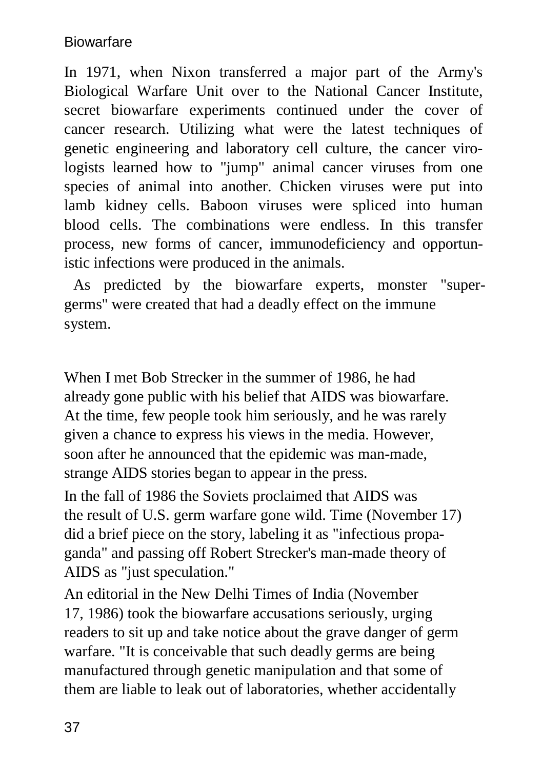In 1971, when Nixon transferred a major part of the Army's Biological Warfare Unit over to the National Cancer Institute, secret biowarfare experiments continued under the cover of cancer research. Utilizing what were the latest techniques of genetic engineering and laboratory cell culture, the cancer virologists learned how to "jump" animal cancer viruses from one species of animal into another. Chicken viruses were put into lamb kidney cells. Baboon viruses were spliced into human blood cells. The combinations were endless. In this transfer process, new forms of cancer, immunodeficiency and opportunistic infections were produced in the animals.

As predicted by the biowarfare experts, monster "supergerms" were created that had a deadly effect on the immune system.

When I met Bob Strecker in the summer of 1986, he had already gone public with his belief that AIDS was biowarfare. At the time, few people took him seriously, and he was rarely given a chance to express his views in the media. However, soon after he announced that the epidemic was man-made, strange AIDS stories began to appear in the press.

In the fall of 1986 the Soviets proclaimed that AIDS was the result of U.S. germ warfare gone wild. Time (November 17) did a brief piece on the story, labeling it as "infectious propaganda" and passing off Robert Strecker's man-made theory of AIDS as "just speculation."

An editorial in the New Delhi Times of India (November 17, 1986) took the biowarfare accusations seriously, urging readers to sit up and take notice about the grave danger of germ warfare. "It is conceivable that such deadly germs are being manufactured through genetic manipulation and that some of them are liable to leak out of laboratories, whether accidentally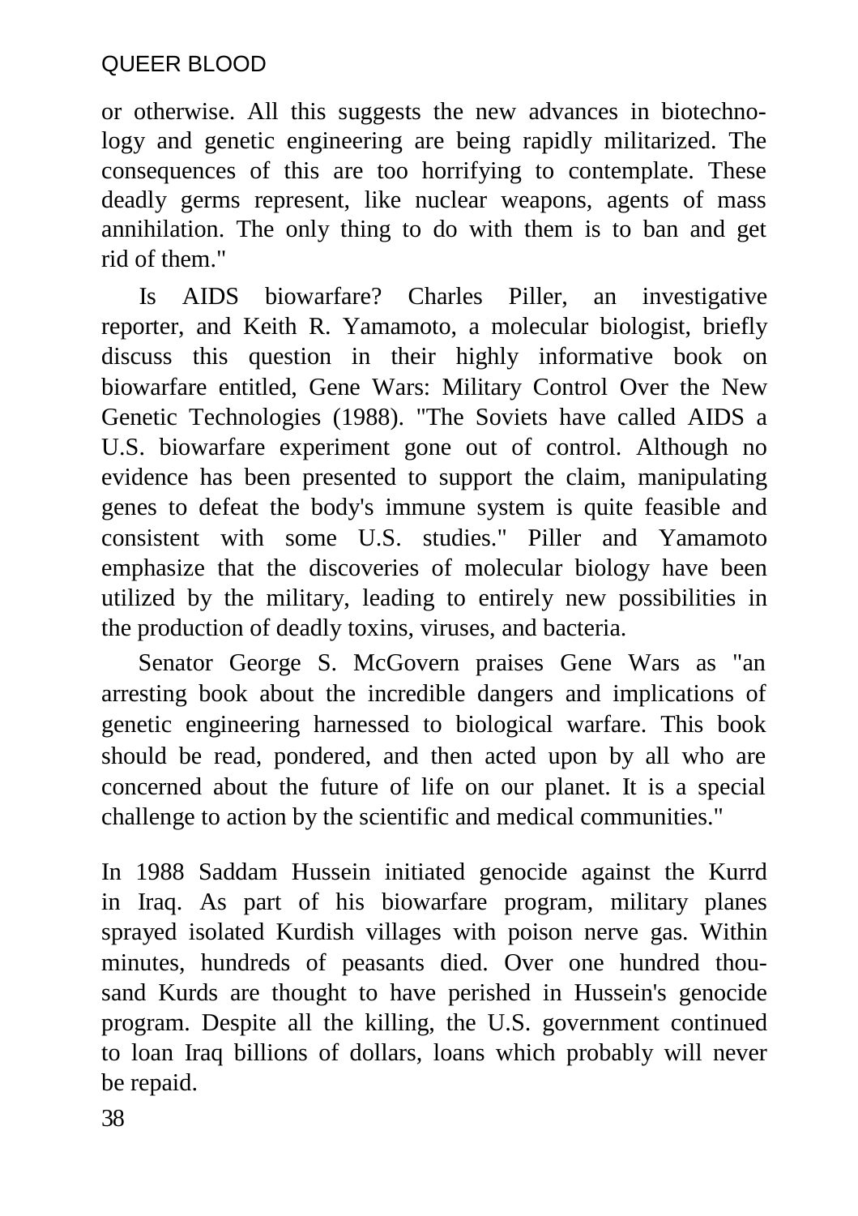or otherwise. All this suggests the new advances in biotechnology and genetic engineering are being rapidly militarized. The consequences of this are too horrifying to contemplate. These deadly germs represent, like nuclear weapons, agents of mass annihilation. The only thing to do with them is to ban and get rid of them."

Is AIDS biowarfare? Charles Piller, an investigative reporter, and Keith R. Yamamoto, a molecular biologist, briefly discuss this question in their highly informative book on biowarfare entitled, Gene Wars: Military Control Over the New Genetic Technologies (1988). "The Soviets have called AIDS a U.S. biowarfare experiment gone out of control. Although no evidence has been presented to support the claim, manipulating genes to defeat the body's immune system is quite feasible and consistent with some U.S. studies." Piller and Yamamoto emphasize that the discoveries of molecular biology have been utilized by the military, leading to entirely new possibilities in the production of deadly toxins, viruses, and bacteria.

Senator George S. McGovern praises Gene Wars as "an arresting book about the incredible dangers and implications of genetic engineering harnessed to biological warfare. This book should be read, pondered, and then acted upon by all who are concerned about the future of life on our planet. It is a special challenge to action by the scientific and medical communities."

In 1988 Saddam Hussein initiated genocide against the Kurrd in Iraq. As part of his biowarfare program, military planes sprayed isolated Kurdish villages with poison nerve gas. Within minutes, hundreds of peasants died. Over one hundred thousand Kurds are thought to have perished in Hussein's genocide program. Despite all the killing, the U.S. government continued to loan Iraq billions of dollars, loans which probably will never be repaid.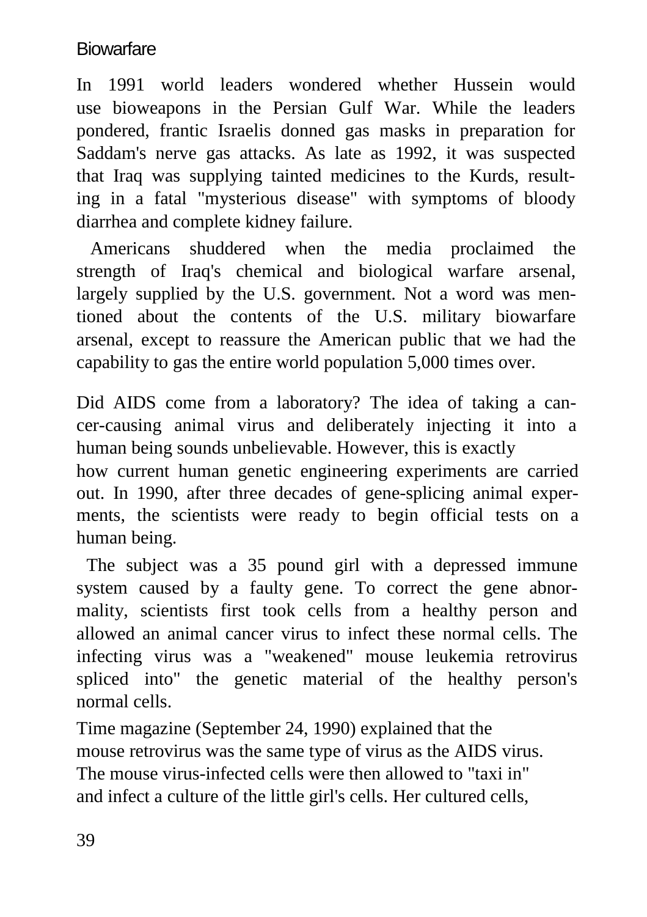Biowarfare

In 1991 world leaders wondered whether Hussein would use bioweapons in the Persian Gulf War. While the leaders pondered, frantic Israelis donned gas masks in preparation for Saddam's nerve gas attacks. As late as 1992, it was suspected that Iraq was supplying tainted medicines to the Kurds, resulting in a fatal "mysterious disease" with symptoms of bloody diarrhea and complete kidney failure.

Americans shuddered when the media proclaimed the strength of Iraq's chemical and biological warfare arsenal, largely supplied by the U.S. government. Not a word was mentioned about the contents of the U.S. military biowarfare arsenal, except to reassure the American public that we had the capability to gas the entire world population 5,000 times over.

Did AIDS come from a laboratory? The idea of taking a cancer-causing animal virus and deliberately injecting it into a human being sounds unbelievable. However, this is exactly how current human genetic engineering experiments are carried out. In 1990, after three decades of gene-splicing animal experments, the scientists were ready to begin official tests on a human being.

The subject was a 35 pound girl with a depressed immune system caused by a faulty gene. To correct the gene abnormality, scientists first took cells from a healthy person and allowed an animal cancer virus to infect these normal cells. The infecting virus was a "weakened" mouse leukemia retrovirus spliced into" the genetic material of the healthy person's normal cells.

Time magazine (September 24, 1990) explained that the mouse retrovirus was the same type of virus as the AIDS virus. The mouse virus-infected cells were then allowed to "taxi in" and infect a culture of the little girl's cells. Her cultured cells,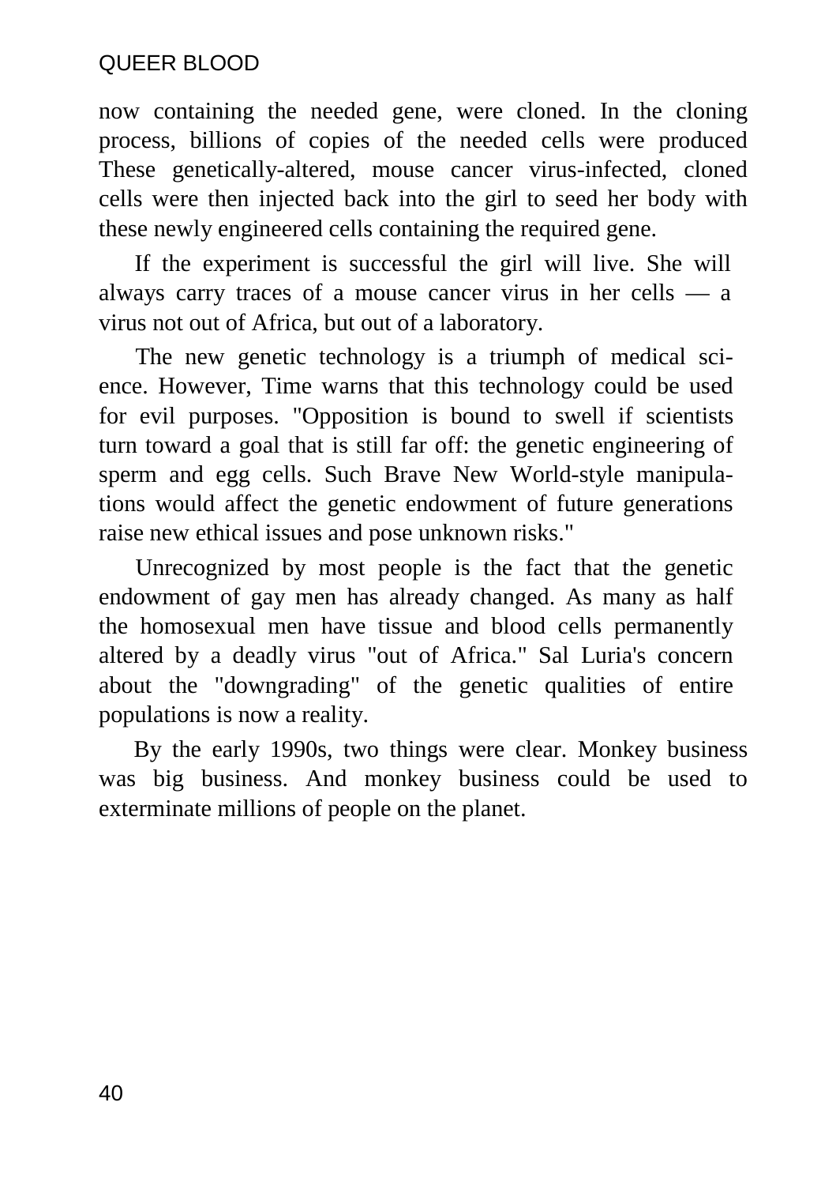now containing the needed gene, were cloned. In the cloning process, billions of copies of the needed cells were produced These genetically-altered, mouse cancer virus-infected, cloned cells were then injected back into the girl to seed her body with these newly engineered cells containing the required gene.

If the experiment is successful the girl will live. She will always carry traces of a mouse cancer virus in her cells — a virus not out of Africa, but out of a laboratory.

The new genetic technology is a triumph of medical science. However, Time warns that this technology could be used for evil purposes. "Opposition is bound to swell if scientists turn toward a goal that is still far off: the genetic engineering of sperm and egg cells. Such Brave New World-style manipulations would affect the genetic endowment of future generations raise new ethical issues and pose unknown risks."

Unrecognized by most people is the fact that the genetic endowment of gay men has already changed. As many as half the homosexual men have tissue and blood cells permanently altered by a deadly virus "out of Africa." Sal Luria's concern about the "downgrading" of the genetic qualities of entire populations is now a reality.

By the early 1990s, two things were clear. Monkey business was big business. And monkey business could be used to exterminate millions of people on the planet.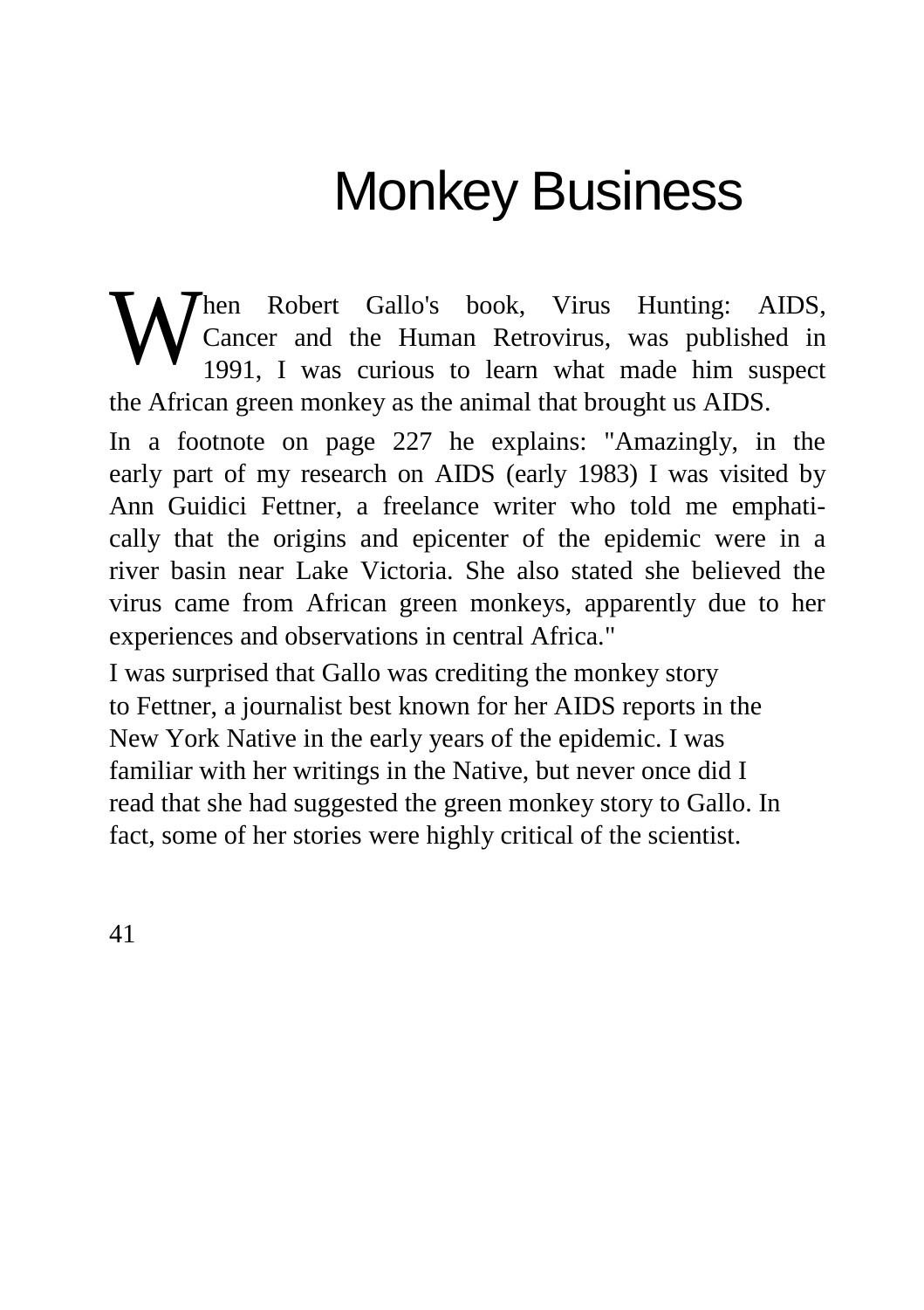# Monkey Business

When Robert Gallo's book, Virus Hunting: AIDS, Cancer and the Human Retrovirus, was published in 1991, I was curious to learn what made him suspect the African green monkey as the animal that brought us AIDS.

In a footnote on page 227 he explains: "Amazingly, in the early part of my research on AIDS (early 1983) I was visited by Ann Guidici Fettner, a freelance writer who told me emphatically that the origins and epicenter of the epidemic were in a river basin near Lake Victoria. She also stated she believed the virus came from African green monkeys, apparently due to her experiences and observations in central Africa."

I was surprised that Gallo was crediting the monkey story to Fettner, a journalist best known for her AIDS reports in the New York Native in the early years of the epidemic. I was familiar with her writings in the Native, but never once did I read that she had suggested the green monkey story to Gallo. In fact, some of her stories were highly critical of the scientist.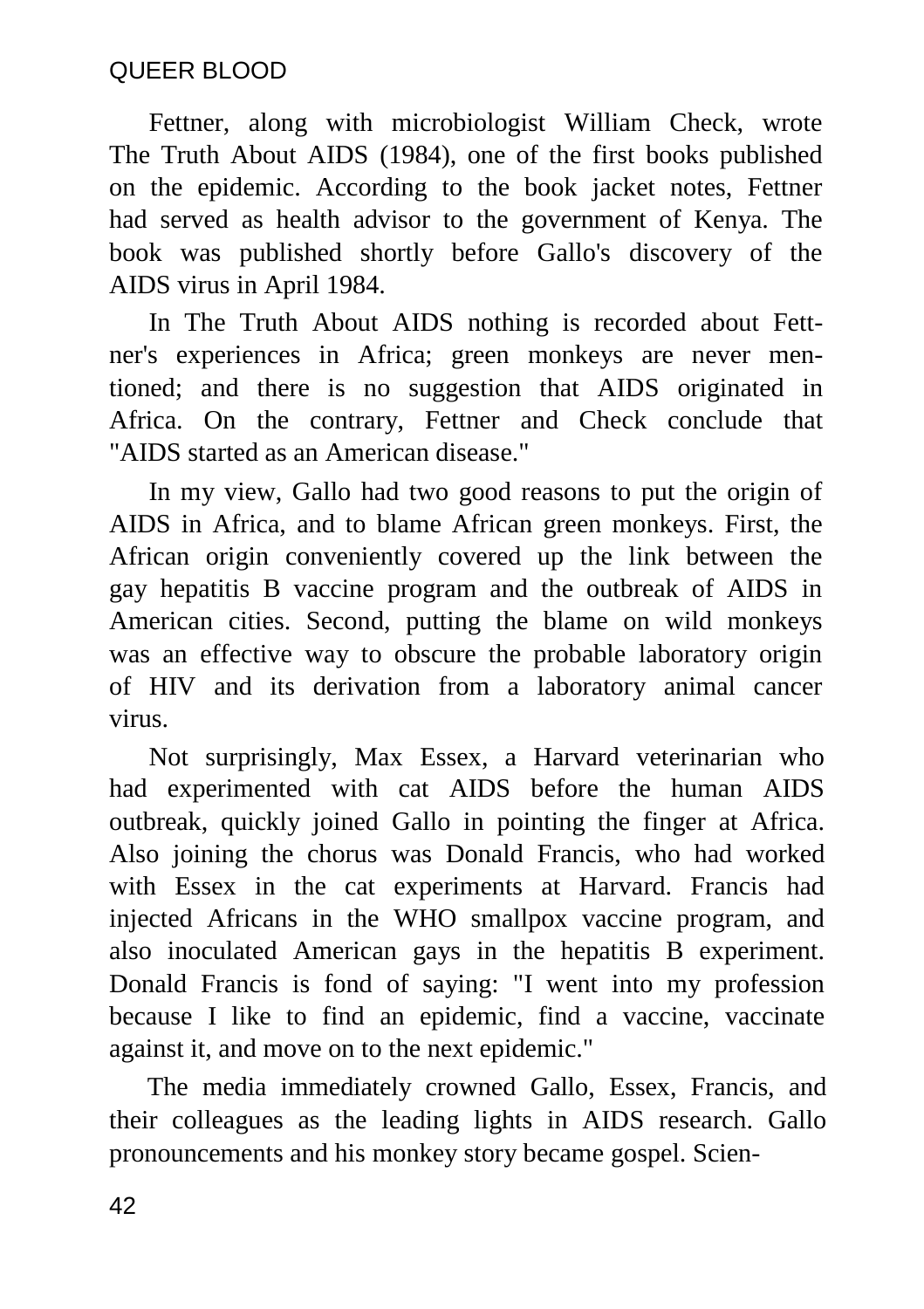Fettner, along with microbiologist William Check, wrote The Truth About AIDS (1984), one of the first books published on the epidemic. According to the book jacket notes, Fettner had served as health advisor to the government of Kenya. The book was published shortly before Gallo's discovery of the AIDS virus in April 1984.

In The Truth About AIDS nothing is recorded about Fettner's experiences in Africa; green monkeys are never mentioned; and there is no suggestion that AIDS originated in Africa. On the contrary, Fettner and Check conclude that "AIDS started as an American disease."

In my view, Gallo had two good reasons to put the origin of AIDS in Africa, and to blame African green monkeys. First, the African origin conveniently covered up the link between the gay hepatitis B vaccine program and the outbreak of AIDS in American cities. Second, putting the blame on wild monkeys was an effective way to obscure the probable laboratory origin of HIV and its derivation from a laboratory animal cancer virus.

Not surprisingly, Max Essex, a Harvard veterinarian who had experimented with cat AIDS before the human AIDS outbreak, quickly joined Gallo in pointing the finger at Africa. Also joining the chorus was Donald Francis, who had worked with Essex in the cat experiments at Harvard. Francis had injected Africans in the WHO smallpox vaccine program, and also inoculated American gays in the hepatitis B experiment. Donald Francis is fond of saying: "I went into my profession because I like to find an epidemic, find a vaccine, vaccinate against it, and move on to the next epidemic."

The media immediately crowned Gallo, Essex, Francis, and their colleagues as the leading lights in AIDS research. Gallo pronouncements and his monkey story became gospel. Scien-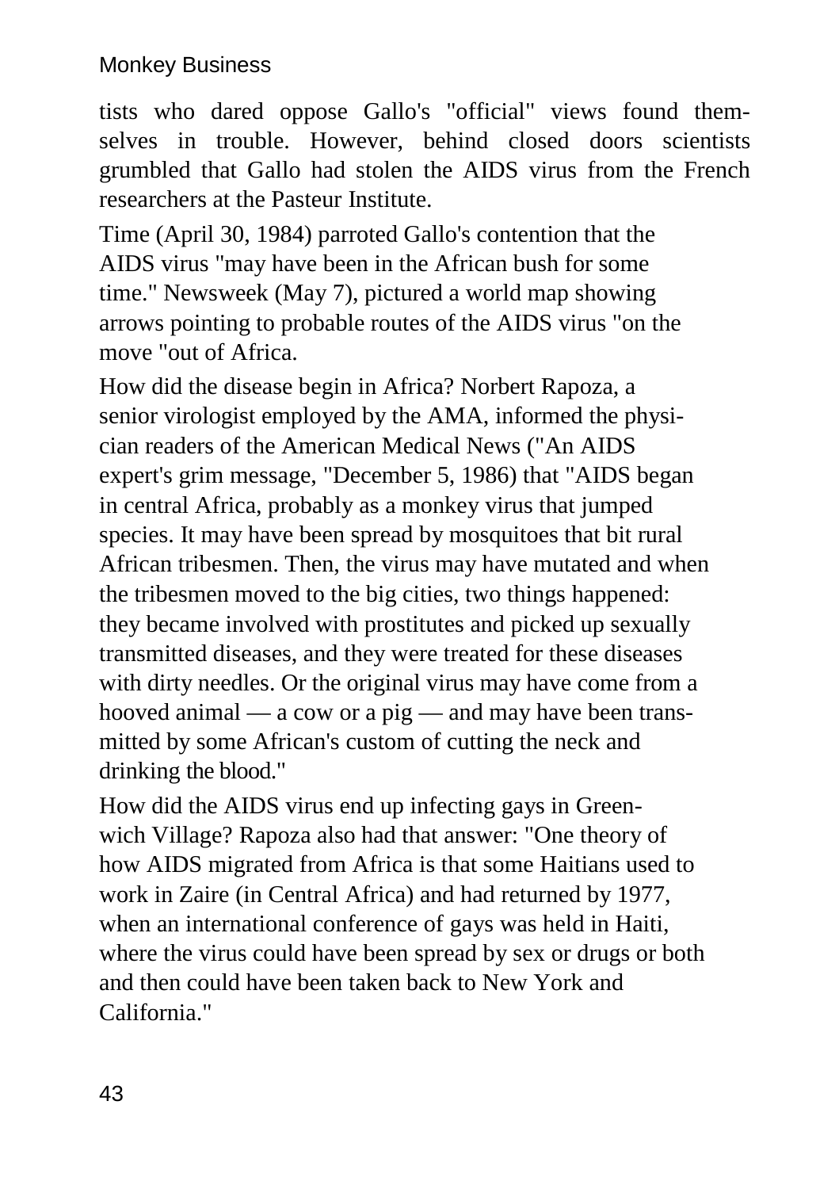tists who dared oppose Gallo's "official" views found themselves in trouble. However, behind closed doors scientists grumbled that Gallo had stolen the AIDS virus from the French researchers at the Pasteur Institute.

Time (April 30, 1984) parroted Gallo's contention that the AIDS virus "may have been in the African bush for some time." Newsweek (May 7), pictured a world map showing arrows pointing to probable routes of the AIDS virus "on the move "out of Africa.

How did the disease begin in Africa? Norbert Rapoza, a senior virologist employed by the AMA, informed the physician readers of the American Medical News ("An AIDS expert's grim message, "December 5, 1986) that "AIDS began in central Africa, probably as a monkey virus that jumped species. It may have been spread by mosquitoes that bit rural African tribesmen. Then, the virus may have mutated and when the tribesmen moved to the big cities, two things happened: they became involved with prostitutes and picked up sexually transmitted diseases, and they were treated for these diseases with dirty needles. Or the original virus may have come from a hooved animal — a cow or a pig — and may have been transmitted by some African's custom of cutting the neck and drinking the blood."

How did the AIDS virus end up infecting gays in Greenwich Village? Rapoza also had that answer: "One theory of how AIDS migrated from Africa is that some Haitians used to work in Zaire (in Central Africa) and had returned by 1977, when an international conference of gays was held in Haiti, where the virus could have been spread by sex or drugs or both and then could have been taken back to New York and California."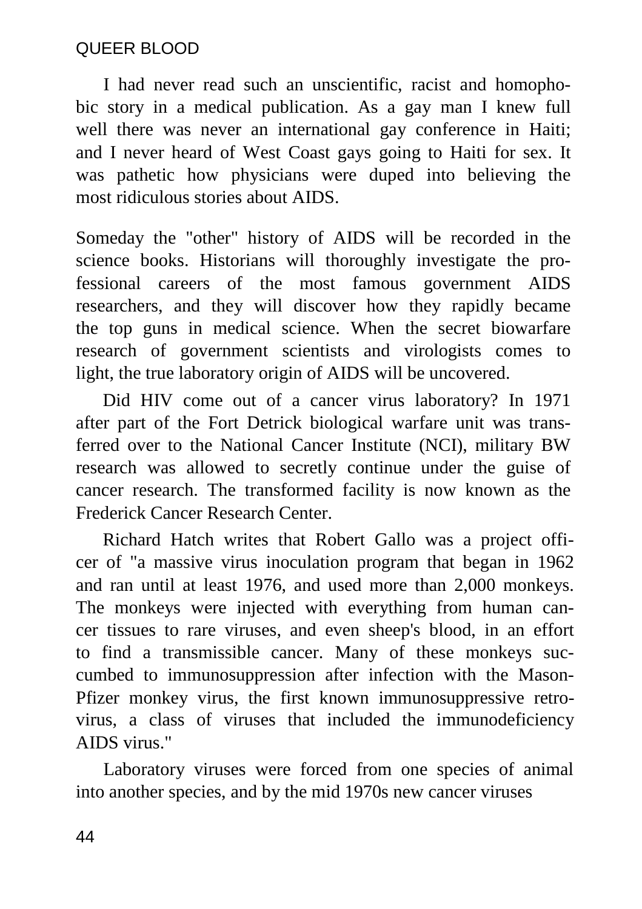I had never read such an unscientific, racist and homophobic story in a medical publication. As a gay man I knew full well there was never an international gay conference in Haiti; and I never heard of West Coast gays going to Haiti for sex. It was pathetic how physicians were duped into believing the most ridiculous stories about AIDS.

Someday the "other" history of AIDS will be recorded in the science books. Historians will thoroughly investigate the professional careers of the most famous government AIDS researchers, and they will discover how they rapidly became the top guns in medical science. When the secret biowarfare research of government scientists and virologists comes to light, the true laboratory origin of AIDS will be uncovered.

Did HIV come out of a cancer virus laboratory? In 1971 after part of the Fort Detrick biological warfare unit was transferred over to the National Cancer Institute (NCI), military BW research was allowed to secretly continue under the guise of cancer research. The transformed facility is now known as the Frederick Cancer Research Center.

Richard Hatch writes that Robert Gallo was a project officer of "a massive virus inoculation program that began in 1962 and ran until at least 1976, and used more than 2,000 monkeys. The monkeys were injected with everything from human cancer tissues to rare viruses, and even sheep's blood, in an effort to find a transmissible cancer. Many of these monkeys succumbed to immunosuppression after infection with the Mason-Pfizer monkey virus, the first known immunosuppressive retrovirus, a class of viruses that included the immunodeficiency AIDS virus."

Laboratory viruses were forced from one species of animal into another species, and by the mid 1970s new cancer viruses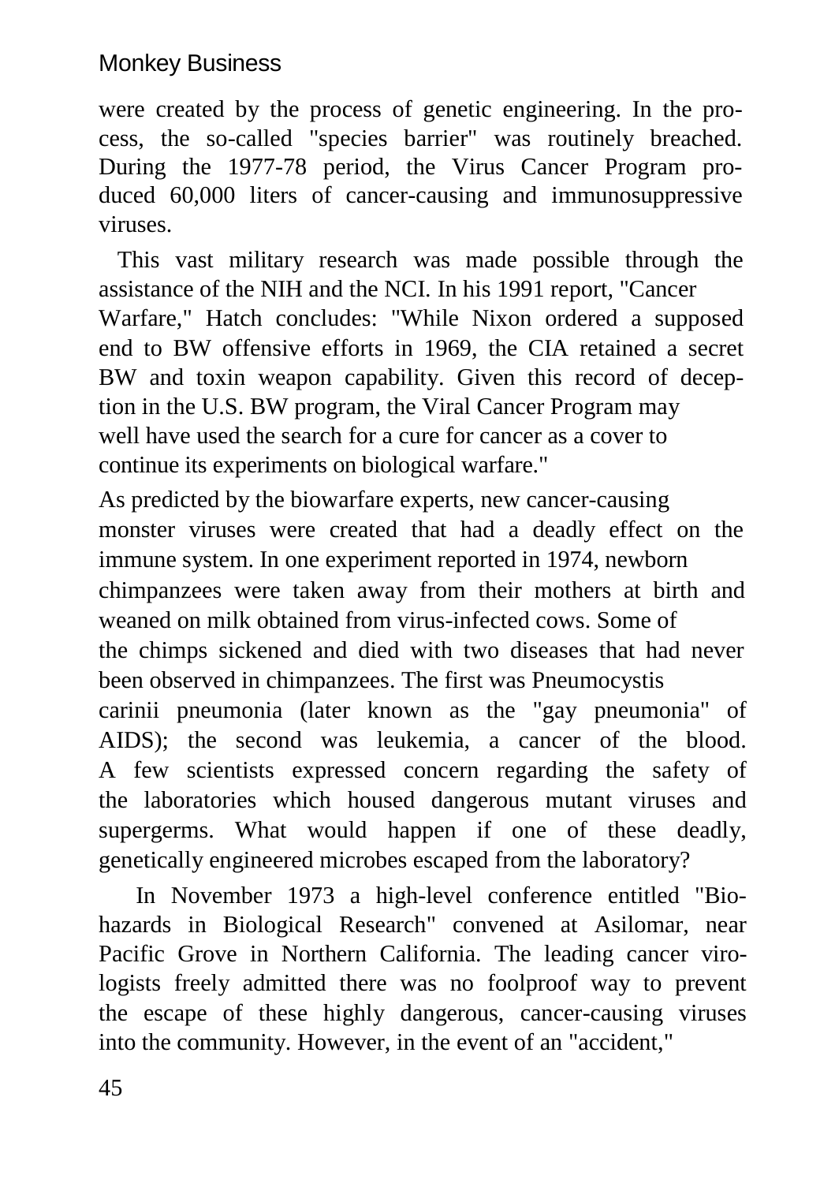were created by the process of genetic engineering. In the process, the so-called "species barrier" was routinely breached. During the 1977-78 period, the Virus Cancer Program produced 60,000 liters of cancer-causing and immunosuppressive viruses.

This vast military research was made possible through the assistance of the NIH and the NCI. In his 1991 report, "Cancer Warfare," Hatch concludes: "While Nixon ordered a supposed end to BW offensive efforts in 1969, the CIA retained a secret BW and toxin weapon capability. Given this record of deception in the U.S. BW program, the Viral Cancer Program may well have used the search for a cure for cancer as a cover to continue its experiments on biological warfare."

As predicted by the biowarfare experts, new cancer-causing monster viruses were created that had a deadly effect on the immune system. In one experiment reported in 1974, newborn chimpanzees were taken away from their mothers at birth and weaned on milk obtained from virus-infected cows. Some of the chimps sickened and died with two diseases that had never been observed in chimpanzees. The first was Pneumocystis carinii pneumonia (later known as the "gay pneumonia" of AIDS); the second was leukemia, a cancer of the blood. A few scientists expressed concern regarding the safety of the laboratories which housed dangerous mutant viruses and supergerms. What would happen if one of these deadly, genetically engineered microbes escaped from the laboratory?

In November 1973 a high-level conference entitled "Biohazards in Biological Research" convened at Asilomar, near Pacific Grove in Northern California. The leading cancer virologists freely admitted there was no foolproof way to prevent the escape of these highly dangerous, cancer-causing viruses into the community. However, in the event of an "accident,"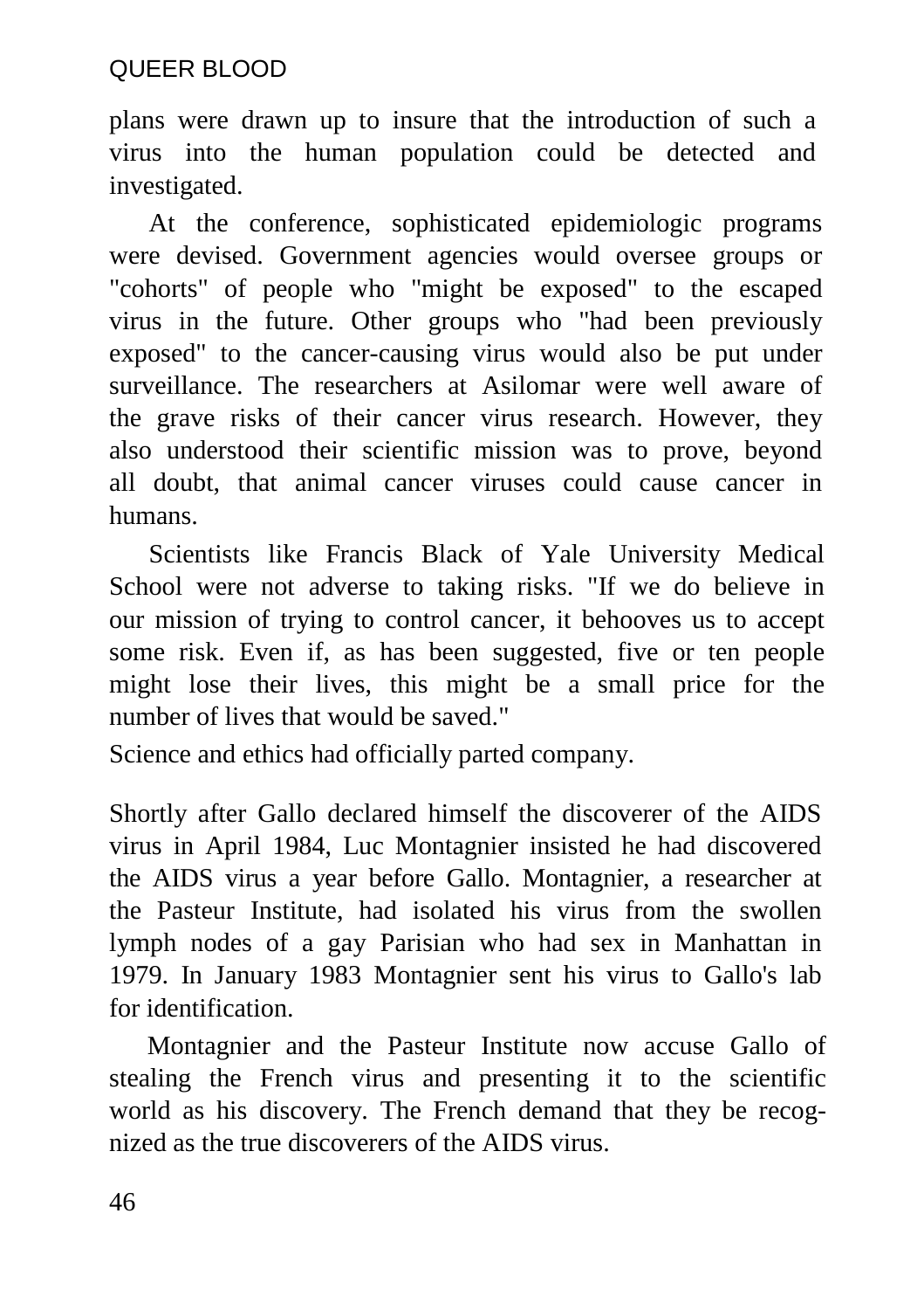plans were drawn up to insure that the introduction of such a virus into the human population could be detected and investigated.

At the conference, sophisticated epidemiologic programs were devised. Government agencies would oversee groups or "cohorts" of people who "might be exposed" to the escaped virus in the future. Other groups who "had been previously exposed" to the cancer-causing virus would also be put under surveillance. The researchers at Asilomar were well aware of the grave risks of their cancer virus research. However, they also understood their scientific mission was to prove, beyond all doubt, that animal cancer viruses could cause cancer in humans.

Scientists like Francis Black of Yale University Medical School were not adverse to taking risks. "If we do believe in our mission of trying to control cancer, it behooves us to accept some risk. Even if, as has been suggested, five or ten people might lose their lives, this might be a small price for the number of lives that would be saved."

Science and ethics had officially parted company.

Shortly after Gallo declared himself the discoverer of the AIDS virus in April 1984, Luc Montagnier insisted he had discovered the AIDS virus a year before Gallo. Montagnier, a researcher at the Pasteur Institute, had isolated his virus from the swollen lymph nodes of a gay Parisian who had sex in Manhattan in 1979. In January 1983 Montagnier sent his virus to Gallo's lab for identification.

Montagnier and the Pasteur Institute now accuse Gallo of stealing the French virus and presenting it to the scientific world as his discovery. The French demand that they be recognized as the true discoverers of the AIDS virus.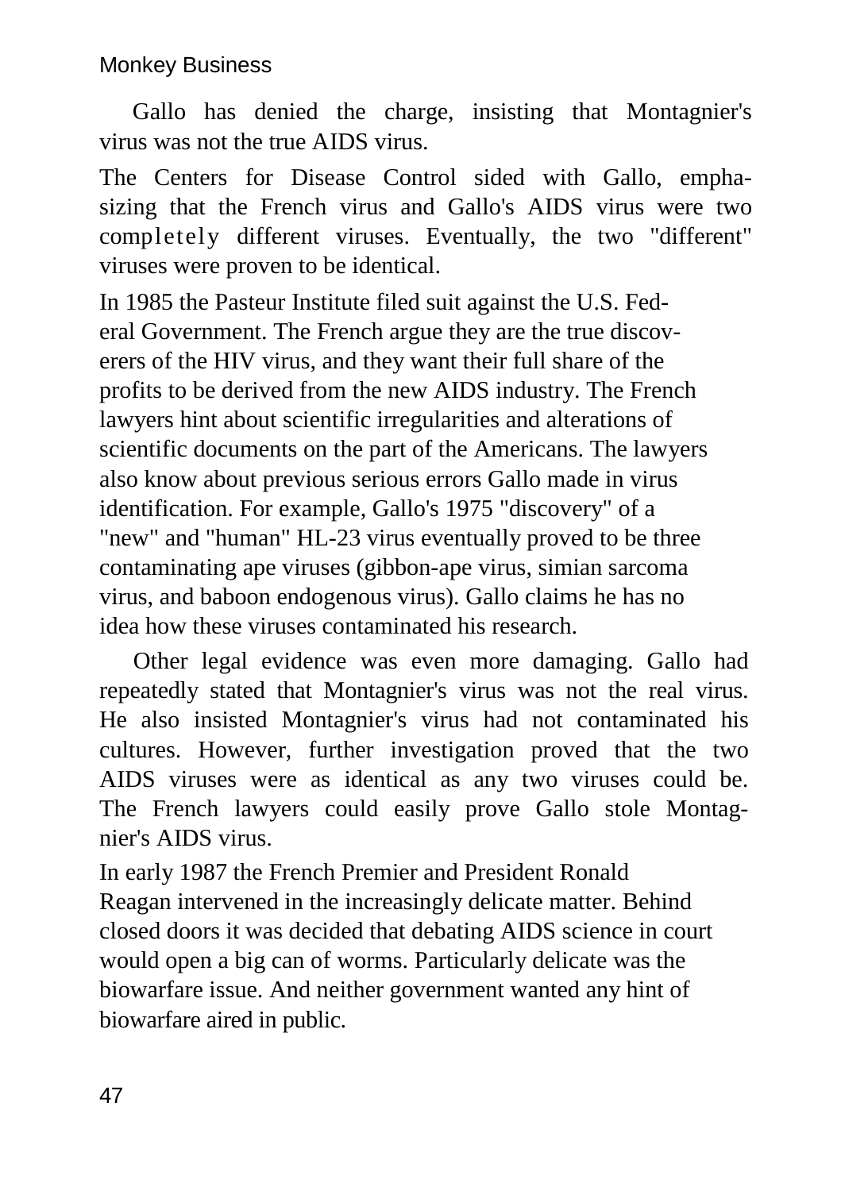Gallo has denied the charge, insisting that Montagnier's virus was not the true AIDS virus.

The Centers for Disease Control sided with Gallo, emphasizing that the French virus and Gallo's AIDS virus were two completely different viruses. Eventually, the two "different" viruses were proven to be identical.

In 1985 the Pasteur Institute filed suit against the U.S. Federal Government. The French argue they are the true discoverers of the HIV virus, and they want their full share of the profits to be derived from the new AIDS industry. The French lawyers hint about scientific irregularities and alterations of scientific documents on the part of the Americans. The lawyers also know about previous serious errors Gallo made in virus identification. For example, Gallo's 1975 "discovery" of a "new" and "human" HL-23 virus eventually proved to be three contaminating ape viruses (gibbon-ape virus, simian sarcoma virus, and baboon endogenous virus). Gallo claims he has no idea how these viruses contaminated his research.

Other legal evidence was even more damaging. Gallo had repeatedly stated that Montagnier's virus was not the real virus. He also insisted Montagnier's virus had not contaminated his cultures. However, further investigation proved that the two AIDS viruses were as identical as any two viruses could be. The French lawyers could easily prove Gallo stole Montagnier's AIDS virus.

In early 1987 the French Premier and President Ronald Reagan intervened in the increasingly delicate matter. Behind closed doors it was decided that debating AIDS science in court would open a big can of worms. Particularly delicate was the biowarfare issue. And neither government wanted any hint of biowarfare aired in public.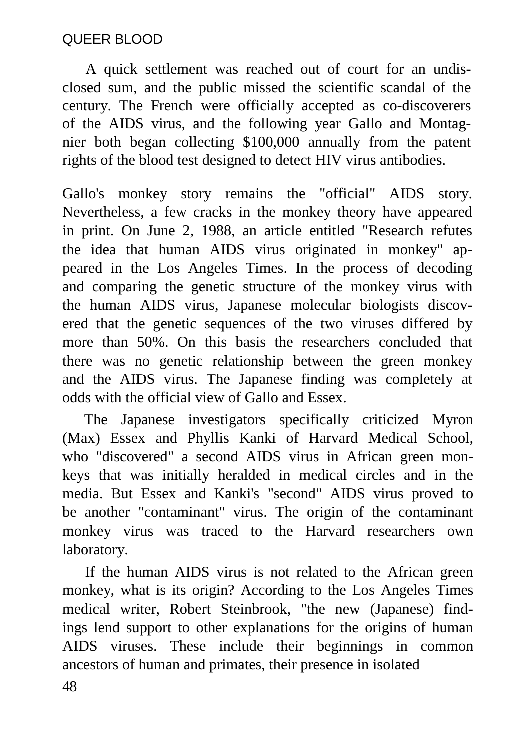A quick settlement was reached out of court for an undisclosed sum, and the public missed the scientific scandal of the century. The French were officially accepted as co-discoverers of the AIDS virus, and the following year Gallo and Montagnier both began collecting $100,000 annually from the patent rights of the blood test designed to detect HIV virus antibodies.

Gallo's monkey story remains the "official" AIDS story. Nevertheless, a few cracks in the monkey theory have appeared in print. On June 2, 1988, an article entitled "Research refutes the idea that human AIDS virus originated in monkey" appeared in the Los Angeles Times. In the process of decoding and comparing the genetic structure of the monkey virus with the human AIDS virus, Japanese molecular biologists discovered that the genetic sequences of the two viruses differed by more than 50%. On this basis the researchers concluded that there was no genetic relationship between the green monkey and the AIDS virus. The Japanese finding was completely at odds with the official view of Gallo and Essex.

The Japanese investigators specifically criticized Myron (Max) Essex and Phyllis Kanki of Harvard Medical School, who "discovered" a second AIDS virus in African green monkeys that was initially heralded in medical circles and in the media. But Essex and Kanki's "second" AIDS virus proved to be another "contaminant" virus. The origin of the contaminant monkey virus was traced to the Harvard researchers own laboratory.

If the human AIDS virus is not related to the African green monkey, what is its origin? According to the Los Angeles Times medical writer, Robert Steinbrook, "the new (Japanese) findings lend support to other explanations for the origins of human AIDS viruses. These include their beginnings in common ancestors of human and primates, their presence in isolated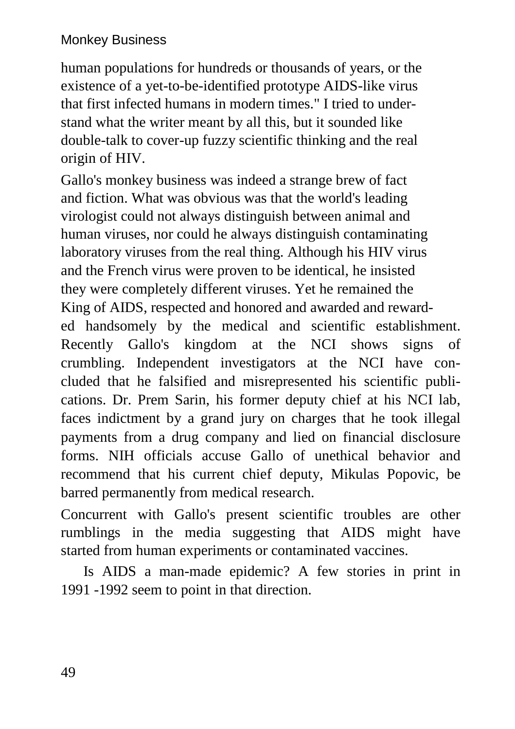human populations for hundreds or thousands of years, or the existence of a yet-to-be-identified prototype AIDS-like virus that first infected humans in modern times." I tried to understand what the writer meant by all this, but it sounded like double-talk to cover-up fuzzy scientific thinking and the real origin of HIV.

Gallo's monkey business was indeed a strange brew of fact and fiction. What was obvious was that the world's leading virologist could not always distinguish between animal and human viruses, nor could he always distinguish contaminating laboratory viruses from the real thing. Although his HIV virus and the French virus were proven to be identical, he insisted they were completely different viruses. Yet he remained the King of AIDS, respected and honored and awarded and rewarded handsomely by the medical and scientific establishment. Recently Gallo's kingdom at the NCI shows signs of crumbling. Independent investigators at the NCI have concluded that he falsified and misrepresented his scientific publications. Dr. Prem Sarin, his former deputy chief at his NCI lab, faces indictment by a grand jury on charges that he took illegal payments from a drug company and lied on financial disclosure forms. NIH officials accuse Gallo of unethical behavior and recommend that his current chief deputy, Mikulas Popovic, be barred permanently from medical research.

Concurrent with Gallo's present scientific troubles are other rumblings in the media suggesting that AIDS might have started from human experiments or contaminated vaccines.

Is AIDS a man-made epidemic? A few stories in print in 1991 -1992 seem to point in that direction.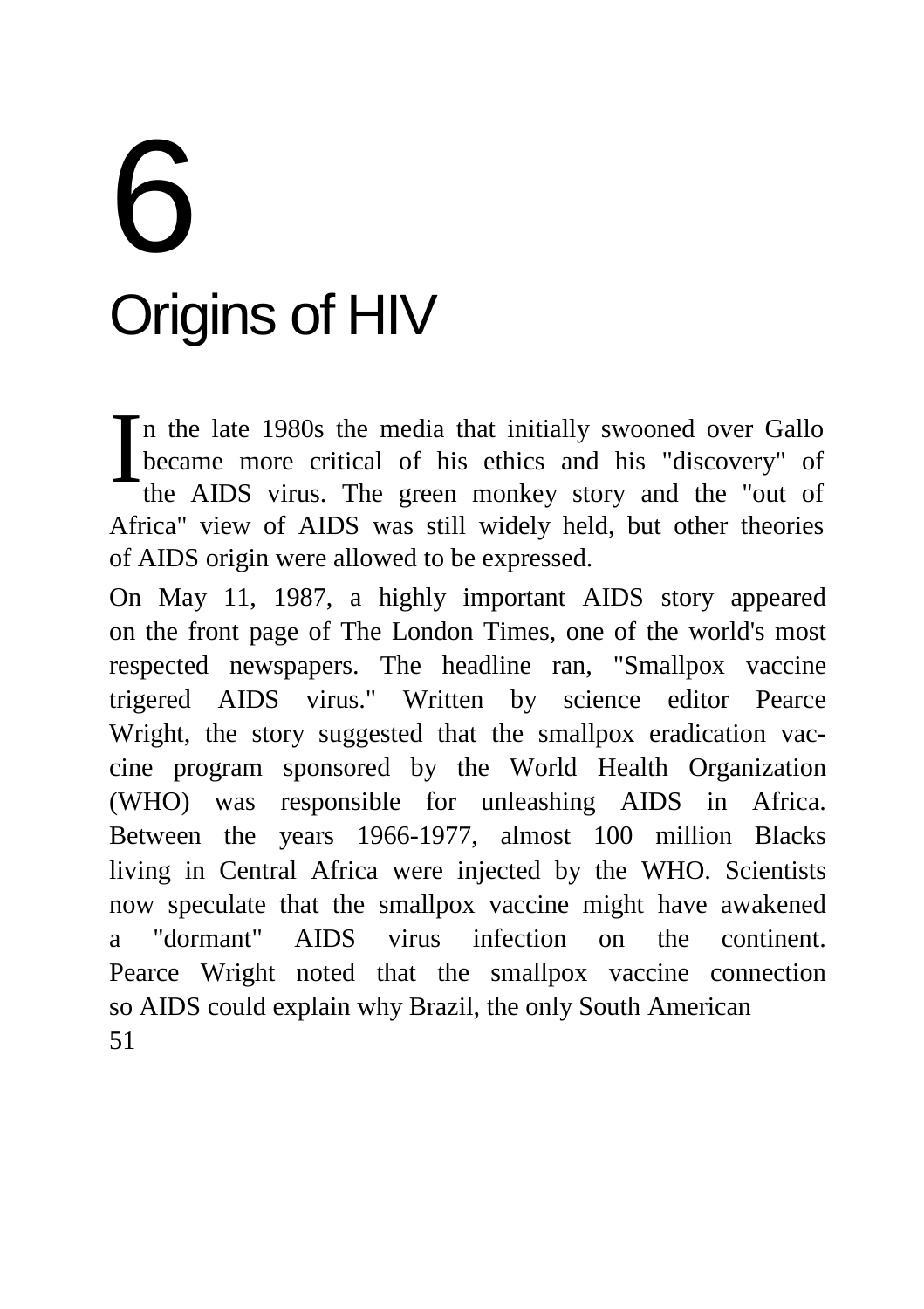# 6
# Origins of HIV

In the late 1980s the media that initially swooned over Gallo became more critical of his ethics and his "discovery" of the AIDS virus. The green monkey story and the "out of Africa" view of AIDS was still widely held, but other theories of AIDS origin were allowed to be expressed.

On May 11, 1987, a highly important AIDS story appeared on the front page of The London Times, one of the world's most respected newspapers. The headline ran, "Smallpox vaccine trigered AIDS virus." Written by science editor Pearce Wright, the story suggested that the smallpox eradication vaccine program sponsored by the World Health Organization (WHO) was responsible for unleashing AIDS in Africa. Between the years 1966-1977, almost 100 million Blacks living in Central Africa were injected by the WHO. Scientists now speculate that the smallpox vaccine might have awakened a "dormant" AIDS virus infection on the continent. Pearce Wright noted that the smallpox vaccine connection so AIDS could explain why Brazil, the only South American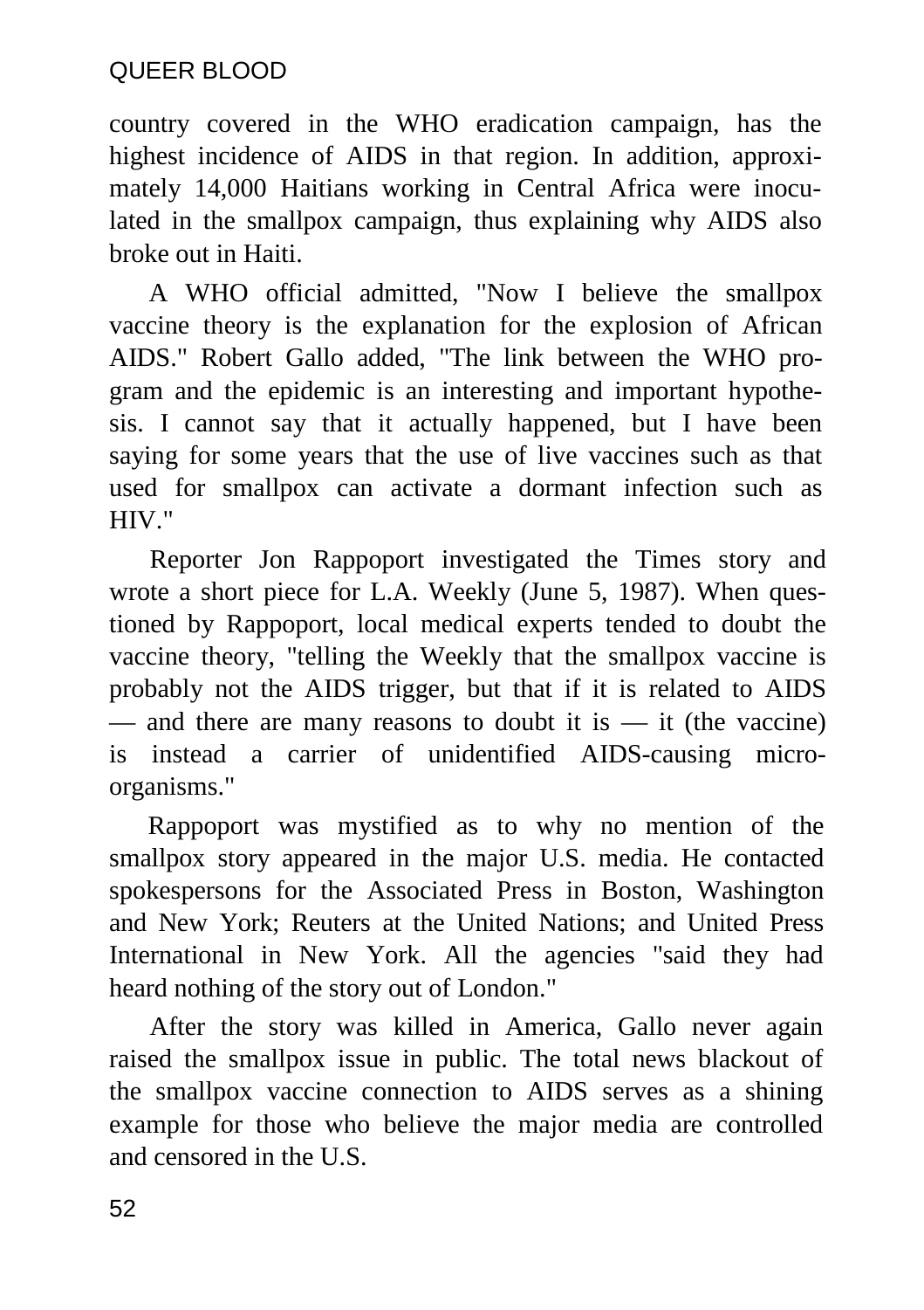country covered in the WHO eradication campaign, has the highest incidence of AIDS in that region. In addition, approximately 14,000 Haitians working in Central Africa were inoculated in the smallpox campaign, thus explaining why AIDS also broke out in Haiti.

A WHO official admitted, "Now I believe the smallpox vaccine theory is the explanation for the explosion of African AIDS." Robert Gallo added, "The link between the WHO program and the epidemic is an interesting and important hypothesis. I cannot say that it actually happened, but I have been saying for some years that the use of live vaccines such as that used for smallpox can activate a dormant infection such as HIV."

Reporter Jon Rappoport investigated the Times story and wrote a short piece for L.A. Weekly (June 5, 1987). When questioned by Rappoport, local medical experts tended to doubt the vaccine theory, "telling the Weekly that the smallpox vaccine is probably not the AIDS trigger, but that if it is related to AIDS — and there are many reasons to doubt it is — it (the vaccine) is instead a carrier of unidentified AIDS-causing microorganisms."

Rappoport was mystified as to why no mention of the smallpox story appeared in the major U.S. media. He contacted spokespersons for the Associated Press in Boston, Washington and New York; Reuters at the United Nations; and United Press International in New York. All the agencies "said they had heard nothing of the story out of London."

After the story was killed in America, Gallo never again raised the smallpox issue in public. The total news blackout of the smallpox vaccine connection to AIDS serves as a shining example for those who believe the major media are controlled and censored in the U.S.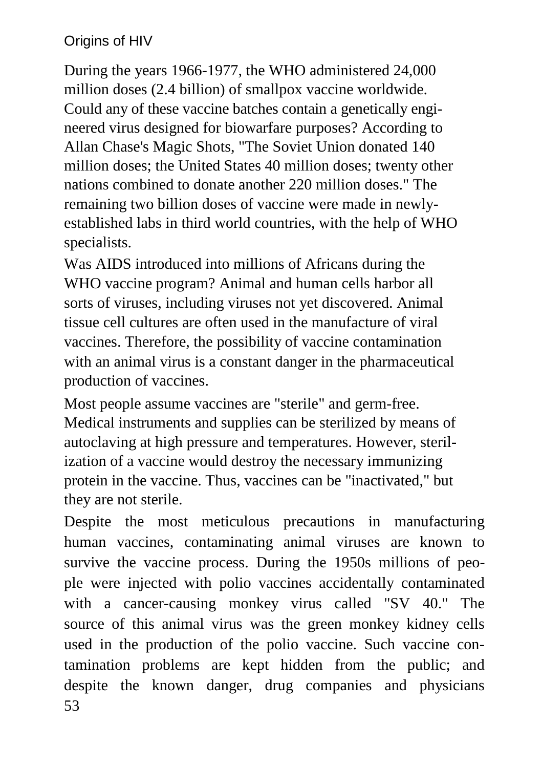During the years 1966-1977, the WHO administered 24,000 million doses (2.4 billion) of smallpox vaccine worldwide. Could any of these vaccine batches contain a genetically engineered virus designed for biowarfare purposes? According to Allan Chase's Magic Shots, "The Soviet Union donated 140 million doses; the United States 40 million doses; twenty other nations combined to donate another 220 million doses." The remaining two billion doses of vaccine were made in newly-established labs in third world countries, with the help of WHO specialists.

Was AIDS introduced into millions of Africans during the WHO vaccine program? Animal and human cells harbor all sorts of viruses, including viruses not yet discovered. Animal tissue cell cultures are often used in the manufacture of viral vaccines. Therefore, the possibility of vaccine contamination with an animal virus is a constant danger in the pharmaceutical production of vaccines.

Most people assume vaccines are "sterile" and germ-free. Medical instruments and supplies can be sterilized by means of autoclaving at high pressure and temperatures. However, sterilization of a vaccine would destroy the necessary immunizing protein in the vaccine. Thus, vaccines can be "inactivated," but they are not sterile.

Despite the most meticulous precautions in manufacturing human vaccines, contaminating animal viruses are known to survive the vaccine process. During the 1950s millions of people were injected with polio vaccines accidentally contaminated with a cancer-causing monkey virus called "SV 40." The source of this animal virus was the green monkey kidney cells used in the production of the polio vaccine. Such vaccine contamination problems are kept hidden from the public; and despite the known danger, drug companies and physicians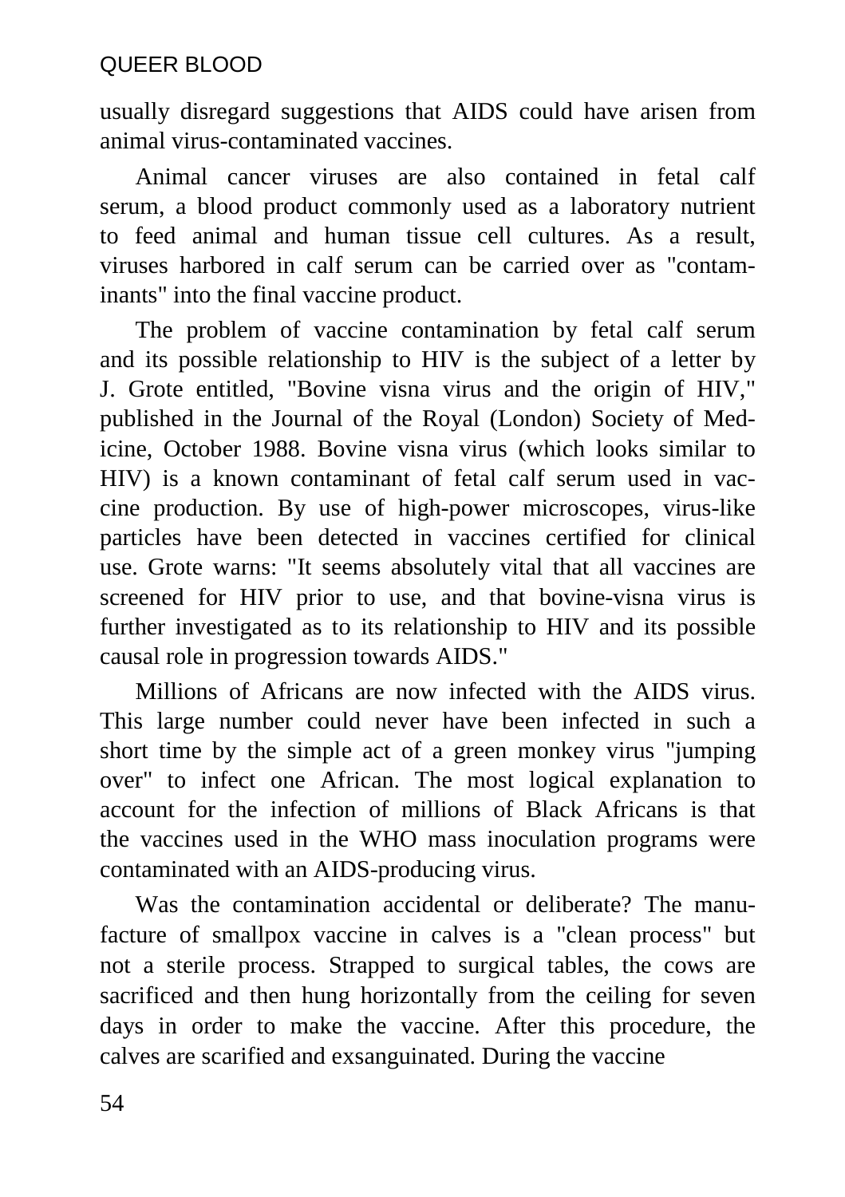usually disregard suggestions that AIDS could have arisen from animal virus-contaminated vaccines.

Animal cancer viruses are also contained in fetal calf serum, a blood product commonly used as a laboratory nutrient to feed animal and human tissue cell cultures. As a result, viruses harbored in calf serum can be carried over as "contaminants" into the final vaccine product.

The problem of vaccine contamination by fetal calf serum and its possible relationship to HIV is the subject of a letter by J. Grote entitled, "Bovine visna virus and the origin of HIV," published in the Journal of the Royal (London) Society of Medicine, October 1988. Bovine visna virus (which looks similar to HIV) is a known contaminant of fetal calf serum used in vaccine production. By use of high-power microscopes, virus-like particles have been detected in vaccines certified for clinical use. Grote warns: "It seems absolutely vital that all vaccines are screened for HIV prior to use, and that bovine-visna virus is further investigated as to its relationship to HIV and its possible causal role in progression towards AIDS."

Millions of Africans are now infected with the AIDS virus. This large number could never have been infected in such a short time by the simple act of a green monkey virus "jumping over" to infect one African. The most logical explanation to account for the infection of millions of Black Africans is that the vaccines used in the WHO mass inoculation programs were contaminated with an AIDS-producing virus.

Was the contamination accidental or deliberate? The manufacture of smallpox vaccine in calves is a "clean process" but not a sterile process. Strapped to surgical tables, the cows are sacrificed and then hung horizontally from the ceiling for seven days in order to make the vaccine. After this procedure, the calves are scarified and exsanguinated. During the vaccine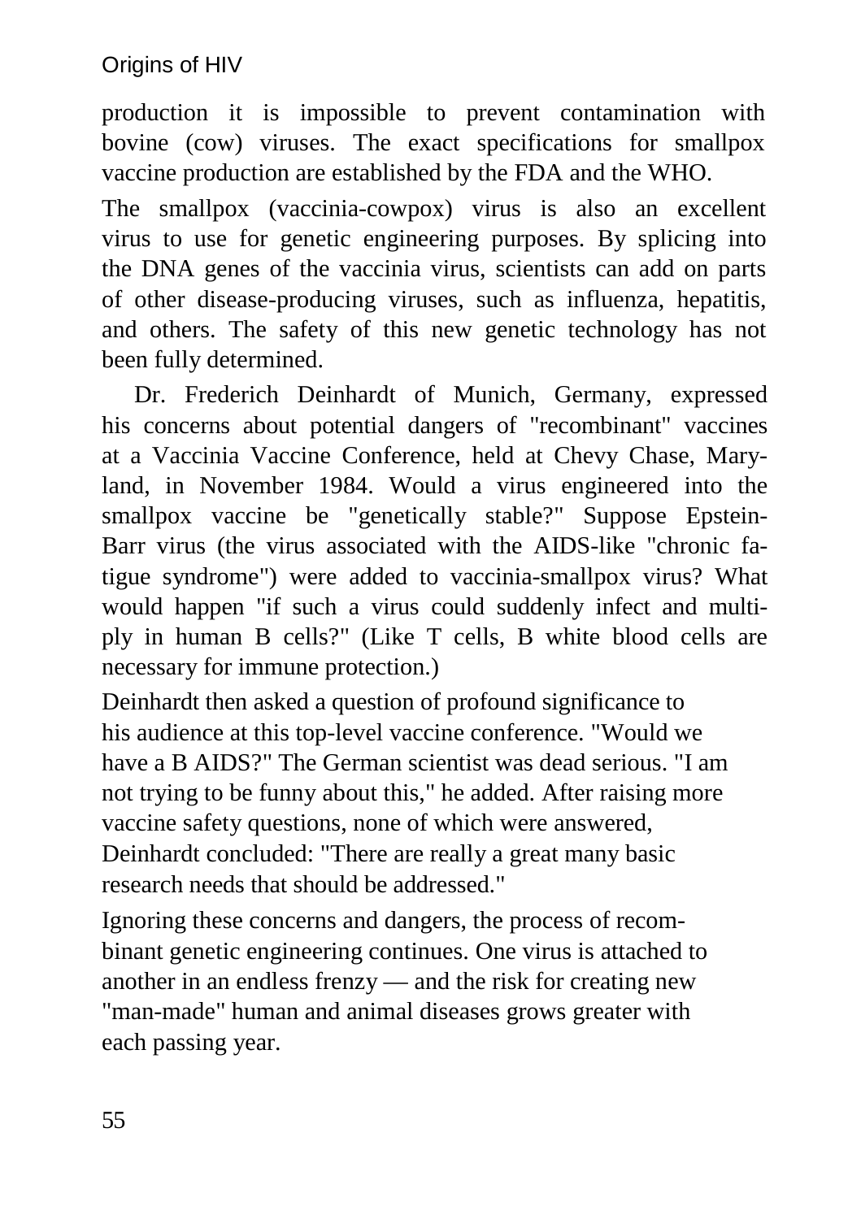production it is impossible to prevent contamination with bovine (cow) viruses. The exact specifications for smallpox vaccine production are established by the FDA and the WHO.

The smallpox (vaccinia-cowpox) virus is also an excellent virus to use for genetic engineering purposes. By splicing into the DNA genes of the vaccinia virus, scientists can add on parts of other disease-producing viruses, such as influenza, hepatitis, and others. The safety of this new genetic technology has not been fully determined.

Dr. Frederich Deinhardt of Munich, Germany, expressed his concerns about potential dangers of "recombinant" vaccines at a Vaccinia Vaccine Conference, held at Chevy Chase, Maryland, in November 1984. Would a virus engineered into the smallpox vaccine be "genetically stable?" Suppose Epstein-Barr virus (the virus associated with the AIDS-like "chronic fatigue syndrome") were added to vaccinia-smallpox virus? What would happen "if such a virus could suddenly infect and multiply in human B cells?" (Like T cells, B white blood cells are necessary for immune protection.)

Deinhardt then asked a question of profound significance to his audience at this top-level vaccine conference. "Would we have a B AIDS?" The German scientist was dead serious. "I am not trying to be funny about this," he added. After raising more vaccine safety questions, none of which were answered, Deinhardt concluded: "There are really a great many basic research needs that should be addressed."

Ignoring these concerns and dangers, the process of recombinant genetic engineering continues. One virus is attached to another in an endless frenzy — and the risk for creating new "man-made" human and animal diseases grows greater with each passing year.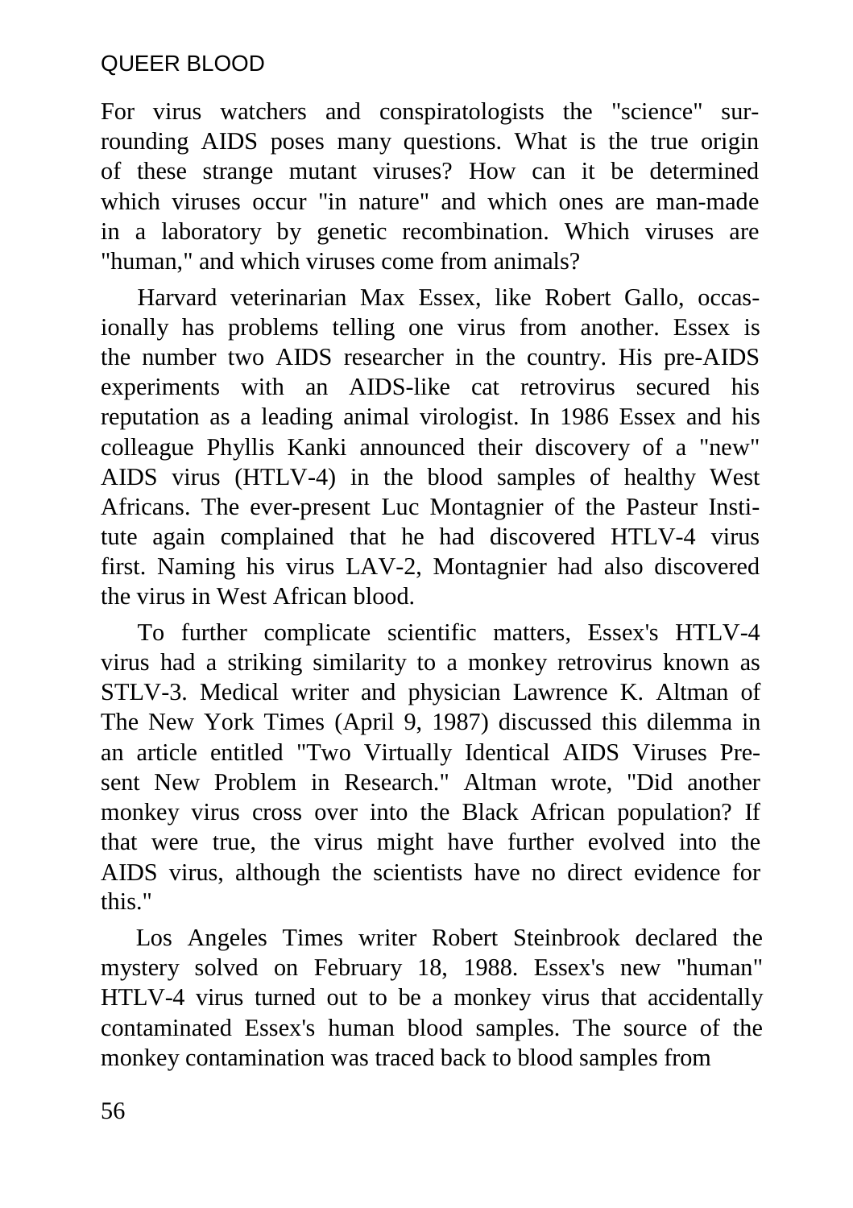For virus watchers and conspiratologists the "science" surrounding AIDS poses many questions. What is the true origin of these strange mutant viruses? How can it be determined which viruses occur "in nature" and which ones are man-made in a laboratory by genetic recombination. Which viruses are "human," and which viruses come from animals?

Harvard veterinarian Max Essex, like Robert Gallo, occasionally has problems telling one virus from another. Essex is the number two AIDS researcher in the country. His pre-AIDS experiments with an AIDS-like cat retrovirus secured his reputation as a leading animal virologist. In 1986 Essex and his colleague Phyllis Kanki announced their discovery of a "new" AIDS virus (HTLV-4) in the blood samples of healthy West Africans. The ever-present Luc Montagnier of the Pasteur Institute again complained that he had discovered HTLV-4 virus first. Naming his virus LAV-2, Montagnier had also discovered the virus in West African blood.

To further complicate scientific matters, Essex's HTLV-4 virus had a striking similarity to a monkey retrovirus known as STLV-3. Medical writer and physician Lawrence K. Altman of The New York Times (April 9, 1987) discussed this dilemma in an article entitled "Two Virtually Identical AIDS Viruses Present New Problem in Research." Altman wrote, "Did another monkey virus cross over into the Black African population? If that were true, the virus might have further evolved into the AIDS virus, although the scientists have no direct evidence for this."

Los Angeles Times writer Robert Steinbrook declared the mystery solved on February 18, 1988. Essex's new "human" HTLV-4 virus turned out to be a monkey virus that accidentally contaminated Essex's human blood samples. The source of the monkey contamination was traced back to blood samples from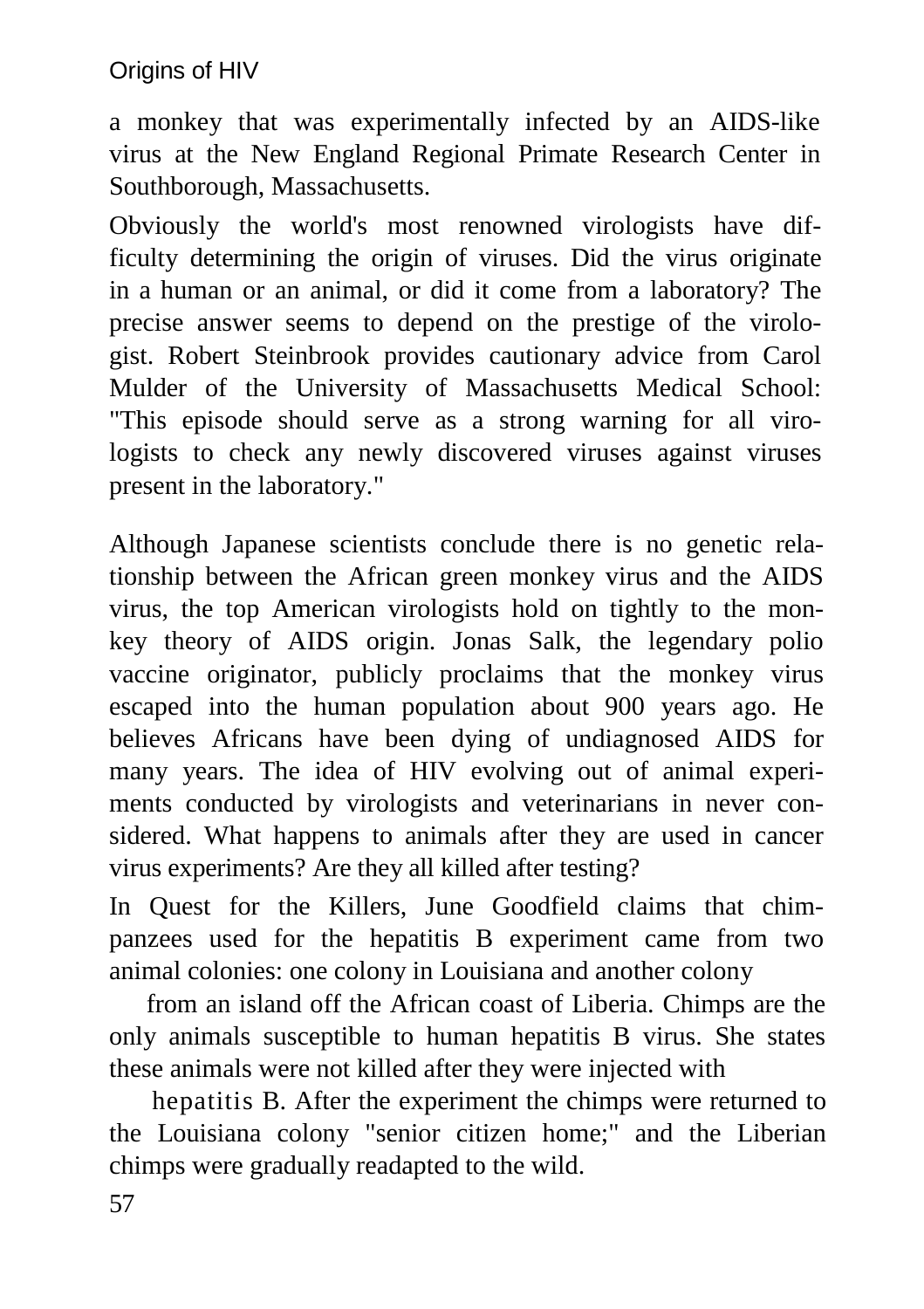a monkey that was experimentally infected by an AIDS-like virus at the New England Regional Primate Research Center in Southborough, Massachusetts.

Obviously the world's most renowned virologists have difficulty determining the origin of viruses. Did the virus originate in a human or an animal, or did it come from a laboratory? The precise answer seems to depend on the prestige of the virologist. Robert Steinbrook provides cautionary advice from Carol Mulder of the University of Massachusetts Medical School: "This episode should serve as a strong warning for all virologists to check any newly discovered viruses against viruses present in the laboratory."

Although Japanese scientists conclude there is no genetic relationship between the African green monkey virus and the AIDS virus, the top American virologists hold on tightly to the monkey theory of AIDS origin. Jonas Salk, the legendary polio vaccine originator, publicly proclaims that the monkey virus escaped into the human population about 900 years ago. He believes Africans have been dying of undiagnosed AIDS for many years. The idea of HIV evolving out of animal experiments conducted by virologists and veterinarians in never considered. What happens to animals after they are used in cancer virus experiments? Are they all killed after testing?

In Quest for the Killers, June Goodfield claims that chimpanzees used for the hepatitis B experiment came from two animal colonies: one colony in Louisiana and another colony from an island off the African coast of Liberia. Chimps are the only animals susceptible to human hepatitis B virus. She states these animals were not killed after they were injected with hepatitis B. After the experiment the chimps were returned to the Louisiana colony "senior citizen home;" and the Liberian chimps were gradually readapted to the wild.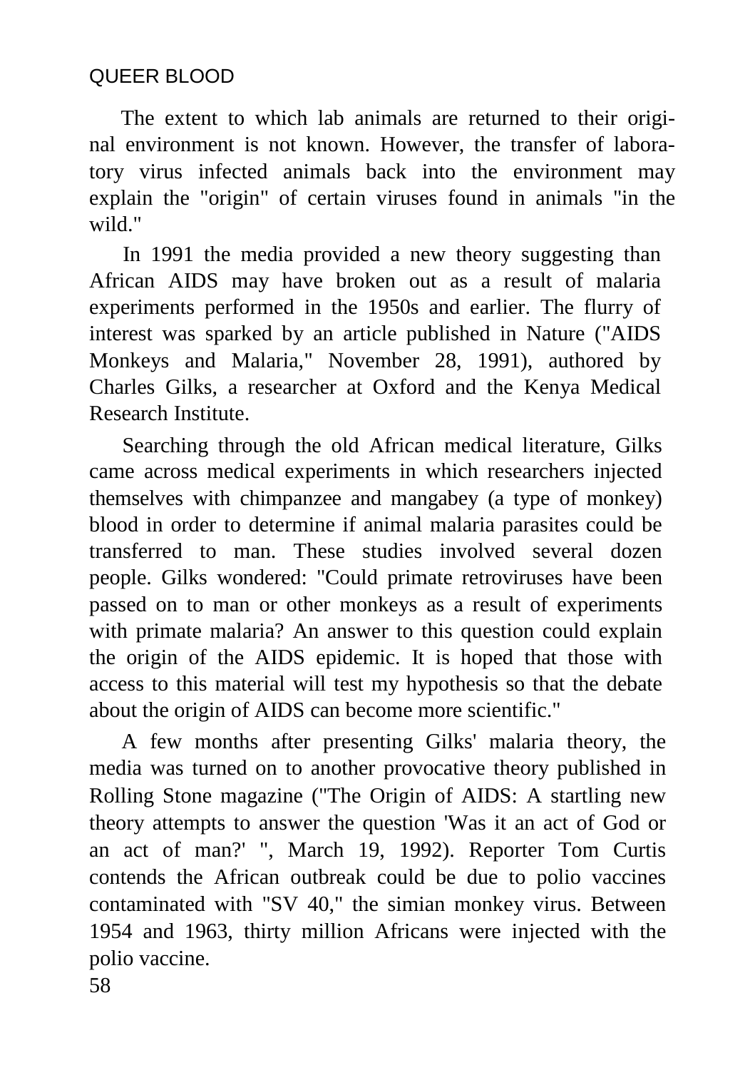The extent to which lab animals are returned to their original environment is not known. However, the transfer of laboratory virus infected animals back into the environment may explain the "origin" of certain viruses found in animals "in the wild."

In 1991 the media provided a new theory suggesting than African AIDS may have broken out as a result of malaria experiments performed in the 1950s and earlier. The flurry of interest was sparked by an article published in Nature ("AIDS Monkeys and Malaria," November 28, 1991), authored by Charles Gilks, a researcher at Oxford and the Kenya Medical Research Institute.

Searching through the old African medical literature, Gilks came across medical experiments in which researchers injected themselves with chimpanzee and mangabey (a type of monkey) blood in order to determine if animal malaria parasites could be transferred to man. These studies involved several dozen people. Gilks wondered: "Could primate retroviruses have been passed on to man or other monkeys as a result of experiments with primate malaria? An answer to this question could explain the origin of the AIDS epidemic. It is hoped that those with access to this material will test my hypothesis so that the debate about the origin of AIDS can become more scientific."

A few months after presenting Gilks' malaria theory, the media was turned on to another provocative theory published in Rolling Stone magazine ("The Origin of AIDS: A startling new theory attempts to answer the question 'Was it an act of God or an act of man?' ", March 19, 1992). Reporter Tom Curtis contends the African outbreak could be due to polio vaccines contaminated with "SV 40," the simian monkey virus. Between 1954 and 1963, thirty million Africans were injected with the polio vaccine.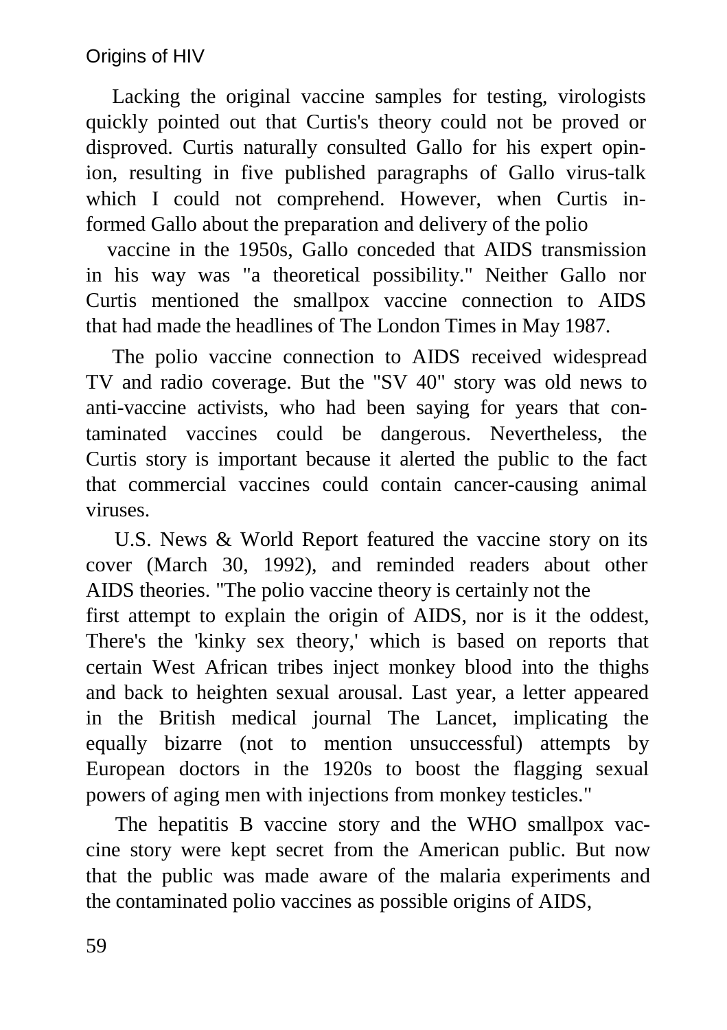Lacking the original vaccine samples for testing, virologists quickly pointed out that Curtis's theory could not be proved or disproved. Curtis naturally consulted Gallo for his expert opinion, resulting in five published paragraphs of Gallo virus-talk which I could not comprehend. However, when Curtis informed Gallo about the preparation and delivery of the polio vaccine in the 1950s, Gallo conceded that AIDS transmission in his way was "a theoretical possibility." Neither Gallo nor Curtis mentioned the smallpox vaccine connection to AIDS that had made the headlines of The London Times in May 1987.

The polio vaccine connection to AIDS received widespread TV and radio coverage. But the "SV 40" story was old news to anti-vaccine activists, who had been saying for years that contaminated vaccines could be dangerous. Nevertheless, the Curtis story is important because it alerted the public to the fact that commercial vaccines could contain cancer-causing animal viruses.

U.S. News & World Report featured the vaccine story on its cover (March 30, 1992), and reminded readers about other AIDS theories. "The polio vaccine theory is certainly not the first attempt to explain the origin of AIDS, nor is it the oddest, There's the 'kinky sex theory,' which is based on reports that certain West African tribes inject monkey blood into the thighs and back to heighten sexual arousal. Last year, a letter appeared in the British medical journal The Lancet, implicating the equally bizarre (not to mention unsuccessful) attempts by European doctors in the 1920s to boost the flagging sexual powers of aging men with injections from monkey testicles."

The hepatitis B vaccine story and the WHO smallpox vaccine story were kept secret from the American public. But now that the public was made aware of the malaria experiments and the contaminated polio vaccines as possible origins of AIDS,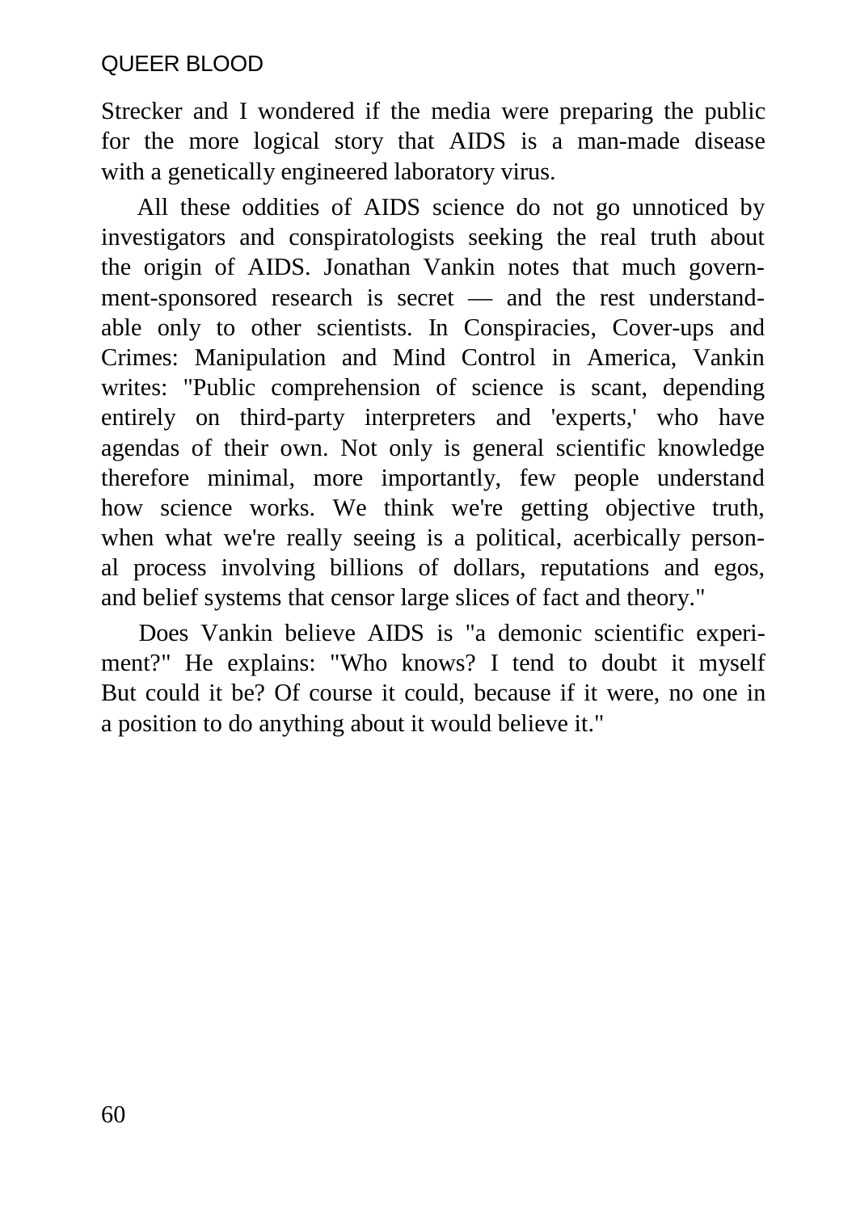Strecker and I wondered if the media were preparing the public for the more logical story that AIDS is a man-made disease with a genetically engineered laboratory virus.

All these oddities of AIDS science do not go unnoticed by investigators and conspiratologists seeking the real truth about the origin of AIDS. Jonathan Vankin notes that much government-sponsored research is secret — and the rest understandable only to other scientists. In Conspiracies, Cover-ups and Crimes: Manipulation and Mind Control in America, Vankin writes: "Public comprehension of science is scant, depending entirely on third-party interpreters and 'experts,' who have agendas of their own. Not only is general scientific knowledge therefore minimal, more importantly, few people understand how science works. We think we're getting objective truth, when what we're really seeing is a political, acerbically personal process involving billions of dollars, reputations and egos, and belief systems that censor large slices of fact and theory."

Does Vankin believe AIDS is "a demonic scientific experiment?" He explains: "Who knows? I tend to doubt it myself But could it be? Of course it could, because if it were, no one in a position to do anything about it would believe it."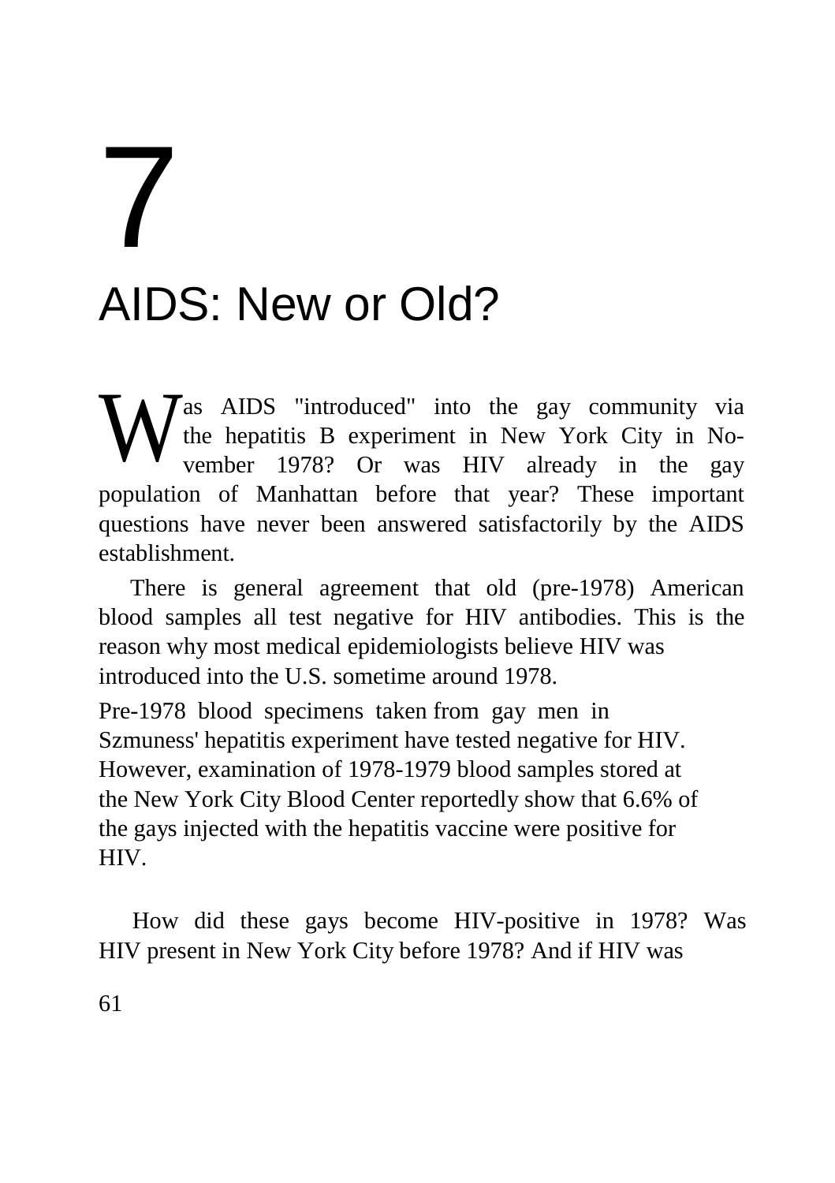# 7

# AIDS: New or Old?

Was AIDS "introduced" into the gay community via the hepatitis B experiment in New York City in November 1978? Or was HIV already in the gay population of Manhattan before that year? These important questions have never been answered satisfactorily by the AIDS establishment.

There is general agreement that old (pre-1978) American blood samples all test negative for HIV antibodies. This is the reason why most medical epidemiologists believe HIV was introduced into the U.S. sometime around 1978.

Pre-1978 blood specimens taken from gay men in Szmuness' hepatitis experiment have tested negative for HIV. However, examination of 1978-1979 blood samples stored at the New York City Blood Center reportedly show that 6.6% of the gays injected with the hepatitis vaccine were positive for HIV.

How did these gays become HIV-positive in 1978? Was HIV present in New York City before 1978? And if HIV was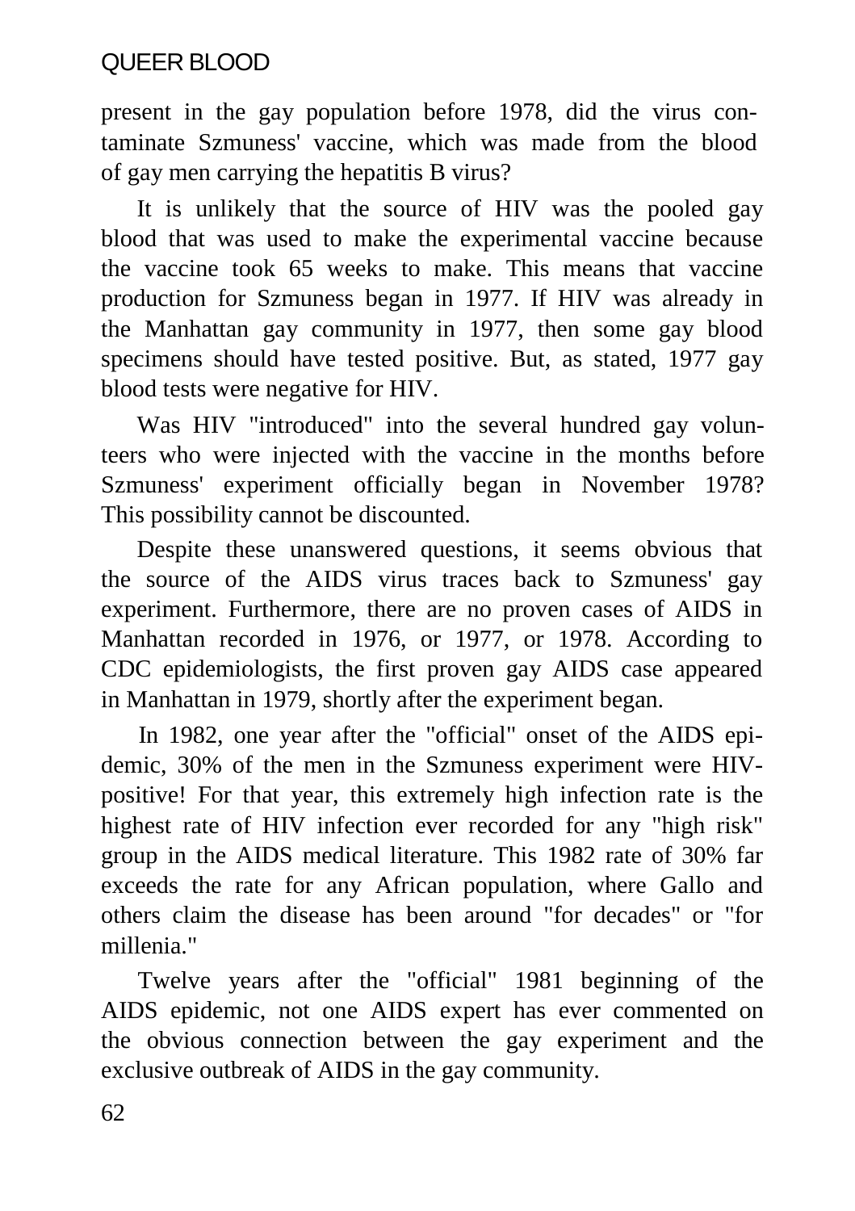present in the gay population before 1978, did the virus contaminate Szmuness' vaccine, which was made from the blood of gay men carrying the hepatitis B virus?

It is unlikely that the source of HIV was the pooled gay blood that was used to make the experimental vaccine because the vaccine took 65 weeks to make. This means that vaccine production for Szmuness began in 1977. If HIV was already in the Manhattan gay community in 1977, then some gay blood specimens should have tested positive. But, as stated, 1977 gay blood tests were negative for HIV.

Was HIV "introduced" into the several hundred gay volunteers who were injected with the vaccine in the months before Szmuness' experiment officially began in November 1978? This possibility cannot be discounted.

Despite these unanswered questions, it seems obvious that the source of the AIDS virus traces back to Szmuness' gay experiment. Furthermore, there are no proven cases of AIDS in Manhattan recorded in 1976, or 1977, or 1978. According to CDC epidemiologists, the first proven gay AIDS case appeared in Manhattan in 1979, shortly after the experiment began.

In 1982, one year after the "official" onset of the AIDS epidemic, 30% of the men in the Szmuness experiment were HIV-positive! For that year, this extremely high infection rate is the highest rate of HIV infection ever recorded for any "high risk" group in the AIDS medical literature. This 1982 rate of 30% far exceeds the rate for any African population, where Gallo and others claim the disease has been around "for decades" or "for millenia."

Twelve years after the "official" 1981 beginning of the AIDS epidemic, not one AIDS expert has ever commented on the obvious connection between the gay experiment and the exclusive outbreak of AIDS in the gay community.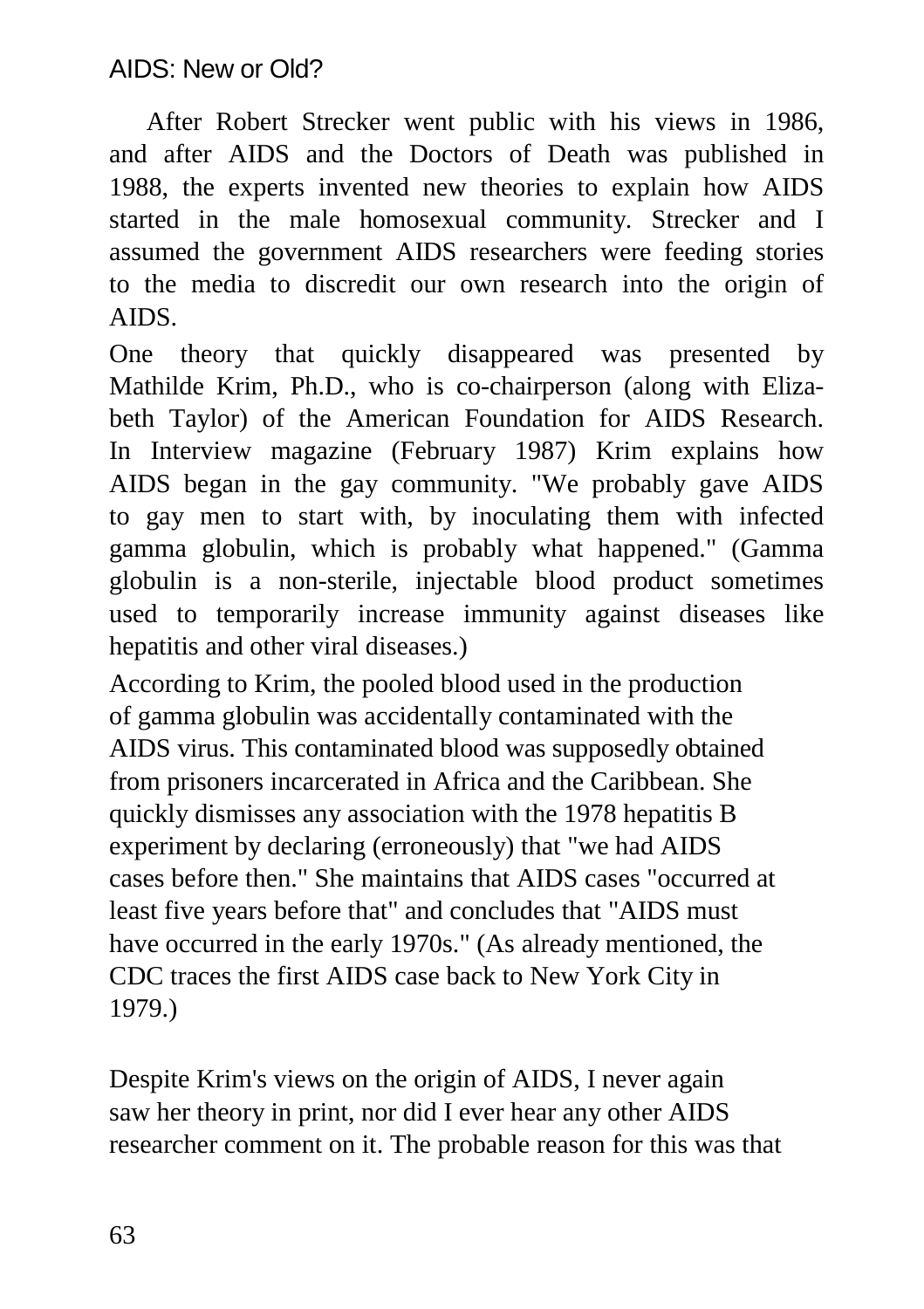After Robert Strecker went public with his views in 1986, and after AIDS and the Doctors of Death was published in 1988, the experts invented new theories to explain how AIDS started in the male homosexual community. Strecker and I assumed the government AIDS researchers were feeding stories to the media to discredit our own research into the origin of AIDS.

One theory that quickly disappeared was presented by Mathilde Krim, Ph.D., who is co-chairperson (along with Elizabeth Taylor) of the American Foundation for AIDS Research. In Interview magazine (February 1987) Krim explains how AIDS began in the gay community. "We probably gave AIDS to gay men to start with, by inoculating them with infected gamma globulin, which is probably what happened." (Gamma globulin is a non-sterile, injectable blood product sometimes used to temporarily increase immunity against diseases like hepatitis and other viral diseases.)

According to Krim, the pooled blood used in the production of gamma globulin was accidentally contaminated with the AIDS virus. This contaminated blood was supposedly obtained from prisoners incarcerated in Africa and the Caribbean. She quickly dismisses any association with the 1978 hepatitis B experiment by declaring (erroneously) that "we had AIDS cases before then." She maintains that AIDS cases "occurred at least five years before that" and concludes that "AIDS must have occurred in the early 1970s." (As already mentioned, the CDC traces the first AIDS case back to New York City in 1979.)

Despite Krim's views on the origin of AIDS, I never again saw her theory in print, nor did I ever hear any other AIDS researcher comment on it. The probable reason for this was that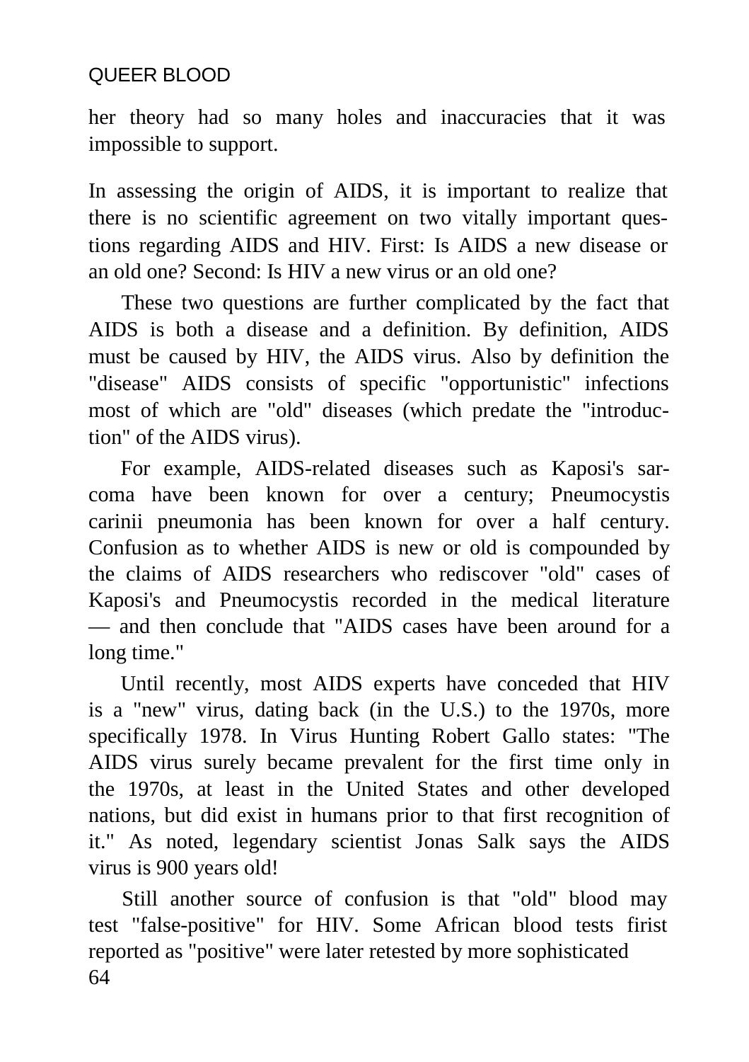her theory had so many holes and inaccuracies that it was impossible to support.

In assessing the origin of AIDS, it is important to realize that there is no scientific agreement on two vitally important questions regarding AIDS and HIV. First: Is AIDS a new disease or an old one? Second: Is HIV a new virus or an old one?

These two questions are further complicated by the fact that AIDS is both a disease and a definition. By definition, AIDS must be caused by HIV, the AIDS virus. Also by definition the "disease" AIDS consists of specific "opportunistic" infections most of which are "old" diseases (which predate the "introduction" of the AIDS virus).

For example, AIDS-related diseases such as Kaposi's sarcoma have been known for over a century; Pneumocystis carinii pneumonia has been known for over a half century. Confusion as to whether AIDS is new or old is compounded by the claims of AIDS researchers who rediscover "old" cases of Kaposi's and Pneumocystis recorded in the medical literature — and then conclude that "AIDS cases have been around for a long time."

Until recently, most AIDS experts have conceded that HIV is a "new" virus, dating back (in the U.S.) to the 1970s, more specifically 1978. In Virus Hunting Robert Gallo states: "The AIDS virus surely became prevalent for the first time only in the 1970s, at least in the United States and other developed nations, but did exist in humans prior to that first recognition of it." As noted, legendary scientist Jonas Salk says the AIDS virus is 900 years old!

Still another source of confusion is that "old" blood may test "false-positive" for HIV. Some African blood tests firist reported as "positive" were later retested by more sophisticated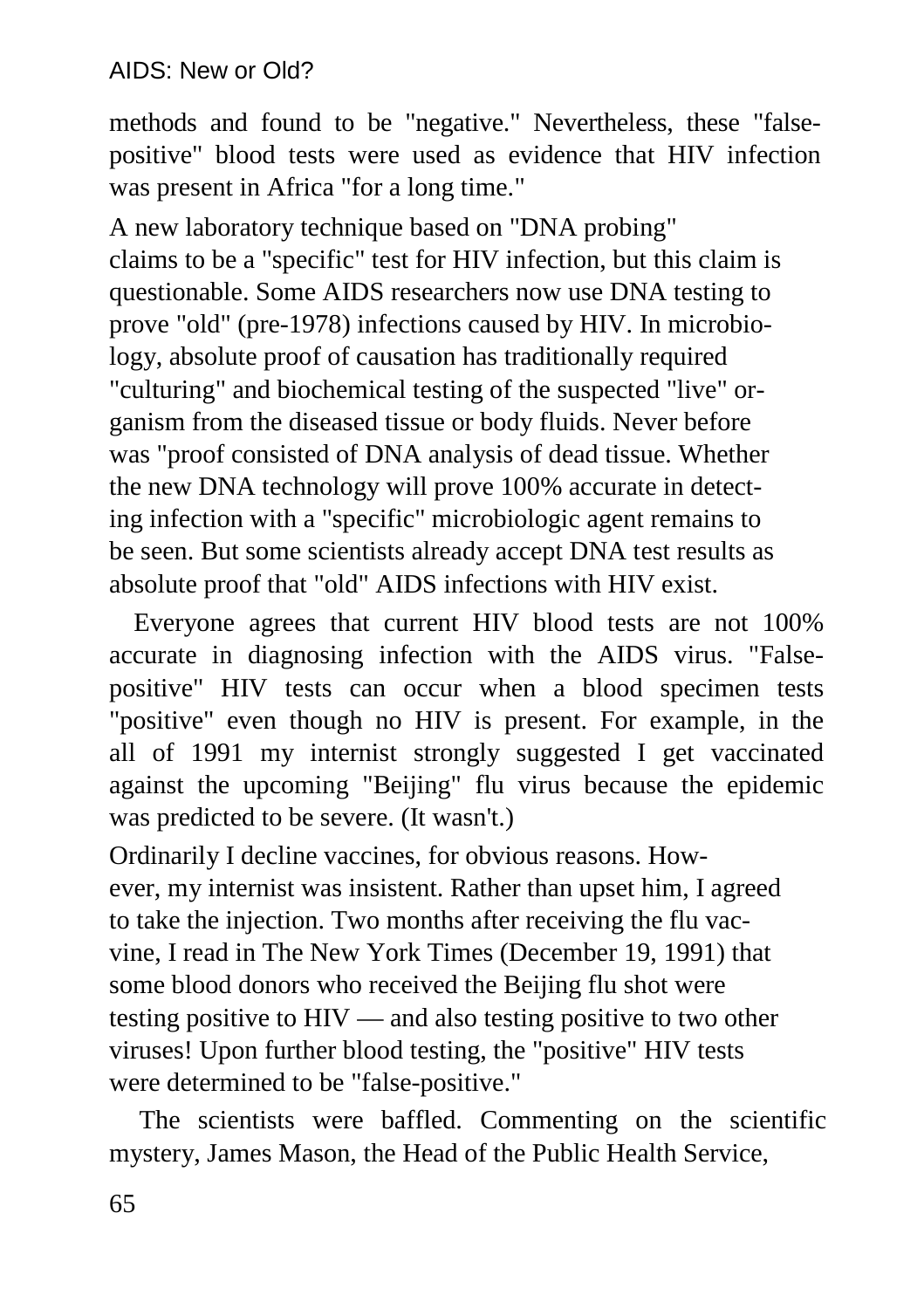methods and found to be "negative." Nevertheless, these "false-positive" blood tests were used as evidence that HIV infection was present in Africa "for a long time."

A new laboratory technique based on "DNA probing" claims to be a "specific" test for HIV infection, but this claim is questionable. Some AIDS researchers now use DNA testing to prove "old" (pre-1978) infections caused by HIV. In microbiology, absolute proof of causation has traditionally required "culturing" and biochemical testing of the suspected "live" organism from the diseased tissue or body fluids. Never before was "proof consisted of DNA analysis of dead tissue. Whether the new DNA technology will prove 100% accurate in detecting infection with a "specific" microbiologic agent remains to be seen. But some scientists already accept DNA test results as absolute proof that "old" AIDS infections with HIV exist.

Everyone agrees that current HIV blood tests are not 100% accurate in diagnosing infection with the AIDS virus. "False-positive" HIV tests can occur when a blood specimen tests "positive" even though no HIV is present. For example, in the all of 1991 my internist strongly suggested I get vaccinated against the upcoming "Beijing" flu virus because the epidemic was predicted to be severe. (It wasn't.)

Ordinarily I decline vaccines, for obvious reasons. However, my internist was insistent. Rather than upset him, I agreed to take the injection. Two months after receiving the flu vaccine, I read in The New York Times (December 19, 1991) that some blood donors who received the Beijing flu shot were testing positive to HIV — and also testing positive to two other viruses! Upon further blood testing, the "positive" HIV tests were determined to be "false-positive."

The scientists were baffled. Commenting on the scientific mystery, James Mason, the Head of the Public Health Service,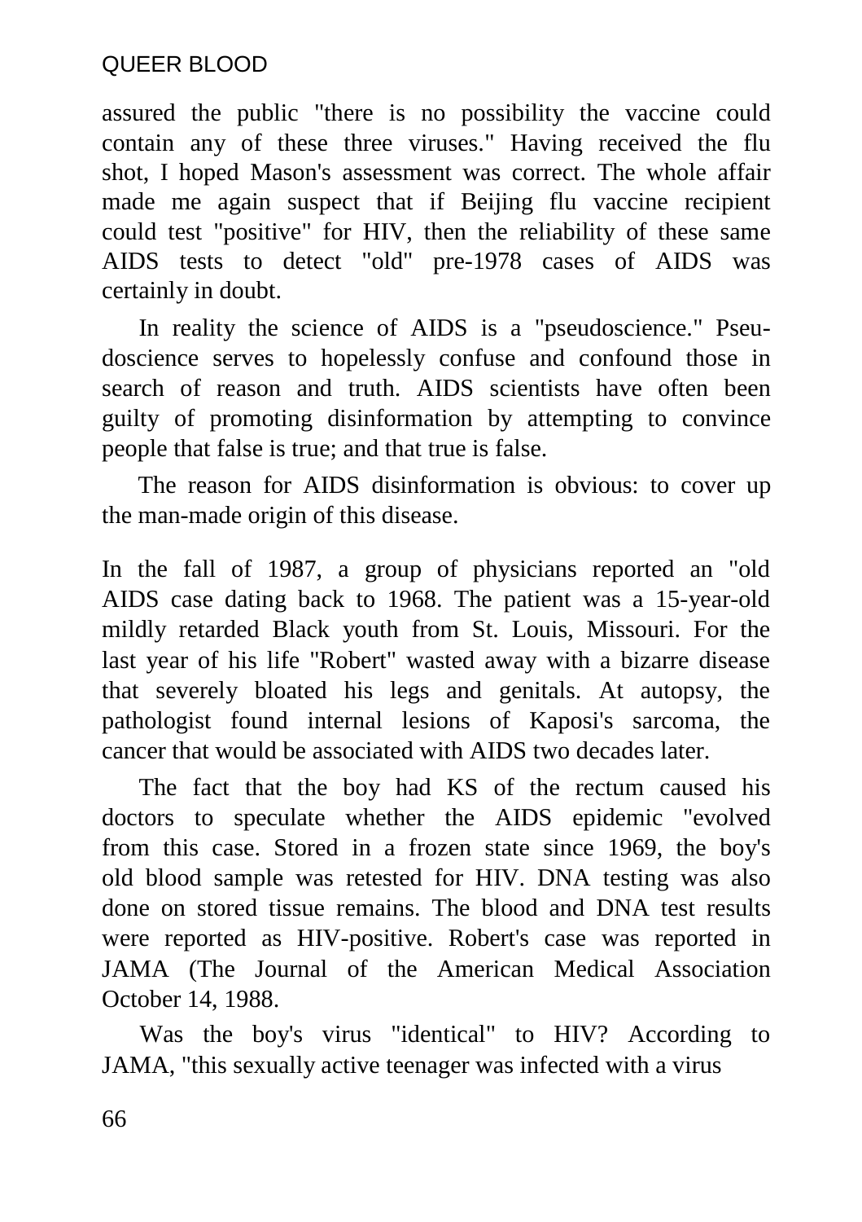assured the public "there is no possibility the vaccine could contain any of these three viruses." Having received the flu shot, I hoped Mason's assessment was correct. The whole affair made me again suspect that if Beijing flu vaccine recipient could test "positive" for HIV, then the reliability of these same AIDS tests to detect "old" pre-1978 cases of AIDS was certainly in doubt.

In reality the science of AIDS is a "pseudoscience." Pseudoscience serves to hopelessly confuse and confound those in search of reason and truth. AIDS scientists have often been guilty of promoting disinformation by attempting to convince people that false is true; and that true is false.

The reason for AIDS disinformation is obvious: to cover up the man-made origin of this disease.

In the fall of 1987, a group of physicians reported an "old AIDS case dating back to 1968. The patient was a 15-year-old mildly retarded Black youth from St. Louis, Missouri. For the last year of his life "Robert" wasted away with a bizarre disease that severely bloated his legs and genitals. At autopsy, the pathologist found internal lesions of Kaposi's sarcoma, the cancer that would be associated with AIDS two decades later.

The fact that the boy had KS of the rectum caused his doctors to speculate whether the AIDS epidemic "evolved from this case. Stored in a frozen state since 1969, the boy's old blood sample was retested for HIV. DNA testing was also done on stored tissue remains. The blood and DNA test results were reported as HIV-positive. Robert's case was reported in JAMA (The Journal of the American Medical Association October 14, 1988.

Was the boy's virus "identical" to HIV? According to JAMA, "this sexually active teenager was infected with a virus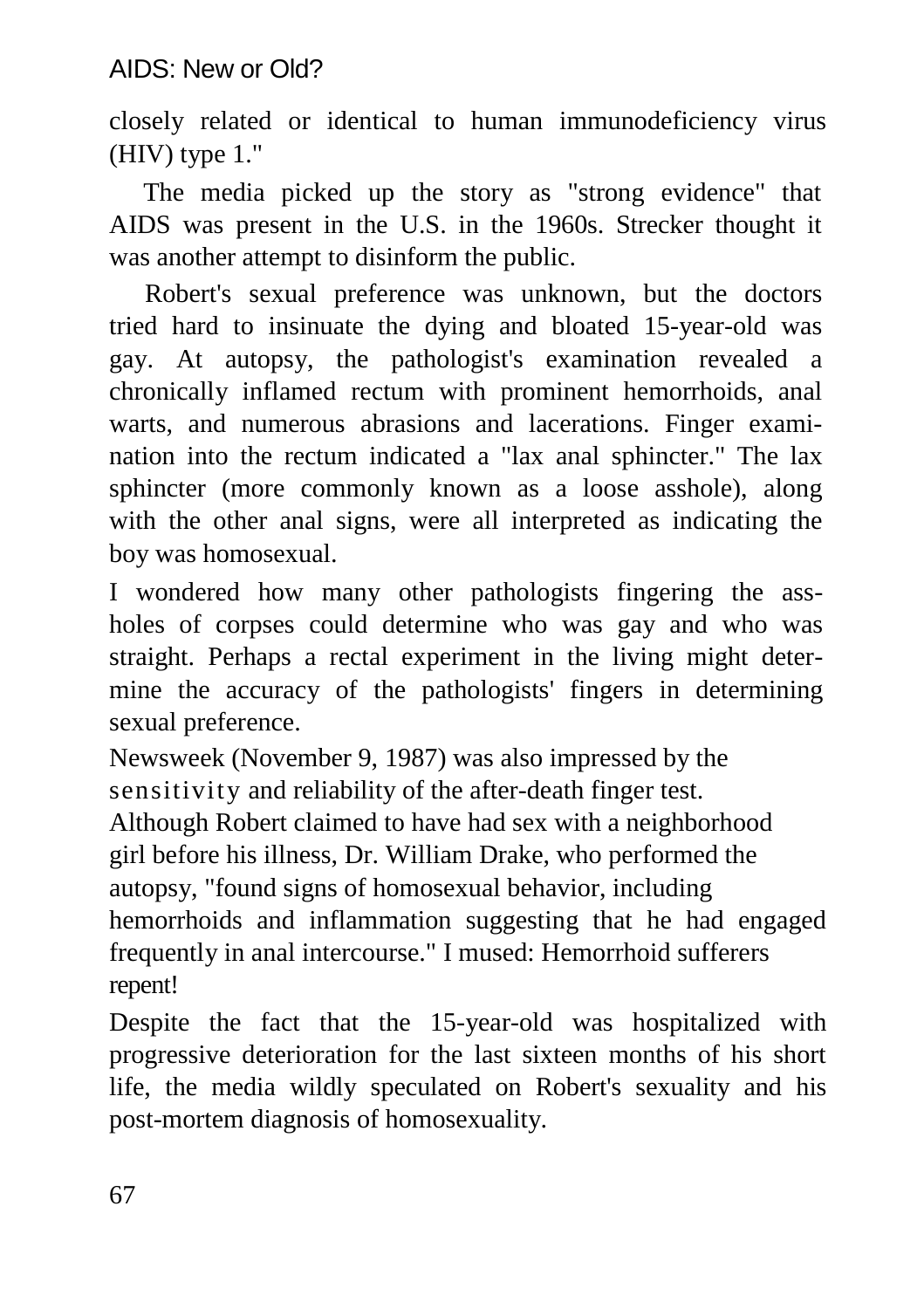closely related or identical to human immunodeficiency virus (HIV) type 1."

The media picked up the story as "strong evidence" that AIDS was present in the U.S. in the 1960s. Strecker thought it was another attempt to disinform the public.

Robert's sexual preference was unknown, but the doctors tried hard to insinuate the dying and bloated 15-year-old was gay. At autopsy, the pathologist's examination revealed a chronically inflamed rectum with prominent hemorrhoids, anal warts, and numerous abrasions and lacerations. Finger examination into the rectum indicated a "lax anal sphincter." The lax sphincter (more commonly known as a loose asshole), along with the other anal signs, were all interpreted as indicating the boy was homosexual.

I wondered how many other pathologists fingering the assholes of corpses could determine who was gay and who was straight. Perhaps a rectal experiment in the living might determine the accuracy of the pathologists' fingers in determining sexual preference.

Newsweek (November 9, 1987) was also impressed by the sensitivity and reliability of the after-death finger test. Although Robert claimed to have had sex with a neighborhood girl before his illness, Dr. William Drake, who performed the autopsy, "found signs of homosexual behavior, including hemorrhoids and inflammation suggesting that he had engaged frequently in anal intercourse." I mused: Hemorrhoid sufferers repent!

Despite the fact that the 15-year-old was hospitalized with progressive deterioration for the last sixteen months of his short life, the media wildly speculated on Robert's sexuality and his post-mortem diagnosis of homosexuality.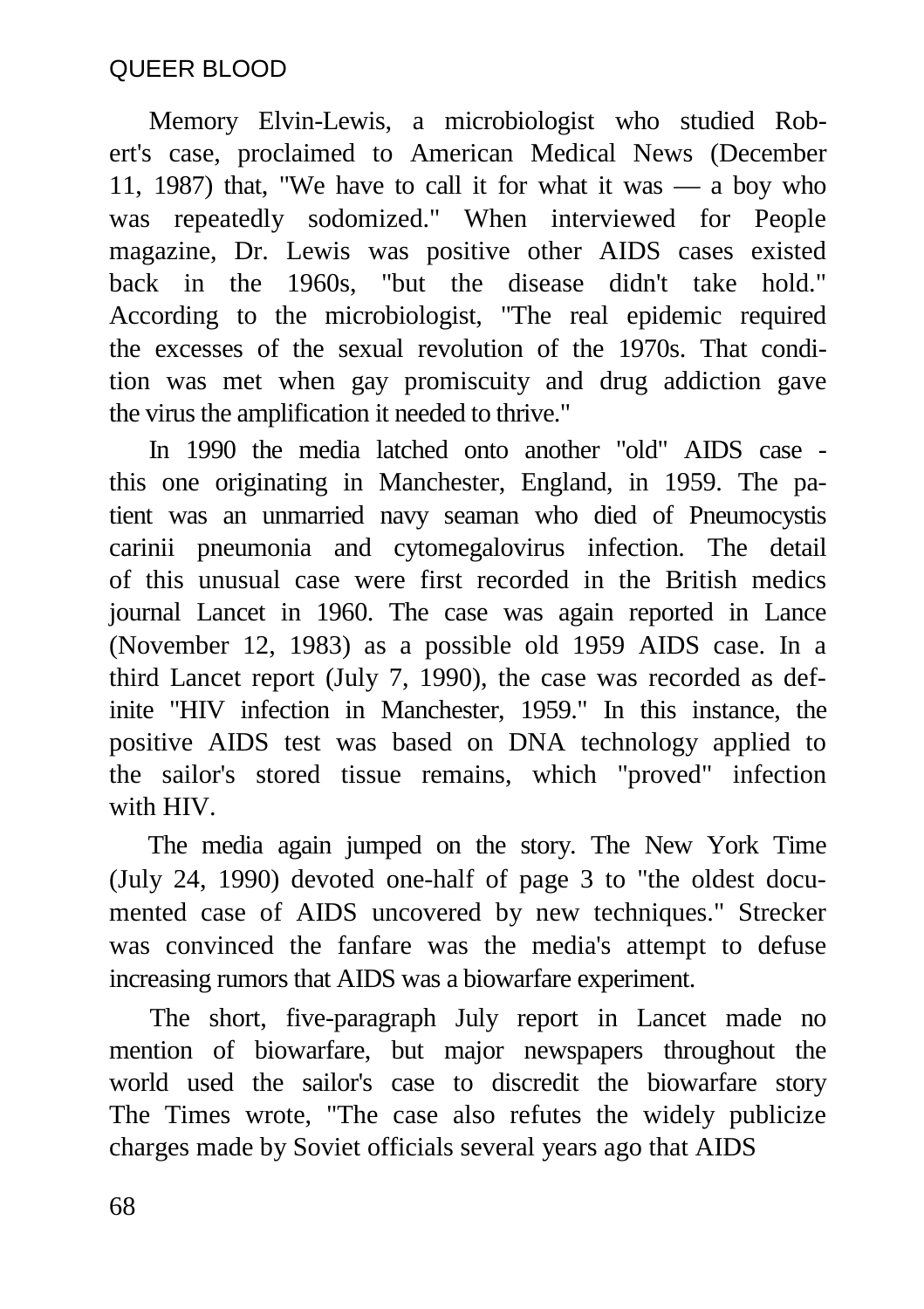Memory Elvin-Lewis, a microbiologist who studied Robert's case, proclaimed to American Medical News (December 11, 1987) that, "We have to call it for what it was — a boy who was repeatedly sodomized." When interviewed for People magazine, Dr. Lewis was positive other AIDS cases existed back in the 1960s, "but the disease didn't take hold." According to the microbiologist, "The real epidemic required the excesses of the sexual revolution of the 1970s. That condition was met when gay promiscuity and drug addiction gave the virus the amplification it needed to thrive."

In 1990 the media latched onto another "old" AIDS case - this one originating in Manchester, England, in 1959. The patient was an unmarried navy seaman who died of Pneumocystis carinii pneumonia and cytomegalovirus infection. The detail of this unusual case were first recorded in the British medics journal Lancet in 1960. The case was again reported in Lance (November 12, 1983) as a possible old 1959 AIDS case. In a third Lancet report (July 7, 1990), the case was recorded as definite "HIV infection in Manchester, 1959." In this instance, the positive AIDS test was based on DNA technology applied to the sailor's stored tissue remains, which "proved" infection with HIV.

The media again jumped on the story. The New York Time (July 24, 1990) devoted one-half of page 3 to "the oldest documented case of AIDS uncovered by new techniques." Strecker was convinced the fanfare was the media's attempt to defuse increasing rumors that AIDS was a biowarfare experiment.

The short, five-paragraph July report in Lancet made no mention of biowarfare, but major newspapers throughout the world used the sailor's case to discredit the biowarfare story The Times wrote, "The case also refutes the widely publicize charges made by Soviet officials several years ago that AIDS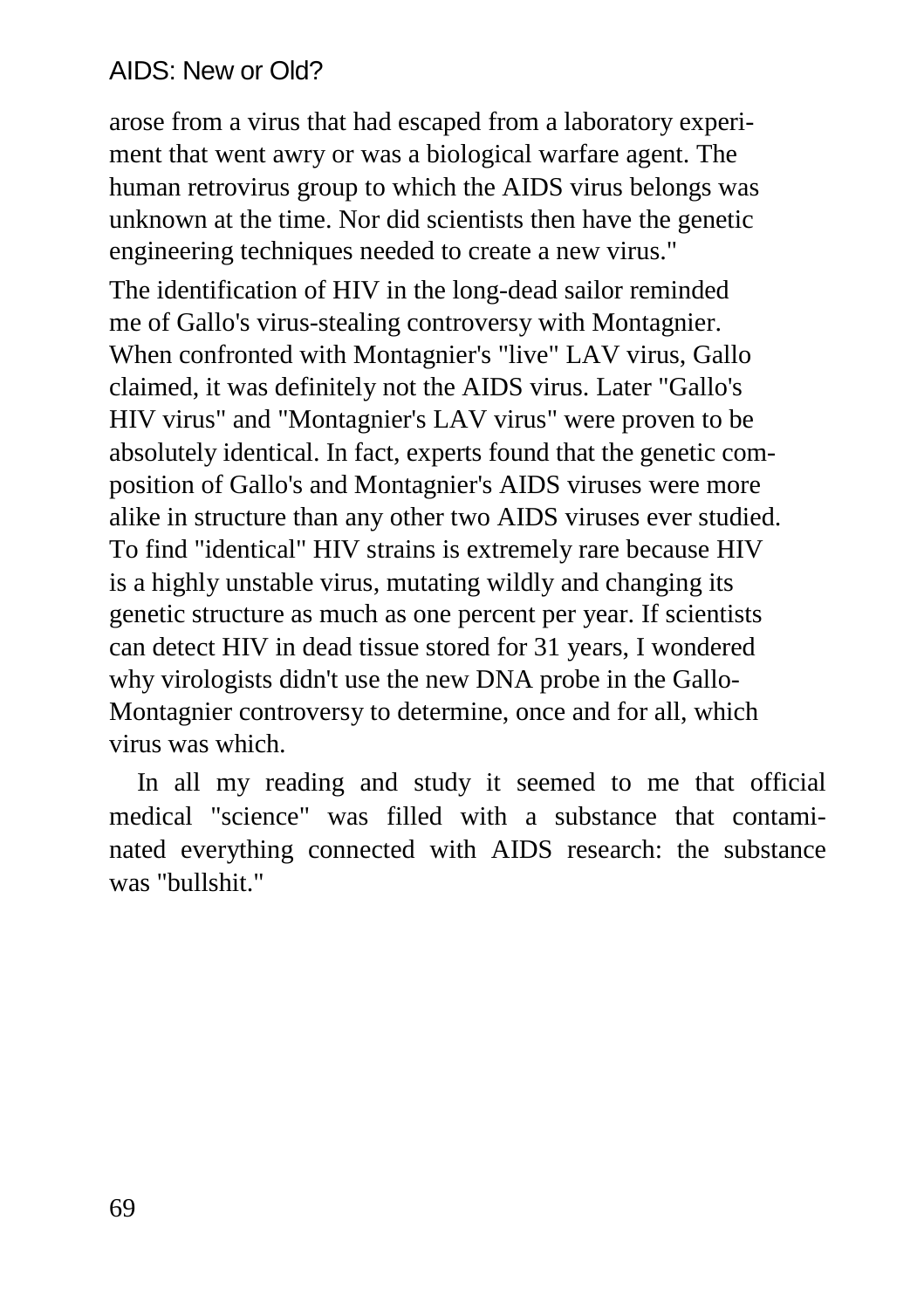arose from a virus that had escaped from a laboratory experiment that went awry or was a biological warfare agent. The human retrovirus group to which the AIDS virus belongs was unknown at the time. Nor did scientists then have the genetic engineering techniques needed to create a new virus."

The identification of HIV in the long-dead sailor reminded me of Gallo's virus-stealing controversy with Montagnier. When confronted with Montagnier's "live" LAV virus, Gallo claimed, it was definitely not the AIDS virus. Later "Gallo's HIV virus" and "Montagnier's LAV virus" were proven to be absolutely identical. In fact, experts found that the genetic composition of Gallo's and Montagnier's AIDS viruses were more alike in structure than any other two AIDS viruses ever studied. To find "identical" HIV strains is extremely rare because HIV is a highly unstable virus, mutating wildly and changing its genetic structure as much as one percent per year. If scientists can detect HIV in dead tissue stored for 31 years, I wondered why virologists didn't use the new DNA probe in the Gallo-Montagnier controversy to determine, once and for all, which virus was which.

In all my reading and study it seemed to me that official medical "science" was filled with a substance that contaminated everything connected with AIDS research: the substance was "bullshit."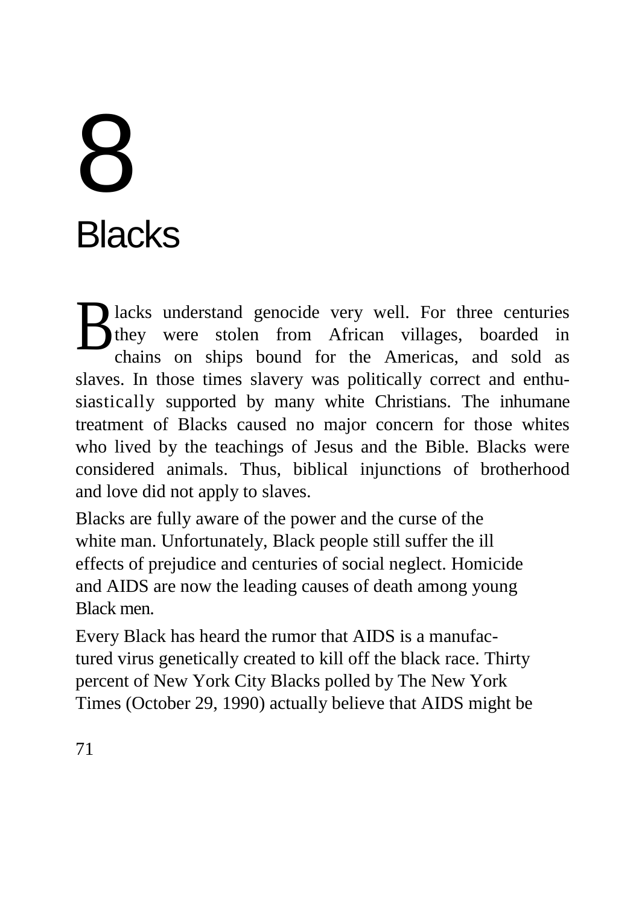# 8

# Blacks

Blacks understand genocide very well. For three centuries they were stolen from African villages, boarded in chains on ships bound for the Americas, and sold as slaves. In those times slavery was politically correct and enthusiastically supported by many white Christians. The inhumane treatment of Blacks caused no major concern for those whites who lived by the teachings of Jesus and the Bible. Blacks were considered animals. Thus, biblical injunctions of brotherhood and love did not apply to slaves.

Blacks are fully aware of the power and the curse of the white man. Unfortunately, Black people still suffer the ill effects of prejudice and centuries of social neglect. Homicide and AIDS are now the leading causes of death among young Black men.

Every Black has heard the rumor that AIDS is a manufactured virus genetically created to kill off the black race. Thirty percent of New York City Blacks polled by The New York Times (October 29, 1990) actually believe that AIDS might be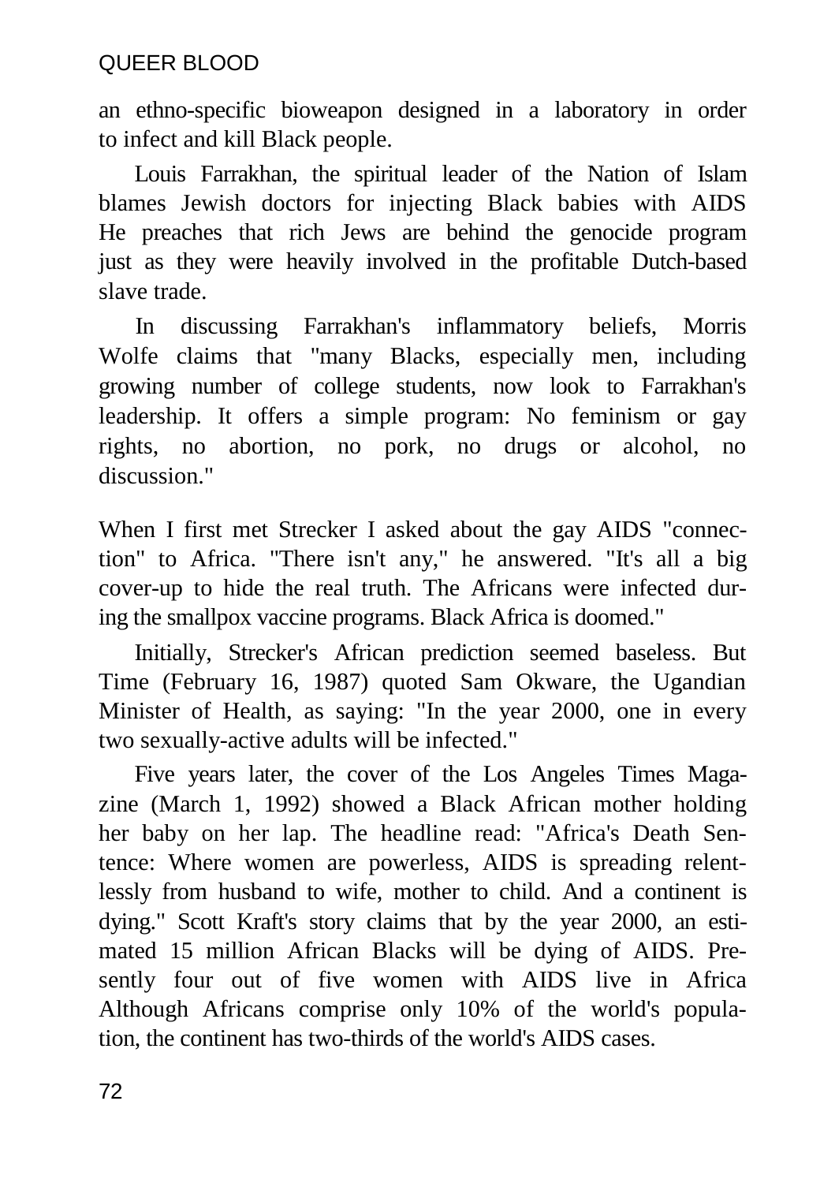an ethno-specific bioweapon designed in a laboratory in order to infect and kill Black people.

Louis Farrakhan, the spiritual leader of the Nation of Islam blames Jewish doctors for injecting Black babies with AIDS He preaches that rich Jews are behind the genocide program just as they were heavily involved in the profitable Dutch-based slave trade.

In discussing Farrakhan's inflammatory beliefs, Morris Wolfe claims that "many Blacks, especially men, including growing number of college students, now look to Farrakhan's leadership. It offers a simple program: No feminism or gay rights, no abortion, no pork, no drugs or alcohol, no discussion."

When I first met Strecker I asked about the gay AIDS "connection" to Africa. "There isn't any," he answered. "It's all a big cover-up to hide the real truth. The Africans were infected during the smallpox vaccine programs. Black Africa is doomed."

Initially, Strecker's African prediction seemed baseless. But Time (February 16, 1987) quoted Sam Okware, the Ugandian Minister of Health, as saying: "In the year 2000, one in every two sexually-active adults will be infected."

Five years later, the cover of the Los Angeles Times Magazine (March 1, 1992) showed a Black African mother holding her baby on her lap. The headline read: "Africa's Death Sentence: Where women are powerless, AIDS is spreading relentlessly from husband to wife, mother to child. And a continent is dying." Scott Kraft's story claims that by the year 2000, an estimated 15 million African Blacks will be dying of AIDS. Presently four out of five women with AIDS live in Africa Although Africans comprise only 10% of the world's population, the continent has two-thirds of the world's AIDS cases.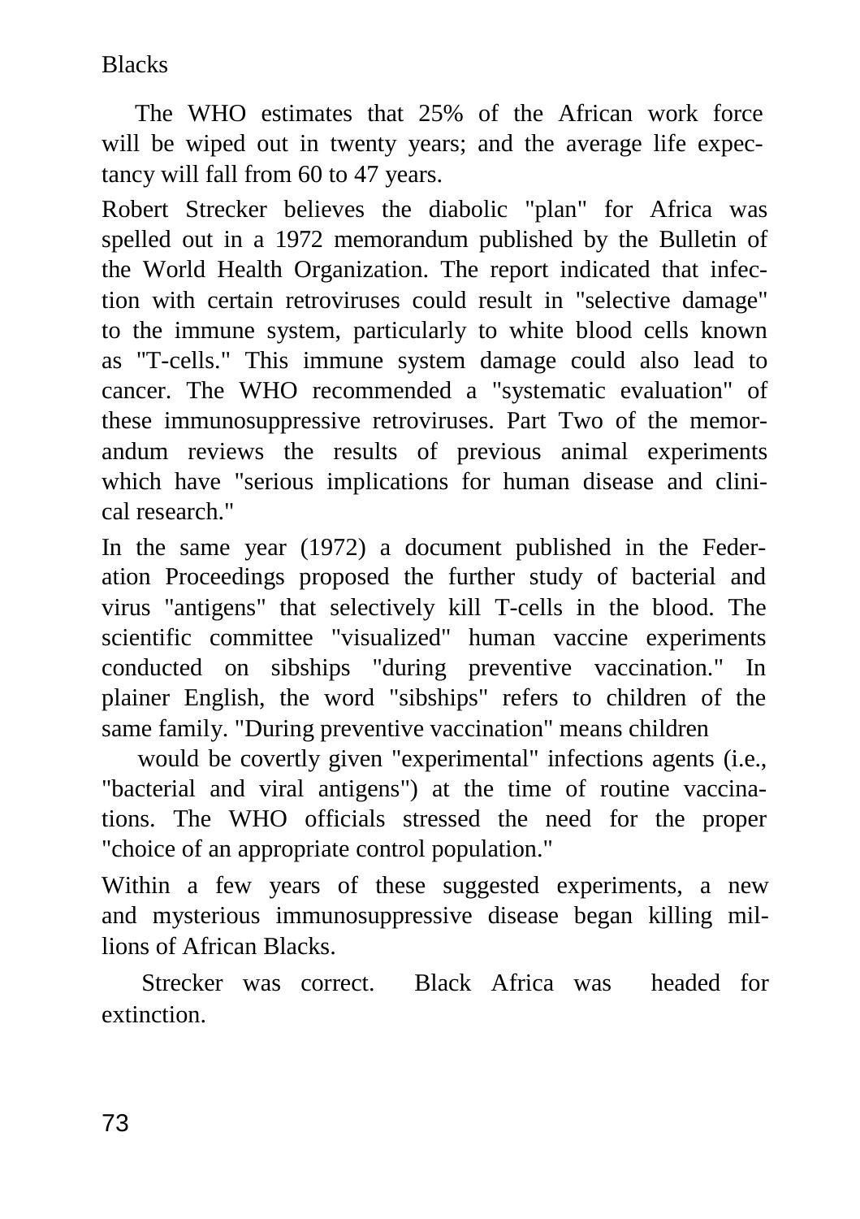The WHO estimates that 25% of the African work force will be wiped out in twenty years; and the average life expectancy will fall from 60 to 47 years.

Robert Strecker believes the diabolic "plan" for Africa was spelled out in a 1972 memorandum published by the Bulletin of the World Health Organization. The report indicated that infection with certain retroviruses could result in "selective damage" to the immune system, particularly to white blood cells known as "T-cells." This immune system damage could also lead to cancer. The WHO recommended a "systematic evaluation" of these immunosuppressive retroviruses. Part Two of the memorandum reviews the results of previous animal experiments which have "serious implications for human disease and clinical research."

In the same year (1972) a document published in the Federation Proceedings proposed the further study of bacterial and virus "antigens" that selectively kill T-cells in the blood. The scientific committee "visualized" human vaccine experiments conducted on sibships "during preventive vaccination." In plainer English, the word "sibships" refers to children of the same family. "During preventive vaccination" means children would be covertly given "experimental" infections agents (i.e., "bacterial and viral antigens") at the time of routine vaccinations. The WHO officials stressed the need for the proper "choice of an appropriate control population."

Within a few years of these suggested experiments, a new and mysterious immunosuppressive disease began killing millions of African Blacks.

Strecker was correct. Black Africa was headed for extinction.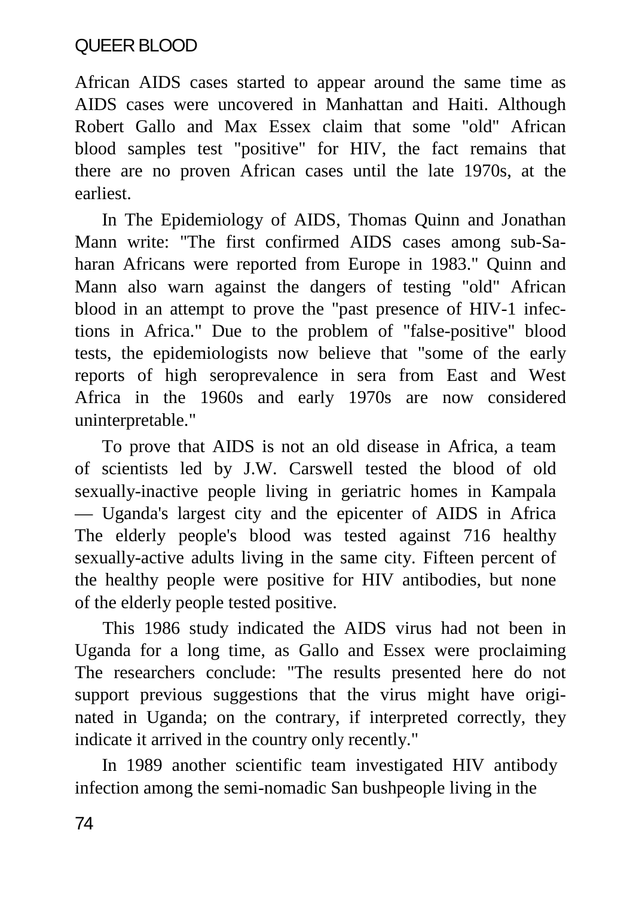African AIDS cases started to appear around the same time as AIDS cases were uncovered in Manhattan and Haiti. Although Robert Gallo and Max Essex claim that some "old" African blood samples test "positive" for HIV, the fact remains that there are no proven African cases until the late 1970s, at the earliest.

In The Epidemiology of AIDS, Thomas Quinn and Jonathan Mann write: "The first confirmed AIDS cases among sub-Saharan Africans were reported from Europe in 1983." Quinn and Mann also warn against the dangers of testing "old" African blood in an attempt to prove the "past presence of HIV-1 infections in Africa." Due to the problem of "false-positive" blood tests, the epidemiologists now believe that "some of the early reports of high seroprevalence in sera from East and West Africa in the 1960s and early 1970s are now considered uninterpretable."

To prove that AIDS is not an old disease in Africa, a team of scientists led by J.W. Carswell tested the blood of old sexually-inactive people living in geriatric homes in Kampala — Uganda's largest city and the epicenter of AIDS in Africa The elderly people's blood was tested against 716 healthy sexually-active adults living in the same city. Fifteen percent of the healthy people were positive for HIV antibodies, but none of the elderly people tested positive.

This 1986 study indicated the AIDS virus had not been in Uganda for a long time, as Gallo and Essex were proclaiming The researchers conclude: "The results presented here do not support previous suggestions that the virus might have originated in Uganda; on the contrary, if interpreted correctly, they indicate it arrived in the country only recently."

In 1989 another scientific team investigated HIV antibody infection among the semi-nomadic San bushpeople living in the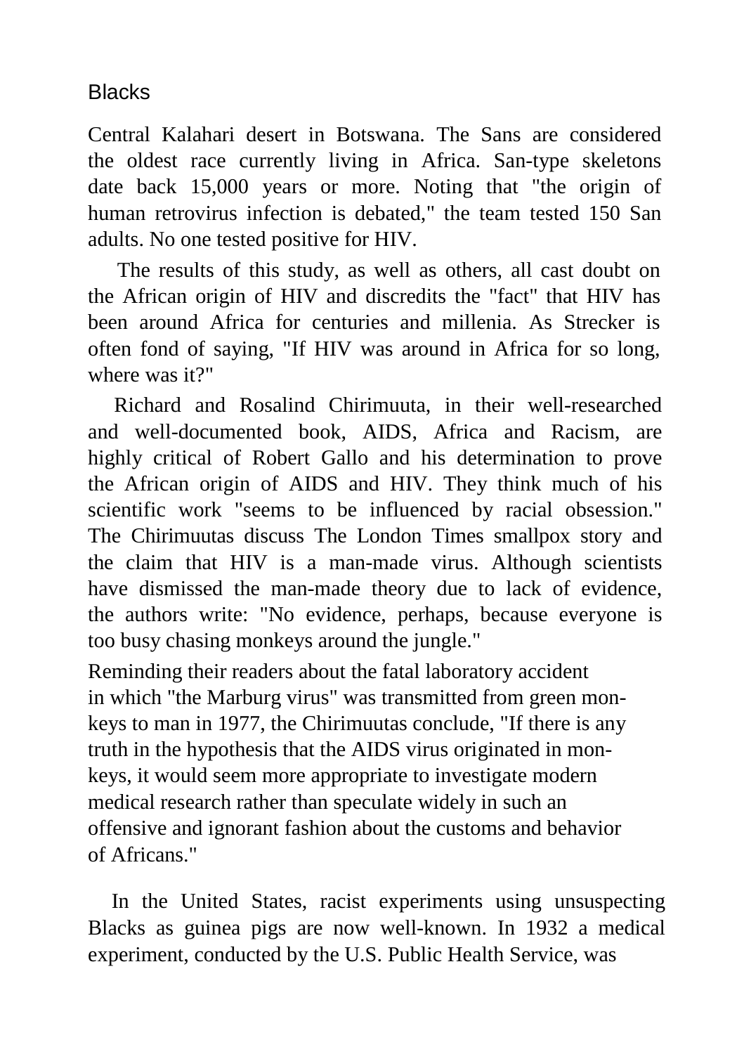Central Kalahari desert in Botswana. The Sans are considered the oldest race currently living in Africa. San-type skeletons date back 15,000 years or more. Noting that "the origin of human retrovirus infection is debated," the team tested 150 San adults. No one tested positive for HIV.

The results of this study, as well as others, all cast doubt on the African origin of HIV and discredits the "fact" that HIV has been around Africa for centuries and millenia. As Strecker is often fond of saying, "If HIV was around in Africa for so long, where was it?"

Richard and Rosalind Chirimuuta, in their well-researched and well-documented book, AIDS, Africa and Racism, are highly critical of Robert Gallo and his determination to prove the African origin of AIDS and HIV. They think much of his scientific work "seems to be influenced by racial obsession." The Chirimuutas discuss The London Times smallpox story and the claim that HIV is a man-made virus. Although scientists have dismissed the man-made theory due to lack of evidence, the authors write: "No evidence, perhaps, because everyone is too busy chasing monkeys around the jungle."

Reminding their readers about the fatal laboratory accident in which "the Marburg virus" was transmitted from green monkeys to man in 1977, the Chirimuutas conclude, "If there is any truth in the hypothesis that the AIDS virus originated in monkeys, it would seem more appropriate to investigate modern medical research rather than speculate widely in such an offensive and ignorant fashion about the customs and behavior of Africans."

In the United States, racist experiments using unsuspecting Blacks as guinea pigs are now well-known. In 1932 a medical experiment, conducted by the U.S. Public Health Service, was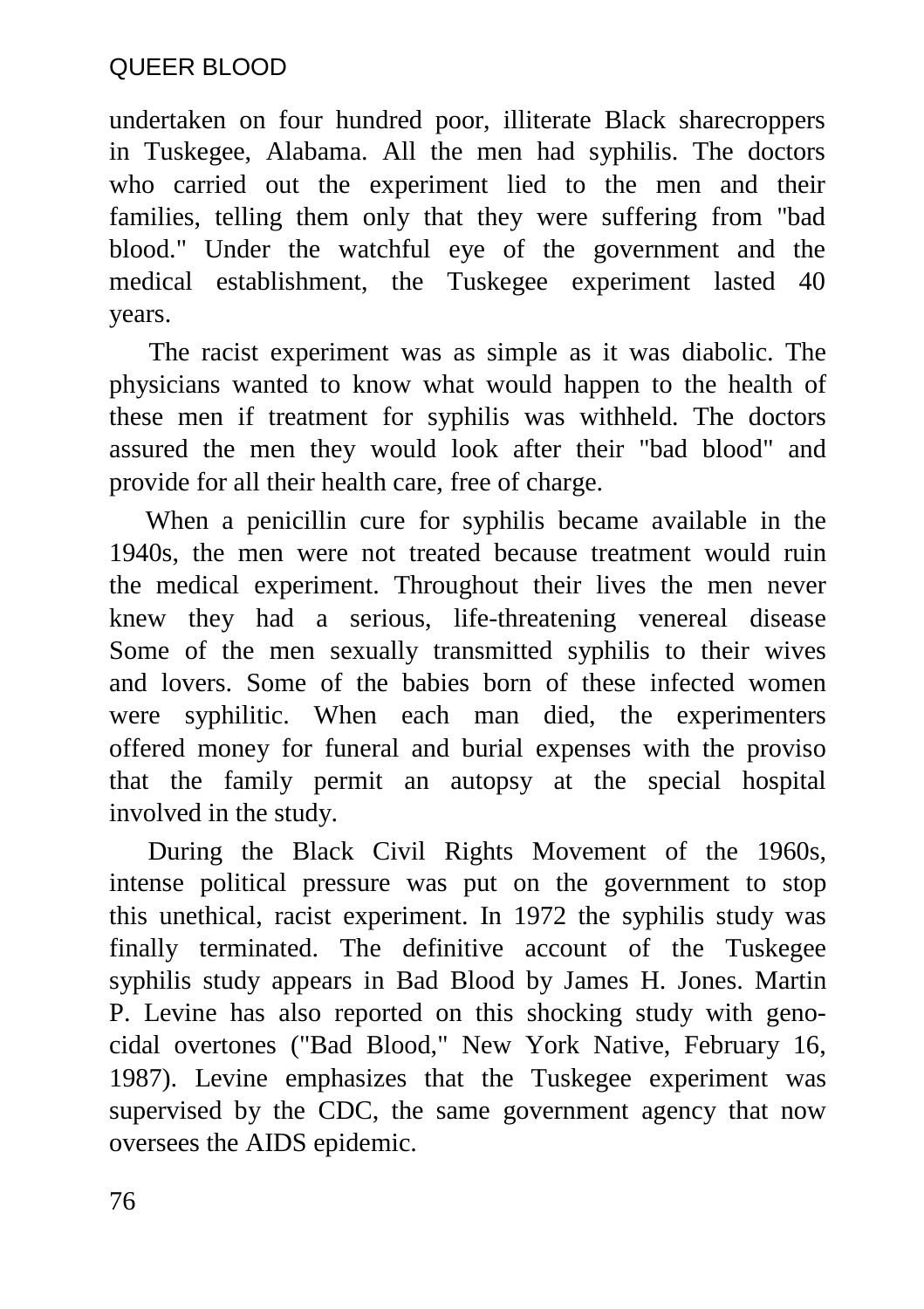undertaken on four hundred poor, illiterate Black sharecroppers in Tuskegee, Alabama. All the men had syphilis. The doctors who carried out the experiment lied to the men and their families, telling them only that they were suffering from "bad blood." Under the watchful eye of the government and the medical establishment, the Tuskegee experiment lasted 40 years.

The racist experiment was as simple as it was diabolic. The physicians wanted to know what would happen to the health of these men if treatment for syphilis was withheld. The doctors assured the men they would look after their "bad blood" and provide for all their health care, free of charge.

When a penicillin cure for syphilis became available in the 1940s, the men were not treated because treatment would ruin the medical experiment. Throughout their lives the men never knew they had a serious, life-threatening venereal disease Some of the men sexually transmitted syphilis to their wives and lovers. Some of the babies born of these infected women were syphilitic. When each man died, the experimenters offered money for funeral and burial expenses with the proviso that the family permit an autopsy at the special hospital involved in the study.

During the Black Civil Rights Movement of the 1960s, intense political pressure was put on the government to stop this unethical, racist experiment. In 1972 the syphilis study was finally terminated. The definitive account of the Tuskegee syphilis study appears in Bad Blood by James H. Jones. Martin P. Levine has also reported on this shocking study with genocidal overtones ("Bad Blood," New York Native, February 16, 1987). Levine emphasizes that the Tuskegee experiment was supervised by the CDC, the same government agency that now oversees the AIDS epidemic.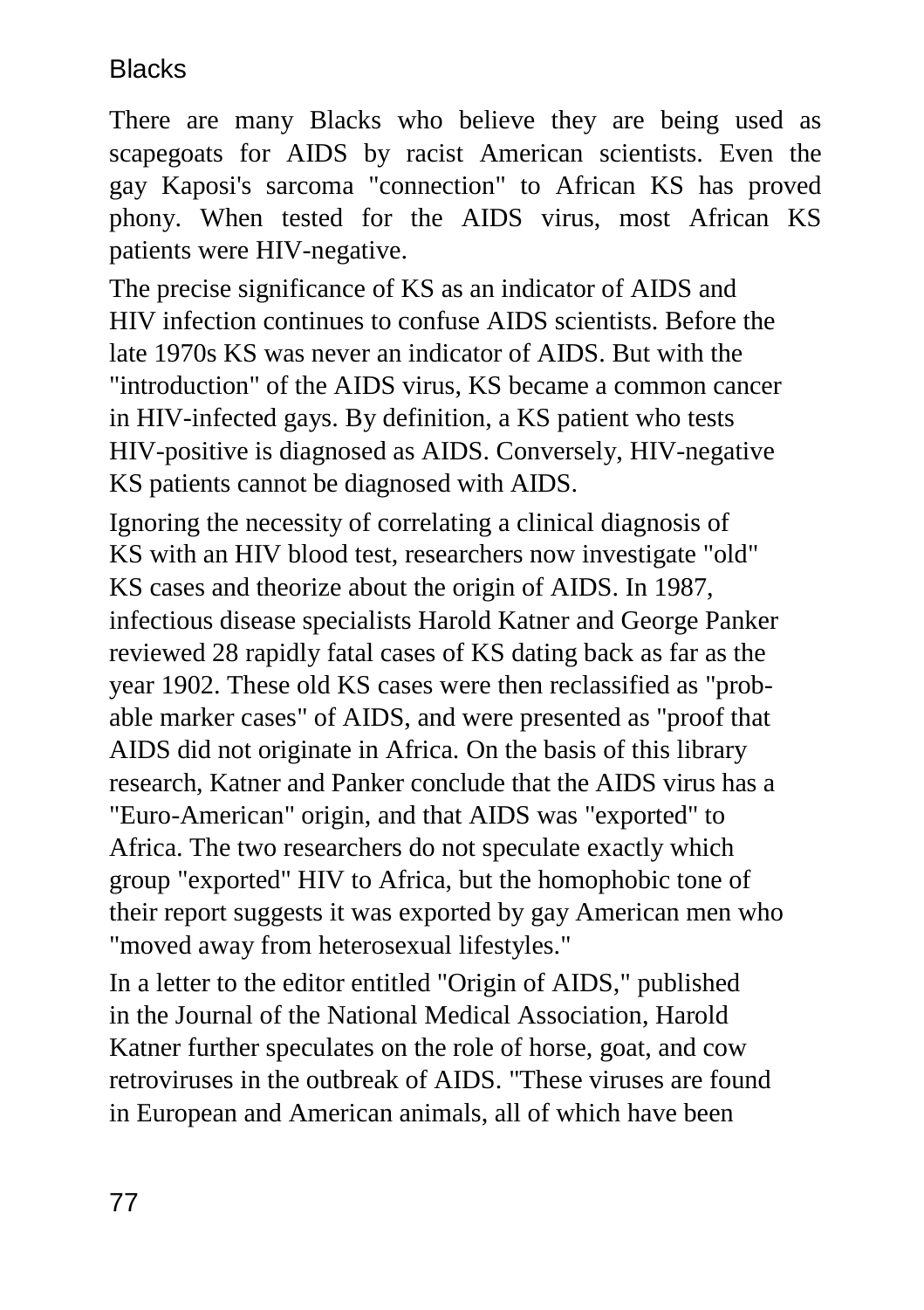## Blacks

There are many Blacks who believe they are being used as scapegoats for AIDS by racist American scientists. Even the gay Kaposi's sarcoma "connection" to African KS has proved phony. When tested for the AIDS virus, most African KS patients were HIV-negative.

The precise significance of KS as an indicator of AIDS and HIV infection continues to confuse AIDS scientists. Before the late 1970s KS was never an indicator of AIDS. But with the "introduction" of the AIDS virus, KS became a common cancer in HIV-infected gays. By definition, a KS patient who tests HIV-positive is diagnosed as AIDS. Conversely, HIV-negative KS patients cannot be diagnosed with AIDS.

Ignoring the necessity of correlating a clinical diagnosis of KS with an HIV blood test, researchers now investigate "old" KS cases and theorize about the origin of AIDS. In 1987, infectious disease specialists Harold Katner and George Panker reviewed 28 rapidly fatal cases of KS dating back as far as the year 1902. These old KS cases were then reclassified as "probable marker cases" of AIDS, and were presented as "proof that AIDS did not originate in Africa. On the basis of this library research, Katner and Panker conclude that the AIDS virus has a "Euro-American" origin, and that AIDS was "exported" to Africa. The two researchers do not speculate exactly which group "exported" HIV to Africa, but the homophobic tone of their report suggests it was exported by gay American men who "moved away from heterosexual lifestyles."

In a letter to the editor entitled "Origin of AIDS," published in the Journal of the National Medical Association, Harold Katner further speculates on the role of horse, goat, and cow retroviruses in the outbreak of AIDS. "These viruses are found in European and American animals, all of which have been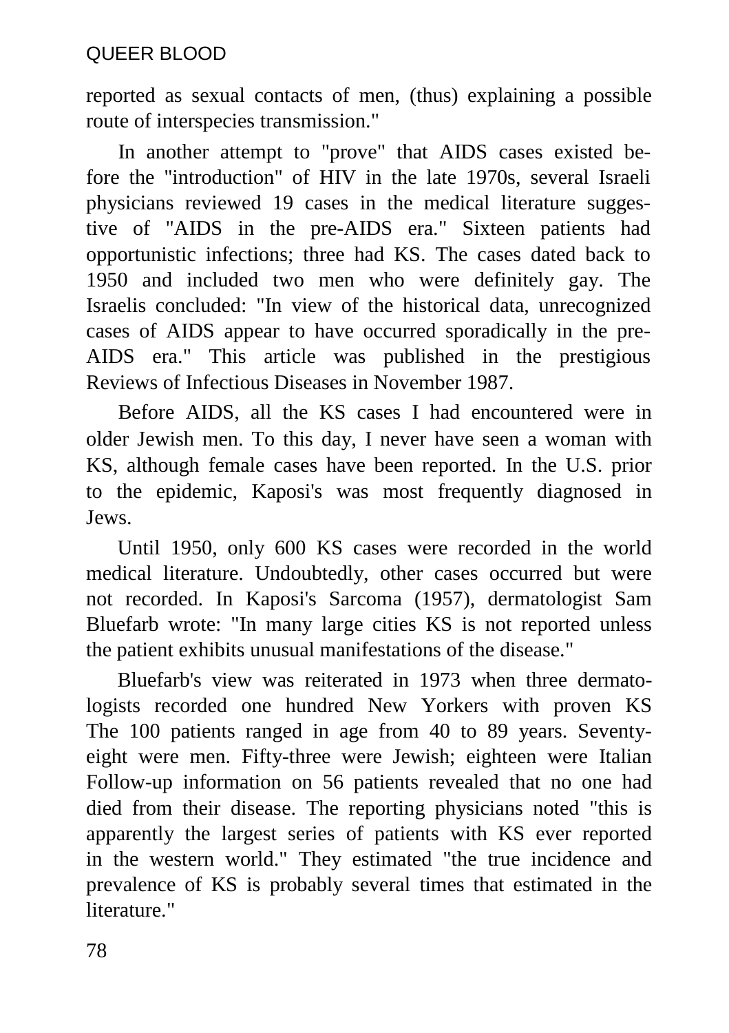reported as sexual contacts of men, (thus) explaining a possible route of interspecies transmission."

In another attempt to "prove" that AIDS cases existed before the "introduction" of HIV in the late 1970s, several Israeli physicians reviewed 19 cases in the medical literature suggestive of "AIDS in the pre-AIDS era." Sixteen patients had opportunistic infections; three had KS. The cases dated back to 1950 and included two men who were definitely gay. The Israelis concluded: "In view of the historical data, unrecognized cases of AIDS appear to have occurred sporadically in the pre-AIDS era." This article was published in the prestigious Reviews of Infectious Diseases in November 1987.

Before AIDS, all the KS cases I had encountered were in older Jewish men. To this day, I never have seen a woman with KS, although female cases have been reported. In the U.S. prior to the epidemic, Kaposi's was most frequently diagnosed in Jews.

Until 1950, only 600 KS cases were recorded in the world medical literature. Undoubtedly, other cases occurred but were not recorded. In Kaposi's Sarcoma (1957), dermatologist Sam Bluefarb wrote: "In many large cities KS is not reported unless the patient exhibits unusual manifestations of the disease."

Bluefarb's view was reiterated in 1973 when three dermatologists recorded one hundred New Yorkers with proven KS The 100 patients ranged in age from 40 to 89 years. Seventy-eight were men. Fifty-three were Jewish; eighteen were Italian Follow-up information on 56 patients revealed that no one had died from their disease. The reporting physicians noted "this is apparently the largest series of patients with KS ever reported in the western world." They estimated "the true incidence and prevalence of KS is probably several times that estimated in the literature."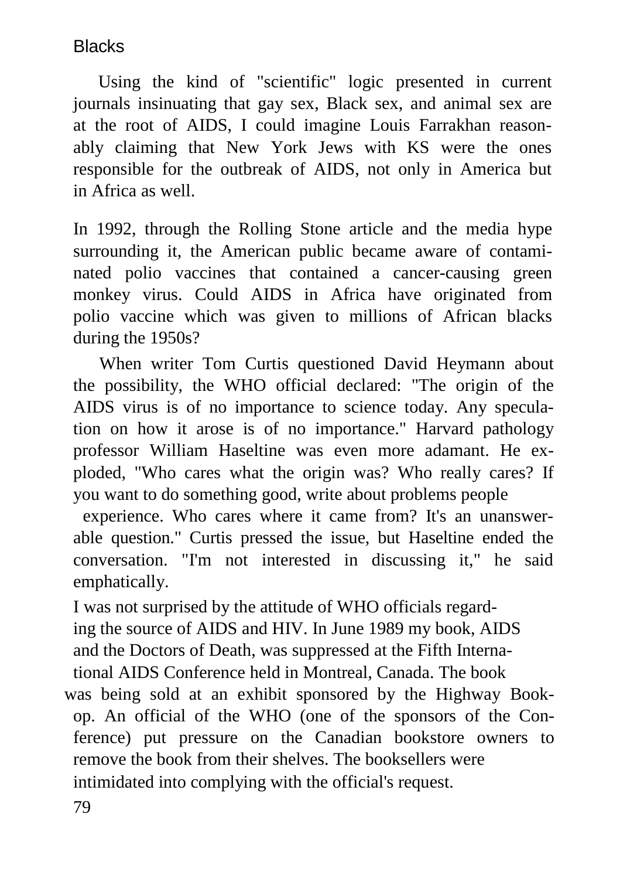Using the kind of "scientific" logic presented in current journals insinuating that gay sex, Black sex, and animal sex are at the root of AIDS, I could imagine Louis Farrakhan reasonably claiming that New York Jews with KS were the ones responsible for the outbreak of AIDS, not only in America but in Africa as well.

In 1992, through the Rolling Stone article and the media hype surrounding it, the American public became aware of contaminated polio vaccines that contained a cancer-causing green monkey virus. Could AIDS in Africa have originated from polio vaccine which was given to millions of African blacks during the 1950s?

When writer Tom Curtis questioned David Heymann about the possibility, the WHO official declared: "The origin of the AIDS virus is of no importance to science today. Any speculation on how it arose is of no importance." Harvard pathology professor William Haseltine was even more adamant. He exploded, "Who cares what the origin was? Who really cares? If you want to do something good, write about problems people experience. Who cares where it came from? It's an unanswerable question." Curtis pressed the issue, but Haseltine ended the conversation. "I'm not interested in discussing it," he said emphatically.

I was not surprised by the attitude of WHO officials regarding the source of AIDS and HIV. In June 1989 my book, AIDS and the Doctors of Death, was suppressed at the Fifth International AIDS Conference held in Montreal, Canada. The book was being sold at an exhibit sponsored by the Highway Bookop. An official of the WHO (one of the sponsors of the Conference) put pressure on the Canadian bookstore owners to remove the book from their shelves. The booksellers were intimidated into complying with the official's request.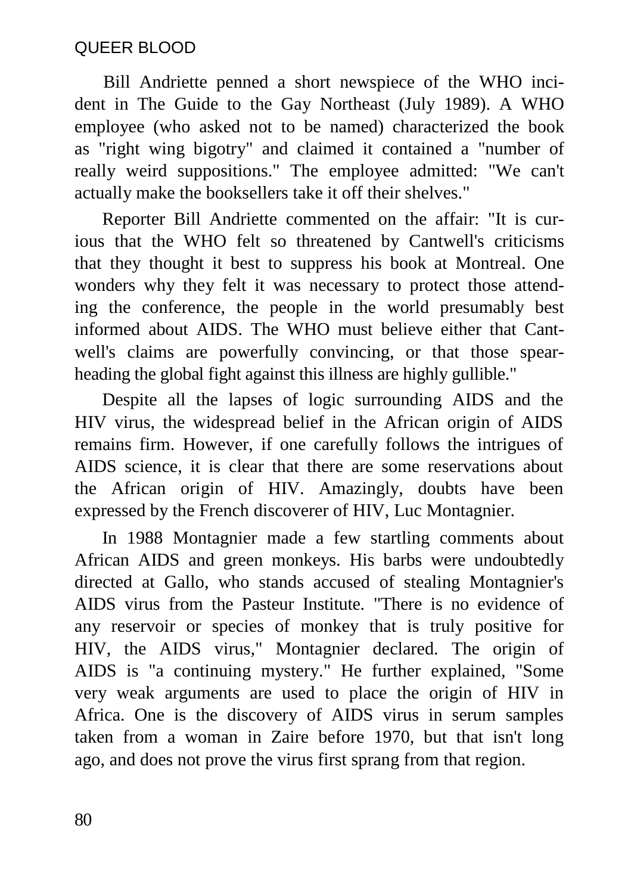Bill Andriette penned a short newspiece of the WHO incident in The Guide to the Gay Northeast (July 1989). A WHO employee (who asked not to be named) characterized the book as "right wing bigotry" and claimed it contained a "number of really weird suppositions." The employee admitted: "We can't actually make the booksellers take it off their shelves."

Reporter Bill Andriette commented on the affair: "It is curious that the WHO felt so threatened by Cantwell's criticisms that they thought it best to suppress his book at Montreal. One wonders why they felt it was necessary to protect those attending the conference, the people in the world presumably best informed about AIDS. The WHO must believe either that Cantwell's claims are powerfully convincing, or that those spearheading the global fight against this illness are highly gullible."

Despite all the lapses of logic surrounding AIDS and the HIV virus, the widespread belief in the African origin of AIDS remains firm. However, if one carefully follows the intrigues of AIDS science, it is clear that there are some reservations about the African origin of HIV. Amazingly, doubts have been expressed by the French discoverer of HIV, Luc Montagnier.

In 1988 Montagnier made a few startling comments about African AIDS and green monkeys. His barbs were undoubtedly directed at Gallo, who stands accused of stealing Montagnier's AIDS virus from the Pasteur Institute. "There is no evidence of any reservoir or species of monkey that is truly positive for HIV, the AIDS virus," Montagnier declared. The origin of AIDS is "a continuing mystery." He further explained, "Some very weak arguments are used to place the origin of HIV in Africa. One is the discovery of AIDS virus in serum samples taken from a woman in Zaire before 1970, but that isn't long ago, and does not prove the virus first sprang from that region.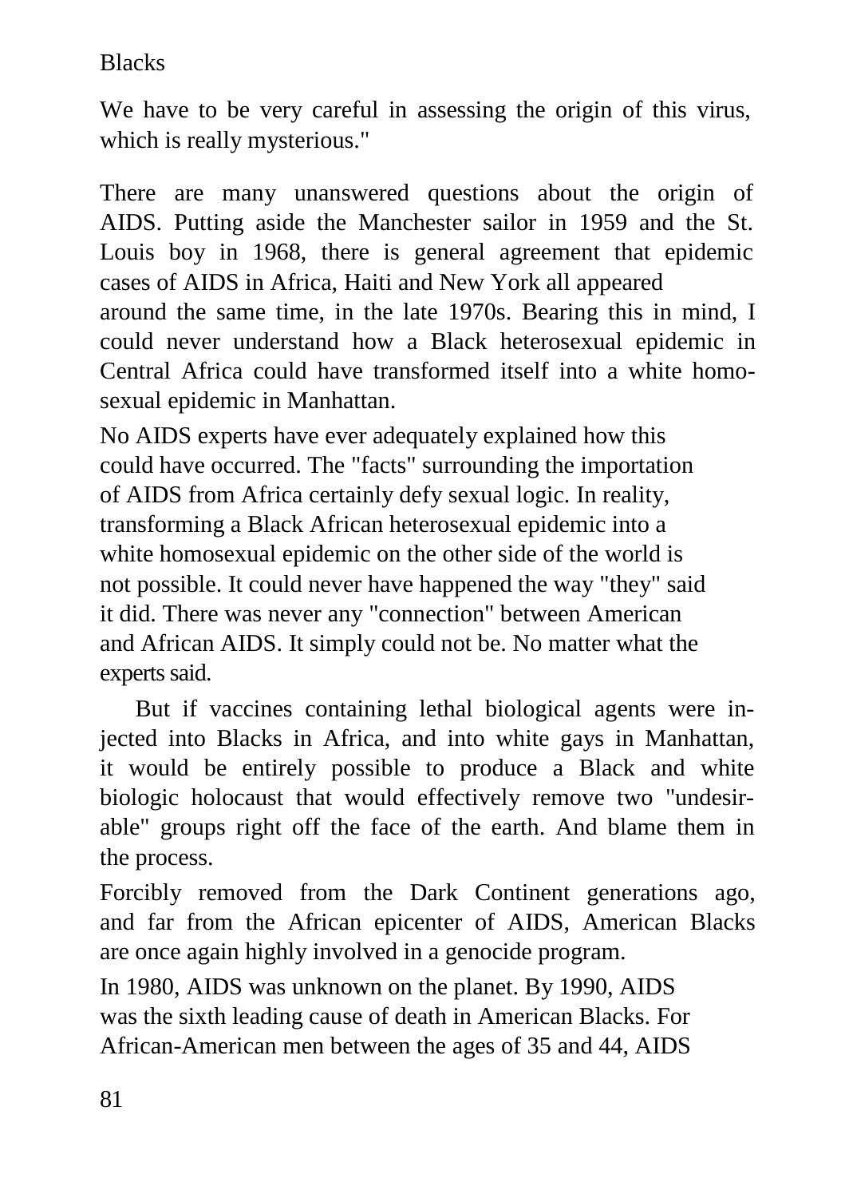We have to be very careful in assessing the origin of this virus, which is really mysterious."

There are many unanswered questions about the origin of AIDS. Putting aside the Manchester sailor in 1959 and the St. Louis boy in 1968, there is general agreement that epidemic cases of AIDS in Africa, Haiti and New York all appeared around the same time, in the late 1970s. Bearing this in mind, I could never understand how a Black heterosexual epidemic in Central Africa could have transformed itself into a white homosexual epidemic in Manhattan.

No AIDS experts have ever adequately explained how this could have occurred. The "facts" surrounding the importation of AIDS from Africa certainly defy sexual logic. In reality, transforming a Black African heterosexual epidemic into a white homosexual epidemic on the other side of the world is not possible. It could never have happened the way "they" said it did. There was never any "connection" between American and African AIDS. It simply could not be. No matter what the experts said.

But if vaccines containing lethal biological agents were injected into Blacks in Africa, and into white gays in Manhattan, it would be entirely possible to produce a Black and white biologic holocaust that would effectively remove two "undesirable" groups right off the face of the earth. And blame them in the process.

Forcibly removed from the Dark Continent generations ago, and far from the African epicenter of AIDS, American Blacks are once again highly involved in a genocide program.

In 1980, AIDS was unknown on the planet. By 1990, AIDS was the sixth leading cause of death in American Blacks. For African-American men between the ages of 35 and 44, AIDS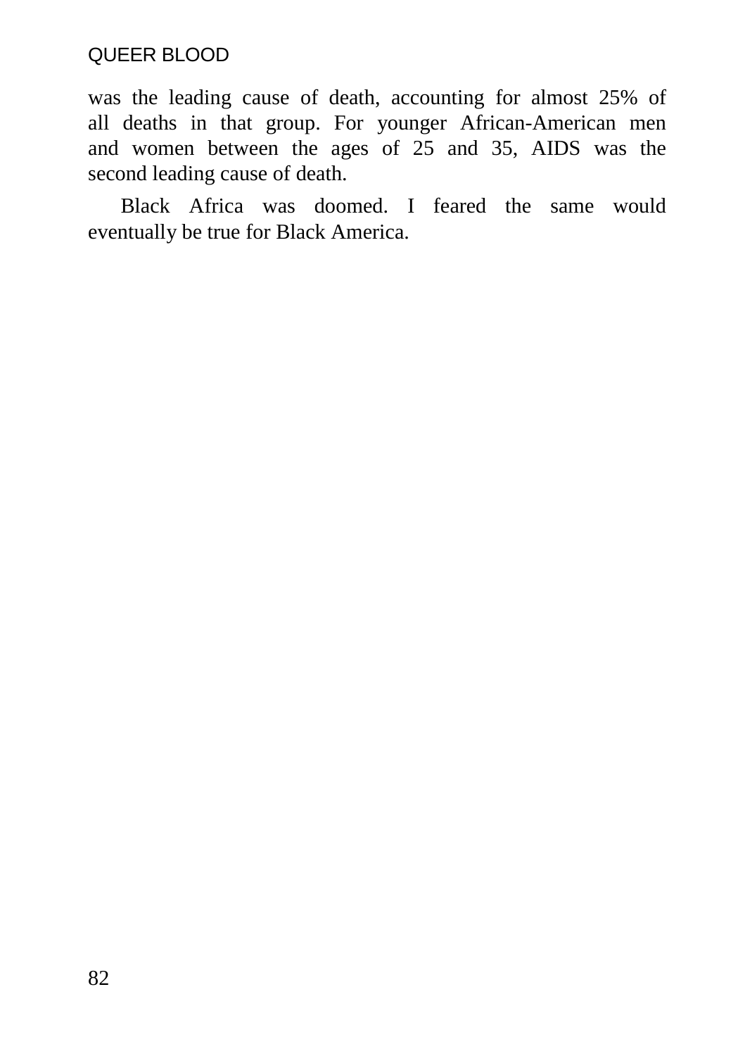was the leading cause of death, accounting for almost 25% of all deaths in that group. For younger African-American men and women between the ages of 25 and 35, AIDS was the second leading cause of death.

Black Africa was doomed. I feared the same would eventually be true for Black America.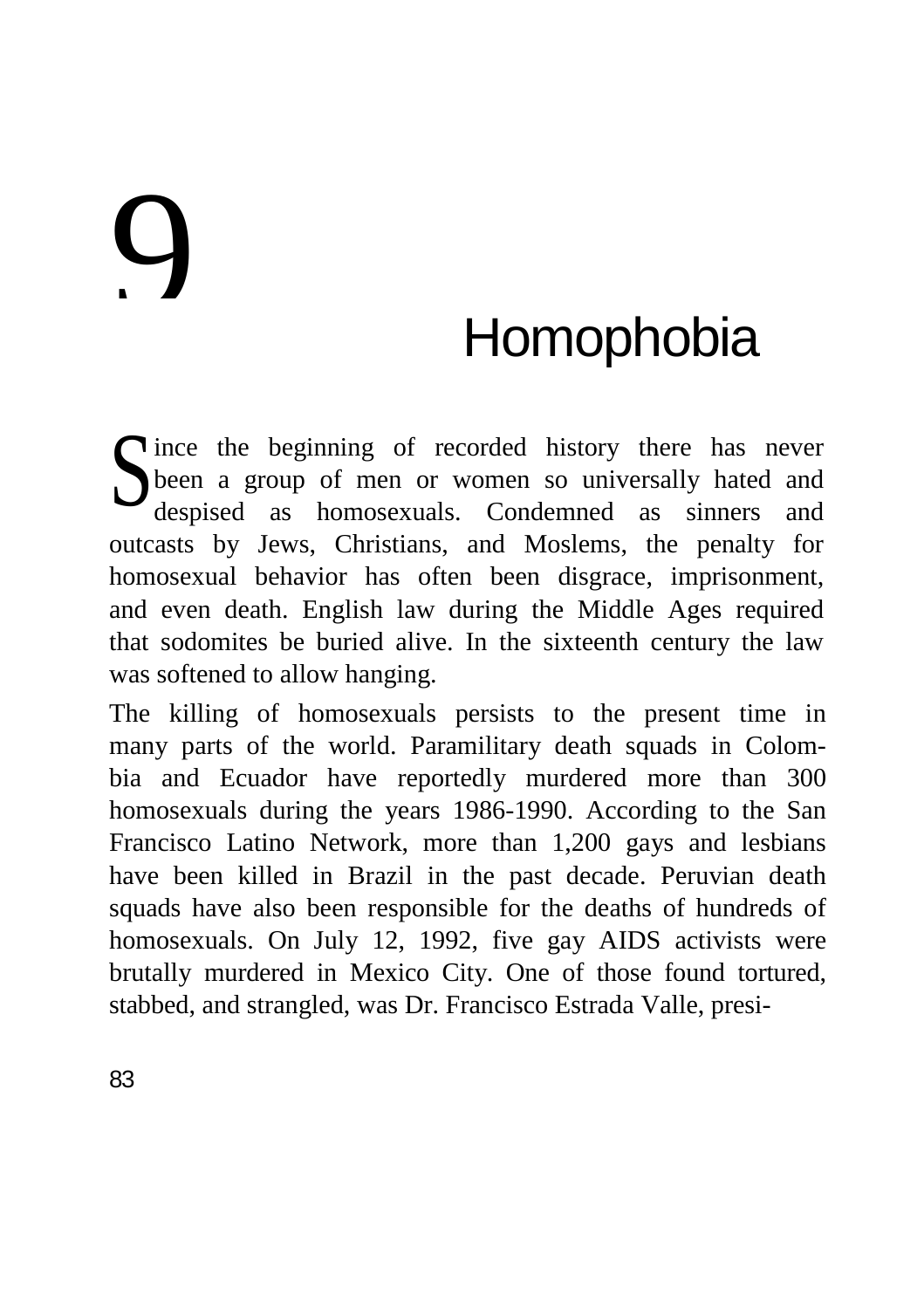# 9

# Homophobia

Since the beginning of recorded history there has never been a group of men or women so universally hated and despised as homosexuals. Condemned as sinners and outcasts by Jews, Christians, and Moslems, the penalty for homosexual behavior has often been disgrace, imprisonment, and even death. English law during the Middle Ages required that sodomites be buried alive. In the sixteenth century the law was softened to allow hanging.

The killing of homosexuals persists to the present time in many parts of the world. Paramilitary death squads in Colombia and Ecuador have reportedly murdered more than 300 homosexuals during the years 1986-1990. According to the San Francisco Latino Network, more than 1,200 gays and lesbians have been killed in Brazil in the past decade. Peruvian death squads have also been responsible for the deaths of hundreds of homosexuals. On July 12, 1992, five gay AIDS activists were brutally murdered in Mexico City. One of those found tortured, stabbed, and strangled, was Dr. Francisco Estrada Valle, presi-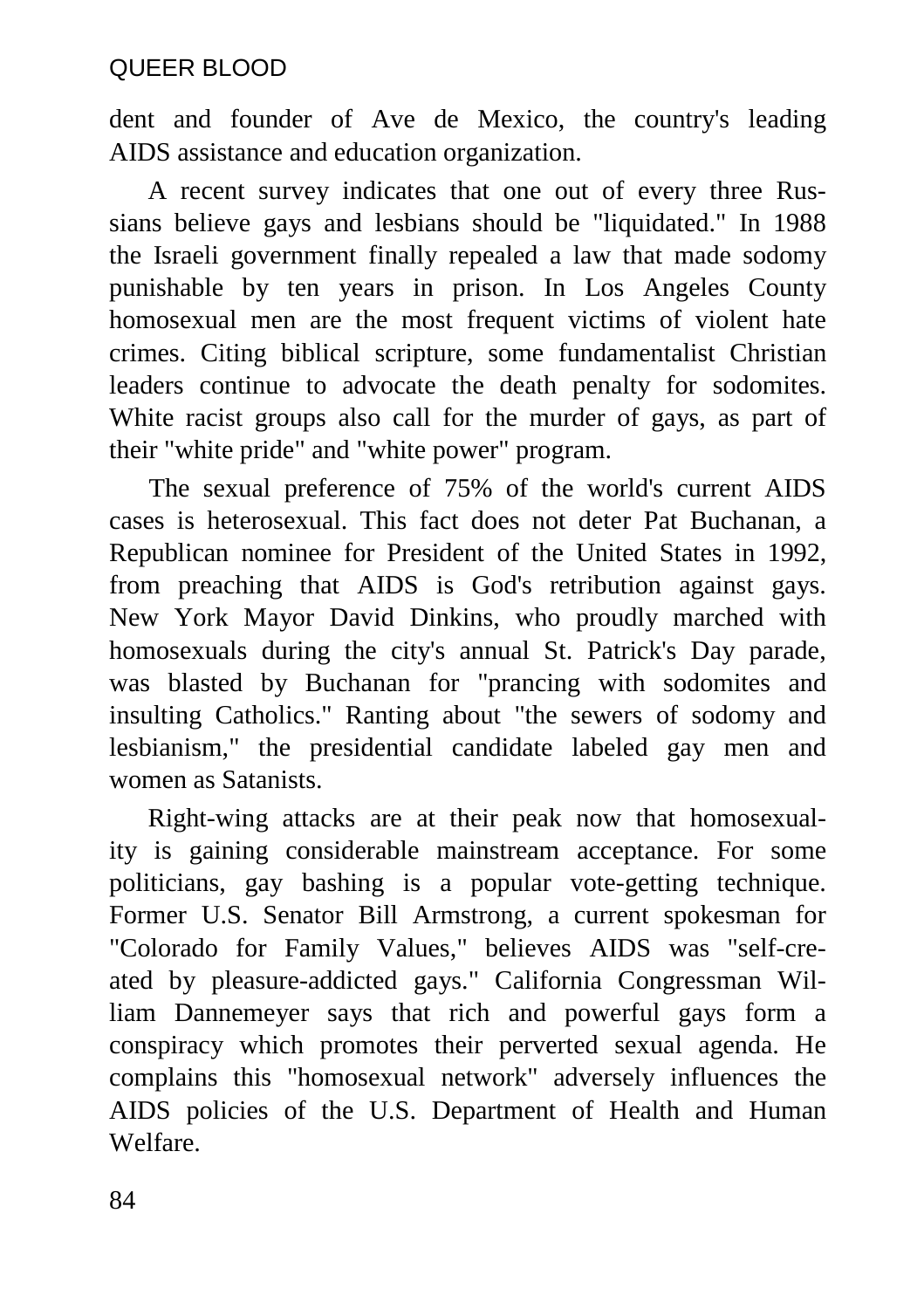dent and founder of Ave de Mexico, the country's leading AIDS assistance and education organization.

A recent survey indicates that one out of every three Russians believe gays and lesbians should be "liquidated." In 1988 the Israeli government finally repealed a law that made sodomy punishable by ten years in prison. In Los Angeles County homosexual men are the most frequent victims of violent hate crimes. Citing biblical scripture, some fundamentalist Christian leaders continue to advocate the death penalty for sodomites. White racist groups also call for the murder of gays, as part of their "white pride" and "white power" program.

The sexual preference of 75% of the world's current AIDS cases is heterosexual. This fact does not deter Pat Buchanan, a Republican nominee for President of the United States in 1992, from preaching that AIDS is God's retribution against gays. New York Mayor David Dinkins, who proudly marched with homosexuals during the city's annual St. Patrick's Day parade, was blasted by Buchanan for "prancing with sodomites and insulting Catholics." Ranting about "the sewers of sodomy and lesbianism," the presidential candidate labeled gay men and women as Satanists.

Right-wing attacks are at their peak now that homosexuality is gaining considerable mainstream acceptance. For some politicians, gay bashing is a popular vote-getting technique. Former U.S. Senator Bill Armstrong, a current spokesman for "Colorado for Family Values," believes AIDS was "self-created by pleasure-addicted gays." California Congressman William Dannemeyer says that rich and powerful gays form a conspiracy which promotes their perverted sexual agenda. He complains this "homosexual network" adversely influences the AIDS policies of the U.S. Department of Health and Human Welfare.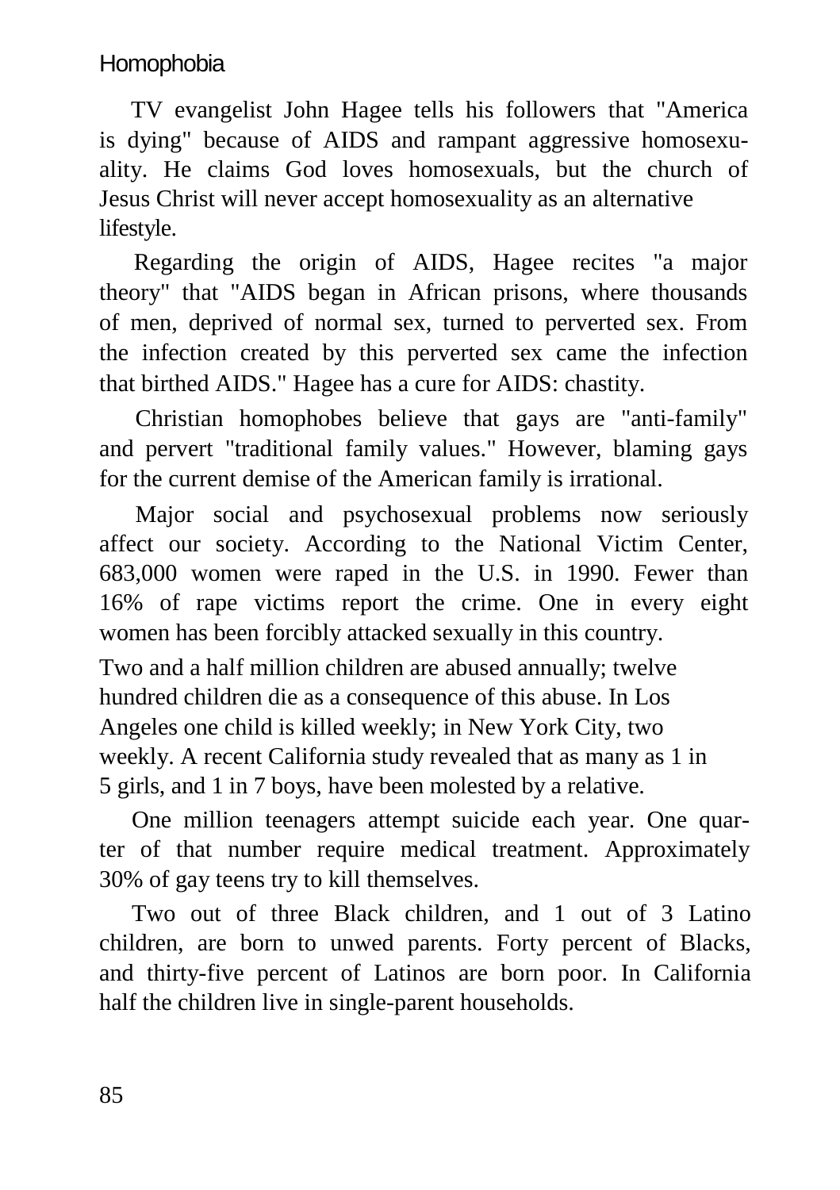TV evangelist John Hagee tells his followers that "America is dying" because of AIDS and rampant aggressive homosexuality. He claims God loves homosexuals, but the church of Jesus Christ will never accept homosexuality as an alternative lifestyle.

Regarding the origin of AIDS, Hagee recites "a major theory" that "AIDS began in African prisons, where thousands of men, deprived of normal sex, turned to perverted sex. From the infection created by this perverted sex came the infection that birthed AIDS." Hagee has a cure for AIDS: chastity.

Christian homophobes believe that gays are "anti-family" and pervert "traditional family values." However, blaming gays for the current demise of the American family is irrational.

Major social and psychosexual problems now seriously affect our society. According to the National Victim Center, 683,000 women were raped in the U.S. in 1990. Fewer than 16% of rape victims report the crime. One in every eight women has been forcibly attacked sexually in this country. Two and a half million children are abused annually; twelve hundred children die as a consequence of this abuse. In Los Angeles one child is killed weekly; in New York City, two weekly. A recent California study revealed that as many as 1 in 5 girls, and 1 in 7 boys, have been molested by a relative.

One million teenagers attempt suicide each year. One quarter of that number require medical treatment. Approximately 30% of gay teens try to kill themselves.

Two out of three Black children, and 1 out of 3 Latino children, are born to unwed parents. Forty percent of Blacks, and thirty-five percent of Latinos are born poor. In California half the children live in single-parent households.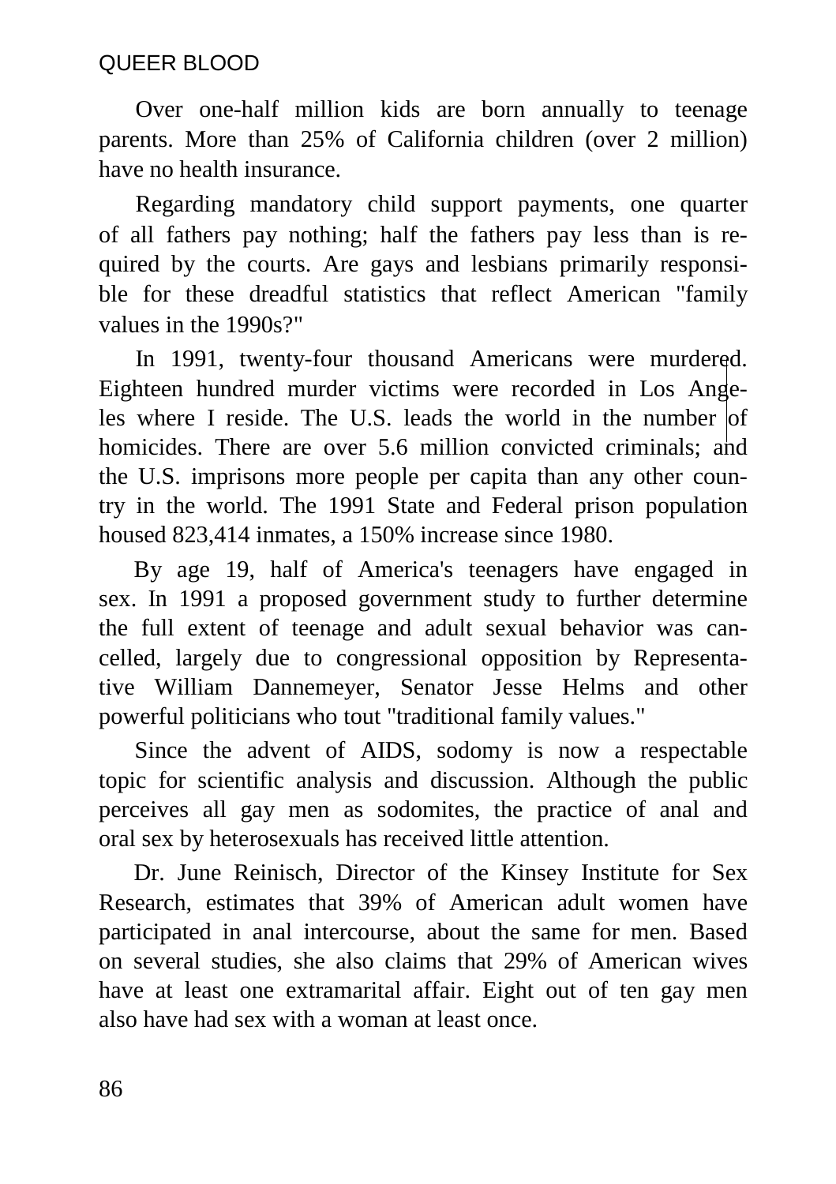Over one-half million kids are born annually to teenage parents. More than 25% of California children (over 2 million) have no health insurance.

Regarding mandatory child support payments, one quarter of all fathers pay nothing; half the fathers pay less than is required by the courts. Are gays and lesbians primarily responsible for these dreadful statistics that reflect American "family values in the 1990s?"

In 1991, twenty-four thousand Americans were murdered. Eighteen hundred murder victims were recorded in Los Angeles where I reside. The U.S. leads the world in the number of homicides. There are over 5.6 million convicted criminals; and the U.S. imprisons more people per capita than any other country in the world. The 1991 State and Federal prison population housed 823,414 inmates, a 150% increase since 1980.

By age 19, half of America's teenagers have engaged in sex. In 1991 a proposed government study to further determine the full extent of teenage and adult sexual behavior was cancelled, largely due to congressional opposition by Representative William Dannemeyer, Senator Jesse Helms and other powerful politicians who tout "traditional family values."

Since the advent of AIDS, sodomy is now a respectable topic for scientific analysis and discussion. Although the public perceives all gay men as sodomites, the practice of anal and oral sex by heterosexuals has received little attention.

Dr. June Reinisch, Director of the Kinsey Institute for Sex Research, estimates that 39% of American adult women have participated in anal intercourse, about the same for men. Based on several studies, she also claims that 29% of American wives have at least one extramarital affair. Eight out of ten gay men also have had sex with a woman at least once.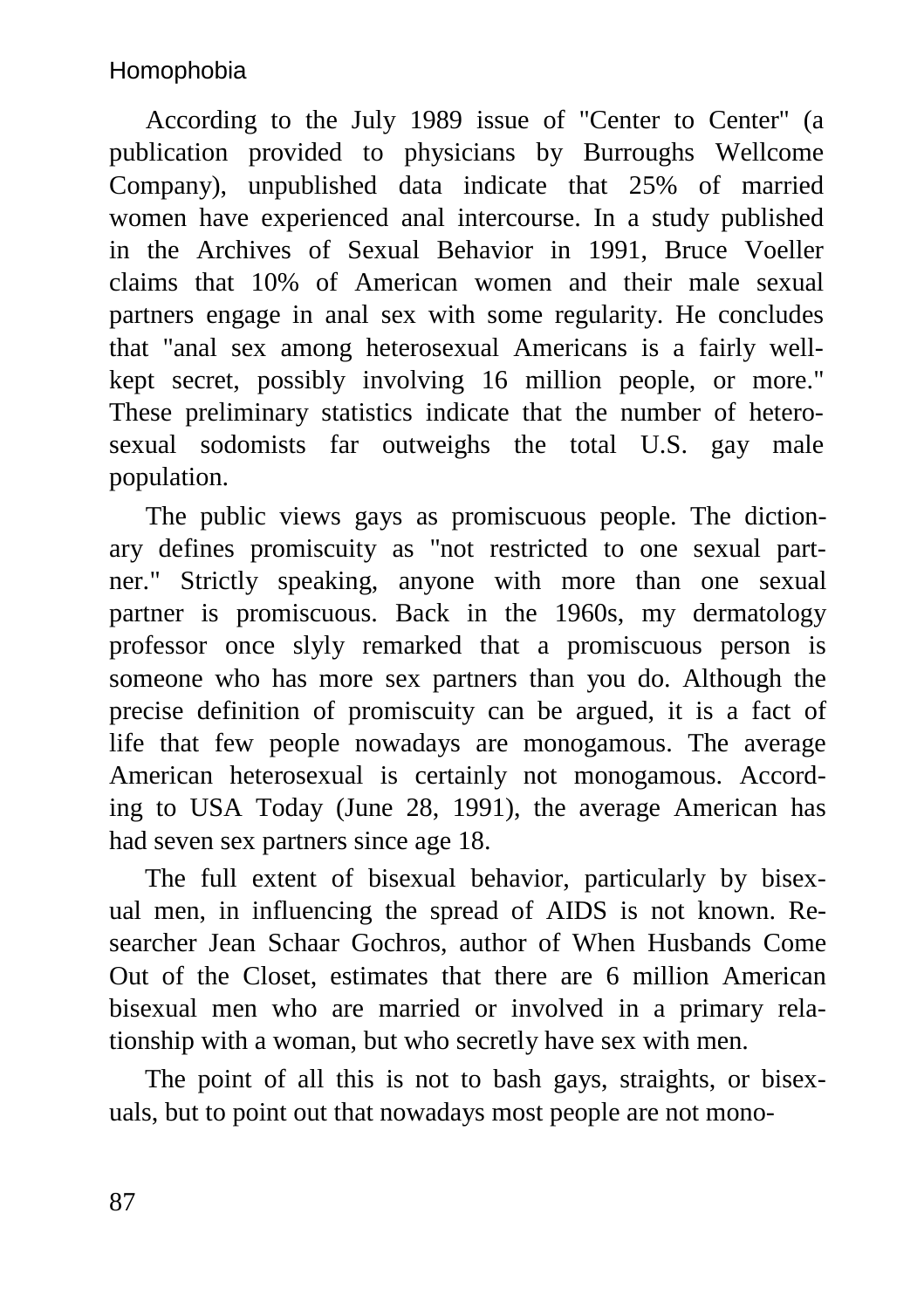According to the July 1989 issue of "Center to Center" (a publication provided to physicians by Burroughs Wellcome Company), unpublished data indicate that 25% of married women have experienced anal intercourse. In a study published in the Archives of Sexual Behavior in 1991, Bruce Voeller claims that 10% of American women and their male sexual partners engage in anal sex with some regularity. He concludes that "anal sex among heterosexual Americans is a fairly well-kept secret, possibly involving 16 million people, or more." These preliminary statistics indicate that the number of heterosexual sodomists far outweighs the total U.S. gay male population.

The public views gays as promiscuous people. The dictionary defines promiscuity as "not restricted to one sexual partner." Strictly speaking, anyone with more than one sexual partner is promiscuous. Back in the 1960s, my dermatology professor once slyly remarked that a promiscuous person is someone who has more sex partners than you do. Although the precise definition of promiscuity can be argued, it is a fact of life that few people nowadays are monogamous. The average American heterosexual is certainly not monogamous. According to USA Today (June 28, 1991), the average American has had seven sex partners since age 18.

The full extent of bisexual behavior, particularly by bisexual men, in influencing the spread of AIDS is not known. Researcher Jean Schaar Gochros, author of When Husbands Come Out of the Closet, estimates that there are 6 million American bisexual men who are married or involved in a primary relationship with a woman, but who secretly have sex with men.

The point of all this is not to bash gays, straights, or bisexuals, but to point out that nowadays most people are not mono-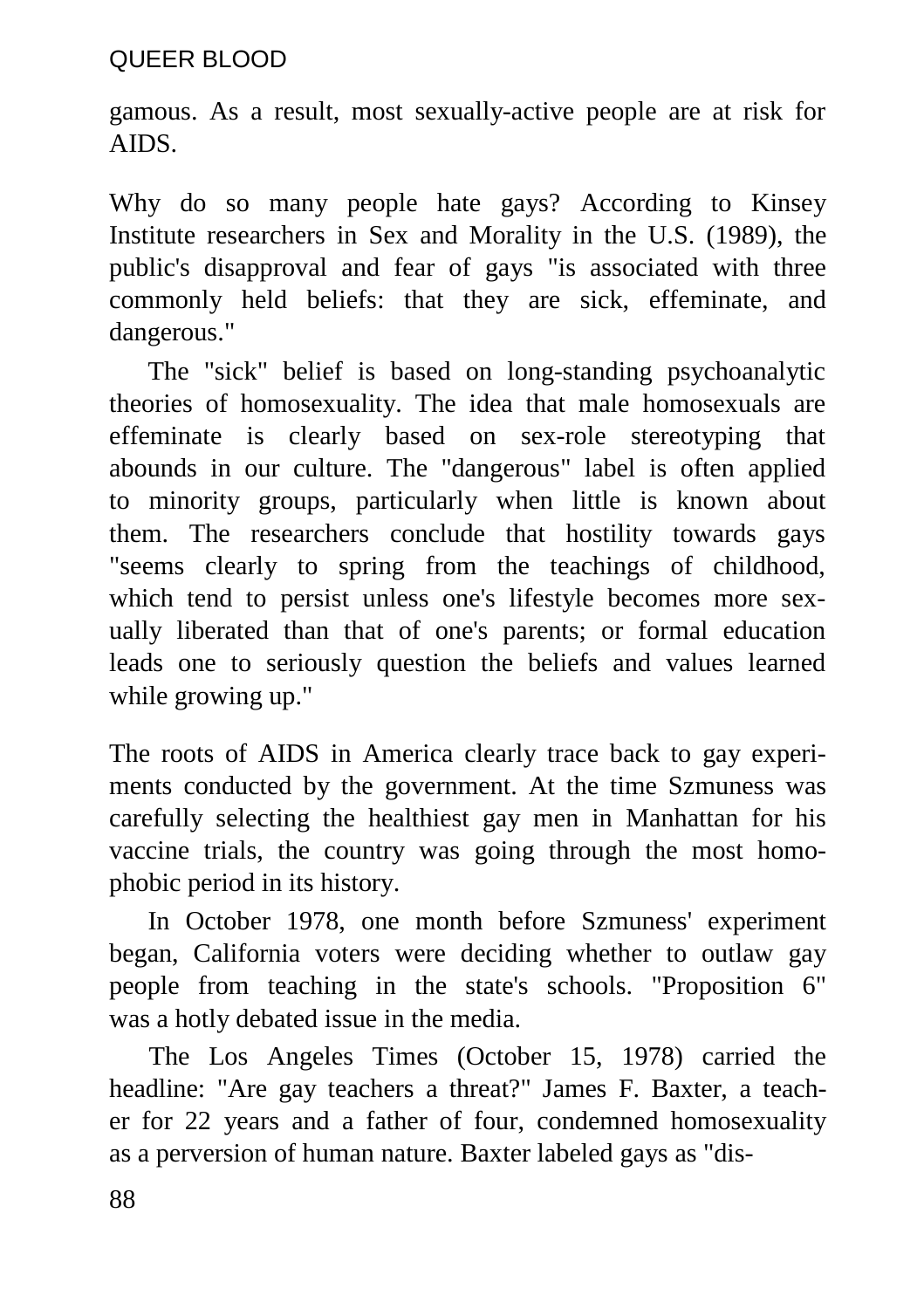gamous. As a result, most sexually-active people are at risk for AIDS.

Why do so many people hate gays? According to Kinsey Institute researchers in Sex and Morality in the U.S. (1989), the public's disapproval and fear of gays "is associated with three commonly held beliefs: that they are sick, effeminate, and dangerous."

The "sick" belief is based on long-standing psychoanalytic theories of homosexuality. The idea that male homosexuals are effeminate is clearly based on sex-role stereotyping that abounds in our culture. The "dangerous" label is often applied to minority groups, particularly when little is known about them. The researchers conclude that hostility towards gays "seems clearly to spring from the teachings of childhood, which tend to persist unless one's lifestyle becomes more sexually liberated than that of one's parents; or formal education leads one to seriously question the beliefs and values learned while growing up."

The roots of AIDS in America clearly trace back to gay experiments conducted by the government. At the time Szmuness was carefully selecting the healthiest gay men in Manhattan for his vaccine trials, the country was going through the most homophobic period in its history.

In October 1978, one month before Szmuness' experiment began, California voters were deciding whether to outlaw gay people from teaching in the state's schools. "Proposition 6" was a hotly debated issue in the media.

The Los Angeles Times (October 15, 1978) carried the headline: "Are gay teachers a threat?" James F. Baxter, a teacher for 22 years and a father of four, condemned homosexuality as a perversion of human nature. Baxter labeled gays as "dis-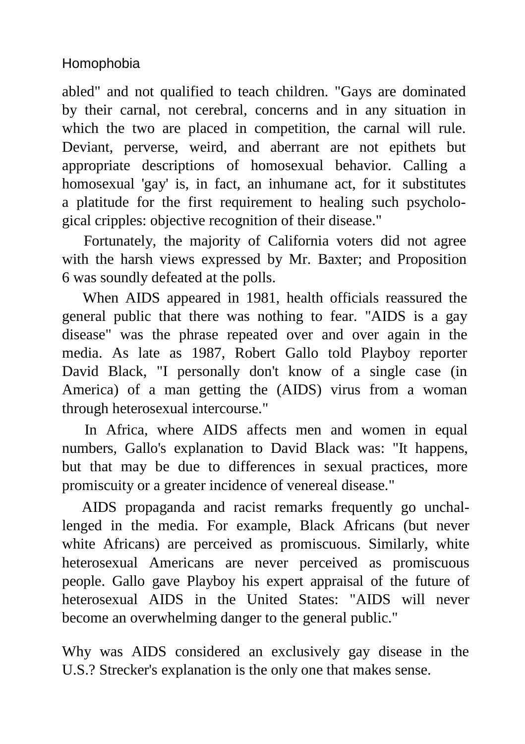abled" and not qualified to teach children. "Gays are dominated by their carnal, not cerebral, concerns and in any situation in which the two are placed in competition, the carnal will rule. Deviant, perverse, weird, and aberrant are not epithets but appropriate descriptions of homosexual behavior. Calling a homosexual 'gay' is, in fact, an inhumane act, for it substitutes a platitude for the first requirement to healing such psychological cripples: objective recognition of their disease."

Fortunately, the majority of California voters did not agree with the harsh views expressed by Mr. Baxter; and Proposition 6 was soundly defeated at the polls.

When AIDS appeared in 1981, health officials reassured the general public that there was nothing to fear. "AIDS is a gay disease" was the phrase repeated over and over again in the media. As late as 1987, Robert Gallo told Playboy reporter David Black, "I personally don't know of a single case (in America) of a man getting the (AIDS) virus from a woman through heterosexual intercourse."

In Africa, where AIDS affects men and women in equal numbers, Gallo's explanation to David Black was: "It happens, but that may be due to differences in sexual practices, more promiscuity or a greater incidence of venereal disease."

AIDS propaganda and racist remarks frequently go unchallenged in the media. For example, Black Africans (but never white Africans) are perceived as promiscuous. Similarly, white heterosexual Americans are never perceived as promiscuous people. Gallo gave Playboy his expert appraisal of the future of heterosexual AIDS in the United States: "AIDS will never become an overwhelming danger to the general public."

Why was AIDS considered an exclusively gay disease in the U.S.? Strecker's explanation is the only one that makes sense.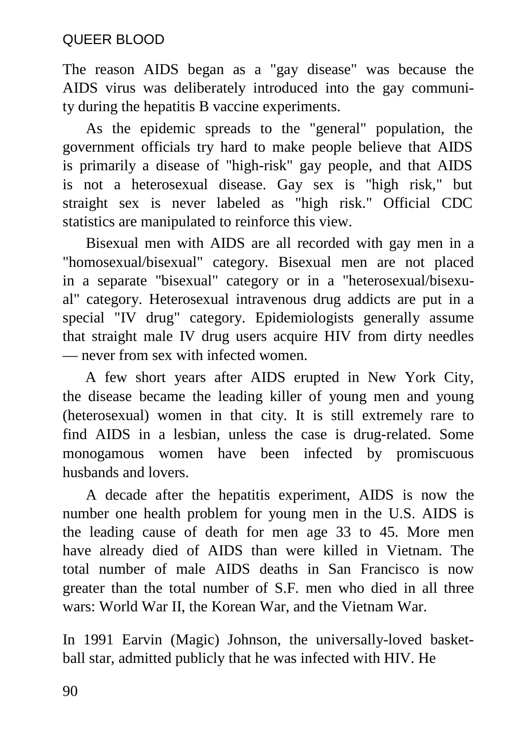The reason AIDS began as a "gay disease" was because the AIDS virus was deliberately introduced into the gay community during the hepatitis B vaccine experiments.

As the epidemic spreads to the "general" population, the government officials try hard to make people believe that AIDS is primarily a disease of "high-risk" gay people, and that AIDS is not a heterosexual disease. Gay sex is "high risk," but straight sex is never labeled as "high risk." Official CDC statistics are manipulated to reinforce this view.

Bisexual men with AIDS are all recorded with gay men in a "homosexual/bisexual" category. Bisexual men are not placed in a separate "bisexual" category or in a "heterosexual/bisexual" category. Heterosexual intravenous drug addicts are put in a special "IV drug" category. Epidemiologists generally assume that straight male IV drug users acquire HIV from dirty needles — never from sex with infected women.

A few short years after AIDS erupted in New York City, the disease became the leading killer of young men and young (heterosexual) women in that city. It is still extremely rare to find AIDS in a lesbian, unless the case is drug-related. Some monogamous women have been infected by promiscuous husbands and lovers.

A decade after the hepatitis experiment, AIDS is now the number one health problem for young men in the U.S. AIDS is the leading cause of death for men age 33 to 45. More men have already died of AIDS than were killed in Vietnam. The total number of male AIDS deaths in San Francisco is now greater than the total number of S.F. men who died in all three wars: World War II, the Korean War, and the Vietnam War.

In 1991 Earvin (Magic) Johnson, the universally-loved basketball star, admitted publicly that he was infected with HIV. He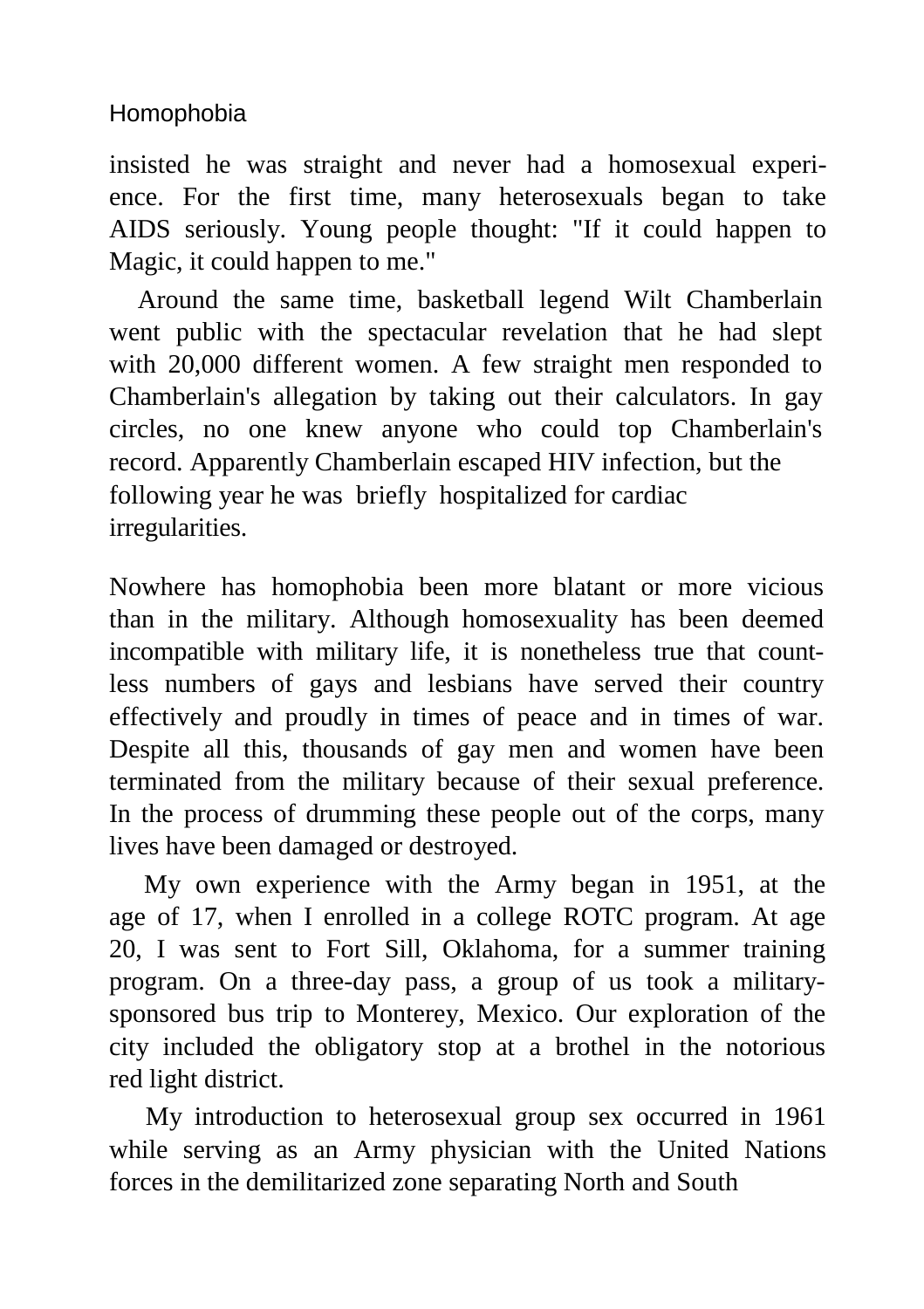insisted he was straight and never had a homosexual experience. For the first time, many heterosexuals began to take AIDS seriously. Young people thought: "If it could happen to Magic, it could happen to me."

Around the same time, basketball legend Wilt Chamberlain went public with the spectacular revelation that he had slept with 20,000 different women. A few straight men responded to Chamberlain's allegation by taking out their calculators. In gay circles, no one knew anyone who could top Chamberlain's record. Apparently Chamberlain escaped HIV infection, but the following year he was briefly hospitalized for cardiac irregularities.

Nowhere has homophobia been more blatant or more vicious than in the military. Although homosexuality has been deemed incompatible with military life, it is nonetheless true that countless numbers of gays and lesbians have served their country effectively and proudly in times of peace and in times of war. Despite all this, thousands of gay men and women have been terminated from the military because of their sexual preference. In the process of drumming these people out of the corps, many lives have been damaged or destroyed.

My own experience with the Army began in 1951, at the age of 17, when I enrolled in a college ROTC program. At age 20, I was sent to Fort Sill, Oklahoma, for a summer training program. On a three-day pass, a group of us took a military-sponsored bus trip to Monterey, Mexico. Our exploration of the city included the obligatory stop at a brothel in the notorious red light district.

My introduction to heterosexual group sex occurred in 1961 while serving as an Army physician with the United Nations forces in the demilitarized zone separating North and South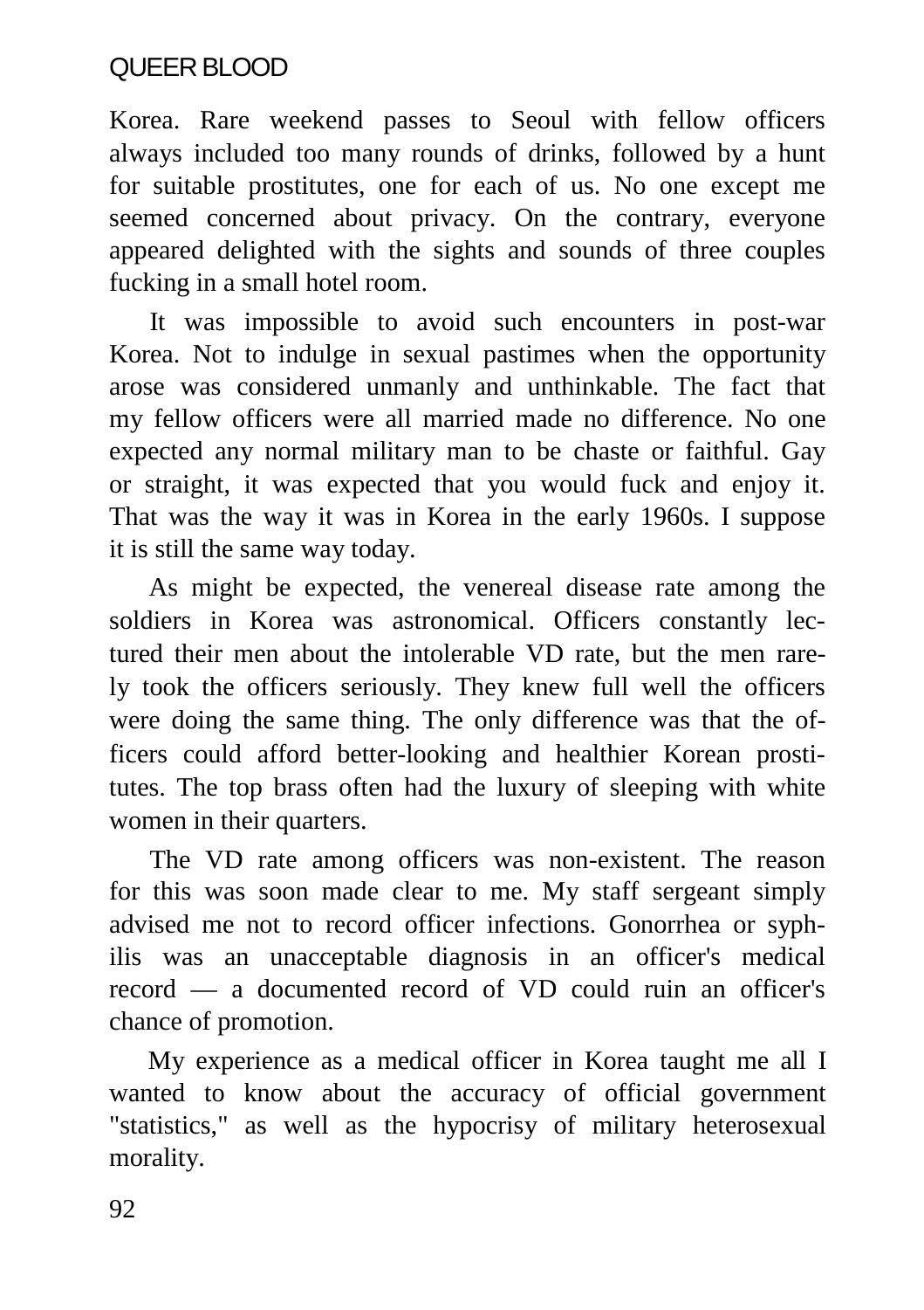Korea. Rare weekend passes to Seoul with fellow officers always included too many rounds of drinks, followed by a hunt for suitable prostitutes, one for each of us. No one except me seemed concerned about privacy. On the contrary, everyone appeared delighted with the sights and sounds of three couples fucking in a small hotel room.

It was impossible to avoid such encounters in post-war Korea. Not to indulge in sexual pastimes when the opportunity arose was considered unmanly and unthinkable. The fact that my fellow officers were all married made no difference. No one expected any normal military man to be chaste or faithful. Gay or straight, it was expected that you would fuck and enjoy it. That was the way it was in Korea in the early 1960s. I suppose it is still the same way today.

As might be expected, the venereal disease rate among the soldiers in Korea was astronomical. Officers constantly lectured their men about the intolerable VD rate, but the men rarely took the officers seriously. They knew full well the officers were doing the same thing. The only difference was that the officers could afford better-looking and healthier Korean prostitutes. The top brass often had the luxury of sleeping with white women in their quarters.

The VD rate among officers was non-existent. The reason for this was soon made clear to me. My staff sergeant simply advised me not to record officer infections. Gonorrhea or syphilis was an unacceptable diagnosis in an officer's medical record — a documented record of VD could ruin an officer's chance of promotion.

My experience as a medical officer in Korea taught me all I wanted to know about the accuracy of official government "statistics," as well as the hypocrisy of military heterosexual morality.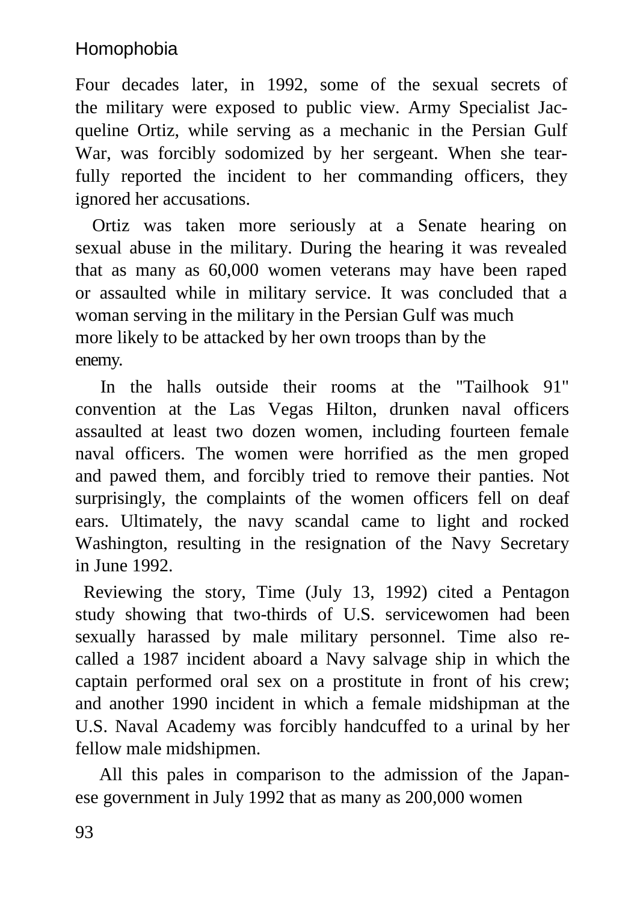Four decades later, in 1992, some of the sexual secrets of the military were exposed to public view. Army Specialist Jacqueline Ortiz, while serving as a mechanic in the Persian Gulf War, was forcibly sodomized by her sergeant. When she tearfully reported the incident to her commanding officers, they ignored her accusations.

Ortiz was taken more seriously at a Senate hearing on sexual abuse in the military. During the hearing it was revealed that as many as 60,000 women veterans may have been raped or assaulted while in military service. It was concluded that a woman serving in the military in the Persian Gulf was much more likely to be attacked by her own troops than by the enemy.

In the halls outside their rooms at the "Tailhook 91" convention at the Las Vegas Hilton, drunken naval officers assaulted at least two dozen women, including fourteen female naval officers. The women were horrified as the men groped and pawed them, and forcibly tried to remove their panties. Not surprisingly, the complaints of the women officers fell on deaf ears. Ultimately, the navy scandal came to light and rocked Washington, resulting in the resignation of the Navy Secretary in June 1992.

Reviewing the story, Time (July 13, 1992) cited a Pentagon study showing that two-thirds of U.S. servicewomen had been sexually harassed by male military personnel. Time also recalled a 1987 incident aboard a Navy salvage ship in which the captain performed oral sex on a prostitute in front of his crew; and another 1990 incident in which a female midshipman at the U.S. Naval Academy was forcibly handcuffed to a urinal by her fellow male midshipmen.

All this pales in comparison to the admission of the Japanese government in July 1992 that as many as 200,000 women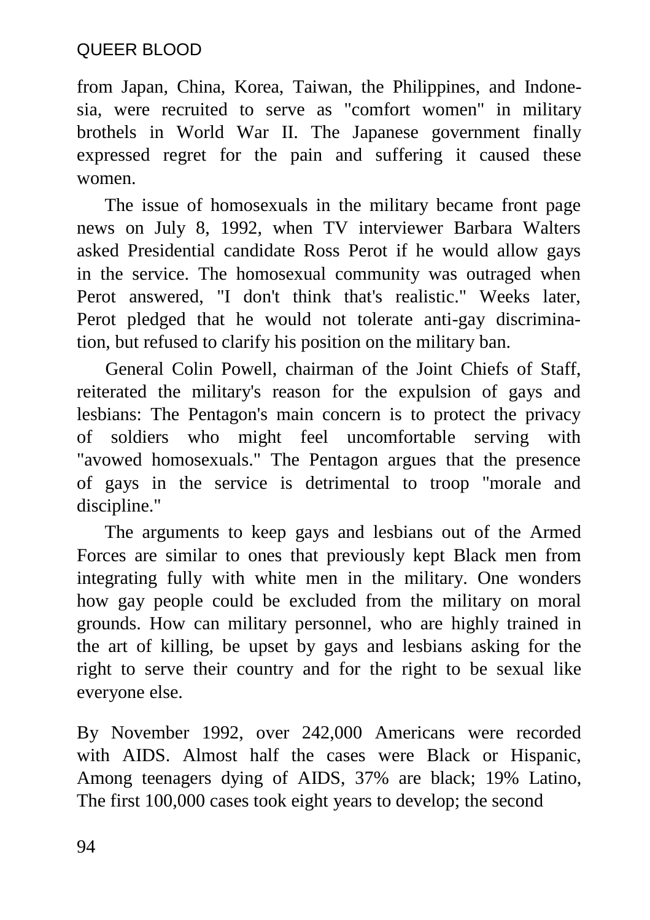from Japan, China, Korea, Taiwan, the Philippines, and Indonesia, were recruited to serve as "comfort women" in military brothels in World War II. The Japanese government finally expressed regret for the pain and suffering it caused these women.

The issue of homosexuals in the military became front page news on July 8, 1992, when TV interviewer Barbara Walters asked Presidential candidate Ross Perot if he would allow gays in the service. The homosexual community was outraged when Perot answered, "I don't think that's realistic." Weeks later, Perot pledged that he would not tolerate anti-gay discrimination, but refused to clarify his position on the military ban.

General Colin Powell, chairman of the Joint Chiefs of Staff, reiterated the military's reason for the expulsion of gays and lesbians: The Pentagon's main concern is to protect the privacy of soldiers who might feel uncomfortable serving with "avowed homosexuals." The Pentagon argues that the presence of gays in the service is detrimental to troop "morale and discipline."

The arguments to keep gays and lesbians out of the Armed Forces are similar to ones that previously kept Black men from integrating fully with white men in the military. One wonders how gay people could be excluded from the military on moral grounds. How can military personnel, who are highly trained in the art of killing, be upset by gays and lesbians asking for the right to serve their country and for the right to be sexual like everyone else.

By November 1992, over 242,000 Americans were recorded with AIDS. Almost half the cases were Black or Hispanic, Among teenagers dying of AIDS, 37% are black; 19% Latino, The first 100,000 cases took eight years to develop; the second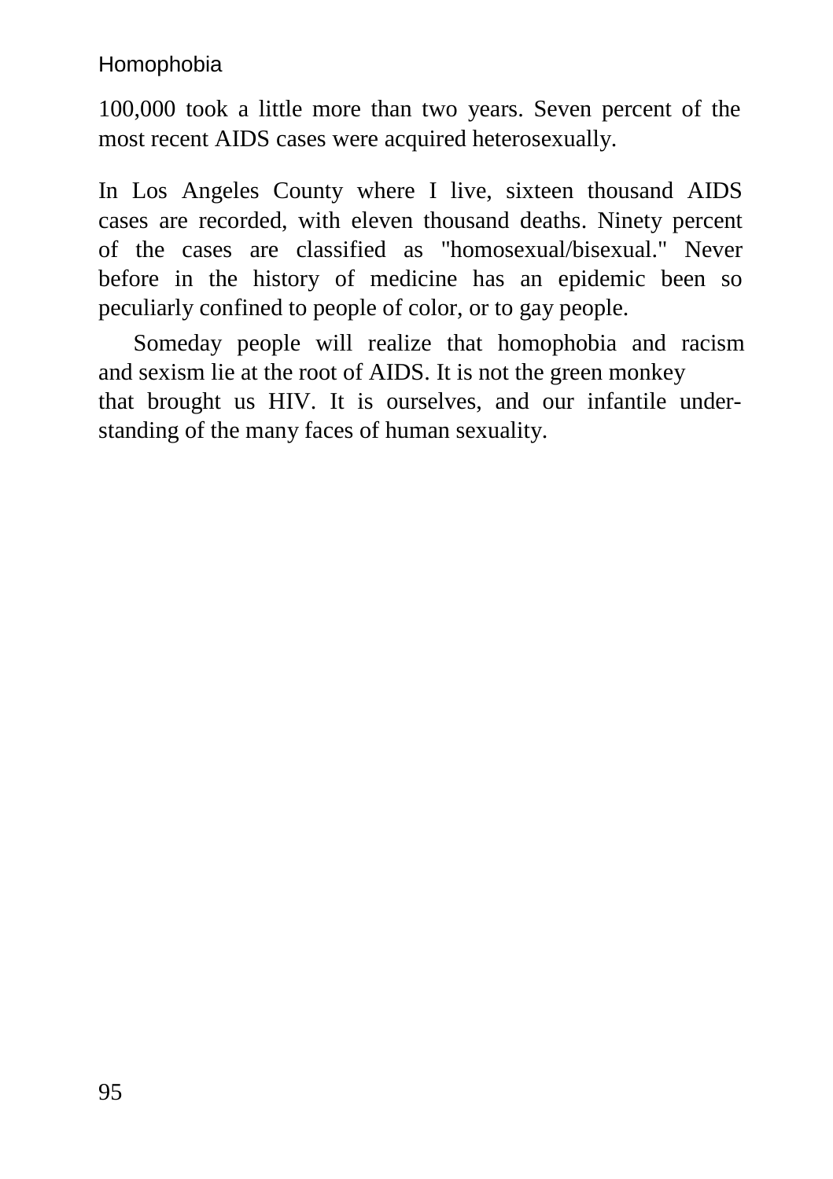100,000 took a little more than two years. Seven percent of the most recent AIDS cases were acquired heterosexually.

In Los Angeles County where I live, sixteen thousand AIDS cases are recorded, with eleven thousand deaths. Ninety percent of the cases are classified as "homosexual/bisexual." Never before in the history of medicine has an epidemic been so peculiarly confined to people of color, or to gay people.

Someday people will realize that homophobia and racism and sexism lie at the root of AIDS. It is not the green monkey that brought us HIV. It is ourselves, and our infantile understanding of the many faces of human sexuality.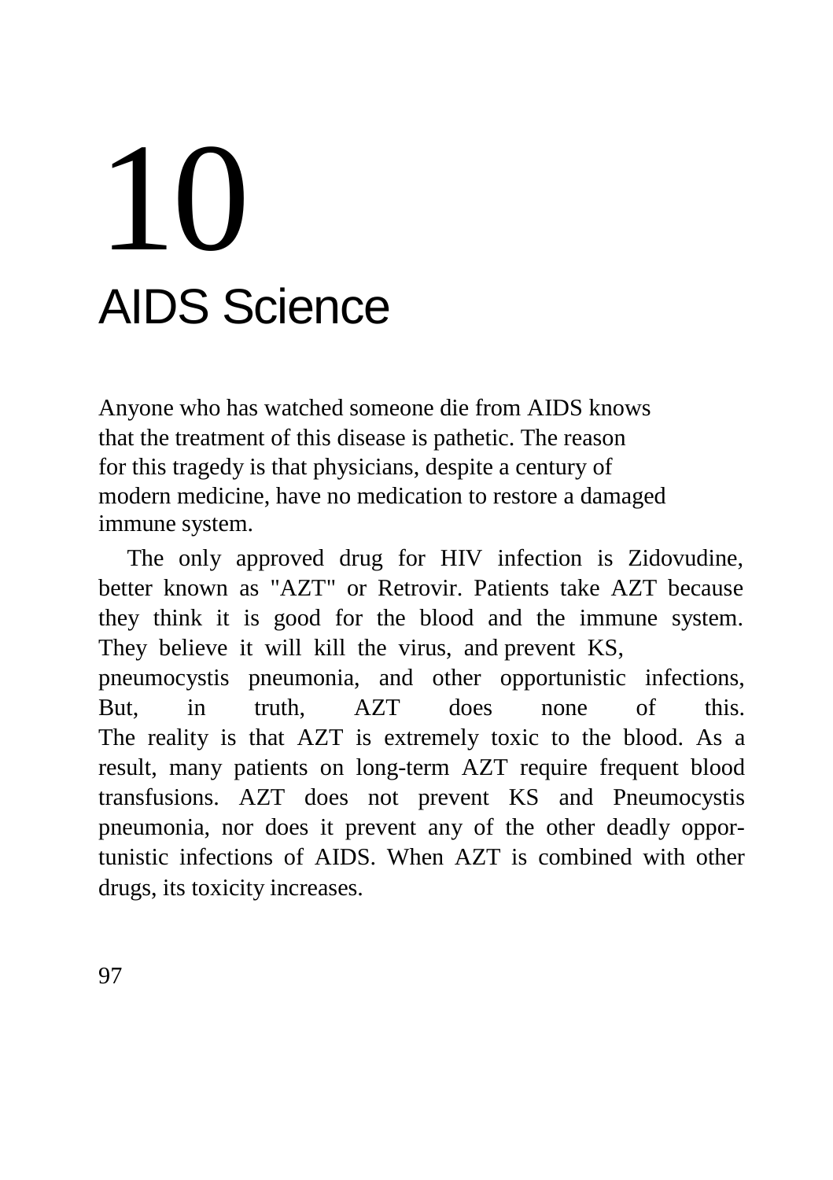# 10

# AIDS Science

Anyone who has watched someone die from AIDS knows that the treatment of this disease is pathetic. The reason for this tragedy is that physicians, despite a century of modern medicine, have no medication to restore a damaged immune system.

The only approved drug for HIV infection is Zidovudine, better known as "AZT" or Retrovir. Patients take AZT because they think it is good for the blood and the immune system. They believe it will kill the virus, and prevent KS, pneumocystis pneumonia, and other opportunistic infections, But, in truth, AZT does none of this. The reality is that AZT is extremely toxic to the blood. As a result, many patients on long-term AZT require frequent blood transfusions. AZT does not prevent KS and Pneumocystis pneumonia, nor does it prevent any of the other deadly opportunistic infections of AIDS. When AZT is combined with other drugs, its toxicity increases.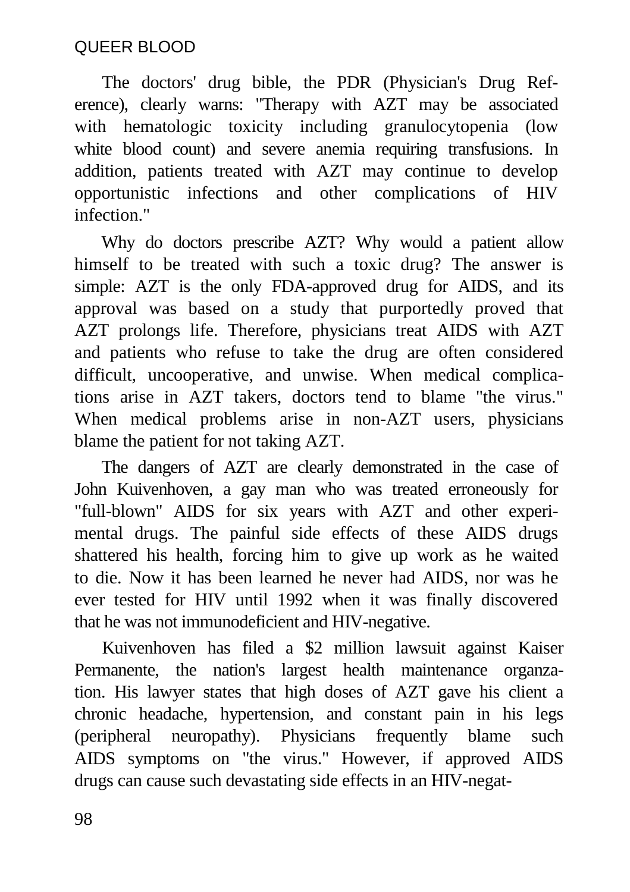The doctors' drug bible, the PDR (Physician's Drug Reference), clearly warns: "Therapy with AZT may be associated with hematologic toxicity including granulocytopenia (low white blood count) and severe anemia requiring transfusions. In addition, patients treated with AZT may continue to develop opportunistic infections and other complications of HIV infection."

Why do doctors prescribe AZT? Why would a patient allow himself to be treated with such a toxic drug? The answer is simple: AZT is the only FDA-approved drug for AIDS, and its approval was based on a study that purportedly proved that AZT prolongs life. Therefore, physicians treat AIDS with AZT and patients who refuse to take the drug are often considered difficult, uncooperative, and unwise. When medical complications arise in AZT takers, doctors tend to blame "the virus." When medical problems arise in non-AZT users, physicians blame the patient for not taking AZT.

The dangers of AZT are clearly demonstrated in the case of John Kuivenhoven, a gay man who was treated erroneously for "full-blown" AIDS for six years with AZT and other experimental drugs. The painful side effects of these AIDS drugs shattered his health, forcing him to give up work as he waited to die. Now it has been learned he never had AIDS, nor was he ever tested for HIV until 1992 when it was finally discovered that he was not immunodeficient and HIV-negative.

Kuivenhoven has filed a $2 million lawsuit against Kaiser Permanente, the nation's largest health maintenance organzation. His lawyer states that high doses of AZT gave his client a chronic headache, hypertension, and constant pain in his legs (peripheral neuropathy). Physicians frequently blame such AIDS symptoms on "the virus." However, if approved AIDS drugs can cause such devastating side effects in an HIV-negat-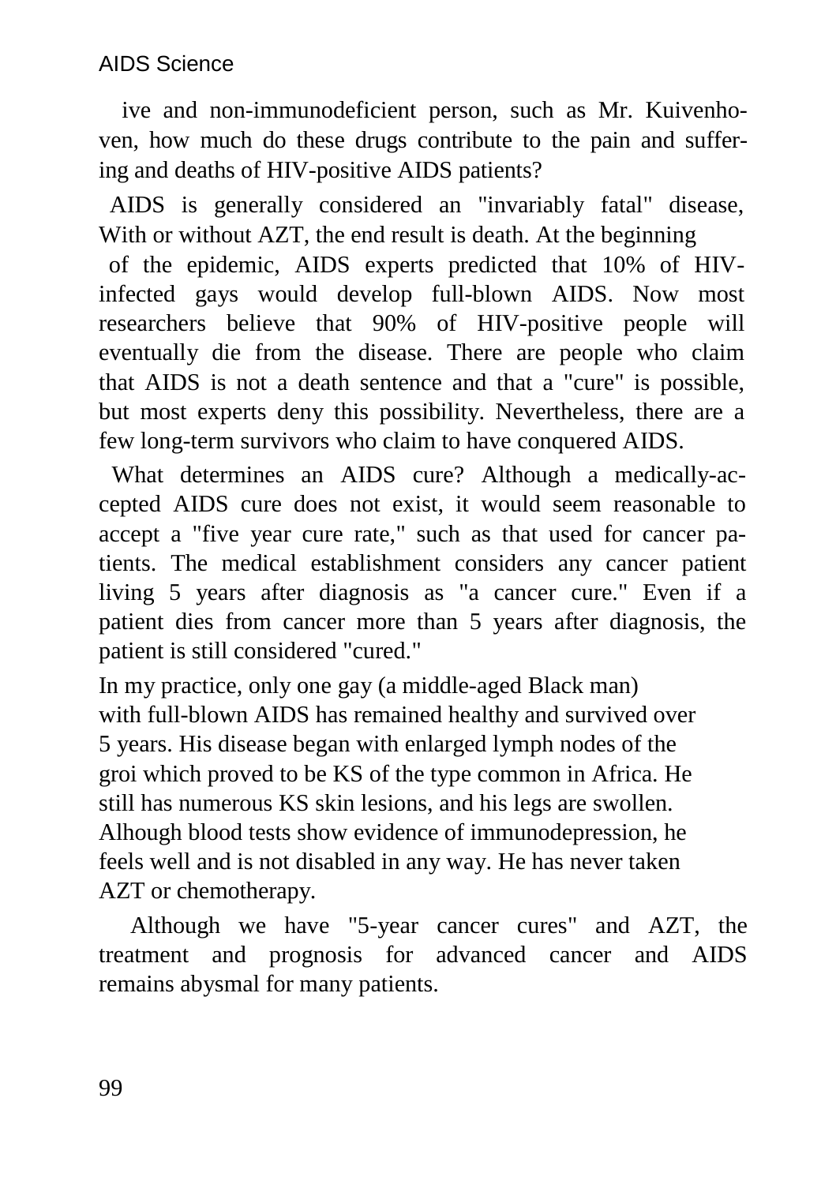ive and non-immunodeficient person, such as Mr. Kuivenhoven, how much do these drugs contribute to the pain and suffering and deaths of HIV-positive AIDS patients?

AIDS is generally considered an "invariably fatal" disease, With or without AZT, the end result is death. At the beginning of the epidemic, AIDS experts predicted that 10% of HIV-infected gays would develop full-blown AIDS. Now most researchers believe that 90% of HIV-positive people will eventually die from the disease. There are people who claim that AIDS is not a death sentence and that a "cure" is possible, but most experts deny this possibility. Nevertheless, there are a few long-term survivors who claim to have conquered AIDS.

What determines an AIDS cure? Although a medically-accepted AIDS cure does not exist, it would seem reasonable to accept a "five year cure rate," such as that used for cancer patients. The medical establishment considers any cancer patient living 5 years after diagnosis as "a cancer cure." Even if a patient dies from cancer more than 5 years after diagnosis, the patient is still considered "cured."

In my practice, only one gay (a middle-aged Black man) with full-blown AIDS has remained healthy and survived over 5 years. His disease began with enlarged lymph nodes of the groi which proved to be KS of the type common in Africa. He still has numerous KS skin lesions, and his legs are swollen. Alhough blood tests show evidence of immunodepression, he feels well and is not disabled in any way. He has never taken AZT or chemotherapy.

Although we have "5-year cancer cures" and AZT, the treatment and prognosis for advanced cancer and AIDS remains abysmal for many patients.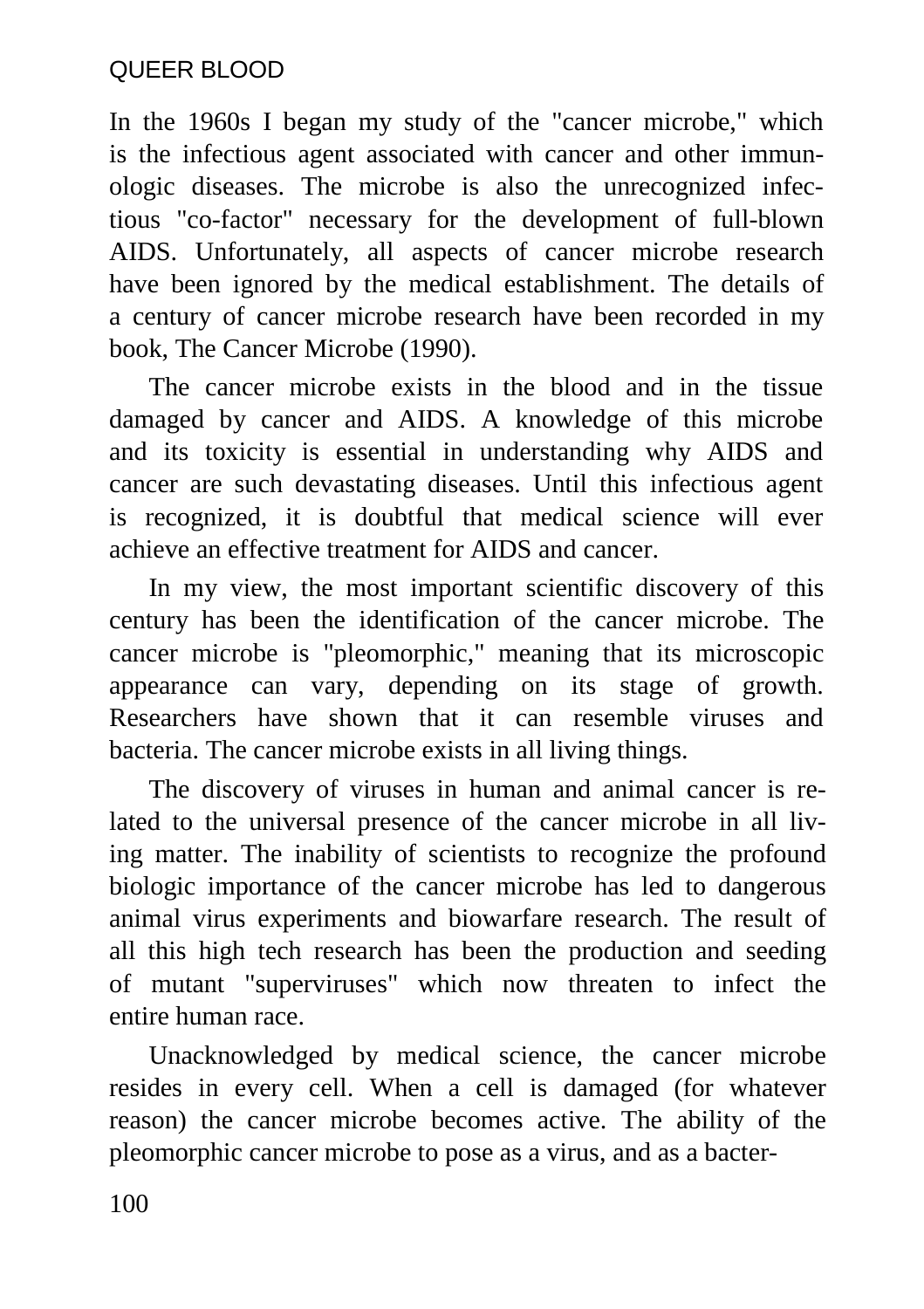In the 1960s I began my study of the "cancer microbe," which is the infectious agent associated with cancer and other immunologic diseases. The microbe is also the unrecognized infectious "co-factor" necessary for the development of full-blown AIDS. Unfortunately, all aspects of cancer microbe research have been ignored by the medical establishment. The details of a century of cancer microbe research have been recorded in my book, The Cancer Microbe (1990).

The cancer microbe exists in the blood and in the tissue damaged by cancer and AIDS. A knowledge of this microbe and its toxicity is essential in understanding why AIDS and cancer are such devastating diseases. Until this infectious agent is recognized, it is doubtful that medical science will ever achieve an effective treatment for AIDS and cancer.

In my view, the most important scientific discovery of this century has been the identification of the cancer microbe. The cancer microbe is "pleomorphic," meaning that its microscopic appearance can vary, depending on its stage of growth. Researchers have shown that it can resemble viruses and bacteria. The cancer microbe exists in all living things.

The discovery of viruses in human and animal cancer is related to the universal presence of the cancer microbe in all living matter. The inability of scientists to recognize the profound biologic importance of the cancer microbe has led to dangerous animal virus experiments and biowarfare research. The result of all this high tech research has been the production and seeding of mutant "superviruses" which now threaten to infect the entire human race.

Unacknowledged by medical science, the cancer microbe resides in every cell. When a cell is damaged (for whatever reason) the cancer microbe becomes active. The ability of the pleomorphic cancer microbe to pose as a virus, and as a bacter-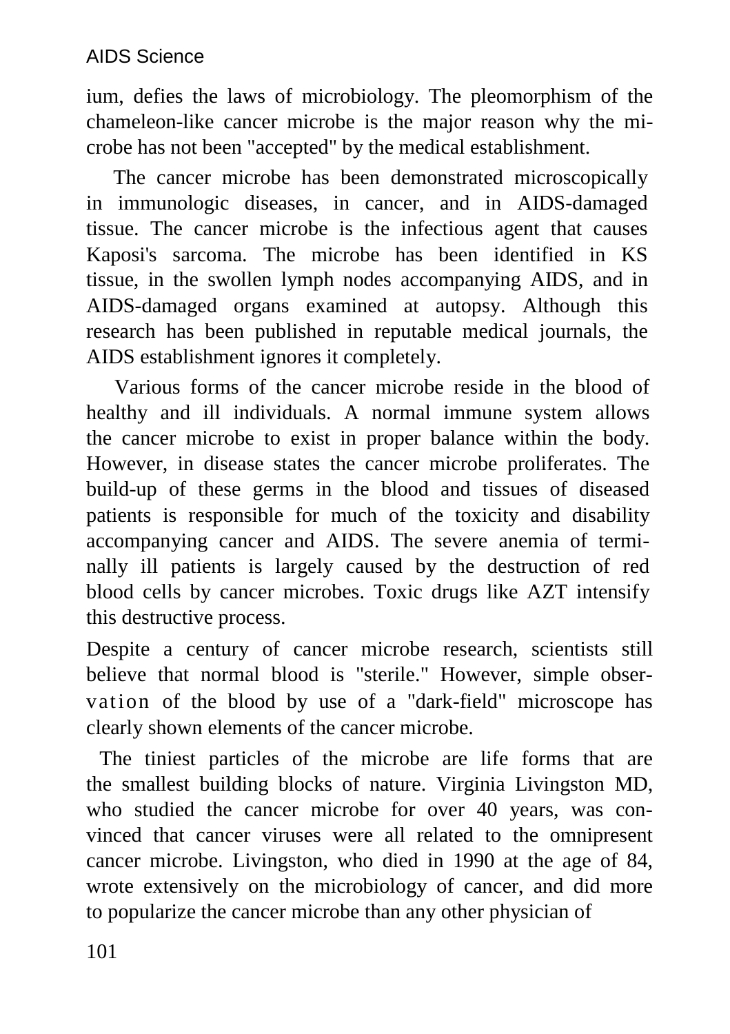ium, defies the laws of microbiology. The pleomorphism of the chameleon-like cancer microbe is the major reason why the microbe has not been "accepted" by the medical establishment.

The cancer microbe has been demonstrated microscopically in immunologic diseases, in cancer, and in AIDS-damaged tissue. The cancer microbe is the infectious agent that causes Kaposi's sarcoma. The microbe has been identified in KS tissue, in the swollen lymph nodes accompanying AIDS, and in AIDS-damaged organs examined at autopsy. Although this research has been published in reputable medical journals, the AIDS establishment ignores it completely.

Various forms of the cancer microbe reside in the blood of healthy and ill individuals. A normal immune system allows the cancer microbe to exist in proper balance within the body. However, in disease states the cancer microbe proliferates. The build-up of these germs in the blood and tissues of diseased patients is responsible for much of the toxicity and disability accompanying cancer and AIDS. The severe anemia of terminally ill patients is largely caused by the destruction of red blood cells by cancer microbes. Toxic drugs like AZT intensify this destructive process.

Despite a century of cancer microbe research, scientists still believe that normal blood is "sterile." However, simple observation of the blood by use of a "dark-field" microscope has clearly shown elements of the cancer microbe.

The tiniest particles of the microbe are life forms that are the smallest building blocks of nature. Virginia Livingston MD, who studied the cancer microbe for over 40 years, was convinced that cancer viruses were all related to the omnipresent cancer microbe. Livingston, who died in 1990 at the age of 84, wrote extensively on the microbiology of cancer, and did more to popularize the cancer microbe than any other physician of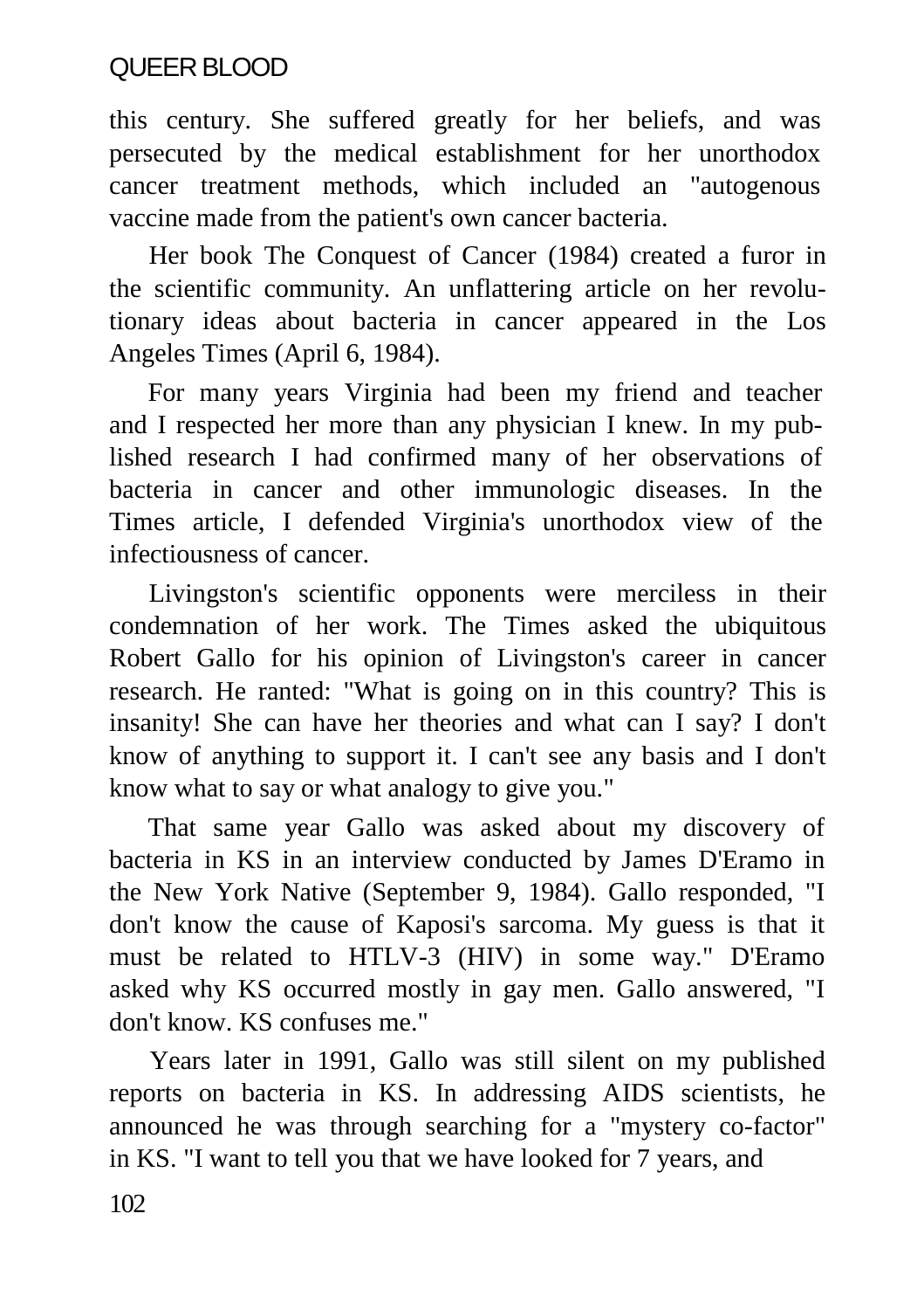this century. She suffered greatly for her beliefs, and was persecuted by the medical establishment for her unorthodox cancer treatment methods, which included an "autogenous vaccine made from the patient's own cancer bacteria.

Her book The Conquest of Cancer (1984) created a furor in the scientific community. An unflattering article on her revolutionary ideas about bacteria in cancer appeared in the Los Angeles Times (April 6, 1984).

For many years Virginia had been my friend and teacher and I respected her more than any physician I knew. In my published research I had confirmed many of her observations of bacteria in cancer and other immunologic diseases. In the Times article, I defended Virginia's unorthodox view of the infectiousness of cancer.

Livingston's scientific opponents were merciless in their condemnation of her work. The Times asked the ubiquitous Robert Gallo for his opinion of Livingston's career in cancer research. He ranted: "What is going on in this country? This is insanity! She can have her theories and what can I say? I don't know of anything to support it. I can't see any basis and I don't know what to say or what analogy to give you."

That same year Gallo was asked about my discovery of bacteria in KS in an interview conducted by James D'Eramo in the New York Native (September 9, 1984). Gallo responded, "I don't know the cause of Kaposi's sarcoma. My guess is that it must be related to HTLV-3 (HIV) in some way." D'Eramo asked why KS occurred mostly in gay men. Gallo answered, "I don't know. KS confuses me."

Years later in 1991, Gallo was still silent on my published reports on bacteria in KS. In addressing AIDS scientists, he announced he was through searching for a "mystery co-factor" in KS. "I want to tell you that we have looked for 7 years, and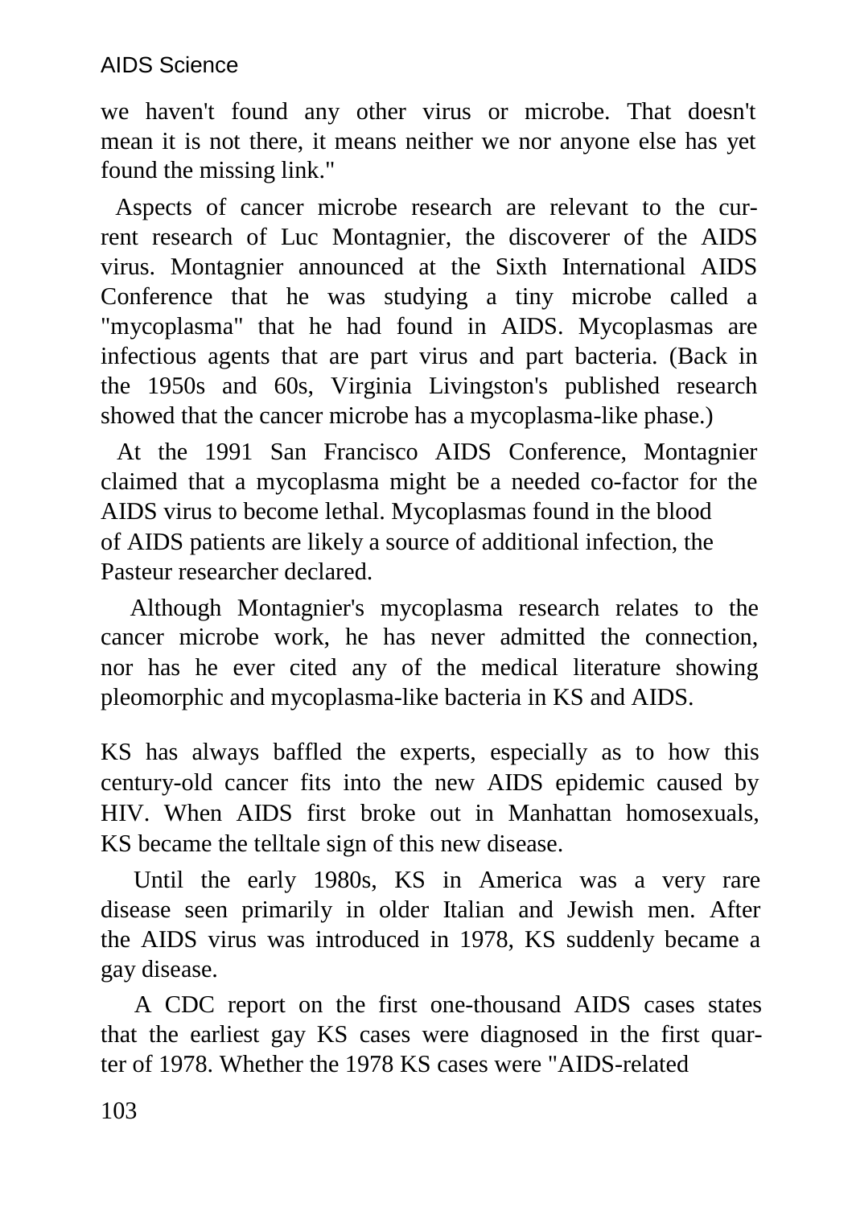we haven't found any other virus or microbe. That doesn't mean it is not there, it means neither we nor anyone else has yet found the missing link."

Aspects of cancer microbe research are relevant to the current research of Luc Montagnier, the discoverer of the AIDS virus. Montagnier announced at the Sixth International AIDS Conference that he was studying a tiny microbe called a "mycoplasma" that he had found in AIDS. Mycoplasmas are infectious agents that are part virus and part bacteria. (Back in the 1950s and 60s, Virginia Livingston's published research showed that the cancer microbe has a mycoplasma-like phase.)

At the 1991 San Francisco AIDS Conference, Montagnier claimed that a mycoplasma might be a needed co-factor for the AIDS virus to become lethal. Mycoplasmas found in the blood of AIDS patients are likely a source of additional infection, the Pasteur researcher declared.

Although Montagnier's mycoplasma research relates to the cancer microbe work, he has never admitted the connection, nor has he ever cited any of the medical literature showing pleomorphic and mycoplasma-like bacteria in KS and AIDS.

KS has always baffled the experts, especially as to how this century-old cancer fits into the new AIDS epidemic caused by HIV. When AIDS first broke out in Manhattan homosexuals, KS became the telltale sign of this new disease.

Until the early 1980s, KS in America was a very rare disease seen primarily in older Italian and Jewish men. After the AIDS virus was introduced in 1978, KS suddenly became a gay disease.

A CDC report on the first one-thousand AIDS cases states that the earliest gay KS cases were diagnosed in the first quarter of 1978. Whether the 1978 KS cases were "AIDS-related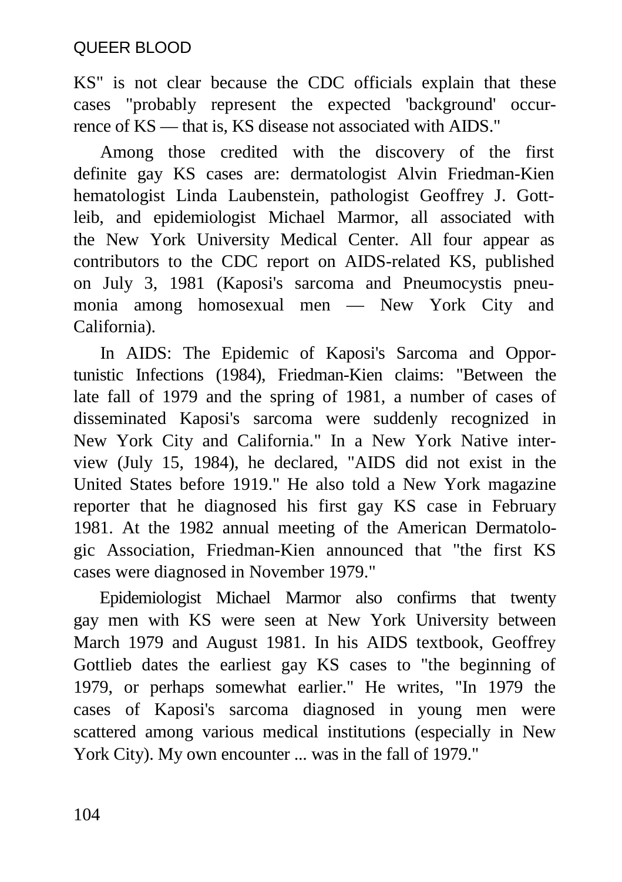KS" is not clear because the CDC officials explain that these cases "probably represent the expected 'background' occurrence of KS — that is, KS disease not associated with AIDS."

Among those credited with the discovery of the first definite gay KS cases are: dermatologist Alvin Friedman-Kien hematologist Linda Laubenstein, pathologist Geoffrey J. Gottleib, and epidemiologist Michael Marmor, all associated with the New York University Medical Center. All four appear as contributors to the CDC report on AIDS-related KS, published on July 3, 1981 (Kaposi's sarcoma and Pneumocystis pneumonia among homosexual men — New York City and California).

In AIDS: The Epidemic of Kaposi's Sarcoma and Opportunistic Infections (1984), Friedman-Kien claims: "Between the late fall of 1979 and the spring of 1981, a number of cases of disseminated Kaposi's sarcoma were suddenly recognized in New York City and California." In a New York Native interview (July 15, 1984), he declared, "AIDS did not exist in the United States before 1919." He also told a New York magazine reporter that he diagnosed his first gay KS case in February 1981. At the 1982 annual meeting of the American Dermatologic Association, Friedman-Kien announced that "the first KS cases were diagnosed in November 1979."

Epidemiologist Michael Marmor also confirms that twenty gay men with KS were seen at New York University between March 1979 and August 1981. In his AIDS textbook, Geoffrey Gottlieb dates the earliest gay KS cases to "the beginning of 1979, or perhaps somewhat earlier." He writes, "In 1979 the cases of Kaposi's sarcoma diagnosed in young men were scattered among various medical institutions (especially in New York City). My own encounter ... was in the fall of 1979."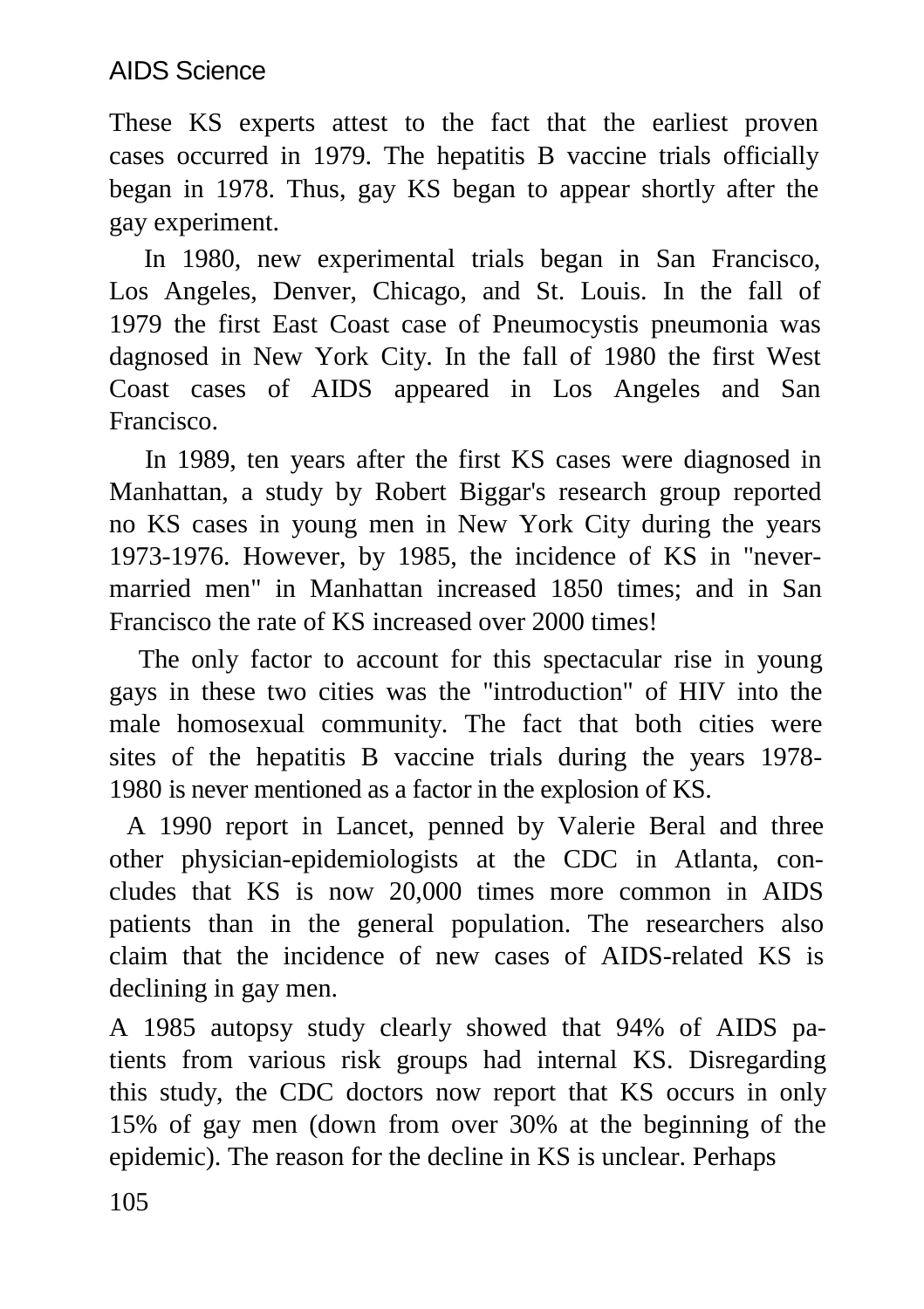These KS experts attest to the fact that the earliest proven cases occurred in 1979. The hepatitis B vaccine trials officially began in 1978. Thus, gay KS began to appear shortly after the gay experiment.

In 1980, new experimental trials began in San Francisco, Los Angeles, Denver, Chicago, and St. Louis. In the fall of 1979 the first East Coast case of Pneumocystis pneumonia was dagnosed in New York City. In the fall of 1980 the first West Coast cases of AIDS appeared in Los Angeles and San Francisco.

In 1989, ten years after the first KS cases were diagnosed in Manhattan, a study by Robert Biggar's research group reported no KS cases in young men in New York City during the years 1973-1976. However, by 1985, the incidence of KS in "never-married men" in Manhattan increased 1850 times; and in San Francisco the rate of KS increased over 2000 times!

The only factor to account for this spectacular rise in young gays in these two cities was the "introduction" of HIV into the male homosexual community. The fact that both cities were sites of the hepatitis B vaccine trials during the years 1978-1980 is never mentioned as a factor in the explosion of KS.

A 1990 report in Lancet, penned by Valerie Beral and three other physician-epidemiologists at the CDC in Atlanta, concludes that KS is now 20,000 times more common in AIDS patients than in the general population. The researchers also claim that the incidence of new cases of AIDS-related KS is declining in gay men.

A 1985 autopsy study clearly showed that 94% of AIDS patients from various risk groups had internal KS. Disregarding this study, the CDC doctors now report that KS occurs in only 15% of gay men (down from over 30% at the beginning of the epidemic). The reason for the decline in KS is unclear. Perhaps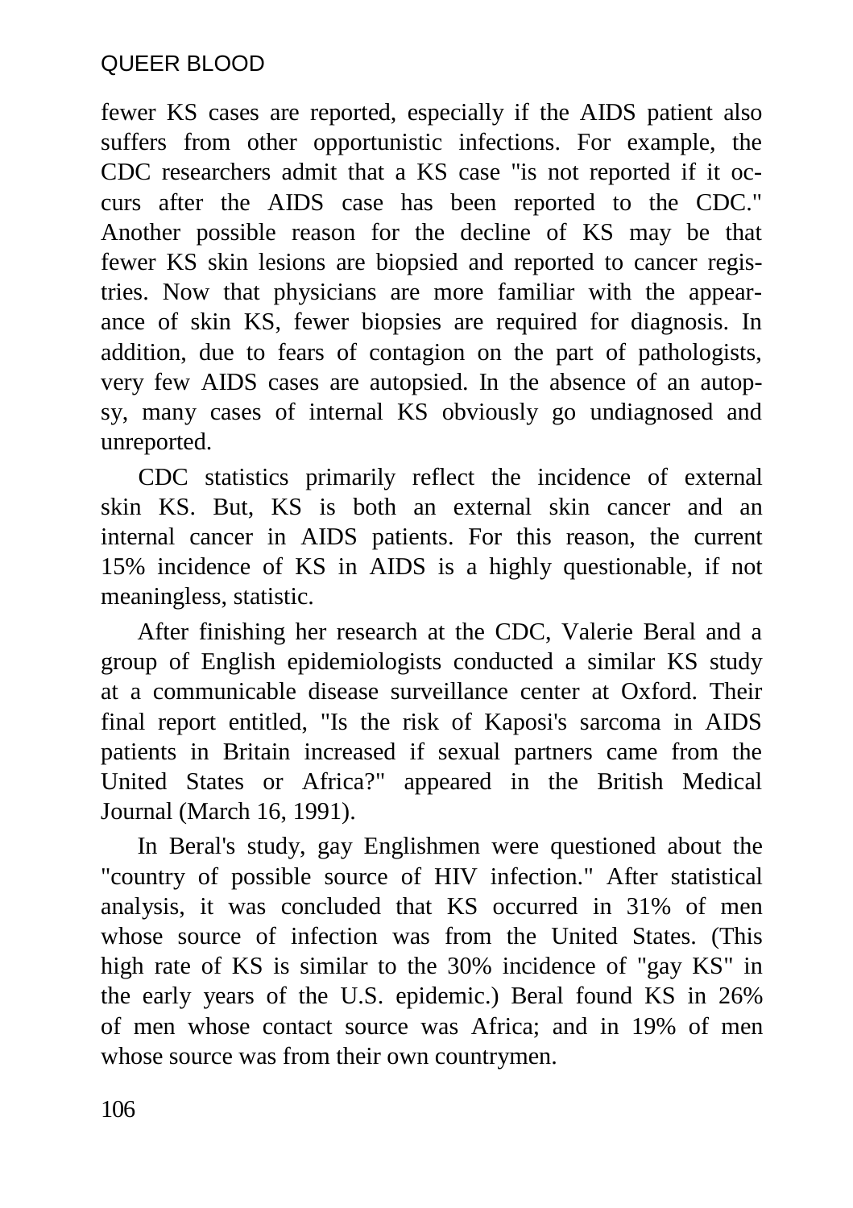fewer KS cases are reported, especially if the AIDS patient also suffers from other opportunistic infections. For example, the CDC researchers admit that a KS case "is not reported if it occurs after the AIDS case has been reported to the CDC." Another possible reason for the decline of KS may be that fewer KS skin lesions are biopsied and reported to cancer registries. Now that physicians are more familiar with the appearance of skin KS, fewer biopsies are required for diagnosis. In addition, due to fears of contagion on the part of pathologists, very few AIDS cases are autopsied. In the absence of an autopsy, many cases of internal KS obviously go undiagnosed and unreported.

CDC statistics primarily reflect the incidence of external skin KS. But, KS is both an external skin cancer and an internal cancer in AIDS patients. For this reason, the current 15% incidence of KS in AIDS is a highly questionable, if not meaningless, statistic.

After finishing her research at the CDC, Valerie Beral and a group of English epidemiologists conducted a similar KS study at a communicable disease surveillance center at Oxford. Their final report entitled, "Is the risk of Kaposi's sarcoma in AIDS patients in Britain increased if sexual partners came from the United States or Africa?" appeared in the British Medical Journal (March 16, 1991).

In Beral's study, gay Englishmen were questioned about the "country of possible source of HIV infection." After statistical analysis, it was concluded that KS occurred in 31% of men whose source of infection was from the United States. (This high rate of KS is similar to the 30% incidence of "gay KS" in the early years of the U.S. epidemic.) Beral found KS in 26% of men whose contact source was Africa; and in 19% of men whose source was from their own countrymen.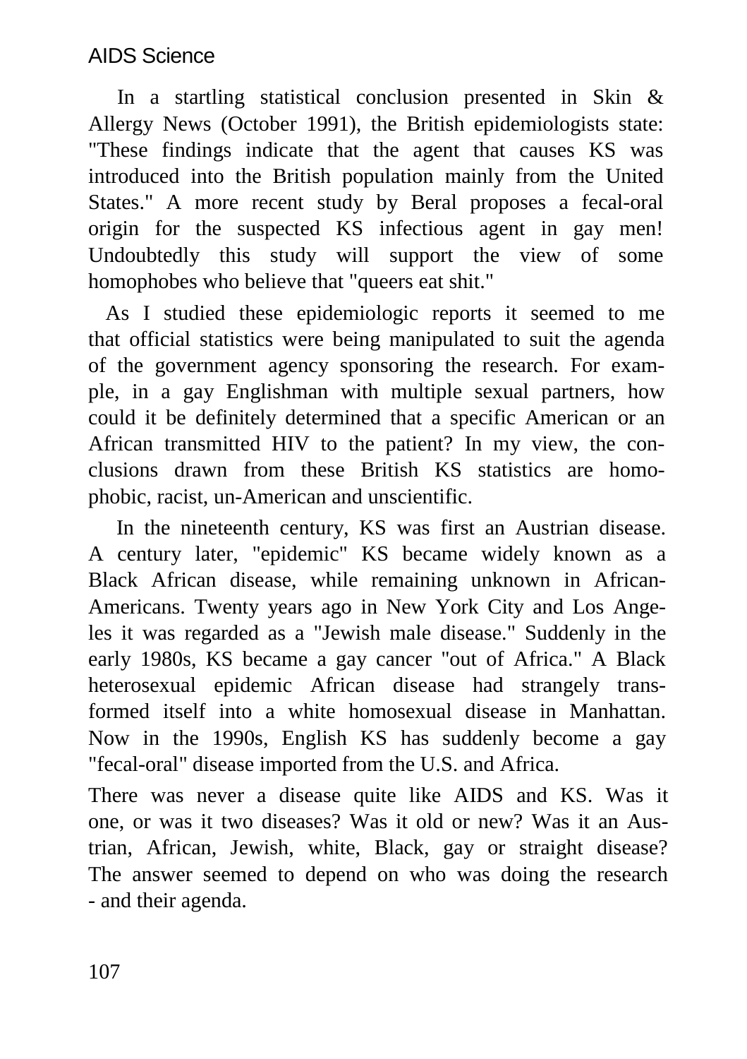In a startling statistical conclusion presented in Skin & Allergy News (October 1991), the British epidemiologists state: "These findings indicate that the agent that causes KS was introduced into the British population mainly from the United States." A more recent study by Beral proposes a fecal-oral origin for the suspected KS infectious agent in gay men! Undoubtedly this study will support the view of some homophobes who believe that "queers eat shit."

As I studied these epidemiologic reports it seemed to me that official statistics were being manipulated to suit the agenda of the government agency sponsoring the research. For example, in a gay Englishman with multiple sexual partners, how could it be definitely determined that a specific American or an African transmitted HIV to the patient? In my view, the conclusions drawn from these British KS statistics are homophobic, racist, un-American and unscientific.

In the nineteenth century, KS was first an Austrian disease. A century later, "epidemic" KS became widely known as a Black African disease, while remaining unknown in African-Americans. Twenty years ago in New York City and Los Angeles it was regarded as a "Jewish male disease." Suddenly in the early 1980s, KS became a gay cancer "out of Africa." A Black heterosexual epidemic African disease had strangely transformed itself into a white homosexual disease in Manhattan. Now in the 1990s, English KS has suddenly become a gay "fecal-oral" disease imported from the U.S. and Africa.

There was never a disease quite like AIDS and KS. Was it one, or was it two diseases? Was it old or new? Was it an Austrian, African, Jewish, white, Black, gay or straight disease? The answer seemed to depend on who was doing the research - and their agenda.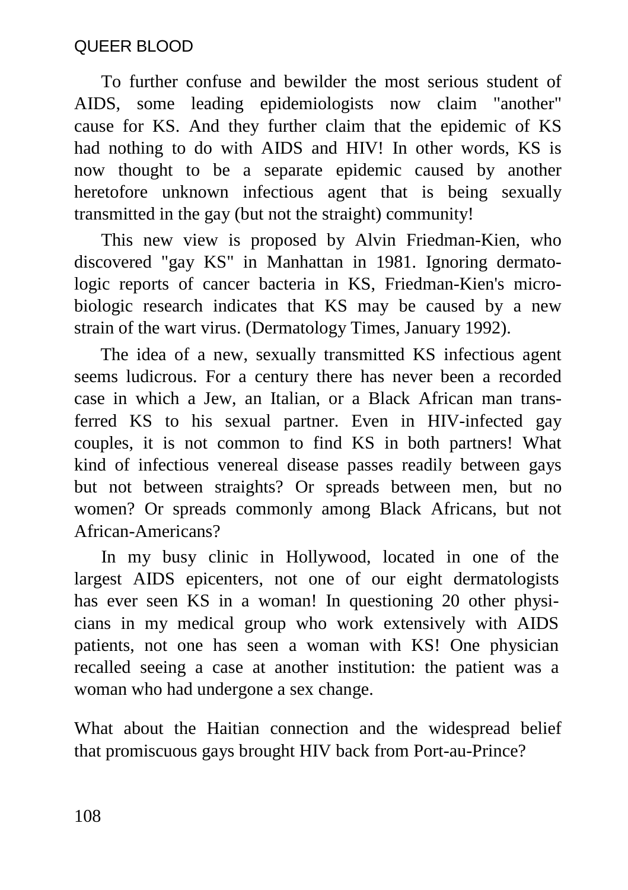To further confuse and bewilder the most serious student of AIDS, some leading epidemiologists now claim "another" cause for KS. And they further claim that the epidemic of KS had nothing to do with AIDS and HIV! In other words, KS is now thought to be a separate epidemic caused by another heretofore unknown infectious agent that is being sexually transmitted in the gay (but not the straight) community!

This new view is proposed by Alvin Friedman-Kien, who discovered "gay KS" in Manhattan in 1981. Ignoring dermatologic reports of cancer bacteria in KS, Friedman-Kien's microbiologic research indicates that KS may be caused by a new strain of the wart virus. (Dermatology Times, January 1992).

The idea of a new, sexually transmitted KS infectious agent seems ludicrous. For a century there has never been a recorded case in which a Jew, an Italian, or a Black African man transferred KS to his sexual partner. Even in HIV-infected gay couples, it is not common to find KS in both partners! What kind of infectious venereal disease passes readily between gays but not between straights? Or spreads between men, but no women? Or spreads commonly among Black Africans, but not African-Americans?

In my busy clinic in Hollywood, located in one of the largest AIDS epicenters, not one of our eight dermatologists has ever seen KS in a woman! In questioning 20 other physicians in my medical group who work extensively with AIDS patients, not one has seen a woman with KS! One physician recalled seeing a case at another institution: the patient was a woman who had undergone a sex change.

What about the Haitian connection and the widespread belief that promiscuous gays brought HIV back from Port-au-Prince?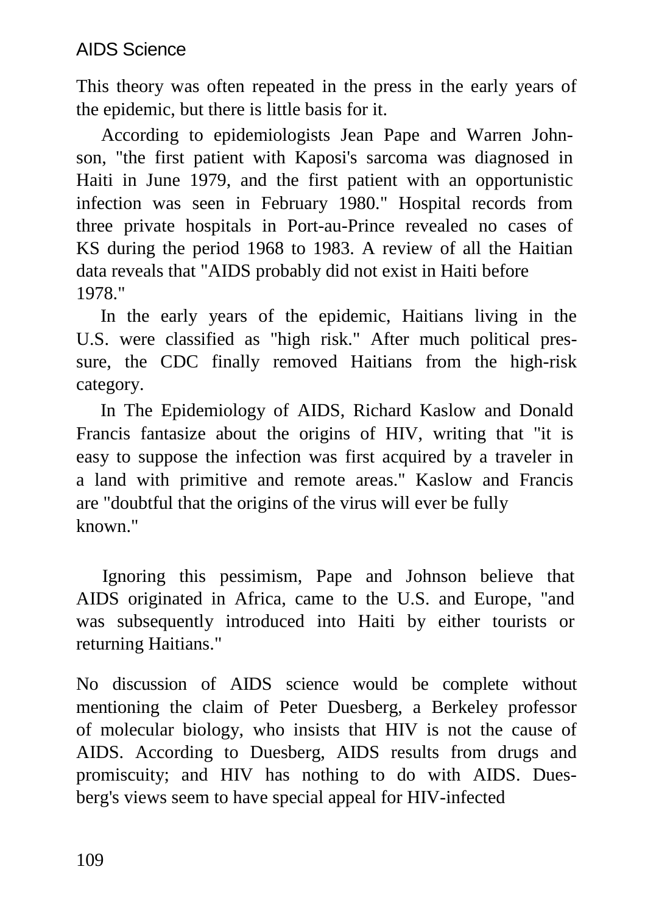This theory was often repeated in the press in the early years of the epidemic, but there is little basis for it.

According to epidemiologists Jean Pape and Warren Johnson, "the first patient with Kaposi's sarcoma was diagnosed in Haiti in June 1979, and the first patient with an opportunistic infection was seen in February 1980." Hospital records from three private hospitals in Port-au-Prince revealed no cases of KS during the period 1968 to 1983. A review of all the Haitian data reveals that "AIDS probably did not exist in Haiti before 1978."

In the early years of the epidemic, Haitians living in the U.S. were classified as "high risk." After much political pressure, the CDC finally removed Haitians from the high-risk category.

In The Epidemiology of AIDS, Richard Kaslow and Donald Francis fantasize about the origins of HIV, writing that "it is easy to suppose the infection was first acquired by a traveler in a land with primitive and remote areas." Kaslow and Francis are "doubtful that the origins of the virus will ever be fully known."

Ignoring this pessimism, Pape and Johnson believe that AIDS originated in Africa, came to the U.S. and Europe, "and was subsequently introduced into Haiti by either tourists or returning Haitians."

No discussion of AIDS science would be complete without mentioning the claim of Peter Duesberg, a Berkeley professor of molecular biology, who insists that HIV is not the cause of AIDS. According to Duesberg, AIDS results from drugs and promiscuity; and HIV has nothing to do with AIDS. Duesberg's views seem to have special appeal for HIV-infected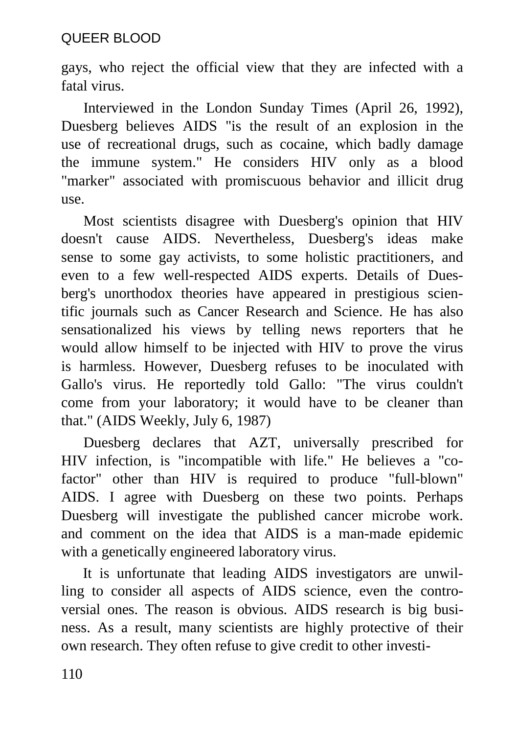gays, who reject the official view that they are infected with a fatal virus.

Interviewed in the London Sunday Times (April 26, 1992), Duesberg believes AIDS "is the result of an explosion in the use of recreational drugs, such as cocaine, which badly damage the immune system." He considers HIV only as a blood "marker" associated with promiscuous behavior and illicit drug use.

Most scientists disagree with Duesberg's opinion that HIV doesn't cause AIDS. Nevertheless, Duesberg's ideas make sense to some gay activists, to some holistic practitioners, and even to a few well-respected AIDS experts. Details of Duesberg's unorthodox theories have appeared in prestigious scientific journals such as Cancer Research and Science. He has also sensationalized his views by telling news reporters that he would allow himself to be injected with HIV to prove the virus is harmless. However, Duesberg refuses to be inoculated with Gallo's virus. He reportedly told Gallo: "The virus couldn't come from your laboratory; it would have to be cleaner than that." (AIDS Weekly, July 6, 1987)

Duesberg declares that AZT, universally prescribed for HIV infection, is "incompatible with life." He believes a "co-factor" other than HIV is required to produce "full-blown" AIDS. I agree with Duesberg on these two points. Perhaps Duesberg will investigate the published cancer microbe work. and comment on the idea that AIDS is a man-made epidemic with a genetically engineered laboratory virus.

It is unfortunate that leading AIDS investigators are unwilling to consider all aspects of AIDS science, even the controversial ones. The reason is obvious. AIDS research is big business. As a result, many scientists are highly protective of their own research. They often refuse to give credit to other investi-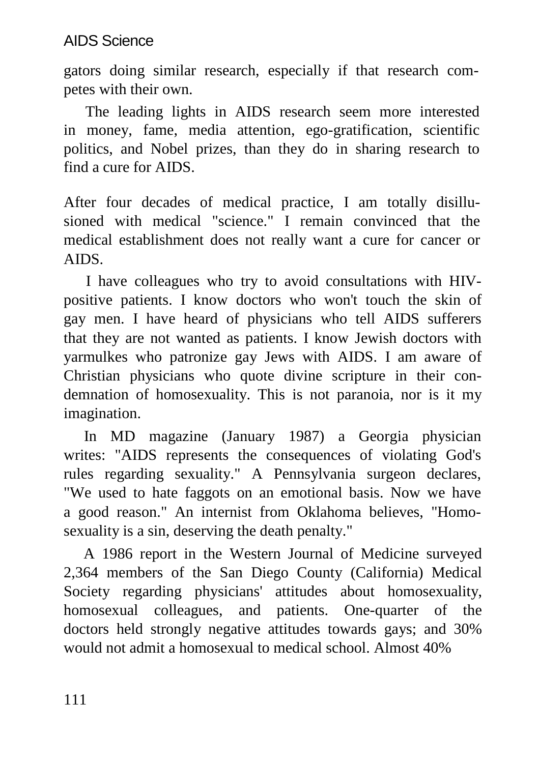gators doing similar research, especially if that research competes with their own.

The leading lights in AIDS research seem more interested in money, fame, media attention, ego-gratification, scientific politics, and Nobel prizes, than they do in sharing research to find a cure for AIDS.

After four decades of medical practice, I am totally disillusioned with medical "science." I remain convinced that the medical establishment does not really want a cure for cancer or AIDS.

I have colleagues who try to avoid consultations with HIV-positive patients. I know doctors who won't touch the skin of gay men. I have heard of physicians who tell AIDS sufferers that they are not wanted as patients. I know Jewish doctors with yarmulkes who patronize gay Jews with AIDS. I am aware of Christian physicians who quote divine scripture in their condemnation of homosexuality. This is not paranoia, nor is it my imagination.

In MD magazine (January 1987) a Georgia physician writes: "AIDS represents the consequences of violating God's rules regarding sexuality." A Pennsylvania surgeon declares, "We used to hate faggots on an emotional basis. Now we have a good reason." An internist from Oklahoma believes, "Homosexuality is a sin, deserving the death penalty."

A 1986 report in the Western Journal of Medicine surveyed 2,364 members of the San Diego County (California) Medical Society regarding physicians' attitudes about homosexuality, homosexual colleagues, and patients. One-quarter of the doctors held strongly negative attitudes towards gays; and 30% would not admit a homosexual to medical school. Almost 40%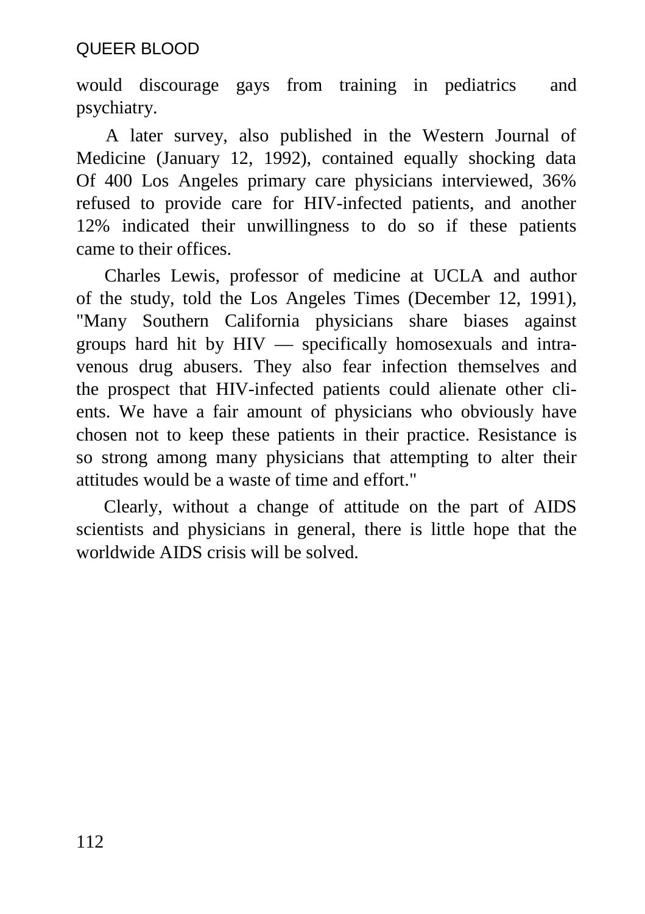would discourage gays from training in pediatrics and psychiatry.

A later survey, also published in the Western Journal of Medicine (January 12, 1992), contained equally shocking data Of 400 Los Angeles primary care physicians interviewed, 36% refused to provide care for HIV-infected patients, and another 12% indicated their unwillingness to do so if these patients came to their offices.

Charles Lewis, professor of medicine at UCLA and author of the study, told the Los Angeles Times (December 12, 1991), "Many Southern California physicians share biases against groups hard hit by HIV — specifically homosexuals and intravenous drug abusers. They also fear infection themselves and the prospect that HIV-infected patients could alienate other clients. We have a fair amount of physicians who obviously have chosen not to keep these patients in their practice. Resistance is so strong among many physicians that attempting to alter their attitudes would be a waste of time and effort."

Clearly, without a change of attitude on the part of AIDS scientists and physicians in general, there is little hope that the worldwide AIDS crisis will be solved.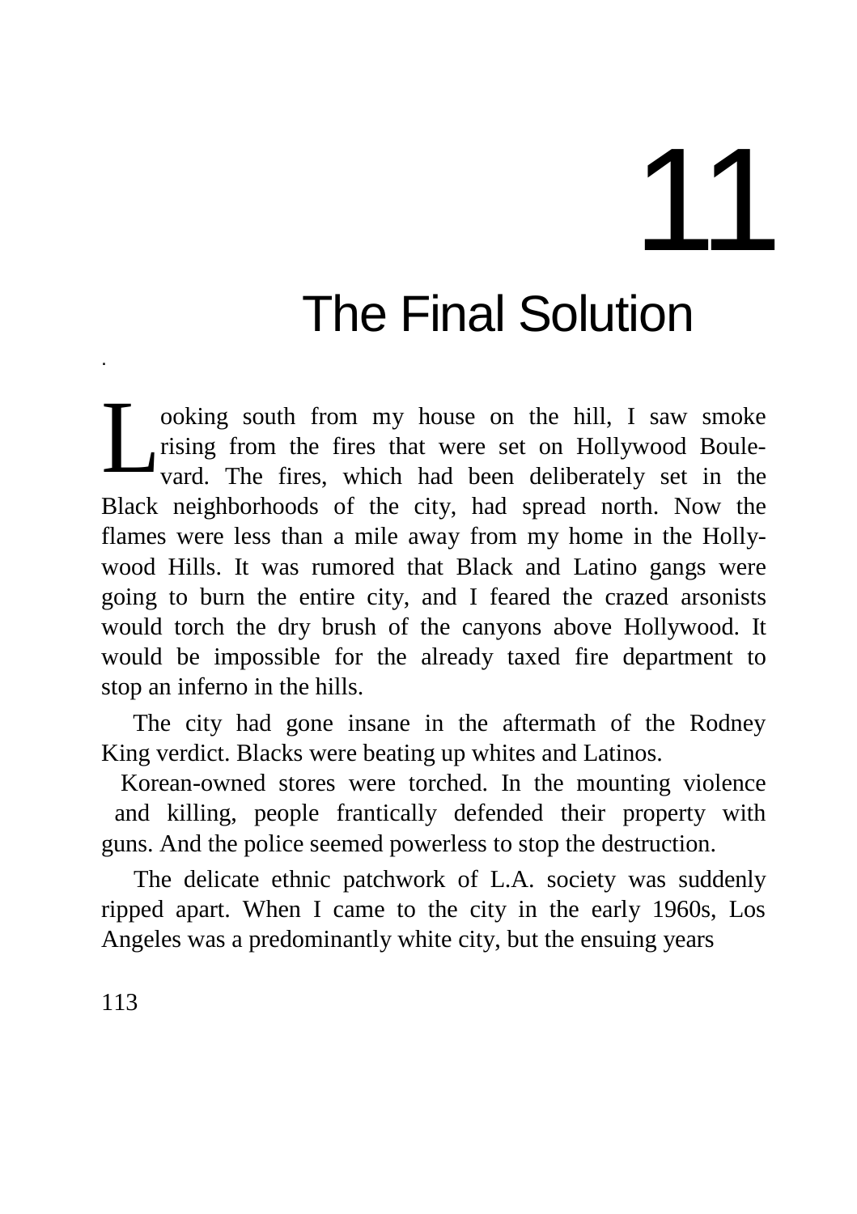# 11

# The Final Solution

Looking south from my house on the hill, I saw smoke rising from the fires that were set on Hollywood Boulevard. The fires, which had been deliberately set in the Black neighborhoods of the city, had spread north. Now the flames were less than a mile away from my home in the Hollywood Hills. It was rumored that Black and Latino gangs were going to burn the entire city, and I feared the crazed arsonists would torch the dry brush of the canyons above Hollywood. It would be impossible for the already taxed fire department to stop an inferno in the hills.

The city had gone insane in the aftermath of the Rodney King verdict. Blacks were beating up whites and Latinos.

Korean-owned stores were torched. In the mounting violence and killing, people frantically defended their property with guns. And the police seemed powerless to stop the destruction.

The delicate ethnic patchwork of L.A. society was suddenly ripped apart. When I came to the city in the early 1960s, Los Angeles was a predominantly white city, but the ensuing years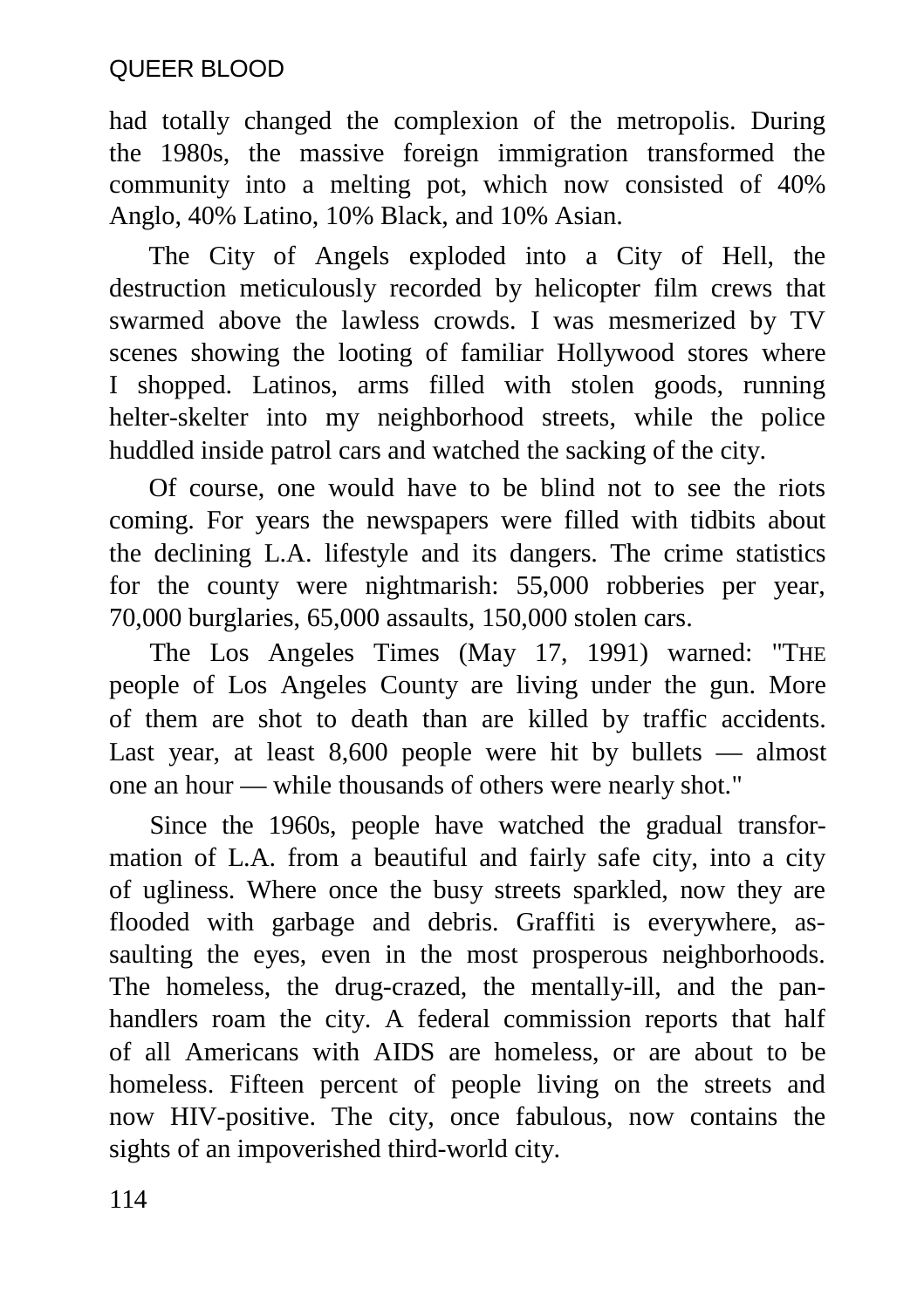had totally changed the complexion of the metropolis. During the 1980s, the massive foreign immigration transformed the community into a melting pot, which now consisted of 40% Anglo, 40% Latino, 10% Black, and 10% Asian.

The City of Angels exploded into a City of Hell, the destruction meticulously recorded by helicopter film crews that swarmed above the lawless crowds. I was mesmerized by TV scenes showing the looting of familiar Hollywood stores where I shopped. Latinos, arms filled with stolen goods, running helter-skelter into my neighborhood streets, while the police huddled inside patrol cars and watched the sacking of the city.

Of course, one would have to be blind not to see the riots coming. For years the newspapers were filled with tidbits about the declining L.A. lifestyle and its dangers. The crime statistics for the county were nightmarish: 55,000 robberies per year, 70,000 burglaries, 65,000 assaults, 150,000 stolen cars.

The Los Angeles Times (May 17, 1991) warned: "THE people of Los Angeles County are living under the gun. More of them are shot to death than are killed by traffic accidents. Last year, at least 8,600 people were hit by bullets — almost one an hour — while thousands of others were nearly shot."

Since the 1960s, people have watched the gradual transformation of L.A. from a beautiful and fairly safe city, into a city of ugliness. Where once the busy streets sparkled, now they are flooded with garbage and debris. Graffiti is everywhere, assaulting the eyes, even in the most prosperous neighborhoods. The homeless, the drug-crazed, the mentally-ill, and the panhandlers roam the city. A federal commission reports that half of all Americans with AIDS are homeless, or are about to be homeless. Fifteen percent of people living on the streets and now HIV-positive. The city, once fabulous, now contains the sights of an impoverished third-world city.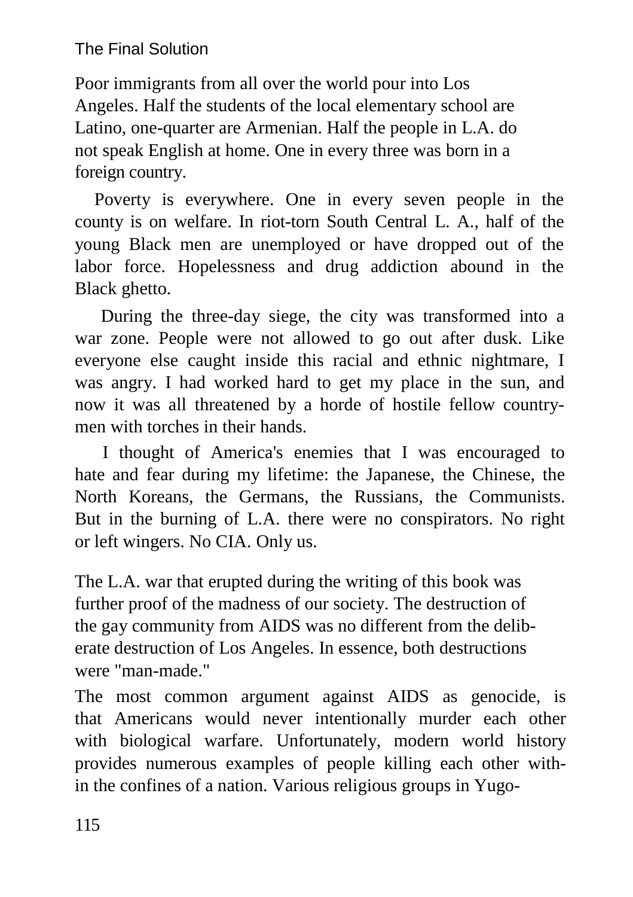Poor immigrants from all over the world pour into Los Angeles. Half the students of the local elementary school are Latino, one-quarter are Armenian. Half the people in L.A. do not speak English at home. One in every three was born in a foreign country.

Poverty is everywhere. One in every seven people in the county is on welfare. In riot-torn South Central L. A., half of the young Black men are unemployed or have dropped out of the labor force. Hopelessness and drug addiction abound in the Black ghetto.

During the three-day siege, the city was transformed into a war zone. People were not allowed to go out after dusk. Like everyone else caught inside this racial and ethnic nightmare, I was angry. I had worked hard to get my place in the sun, and now it was all threatened by a horde of hostile fellow countrymen with torches in their hands.

I thought of America's enemies that I was encouraged to hate and fear during my lifetime: the Japanese, the Chinese, the North Koreans, the Germans, the Russians, the Communists. But in the burning of L.A. there were no conspirators. No right or left wingers. No CIA. Only us.

The L.A. war that erupted during the writing of this book was further proof of the madness of our society. The destruction of the gay community from AIDS was no different from the deliberate destruction of Los Angeles. In essence, both destructions were "man-made."

The most common argument against AIDS as genocide, is that Americans would never intentionally murder each other with biological warfare. Unfortunately, modern world history provides numerous examples of people killing each other within the confines of a nation. Various religious groups in Yugo-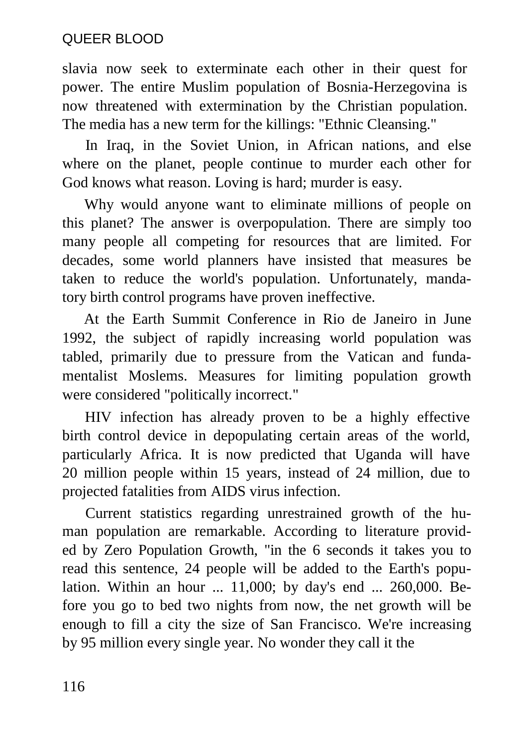slavia now seek to exterminate each other in their quest for power. The entire Muslim population of Bosnia-Herzegovina is now threatened with extermination by the Christian population. The media has a new term for the killings: "Ethnic Cleansing."

In Iraq, in the Soviet Union, in African nations, and else where on the planet, people continue to murder each other for God knows what reason. Loving is hard; murder is easy.

Why would anyone want to eliminate millions of people on this planet? The answer is overpopulation. There are simply too many people all competing for resources that are limited. For decades, some world planners have insisted that measures be taken to reduce the world's population. Unfortunately, mandatory birth control programs have proven ineffective.

At the Earth Summit Conference in Rio de Janeiro in June 1992, the subject of rapidly increasing world population was tabled, primarily due to pressure from the Vatican and fundamentalist Moslems. Measures for limiting population growth were considered "politically incorrect."

HIV infection has already proven to be a highly effective birth control device in depopulating certain areas of the world, particularly Africa. It is now predicted that Uganda will have 20 million people within 15 years, instead of 24 million, due to projected fatalities from AIDS virus infection.

Current statistics regarding unrestrained growth of the human population are remarkable. According to literature provided by Zero Population Growth, "in the 6 seconds it takes you to read this sentence, 24 people will be added to the Earth's population. Within an hour ... 11,000; by day's end ... 260,000. Before you go to bed two nights from now, the net growth will be enough to fill a city the size of San Francisco. We're increasing by 95 million every single year. No wonder they call it the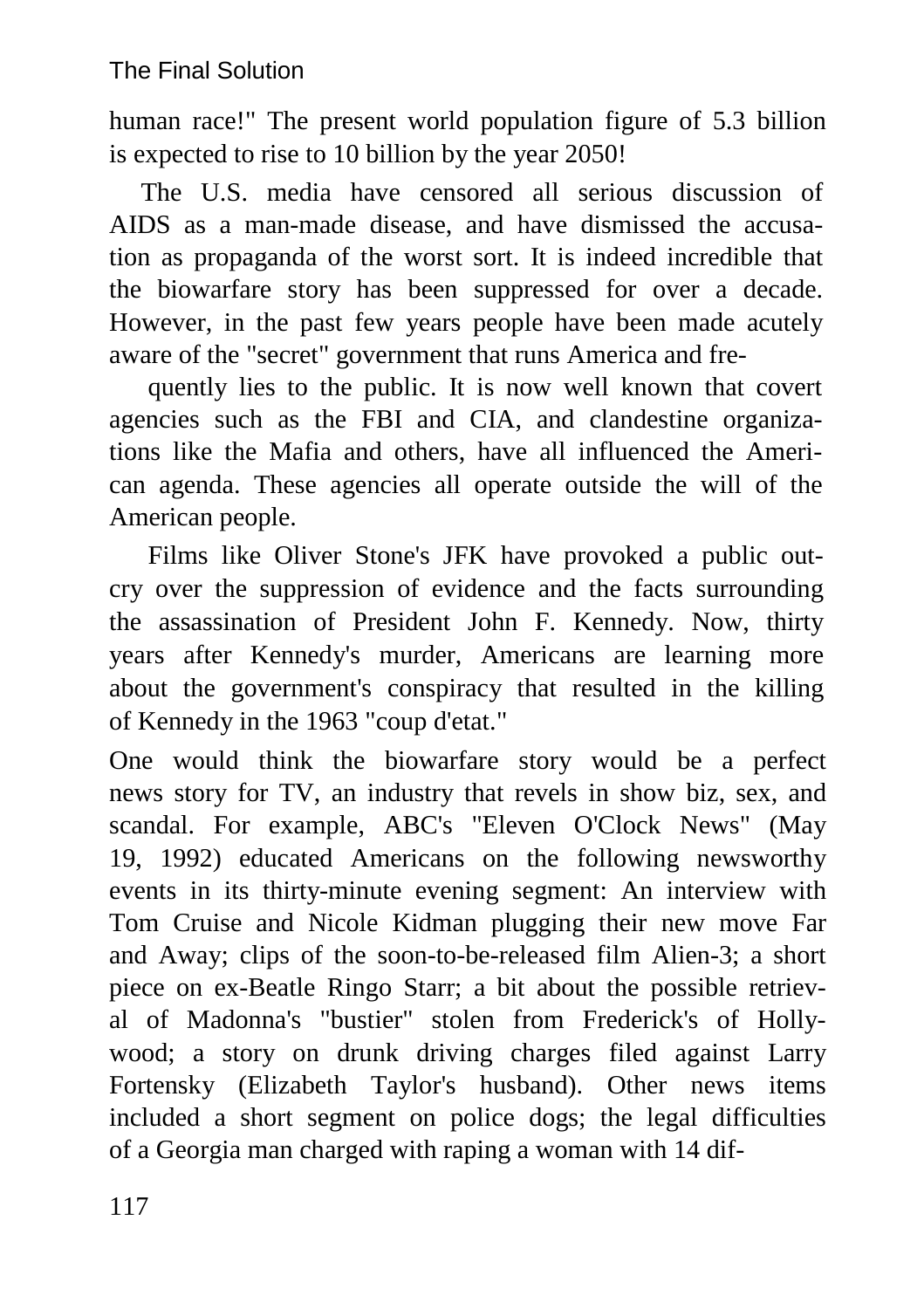human race!" The present world population figure of 5.3 billion is expected to rise to 10 billion by the year 2050!

The U.S. media have censored all serious discussion of AIDS as a man-made disease, and have dismissed the accusation as propaganda of the worst sort. It is indeed incredible that the biowarfare story has been suppressed for over a decade. However, in the past few years people have been made acutely aware of the "secret" government that runs America and frequently lies to the public. It is now well known that covert agencies such as the FBI and CIA, and clandestine organizations like the Mafia and others, have all influenced the American agenda. These agencies all operate outside the will of the American people.

Films like Oliver Stone's JFK have provoked a public outcry over the suppression of evidence and the facts surrounding the assassination of President John F. Kennedy. Now, thirty years after Kennedy's murder, Americans are learning more about the government's conspiracy that resulted in the killing of Kennedy in the 1963 "coup d'etat."

One would think the biowarfare story would be a perfect news story for TV, an industry that revels in show biz, sex, and scandal. For example, ABC's "Eleven O'Clock News" (May 19, 1992) educated Americans on the following newsworthy events in its thirty-minute evening segment: An interview with Tom Cruise and Nicole Kidman plugging their new move Far and Away; clips of the soon-to-be-released film Alien-3; a short piece on ex-Beatle Ringo Starr; a bit about the possible retrieval of Madonna's "bustier" stolen from Frederick's of Hollywood; a story on drunk driving charges filed against Larry Fortensky (Elizabeth Taylor's husband). Other news items included a short segment on police dogs; the legal difficulties of a Georgia man charged with raping a woman with 14 dif-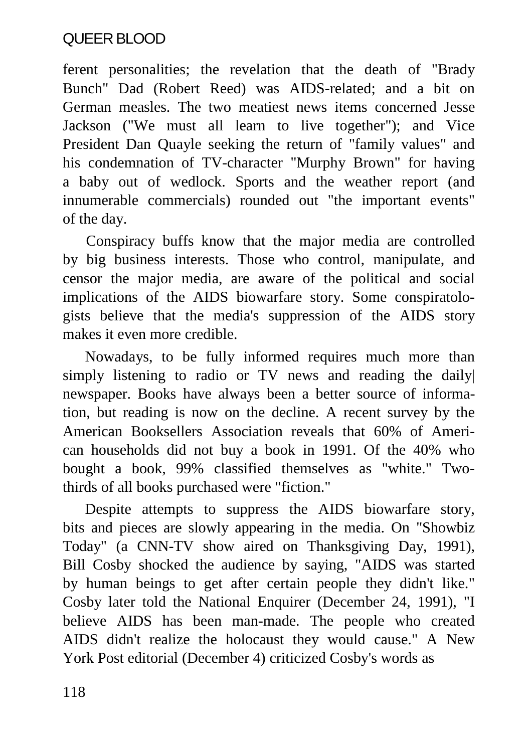ferent personalities; the revelation that the death of "Brady Bunch" Dad (Robert Reed) was AIDS-related; and a bit on German measles. The two meatiest news items concerned Jesse Jackson ("We must all learn to live together"); and Vice President Dan Quayle seeking the return of "family values" and his condemnation of TV-character "Murphy Brown" for having a baby out of wedlock. Sports and the weather report (and innumerable commercials) rounded out "the important events" of the day.

Conspiracy buffs know that the major media are controlled by big business interests. Those who control, manipulate, and censor the major media, are aware of the political and social implications of the AIDS biowarfare story. Some conspiratologists believe that the media's suppression of the AIDS story makes it even more credible.

Nowadays, to be fully informed requires much more than simply listening to radio or TV news and reading the daily newspaper. Books have always been a better source of information, but reading is now on the decline. A recent survey by the American Booksellers Association reveals that 60% of American households did not buy a book in 1991. Of the 40% who bought a book, 99% classified themselves as "white." Two-thirds of all books purchased were "fiction."

Despite attempts to suppress the AIDS biowarfare story, bits and pieces are slowly appearing in the media. On "Showbiz Today" (a CNN-TV show aired on Thanksgiving Day, 1991), Bill Cosby shocked the audience by saying, "AIDS was started by human beings to get after certain people they didn't like." Cosby later told the National Enquirer (December 24, 1991), "I believe AIDS has been man-made. The people who created AIDS didn't realize the holocaust they would cause." A New York Post editorial (December 4) criticized Cosby's words as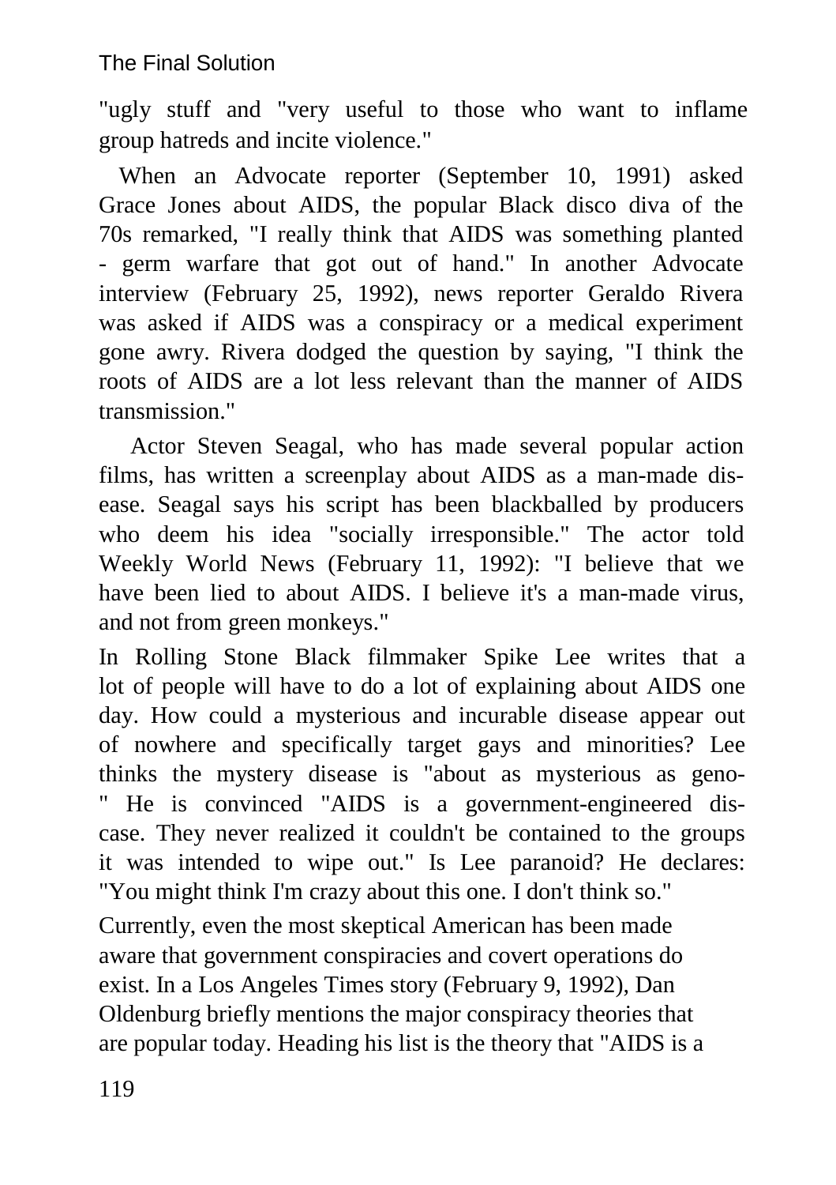"ugly stuff and "very useful to those who want to inflame group hatreds and incite violence."

When an Advocate reporter (September 10, 1991) asked Grace Jones about AIDS, the popular Black disco diva of the 70s remarked, "I really think that AIDS was something planted - germ warfare that got out of hand." In another Advocate interview (February 25, 1992), news reporter Geraldo Rivera was asked if AIDS was a conspiracy or a medical experiment gone awry. Rivera dodged the question by saying, "I think the roots of AIDS are a lot less relevant than the manner of AIDS transmission."

Actor Steven Seagal, who has made several popular action films, has written a screenplay about AIDS as a man-made disease. Seagal says his script has been blackballed by producers who deem his idea "socially irresponsible." The actor told Weekly World News (February 11, 1992): "I believe that we have been lied to about AIDS. I believe it's a man-made virus, and not from green monkeys."

In Rolling Stone Black filmmaker Spike Lee writes that a lot of people will have to do a lot of explaining about AIDS one day. How could a mysterious and incurable disease appear out of nowhere and specifically target gays and minorities? Lee thinks the mystery disease is "about as mysterious as geno-" He is convinced "AIDS is a government-engineered discase. They never realized it couldn't be contained to the groups it was intended to wipe out." Is Lee paranoid? He declares: "You might think I'm crazy about this one. I don't think so."

Currently, even the most skeptical American has been made aware that government conspiracies and covert operations do exist. In a Los Angeles Times story (February 9, 1992), Dan Oldenburg briefly mentions the major conspiracy theories that are popular today. Heading his list is the theory that "AIDS is a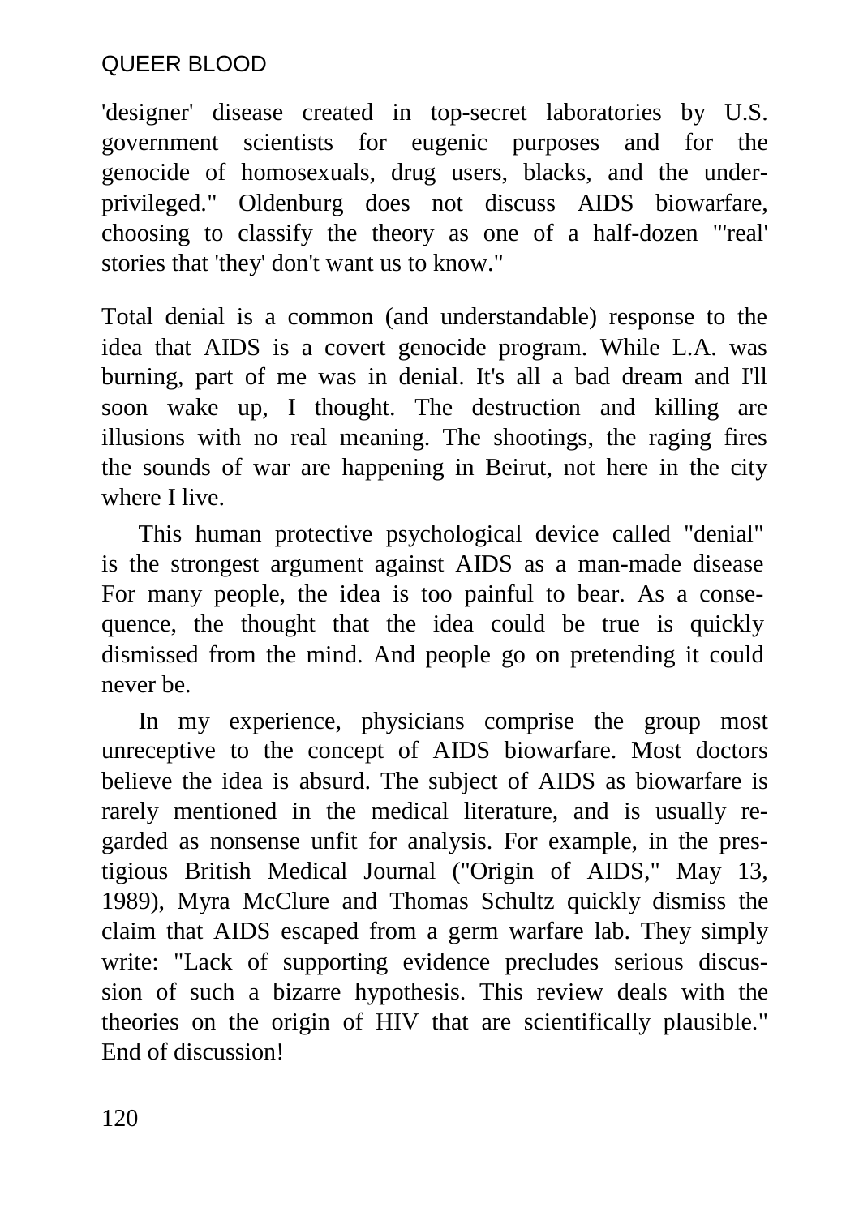'designer' disease created in top-secret laboratories by U.S. government scientists for eugenic purposes and for the genocide of homosexuals, drug users, blacks, and the under-privileged." Oldenburg does not discuss AIDS biowarfare, choosing to classify the theory as one of a half-dozen "'real' stories that 'they' don't want us to know."

Total denial is a common (and understandable) response to the idea that AIDS is a covert genocide program. While L.A. was burning, part of me was in denial. It's all a bad dream and I'll soon wake up, I thought. The destruction and killing are illusions with no real meaning. The shootings, the raging fires the sounds of war are happening in Beirut, not here in the city where I live.

This human protective psychological device called "denial" is the strongest argument against AIDS as a man-made disease For many people, the idea is too painful to bear. As a consequence, the thought that the idea could be true is quickly dismissed from the mind. And people go on pretending it could never be.

In my experience, physicians comprise the group most unreceptive to the concept of AIDS biowarfare. Most doctors believe the idea is absurd. The subject of AIDS as biowarfare is rarely mentioned in the medical literature, and is usually regarded as nonsense unfit for analysis. For example, in the prestigious British Medical Journal ("Origin of AIDS," May 13, 1989), Myra McClure and Thomas Schultz quickly dismiss the claim that AIDS escaped from a germ warfare lab. They simply write: "Lack of supporting evidence precludes serious discussion of such a bizarre hypothesis. This review deals with the theories on the origin of HIV that are scientifically plausible." End of discussion!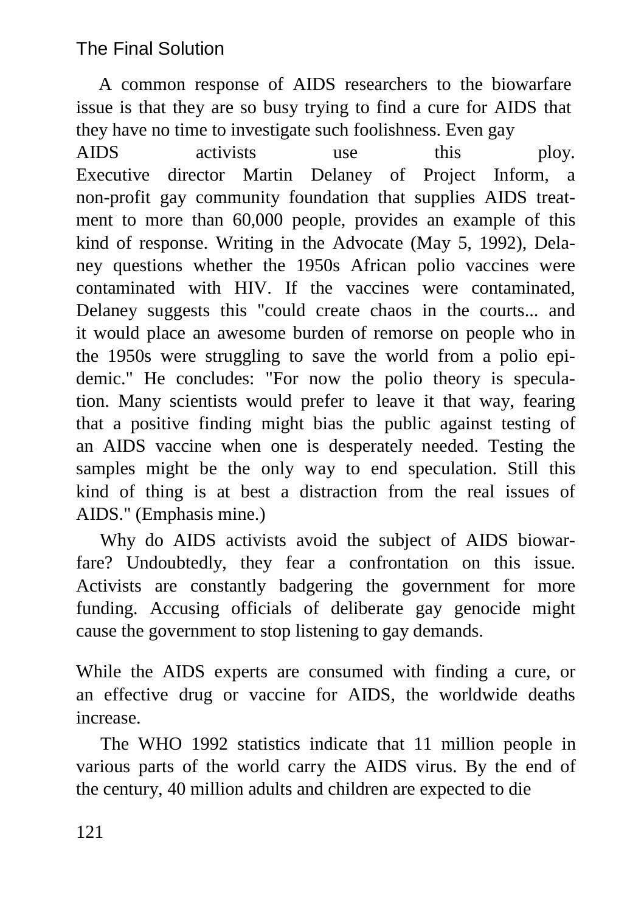A common response of AIDS researchers to the biowarfare issue is that they are so busy trying to find a cure for AIDS that they have no time to investigate such foolishness. Even gay AIDS activists use this ploy. Executive director Martin Delaney of Project Inform, a non-profit gay community foundation that supplies AIDS treatment to more than 60,000 people, provides an example of this kind of response. Writing in the Advocate (May 5, 1992), Delaney questions whether the 1950s African polio vaccines were contaminated with HIV. If the vaccines were contaminated, Delaney suggests this "could create chaos in the courts... and it would place an awesome burden of remorse on people who in the 1950s were struggling to save the world from a polio epidemic." He concludes: "For now the polio theory is speculation. Many scientists would prefer to leave it that way, fearing that a positive finding might bias the public against testing of an AIDS vaccine when one is desperately needed. Testing the samples might be the only way to end speculation. Still this kind of thing is at best a distraction from the real issues of AIDS." (Emphasis mine.)

Why do AIDS activists avoid the subject of AIDS biowarfare? Undoubtedly, they fear a confrontation on this issue. Activists are constantly badgering the government for more funding. Accusing officials of deliberate gay genocide might cause the government to stop listening to gay demands.

While the AIDS experts are consumed with finding a cure, or an effective drug or vaccine for AIDS, the worldwide deaths increase.

The WHO 1992 statistics indicate that 11 million people in various parts of the world carry the AIDS virus. By the end of the century, 40 million adults and children are expected to die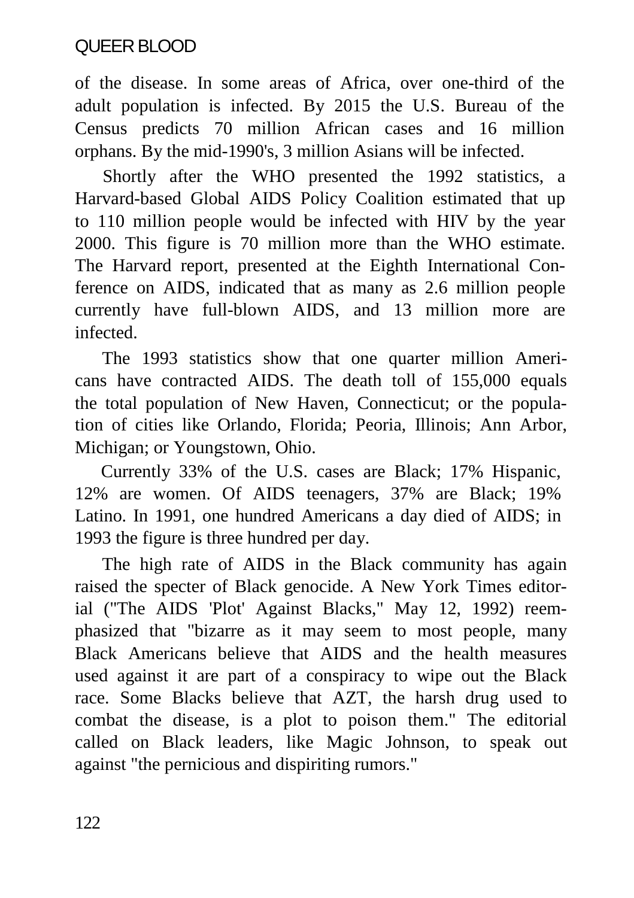of the disease. In some areas of Africa, over one-third of the adult population is infected. By 2015 the U.S. Bureau of the Census predicts 70 million African cases and 16 million orphans. By the mid-1990's, 3 million Asians will be infected.

Shortly after the WHO presented the 1992 statistics, a Harvard-based Global AIDS Policy Coalition estimated that up to 110 million people would be infected with HIV by the year 2000. This figure is 70 million more than the WHO estimate. The Harvard report, presented at the Eighth International Conference on AIDS, indicated that as many as 2.6 million people currently have full-blown AIDS, and 13 million more are infected.

The 1993 statistics show that one quarter million Americans have contracted AIDS. The death toll of 155,000 equals the total population of New Haven, Connecticut; or the population of cities like Orlando, Florida; Peoria, Illinois; Ann Arbor, Michigan; or Youngstown, Ohio.

Currently 33% of the U.S. cases are Black; 17% Hispanic, 12% are women. Of AIDS teenagers, 37% are Black; 19% Latino. In 1991, one hundred Americans a day died of AIDS; in 1993 the figure is three hundred per day.

The high rate of AIDS in the Black community has again raised the specter of Black genocide. A New York Times editorial ("The AIDS 'Plot' Against Blacks," May 12, 1992) reemphasized that "bizarre as it may seem to most people, many Black Americans believe that AIDS and the health measures used against it are part of a conspiracy to wipe out the Black race. Some Blacks believe that AZT, the harsh drug used to combat the disease, is a plot to poison them." The editorial called on Black leaders, like Magic Johnson, to speak out against "the pernicious and dispiriting rumors."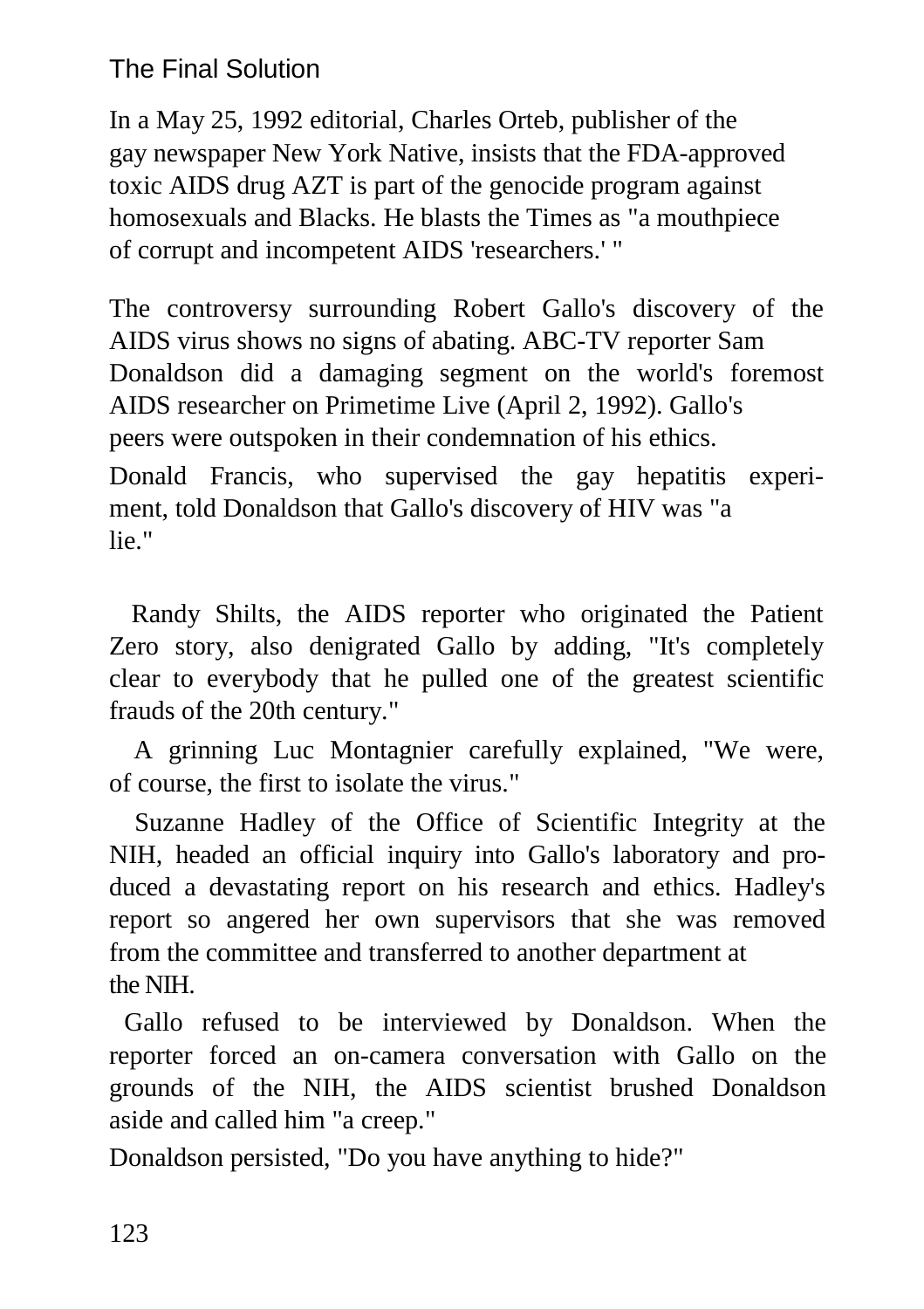In a May 25, 1992 editorial, Charles Orteb, publisher of the gay newspaper New York Native, insists that the FDA-approved toxic AIDS drug AZT is part of the genocide program against homosexuals and Blacks. He blasts the Times as "a mouthpiece of corrupt and incompetent AIDS 'researchers.' "

The controversy surrounding Robert Gallo's discovery of the AIDS virus shows no signs of abating. ABC-TV reporter Sam Donaldson did a damaging segment on the world's foremost AIDS researcher on Primetime Live (April 2, 1992). Gallo's peers were outspoken in their condemnation of his ethics.

Donald Francis, who supervised the gay hepatitis experiment, told Donaldson that Gallo's discovery of HIV was "a lie."

Randy Shilts, the AIDS reporter who originated the Patient Zero story, also denigrated Gallo by adding, "It's completely clear to everybody that he pulled one of the greatest scientific frauds of the 20th century."

A grinning Luc Montagnier carefully explained, "We were, of course, the first to isolate the virus."

Suzanne Hadley of the Office of Scientific Integrity at the NIH, headed an official inquiry into Gallo's laboratory and produced a devastating report on his research and ethics. Hadley's report so angered her own supervisors that she was removed from the committee and transferred to another department at the NIH.

Gallo refused to be interviewed by Donaldson. When the reporter forced an on-camera conversation with Gallo on the grounds of the NIH, the AIDS scientist brushed Donaldson aside and called him "a creep."

Donaldson persisted, "Do you have anything to hide?"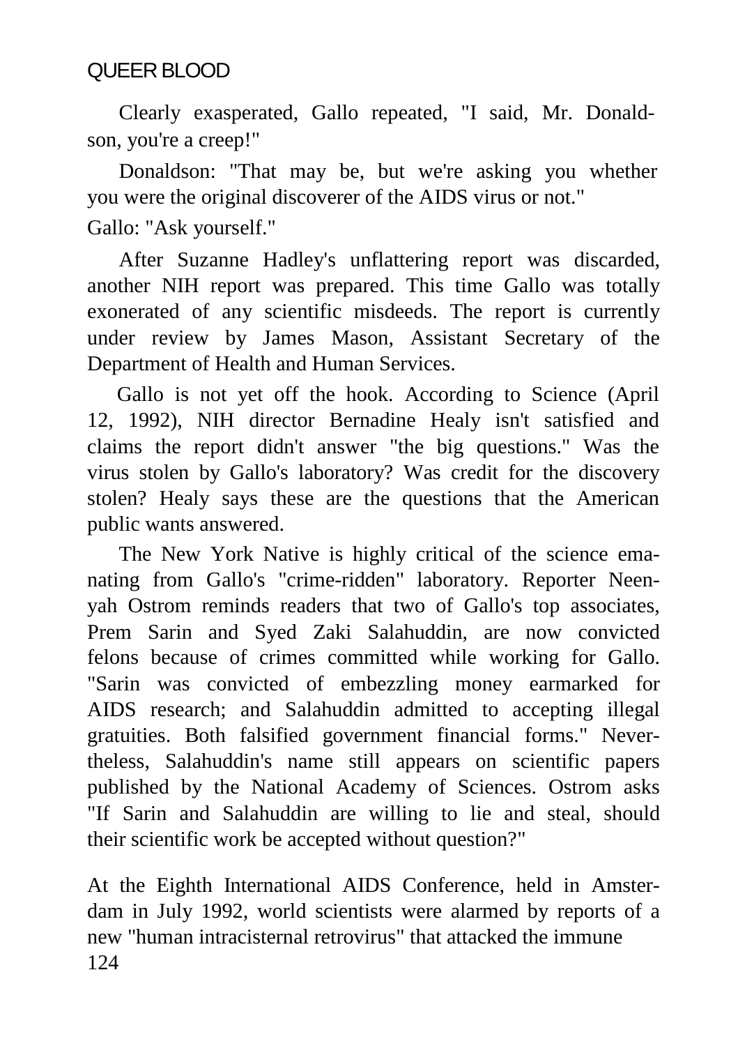Clearly exasperated, Gallo repeated, "I said, Mr. Donaldson, you're a creep!"

Donaldson: "That may be, but we're asking you whether you were the original discoverer of the AIDS virus or not."

Gallo: "Ask yourself."

After Suzanne Hadley's unflattering report was discarded, another NIH report was prepared. This time Gallo was totally exonerated of any scientific misdeeds. The report is currently under review by James Mason, Assistant Secretary of the Department of Health and Human Services.

Gallo is not yet off the hook. According to Science (April 12, 1992), NIH director Bernadine Healy isn't satisfied and claims the report didn't answer "the big questions." Was the virus stolen by Gallo's laboratory? Was credit for the discovery stolen? Healy says these are the questions that the American public wants answered.

The New York Native is highly critical of the science emanating from Gallo's "crime-ridden" laboratory. Reporter Neenyah Ostrom reminds readers that two of Gallo's top associates, Prem Sarin and Syed Zaki Salahuddin, are now convicted felons because of crimes committed while working for Gallo. "Sarin was convicted of embezzling money earmarked for AIDS research; and Salahuddin admitted to accepting illegal gratuities. Both falsified government financial forms." Nevertheless, Salahuddin's name still appears on scientific papers published by the National Academy of Sciences. Ostrom asks "If Sarin and Salahuddin are willing to lie and steal, should their scientific work be accepted without question?"

At the Eighth International AIDS Conference, held in Amsterdam in July 1992, world scientists were alarmed by reports of a new "human intracisternal retrovirus" that attacked the immune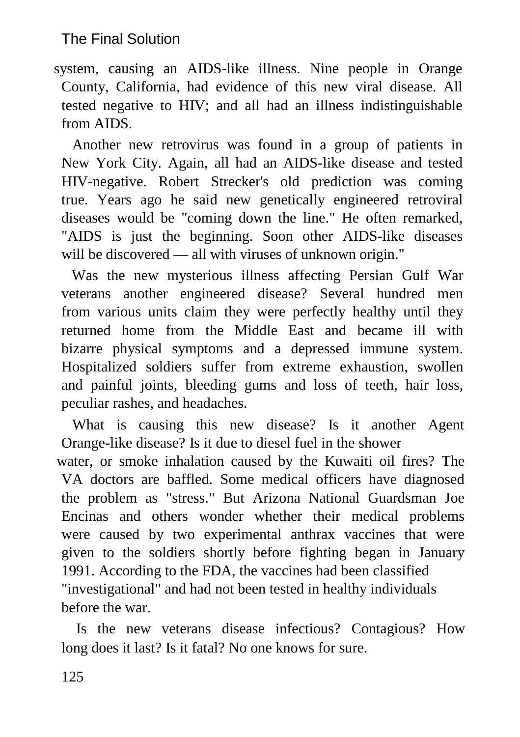system, causing an AIDS-like illness. Nine people in Orange County, California, had evidence of this new viral disease. All tested negative to HIV; and all had an illness indistinguishable from AIDS.

Another new retrovirus was found in a group of patients in New York City. Again, all had an AIDS-like disease and tested HIV-negative. Robert Strecker's old prediction was coming true. Years ago he said new genetically engineered retroviral diseases would be "coming down the line." He often remarked, "AIDS is just the beginning. Soon other AIDS-like diseases will be discovered — all with viruses of unknown origin."

Was the new mysterious illness affecting Persian Gulf War veterans another engineered disease? Several hundred men from various units claim they were perfectly healthy until they returned home from the Middle East and became ill with bizarre physical symptoms and a depressed immune system. Hospitalized soldiers suffer from extreme exhaustion, swollen and painful joints, bleeding gums and loss of teeth, hair loss, peculiar rashes, and headaches.

What is causing this new disease? Is it another Agent Orange-like disease? Is it due to diesel fuel in the shower water, or smoke inhalation caused by the Kuwaiti oil fires? The VA doctors are baffled. Some medical officers have diagnosed the problem as "stress." But Arizona National Guardsman Joe Encinas and others wonder whether their medical problems were caused by two experimental anthrax vaccines that were given to the soldiers shortly before fighting began in January 1991. According to the FDA, the vaccines had been classified "investigational" and had not been tested in healthy individuals before the war.

Is the new veterans disease infectious? Contagious? How long does it last? Is it fatal? No one knows for sure.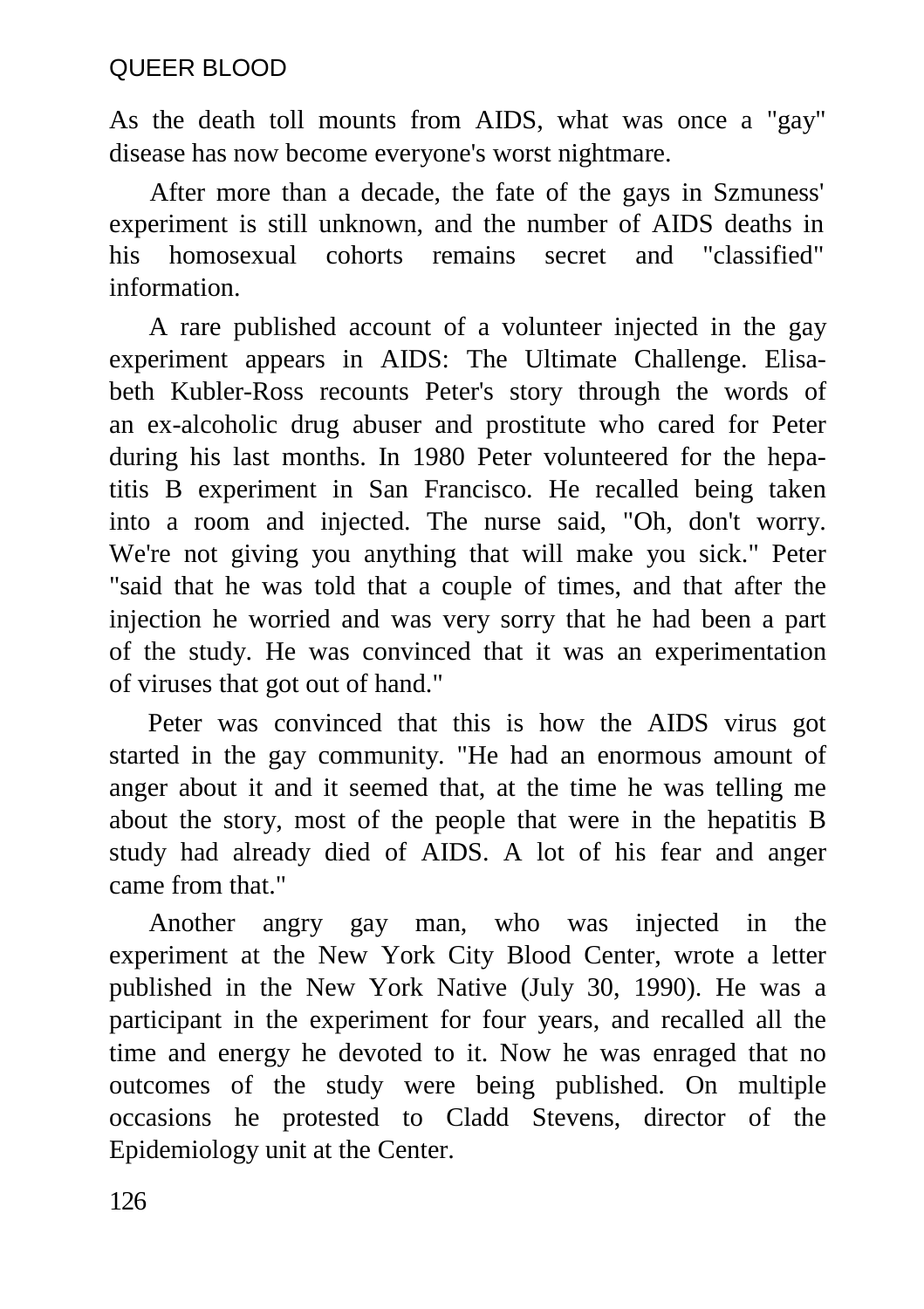As the death toll mounts from AIDS, what was once a "gay" disease has now become everyone's worst nightmare.

After more than a decade, the fate of the gays in Szmuness' experiment is still unknown, and the number of AIDS deaths in his homosexual cohorts remains secret and "classified" information.

A rare published account of a volunteer injected in the gay experiment appears in AIDS: The Ultimate Challenge. Elisabeth Kubler-Ross recounts Peter's story through the words of an ex-alcoholic drug abuser and prostitute who cared for Peter during his last months. In 1980 Peter volunteered for the hepatitis B experiment in San Francisco. He recalled being taken into a room and injected. The nurse said, "Oh, don't worry. We're not giving you anything that will make you sick." Peter "said that he was told that a couple of times, and that after the injection he worried and was very sorry that he had been a part of the study. He was convinced that it was an experimentation of viruses that got out of hand."

Peter was convinced that this is how the AIDS virus got started in the gay community. "He had an enormous amount of anger about it and it seemed that, at the time he was telling me about the story, most of the people that were in the hepatitis B study had already died of AIDS. A lot of his fear and anger came from that."

Another angry gay man, who was injected in the experiment at the New York City Blood Center, wrote a letter published in the New York Native (July 30, 1990). He was a participant in the experiment for four years, and recalled all the time and energy he devoted to it. Now he was enraged that no outcomes of the study were being published. On multiple occasions he protested to Cladd Stevens, director of the Epidemiology unit at the Center.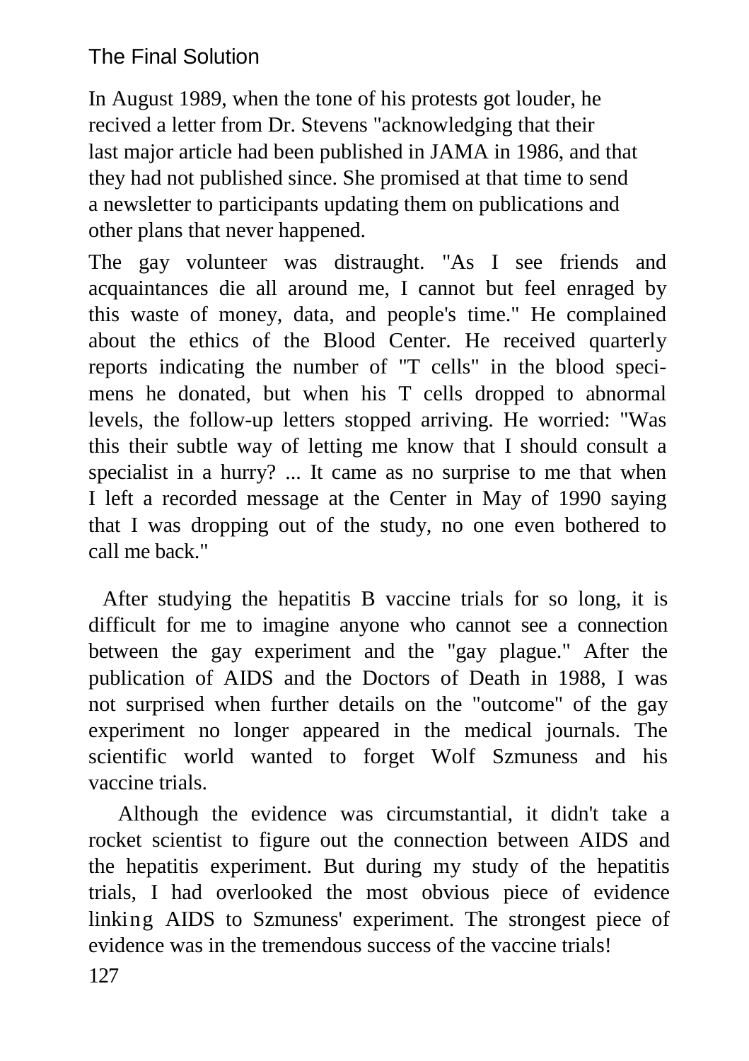In August 1989, when the tone of his protests got louder, he recived a letter from Dr. Stevens "acknowledging that their last major article had been published in JAMA in 1986, and that they had not published since. She promised at that time to send a newsletter to participants updating them on publications and other plans that never happened.

The gay volunteer was distraught. "As I see friends and acquaintances die all around me, I cannot but feel enraged by this waste of money, data, and people's time." He complained about the ethics of the Blood Center. He received quarterly reports indicating the number of "T cells" in the blood specimens he donated, but when his T cells dropped to abnormal levels, the follow-up letters stopped arriving. He worried: "Was this their subtle way of letting me know that I should consult a specialist in a hurry? ... It came as no surprise to me that when I left a recorded message at the Center in May of 1990 saying that I was dropping out of the study, no one even bothered to call me back."

After studying the hepatitis B vaccine trials for so long, it is difficult for me to imagine anyone who cannot see a connection between the gay experiment and the "gay plague." After the publication of AIDS and the Doctors of Death in 1988, I was not surprised when further details on the "outcome" of the gay experiment no longer appeared in the medical journals. The scientific world wanted to forget Wolf Szmuness and his vaccine trials.

Although the evidence was circumstantial, it didn't take a rocket scientist to figure out the connection between AIDS and the hepatitis experiment. But during my study of the hepatitis trials, I had overlooked the most obvious piece of evidence linking AIDS to Szmuness' experiment. The strongest piece of evidence was in the tremendous success of the vaccine trials!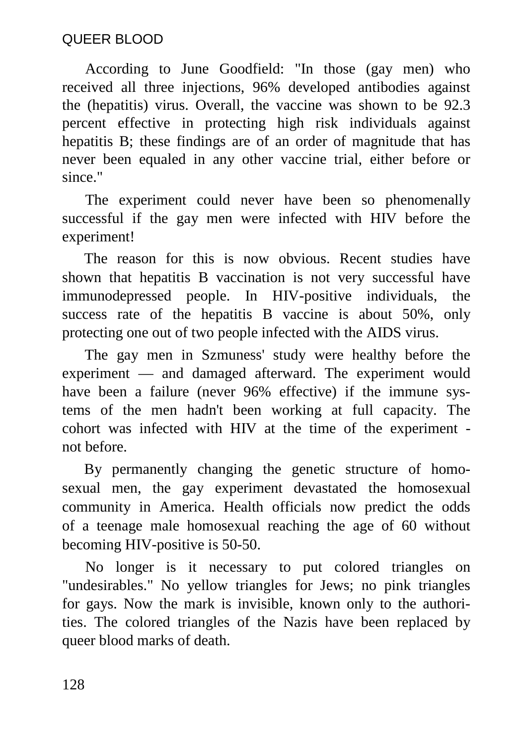According to June Goodfield: "In those (gay men) who received all three injections, 96% developed antibodies against the (hepatitis) virus. Overall, the vaccine was shown to be 92.3 percent effective in protecting high risk individuals against hepatitis B; these findings are of an order of magnitude that has never been equaled in any other vaccine trial, either before or since."

The experiment could never have been so phenomenally successful if the gay men were infected with HIV before the experiment!

The reason for this is now obvious. Recent studies have shown that hepatitis B vaccination is not very successful have immunodepressed people. In HIV-positive individuals, the success rate of the hepatitis B vaccine is about 50%, only protecting one out of two people infected with the AIDS virus.

The gay men in Szmuness' study were healthy before the experiment — and damaged afterward. The experiment would have been a failure (never 96% effective) if the immune systems of the men hadn't been working at full capacity. The cohort was infected with HIV at the time of the experiment - not before.

By permanently changing the genetic structure of homosexual men, the gay experiment devastated the homosexual community in America. Health officials now predict the odds of a teenage male homosexual reaching the age of 60 without becoming HIV-positive is 50-50.

No longer is it necessary to put colored triangles on "undesirables." No yellow triangles for Jews; no pink triangles for gays. Now the mark is invisible, known only to the authorities. The colored triangles of the Nazis have been replaced by queer blood marks of death.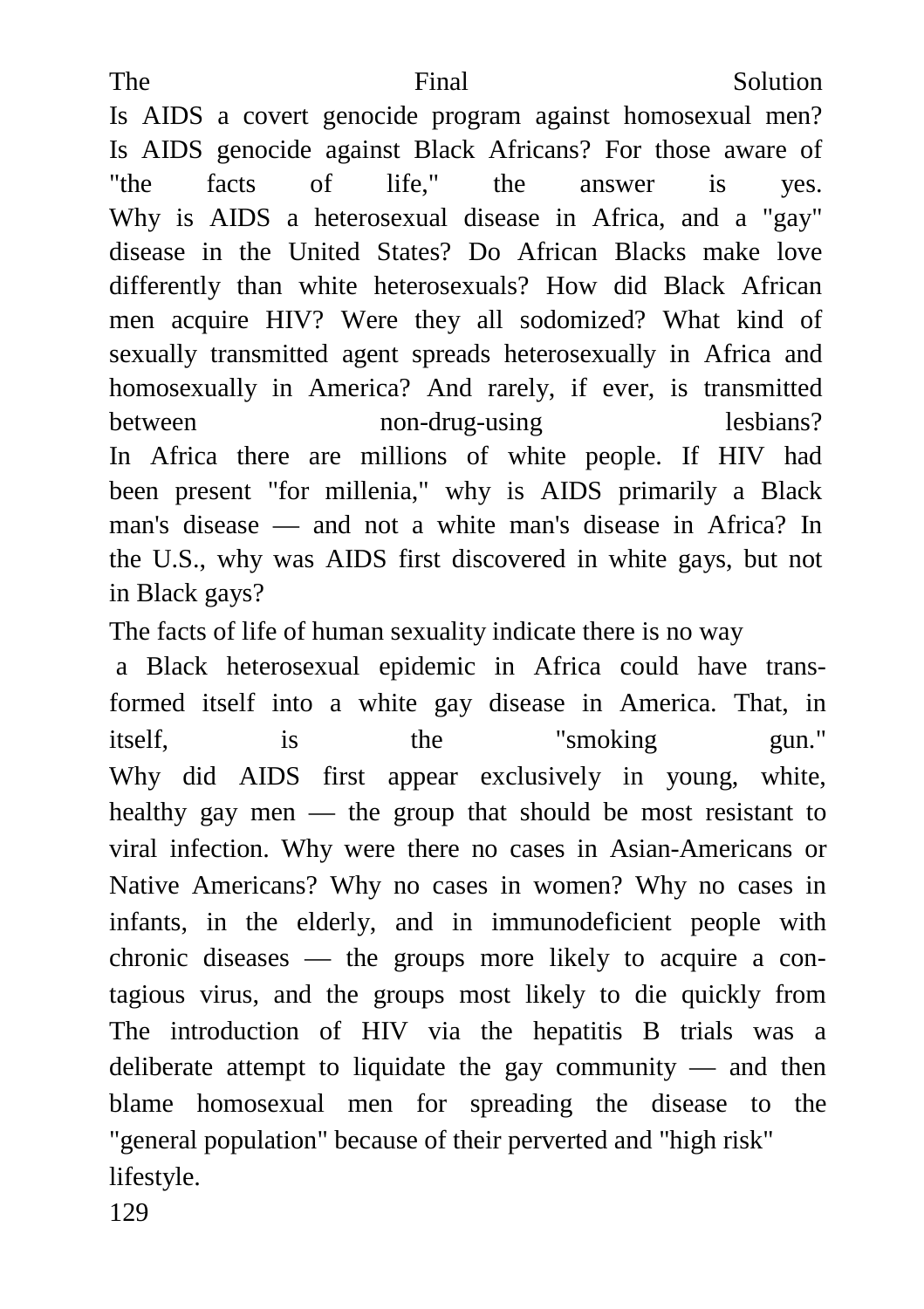# The Final Solution

Is AIDS a covert genocide program against homosexual men? Is AIDS genocide against Black Africans? For those aware of "the facts of life," the answer is yes.

Why is AIDS a heterosexual disease in Africa, and a "gay" disease in the United States? Do African Blacks make love differently than white heterosexuals? How did Black African men acquire HIV? Were they all sodomized? What kind of sexually transmitted agent spreads heterosexually in Africa and homosexually in America? And rarely, if ever, is transmitted between non-drug-using lesbians?

In Africa there are millions of white people. If HIV had been present "for millenia," why is AIDS primarily a Black man's disease — and not a white man's disease in Africa? In the U.S., why was AIDS first discovered in white gays, but not in Black gays?

The facts of life of human sexuality indicate there is no way a Black heterosexual epidemic in Africa could have transformed itself into a white gay disease in America. That, in itself, is the "smoking gun."

Why did AIDS first appear exclusively in young, white, healthy gay men — the group that should be most resistant to viral infection. Why were there no cases in Asian-Americans or Native Americans? Why no cases in women? Why no cases in infants, in the elderly, and in immunodeficient people with chronic diseases — the groups more likely to acquire a contagious virus, and the groups most likely to die quickly from

The introduction of HIV via the hepatitis B trials was a deliberate attempt to liquidate the gay community — and then blame homosexual men for spreading the disease to the "general population" because of their perverted and "high risk" lifestyle.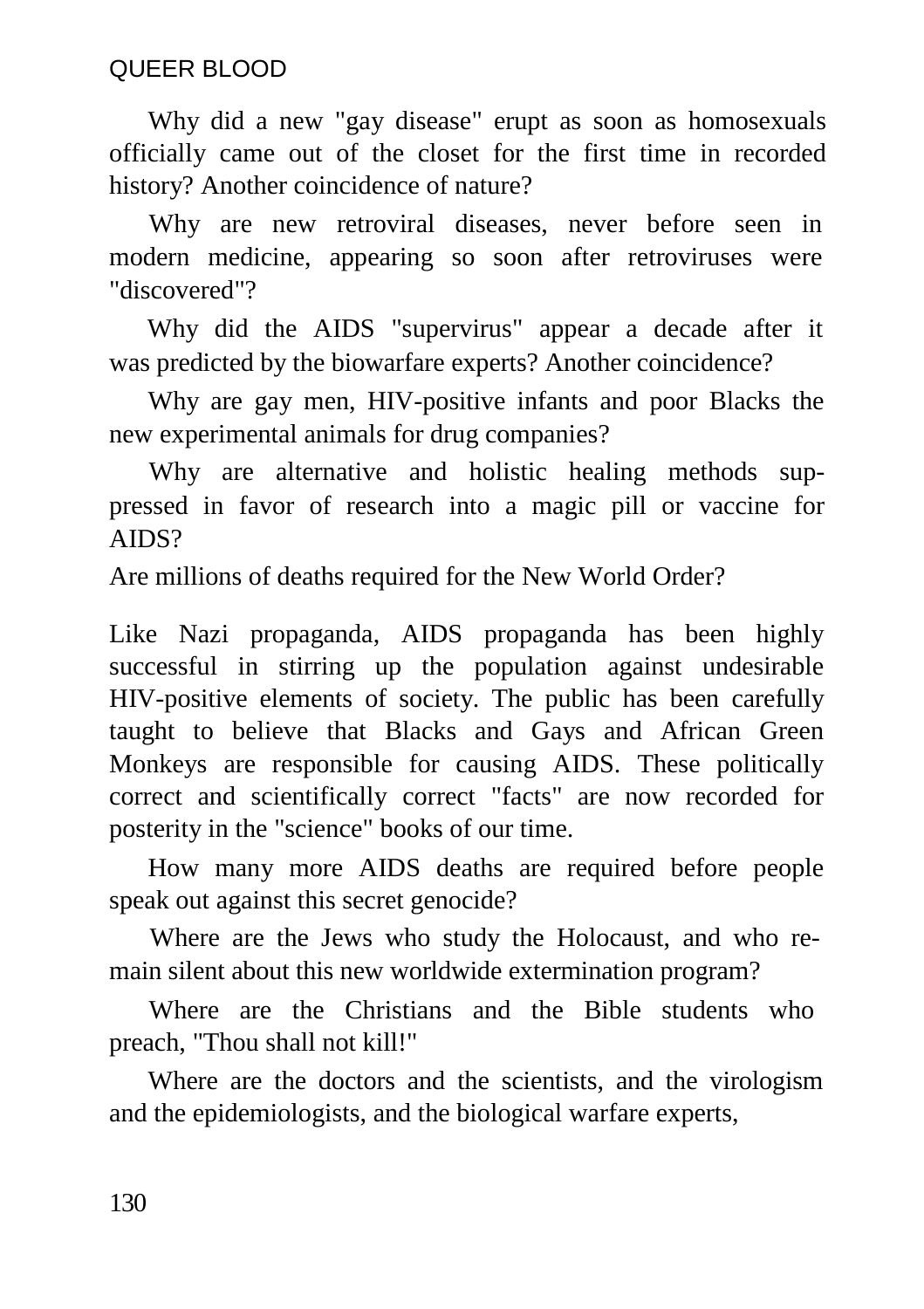Why did a new "gay disease" erupt as soon as homosexuals officially came out of the closet for the first time in recorded history? Another coincidence of nature?

Why are new retroviral diseases, never before seen in modern medicine, appearing so soon after retroviruses were "discovered"?

Why did the AIDS "supervirus" appear a decade after it was predicted by the biowarfare experts? Another coincidence?

Why are gay men, HIV-positive infants and poor Blacks the new experimental animals for drug companies?

Why are alternative and holistic healing methods suppressed in favor of research into a magic pill or vaccine for AIDS?

Are millions of deaths required for the New World Order?

Like Nazi propaganda, AIDS propaganda has been highly successful in stirring up the population against undesirable HIV-positive elements of society. The public has been carefully taught to believe that Blacks and Gays and African Green Monkeys are responsible for causing AIDS. These politically correct and scientifically correct "facts" are now recorded for posterity in the "science" books of our time.

How many more AIDS deaths are required before people speak out against this secret genocide?

Where are the Jews who study the Holocaust, and who remain silent about this new worldwide extermination program?

Where are the Christians and the Bible students who preach, "Thou shall not kill!"

Where are the doctors and the scientists, and the virologism and the epidemiologists, and the biological warfare experts,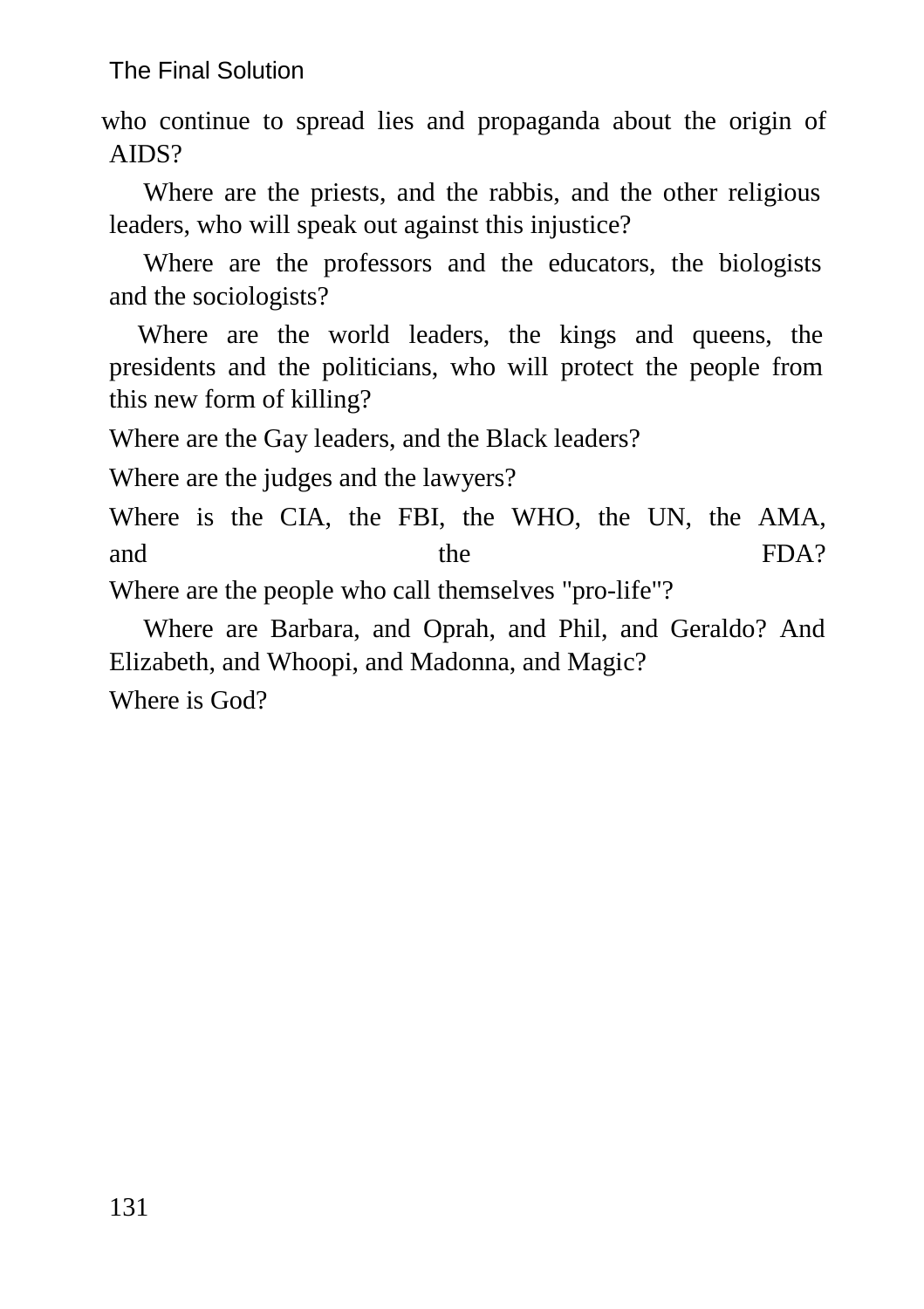who continue to spread lies and propaganda about the origin of AIDS?

Where are the priests, and the rabbis, and the other religious leaders, who will speak out against this injustice?

Where are the professors and the educators, the biologists and the sociologists?

Where are the world leaders, the kings and queens, the presidents and the politicians, who will protect the people from this new form of killing?

Where are the Gay leaders, and the Black leaders?

Where are the judges and the lawyers?

Where is the CIA, the FBI, the WHO, the UN, the AMA, and the FDA?

Where are the people who call themselves "pro-life"?

Where are Barbara, and Oprah, and Phil, and Geraldo? And Elizabeth, and Whoopi, and Madonna, and Magic?

Where is God?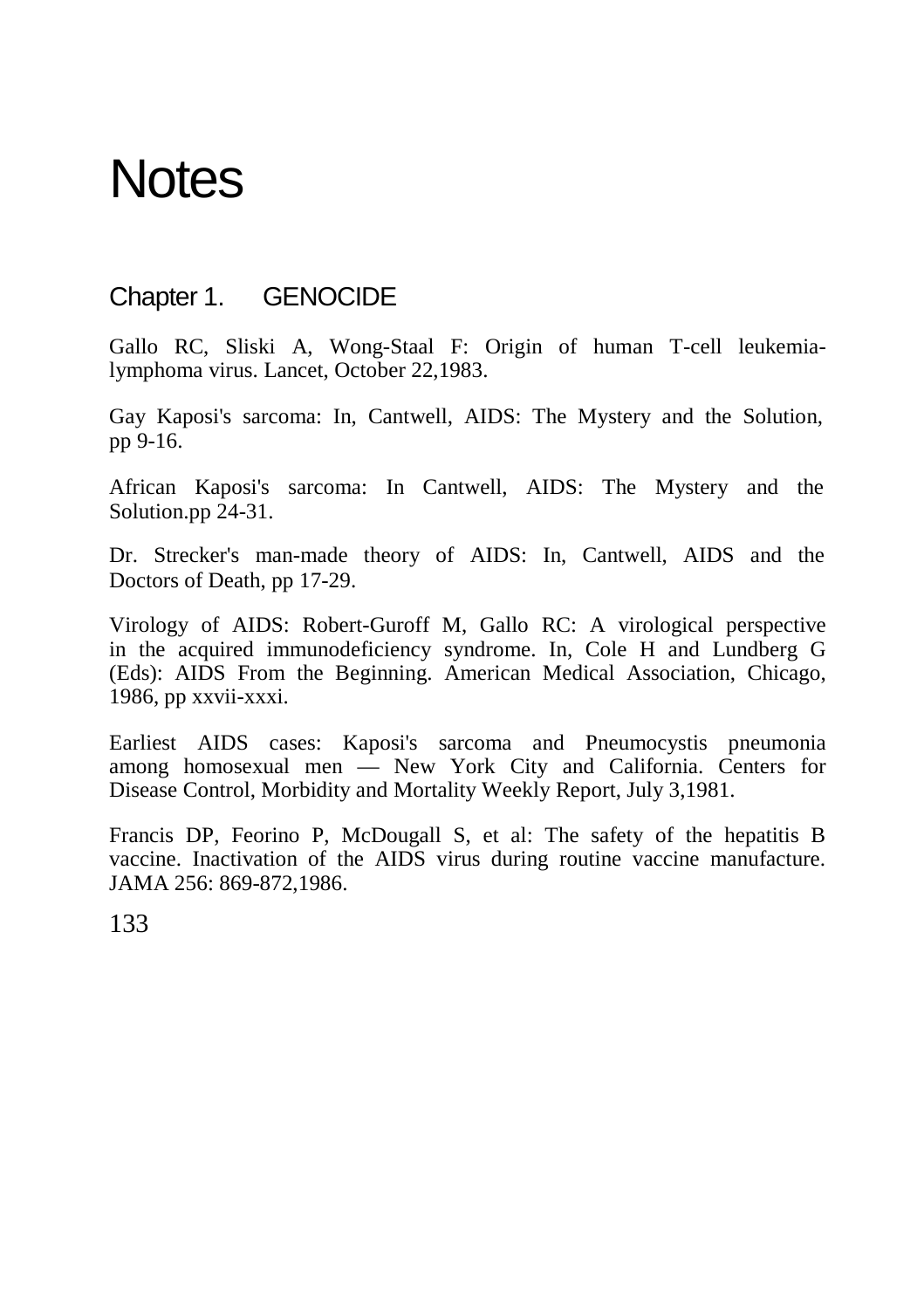# Notes

## Chapter 1. GENOCIDE

Gallo RC, Sliski A, Wong-Staal F: Origin of human T-cell leukemia-lymphoma virus. Lancet, October 22,1983.

Gay Kaposi's sarcoma: In, Cantwell, AIDS: The Mystery and the Solution, pp 9-16.

African Kaposi's sarcoma: In Cantwell, AIDS: The Mystery and the Solution.pp 24-31.

Dr. Strecker's man-made theory of AIDS: In, Cantwell, AIDS and the Doctors of Death, pp 17-29.

Virology of AIDS: Robert-Guroff M, Gallo RC: A virological perspective in the acquired immunodeficiency syndrome. In, Cole H and Lundberg G (Eds): AIDS From the Beginning. American Medical Association, Chicago, 1986, pp xxvii-xxxi.

Earliest AIDS cases: Kaposi's sarcoma and Pneumocystis pneumonia among homosexual men — New York City and California. Centers for Disease Control, Morbidity and Mortality Weekly Report, July 3,1981.

Francis DP, Feorino P, McDougall S, et al: The safety of the hepatitis B vaccine. Inactivation of the AIDS virus during routine vaccine manufacture. JAMA 256: 869-872,1986.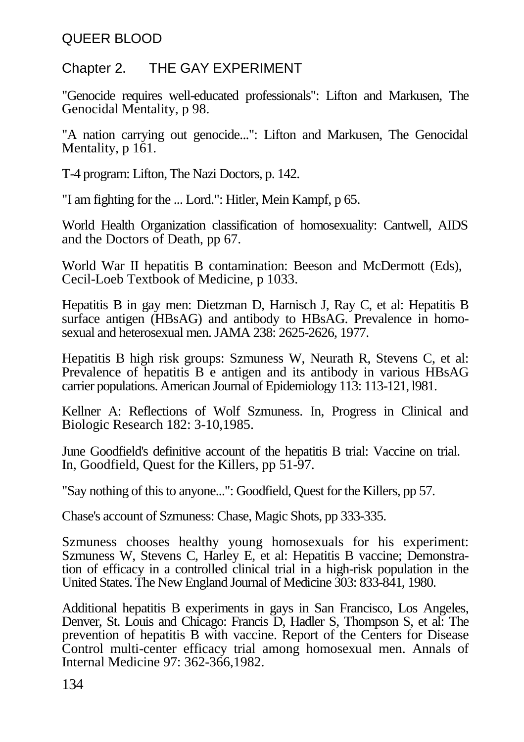## Chapter 2. THE GAY EXPERIMENT

"Genocide requires well-educated professionals": Lifton and Markusen, The Genocidal Mentality, p 98.

"A nation carrying out genocide...": Lifton and Markusen, The Genocidal Mentality, p 161.

T-4 program: Lifton, The Nazi Doctors, p. 142.

"I am fighting for the ... Lord.": Hitler, Mein Kampf, p 65.

World Health Organization classification of homosexuality: Cantwell, AIDS and the Doctors of Death, pp 67.

World War II hepatitis B contamination: Beeson and McDermott (Eds), Cecil-Loeb Textbook of Medicine, p 1033.

Hepatitis B in gay men: Dietzman D, Harnisch J, Ray C, et al: Hepatitis B surface antigen (HBsAG) and antibody to HBsAG. Prevalence in homosexual and heterosexual men. JAMA 238: 2625-2626, 1977.

Hepatitis B high risk groups: Szmuness W, Neurath R, Stevens C, et al: Prevalence of hepatitis B e antigen and its antibody in various HBsAG carrier populations. American Journal of Epidemiology 113: 113-121, l981.

Kellner A: Reflections of Wolf Szmuness. In, Progress in Clinical and Biologic Research 182: 3-10,1985.

June Goodfield's definitive account of the hepatitis B trial: Vaccine on trial. In, Goodfield, Quest for the Killers, pp 51-97.

"Say nothing of this to anyone...": Goodfield, Quest for the Killers, pp 57.

Chase's account of Szmuness: Chase, Magic Shots, pp 333-335.

Szmuness chooses healthy young homosexuals for his experiment: Szmuness W, Stevens C, Harley E, et al: Hepatitis B vaccine; Demonstration of efficacy in a controlled clinical trial in a high-risk population in the United States. The New England Journal of Medicine 303: 833-841, 1980.

Additional hepatitis B experiments in gays in San Francisco, Los Angeles, Denver, St. Louis and Chicago: Francis D, Hadler S, Thompson S, et al: The prevention of hepatitis B with vaccine. Report of the Centers for Disease Control multi-center efficacy trial among homosexual men. Annals of Internal Medicine 97: 362-366,1982.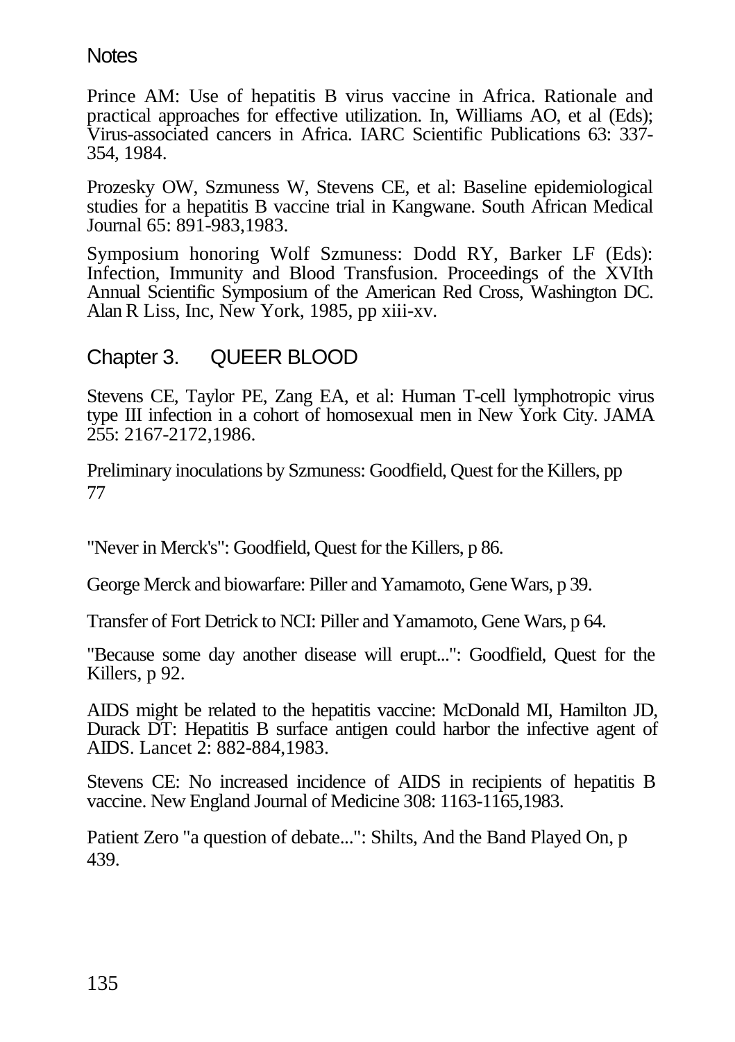Prince AM: Use of hepatitis B virus vaccine in Africa. Rationale and practical approaches for effective utilization. In, Williams AO, et al (Eds); Virus-associated cancers in Africa. IARC Scientific Publications 63: 337-354, 1984.

Prozesky OW, Szmuness W, Stevens CE, et al: Baseline epidemiological studies for a hepatitis B vaccine trial in Kangwane. South African Medical Journal 65: 891-983,1983.

Symposium honoring Wolf Szmuness: Dodd RY, Barker LF (Eds): Infection, Immunity and Blood Transfusion. Proceedings of the XVIth Annual Scientific Symposium of the American Red Cross, Washington DC. Alan R Liss, Inc, New York, 1985, pp xiii-xv.

## Chapter 3. QUEER BLOOD

Stevens CE, Taylor PE, Zang EA, et al: Human T-cell lymphotropic virus type III infection in a cohort of homosexual men in New York City. JAMA 255: 2167-2172,1986.

Preliminary inoculations by Szmuness: Goodfield, Quest for the Killers, pp 77

"Never in Merck's": Goodfield, Quest for the Killers, p 86.

George Merck and biowarfare: Piller and Yamamoto, Gene Wars, p 39.

Transfer of Fort Detrick to NCI: Piller and Yamamoto, Gene Wars, p 64.

"Because some day another disease will erupt...": Goodfield, Quest for the Killers, p 92.

AIDS might be related to the hepatitis vaccine: McDonald MI, Hamilton JD, Durack DT: Hepatitis B surface antigen could harbor the infective agent of AIDS. Lancet 2: 882-884,1983.

Stevens CE: No increased incidence of AIDS in recipients of hepatitis B vaccine. New England Journal of Medicine 308: 1163-1165,1983.

Patient Zero "a question of debate...": Shilts, And the Band Played On, p 439.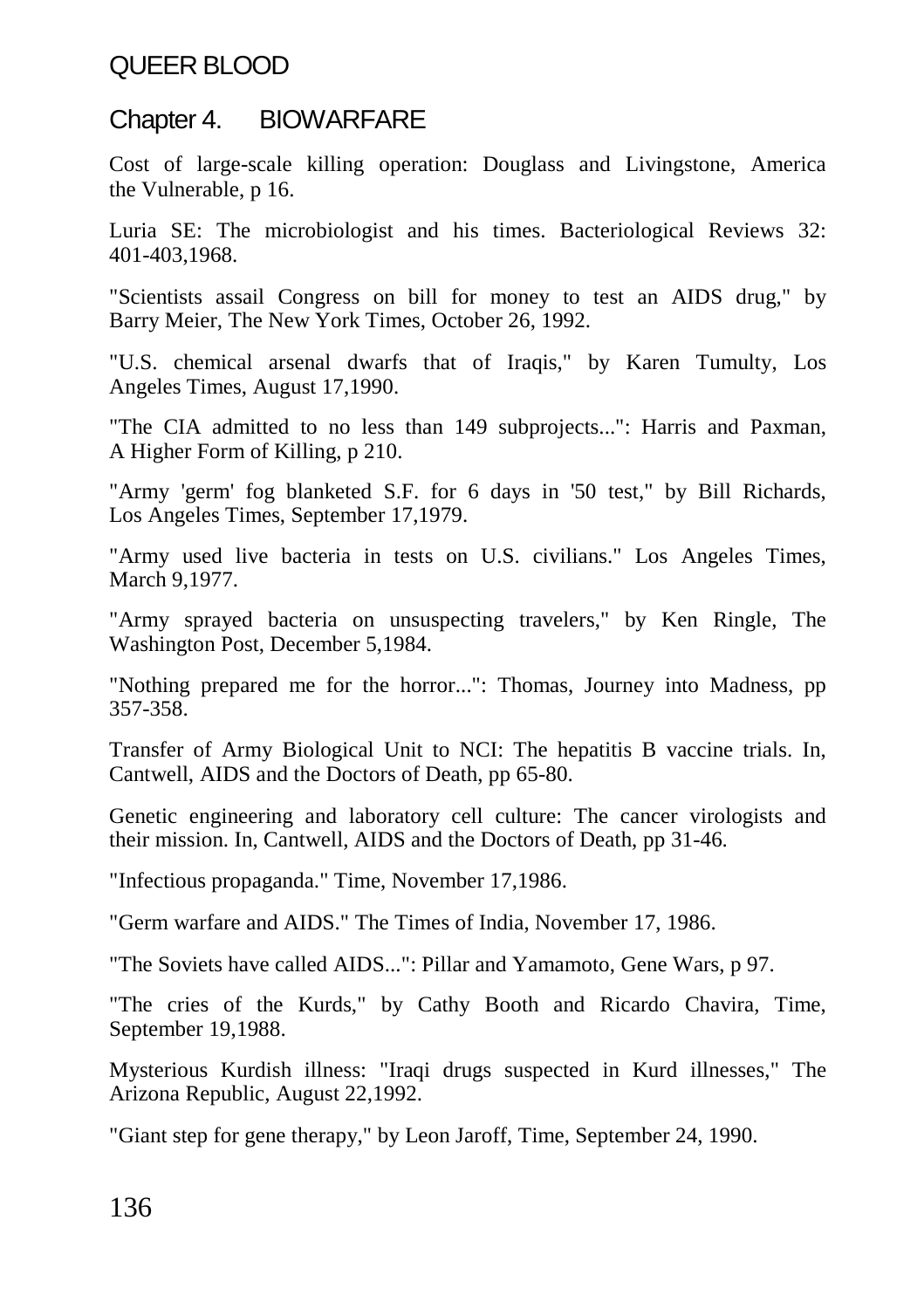## Chapter 4. BIOWARFARE

Cost of large-scale killing operation: Douglass and Livingstone, America the Vulnerable, p 16.

Luria SE: The microbiologist and his times. Bacteriological Reviews 32: 401-403,1968.

"Scientists assail Congress on bill for money to test an AIDS drug," by Barry Meier, The New York Times, October 26, 1992.

"U.S. chemical arsenal dwarfs that of Iraqis," by Karen Tumulty, Los Angeles Times, August 17,1990.

"The CIA admitted to no less than 149 subprojects...": Harris and Paxman, A Higher Form of Killing, p 210.

"Army 'germ' fog blanketed S.F. for 6 days in '50 test," by Bill Richards, Los Angeles Times, September 17,1979.

"Army used live bacteria in tests on U.S. civilians." Los Angeles Times, March 9,1977.

"Army sprayed bacteria on unsuspecting travelers," by Ken Ringle, The Washington Post, December 5,1984.

"Nothing prepared me for the horror...": Thomas, Journey into Madness, pp 357-358.

Transfer of Army Biological Unit to NCI: The hepatitis B vaccine trials. In, Cantwell, AIDS and the Doctors of Death, pp 65-80.

Genetic engineering and laboratory cell culture: The cancer virologists and their mission. In, Cantwell, AIDS and the Doctors of Death, pp 31-46.

"Infectious propaganda." Time, November 17,1986.

"Germ warfare and AIDS." The Times of India, November 17, 1986.

"The Soviets have called AIDS...": Pillar and Yamamoto, Gene Wars, p 97.

"The cries of the Kurds," by Cathy Booth and Ricardo Chavira, Time, September 19,1988.

Mysterious Kurdish illness: "Iraqi drugs suspected in Kurd illnesses," The Arizona Republic, August 22,1992.

"Giant step for gene therapy," by Leon Jaroff, Time, September 24, 1990.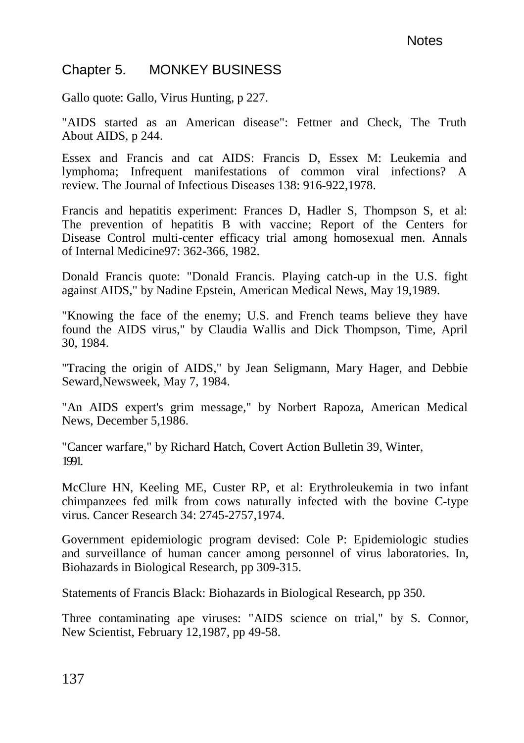## Chapter 5. MONKEY BUSINESS

Gallo quote: Gallo, Virus Hunting, p 227.

"AIDS started as an American disease": Fettner and Check, The Truth About AIDS, p 244.

Essex and Francis and cat AIDS: Francis D, Essex M: Leukemia and lymphoma; Infrequent manifestations of common viral infections? A review. The Journal of Infectious Diseases 138: 916-922,1978.

Francis and hepatitis experiment: Frances D, Hadler S, Thompson S, et al: The prevention of hepatitis B with vaccine; Report of the Centers for Disease Control multi-center efficacy trial among homosexual men. Annals of Internal Medicine97: 362-366, 1982.

Donald Francis quote: "Donald Francis. Playing catch-up in the U.S. fight against AIDS," by Nadine Epstein, American Medical News, May 19,1989.

"Knowing the face of the enemy; U.S. and French teams believe they have found the AIDS virus," by Claudia Wallis and Dick Thompson, Time, April 30, 1984.

"Tracing the origin of AIDS," by Jean Seligmann, Mary Hager, and Debbie Seward,Newsweek, May 7, 1984.

"An AIDS expert's grim message," by Norbert Rapoza, American Medical News, December 5,1986.

"Cancer warfare," by Richard Hatch, Covert Action Bulletin 39, Winter, 1991.

McClure HN, Keeling ME, Custer RP, et al: Erythroleukemia in two infant chimpanzees fed milk from cows naturally infected with the bovine C-type virus. Cancer Research 34: 2745-2757,1974.

Government epidemiologic program devised: Cole P: Epidemiologic studies and surveillance of human cancer among personnel of virus laboratories. In, Biohazards in Biological Research, pp 309-315.

Statements of Francis Black: Biohazards in Biological Research, pp 350.

Three contaminating ape viruses: "AIDS science on trial," by S. Connor, New Scientist, February 12,1987, pp 49-58.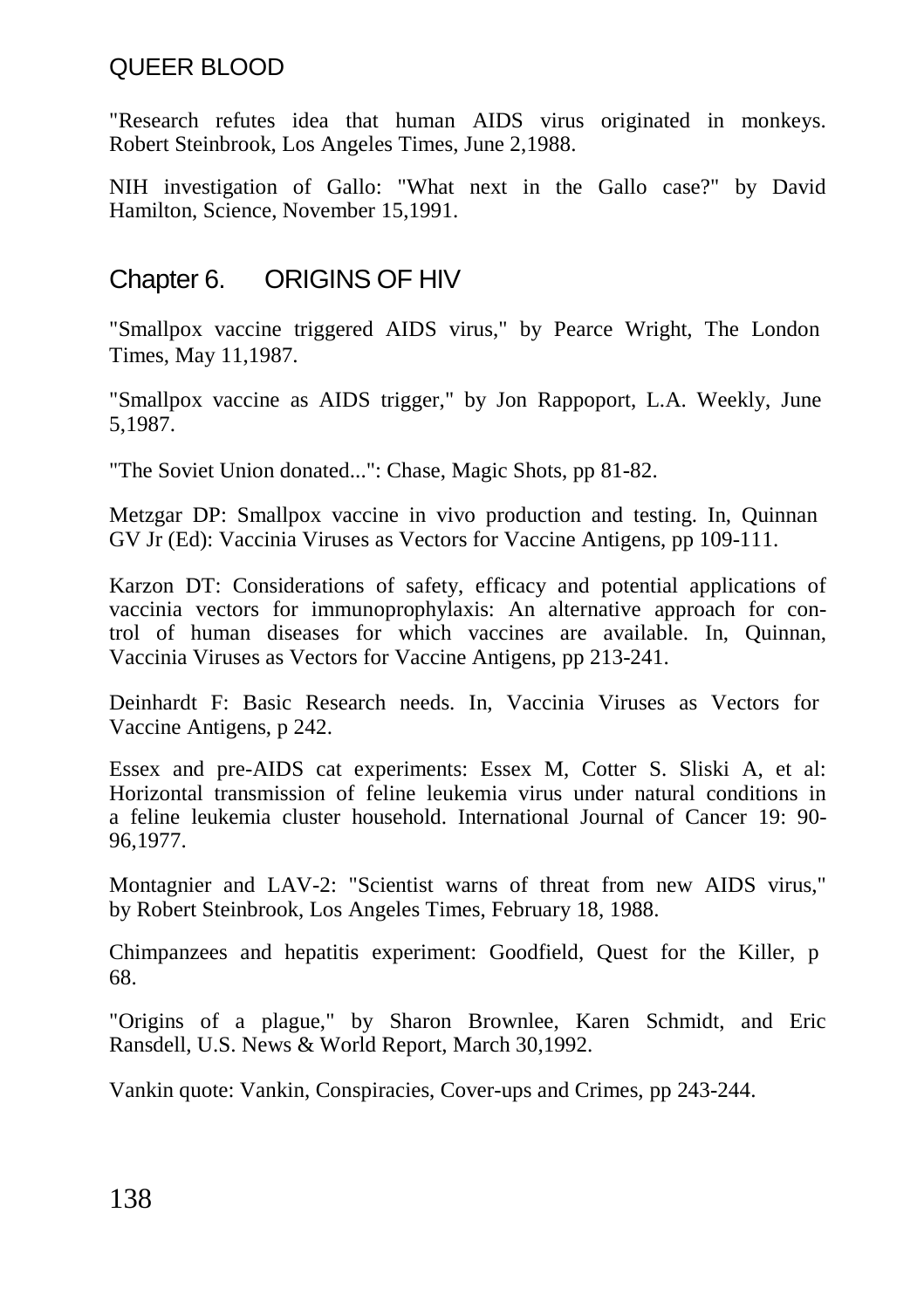"Research refutes idea that human AIDS virus originated in monkeys. Robert Steinbrook, Los Angeles Times, June 2,1988.

NIH investigation of Gallo: "What next in the Gallo case?" by David Hamilton, Science, November 15,1991.

## Chapter 6. ORIGINS OF HIV

"Smallpox vaccine triggered AIDS virus," by Pearce Wright, The London Times, May 11,1987.

"Smallpox vaccine as AIDS trigger," by Jon Rappoport, L.A. Weekly, June 5,1987.

"The Soviet Union donated...": Chase, Magic Shots, pp 81-82.

Metzgar DP: Smallpox vaccine in vivo production and testing. In, Quinnan GV Jr (Ed): Vaccinia Viruses as Vectors for Vaccine Antigens, pp 109-111.

Karzon DT: Considerations of safety, efficacy and potential applications of vaccinia vectors for immunoprophylaxis: An alternative approach for control of human diseases for which vaccines are available. In, Quinnan, Vaccinia Viruses as Vectors for Vaccine Antigens, pp 213-241.

Deinhardt F: Basic Research needs. In, Vaccinia Viruses as Vectors for Vaccine Antigens, p 242.

Essex and pre-AIDS cat experiments: Essex M, Cotter S. Sliski A, et al: Horizontal transmission of feline leukemia virus under natural conditions in a feline leukemia cluster household. International Journal of Cancer 19: 90-96,1977.

Montagnier and LAV-2: "Scientist warns of threat from new AIDS virus," by Robert Steinbrook, Los Angeles Times, February 18, 1988.

Chimpanzees and hepatitis experiment: Goodfield, Quest for the Killer, p 68.

"Origins of a plague," by Sharon Brownlee, Karen Schmidt, and Eric Ransdell, U.S. News & World Report, March 30,1992.

Vankin quote: Vankin, Conspiracies, Cover-ups and Crimes, pp 243-244.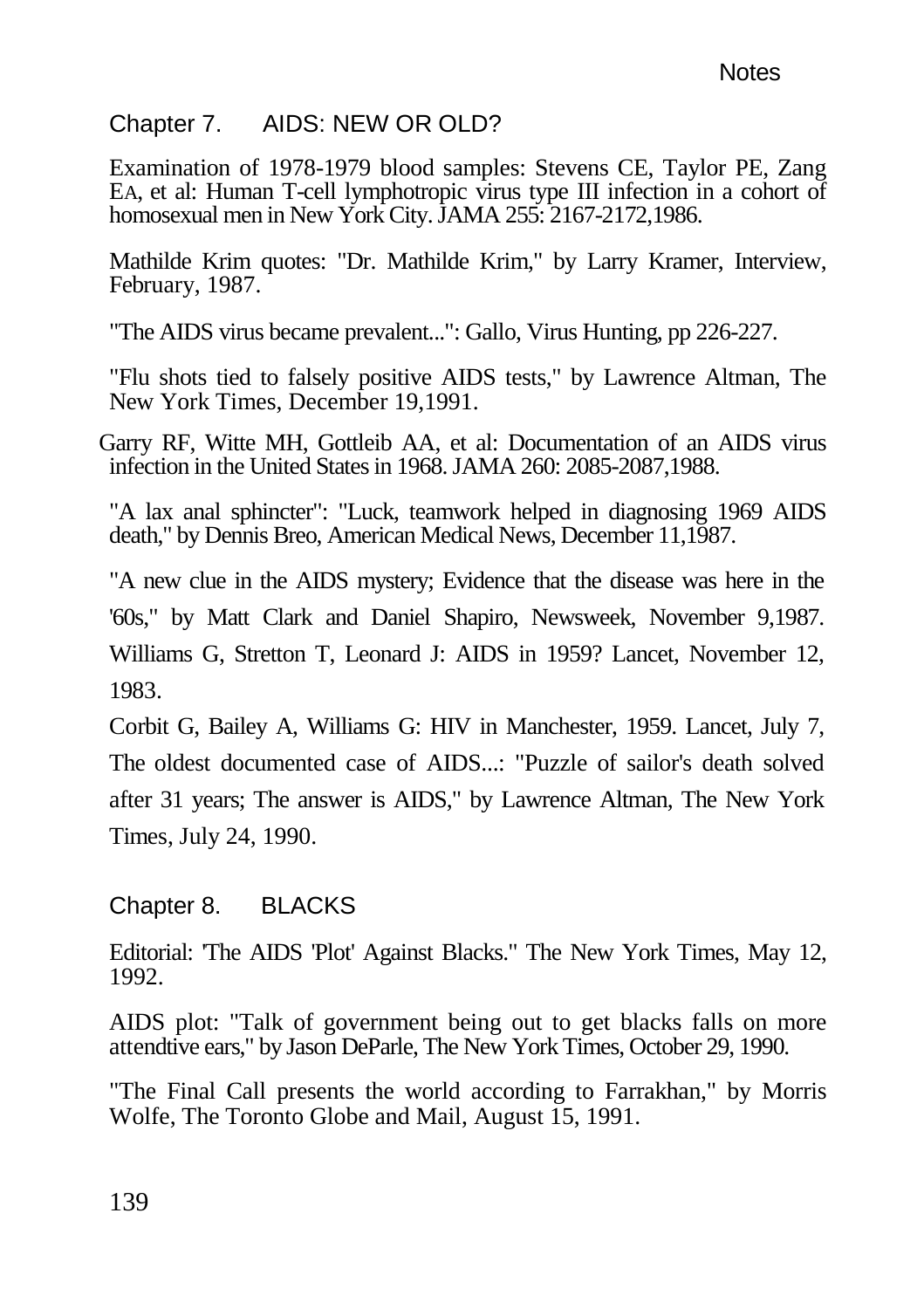## Chapter 7. AIDS: NEW OR OLD?

Examination of 1978-1979 blood samples: Stevens CE, Taylor PE, Zang EA, et al: Human T-cell lymphotropic virus type III infection in a cohort of homosexual men in New York City. JAMA 255: 2167-2172,1986.

Mathilde Krim quotes: "Dr. Mathilde Krim," by Larry Kramer, Interview, February, 1987.

"The AIDS virus became prevalent...": Gallo, Virus Hunting, pp 226-227.

"Flu shots tied to falsely positive AIDS tests," by Lawrence Altman, The New York Times, December 19,1991.

Garry RF, Witte MH, Gottleib AA, et al: Documentation of an AIDS virus infection in the United States in 1968. JAMA 260: 2085-2087,1988.

"A lax anal sphincter": "Luck, teamwork helped in diagnosing 1969 AIDS death," by Dennis Breo, American Medical News, December 11,1987.

"A new clue in the AIDS mystery; Evidence that the disease was here in the '60s," by Matt Clark and Daniel Shapiro, Newsweek, November 9,1987.

Williams G, Stretton T, Leonard J: AIDS in 1959? Lancet, November 12, 1983.

Corbit G, Bailey A, Williams G: HIV in Manchester, 1959. Lancet, July 7,

The oldest documented case of AIDS...: "Puzzle of sailor's death solved after 31 years; The answer is AIDS," by Lawrence Altman, The New York Times, July 24, 1990.

## Chapter 8. BLACKS

Editorial: 'The AIDS 'Plot' Against Blacks." The New York Times, May 12, 1992.

AIDS plot: "Talk of government being out to get blacks falls on more attendtive ears," by Jason DeParle, The New York Times, October 29, 1990.

"The Final Call presents the world according to Farrakhan," by Morris Wolfe, The Toronto Globe and Mail, August 15, 1991.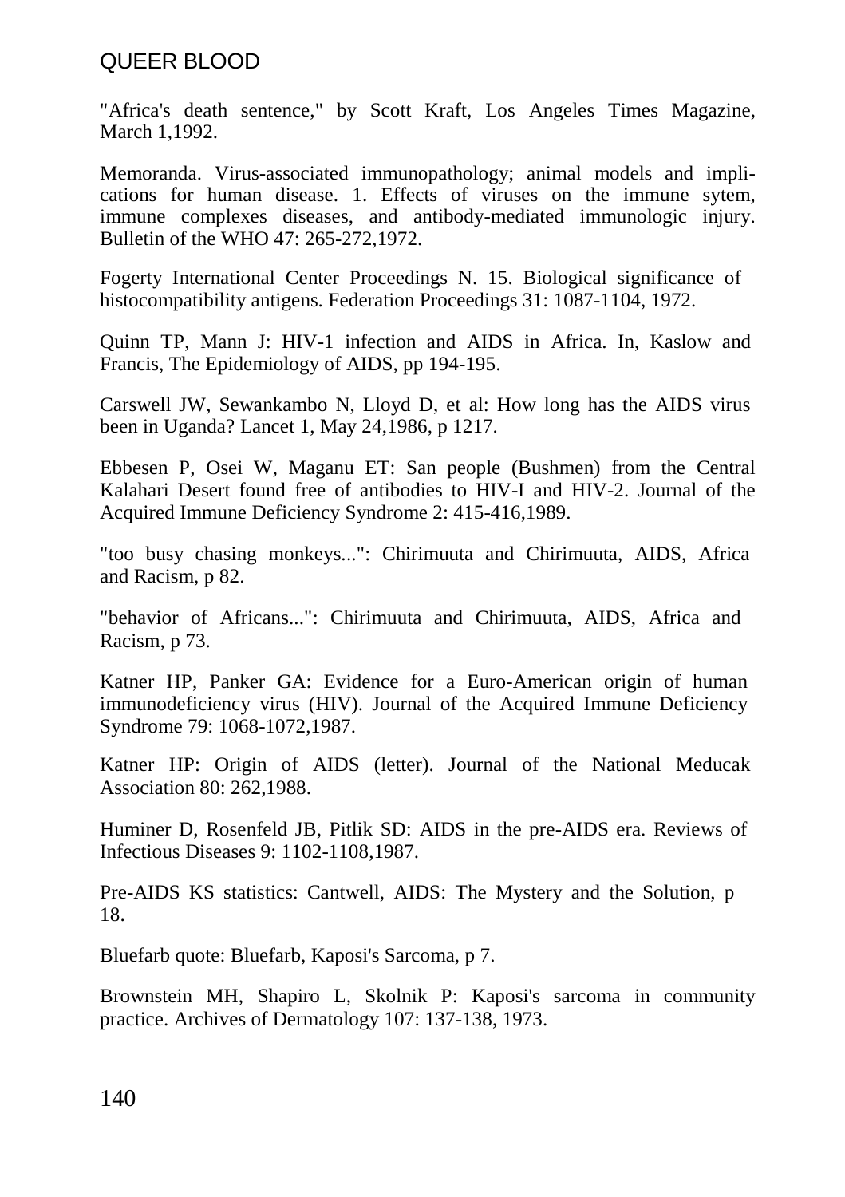"Africa's death sentence," by Scott Kraft, Los Angeles Times Magazine, March 1,1992.

Memoranda. Virus-associated immunopathology; animal models and implications for human disease. 1. Effects of viruses on the immune sytem, immune complexes diseases, and antibody-mediated immunologic injury. Bulletin of the WHO 47: 265-272,1972.

Fogerty International Center Proceedings N. 15. Biological significance of histocompatibility antigens. Federation Proceedings 31: 1087-1104, 1972.

Quinn TP, Mann J: HIV-1 infection and AIDS in Africa. In, Kaslow and Francis, The Epidemiology of AIDS, pp 194-195.

Carswell JW, Sewankambo N, Lloyd D, et al: How long has the AIDS virus been in Uganda? Lancet 1, May 24,1986, p 1217.

Ebbesen P, Osei W, Maganu ET: San people (Bushmen) from the Central Kalahari Desert found free of antibodies to HIV-I and HIV-2. Journal of the Acquired Immune Deficiency Syndrome 2: 415-416,1989.

"too busy chasing monkeys...": Chirimuuta and Chirimuuta, AIDS, Africa and Racism, p 82.

"behavior of Africans...": Chirimuuta and Chirimuuta, AIDS, Africa and Racism, p 73.

Katner HP, Panker GA: Evidence for a Euro-American origin of human immunodeficiency virus (HIV). Journal of the Acquired Immune Deficiency Syndrome 79: 1068-1072,1987.

Katner HP: Origin of AIDS (letter). Journal of the National Meducak Association 80: 262,1988.

Huminer D, Rosenfeld JB, Pitlik SD: AIDS in the pre-AIDS era. Reviews of Infectious Diseases 9: 1102-1108,1987.

Pre-AIDS KS statistics: Cantwell, AIDS: The Mystery and the Solution, p 18.

Bluefarb quote: Bluefarb, Kaposi's Sarcoma, p 7.

Brownstein MH, Shapiro L, Skolnik P: Kaposi's sarcoma in community practice. Archives of Dermatology 107: 137-138, 1973.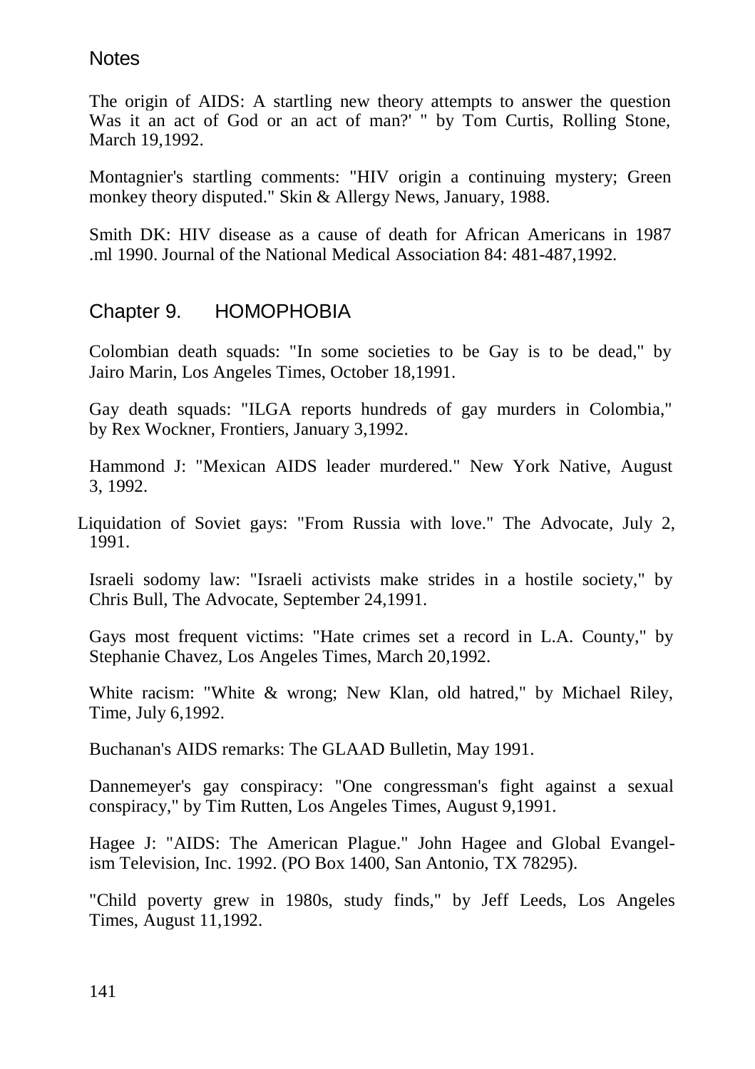## Notes

The origin of AIDS: A startling new theory attempts to answer the question Was it an act of God or an act of man?' " by Tom Curtis, Rolling Stone, March 19,1992.

Montagnier's startling comments: "HIV origin a continuing mystery; Green monkey theory disputed." Skin & Allergy News, January, 1988.

Smith DK: HIV disease as a cause of death for African Americans in 1987 .ml 1990. Journal of the National Medical Association 84: 481-487,1992.

## Chapter 9. HOMOPHOBIA

Colombian death squads: "In some societies to be Gay is to be dead," by Jairo Marin, Los Angeles Times, October 18,1991.

Gay death squads: "ILGA reports hundreds of gay murders in Colombia," by Rex Wockner, Frontiers, January 3,1992.

Hammond J: "Mexican AIDS leader murdered." New York Native, August 3, 1992.

Liquidation of Soviet gays: "From Russia with love." The Advocate, July 2, 1991.

Israeli sodomy law: "Israeli activists make strides in a hostile society," by Chris Bull, The Advocate, September 24,1991.

Gays most frequent victims: "Hate crimes set a record in L.A. County," by Stephanie Chavez, Los Angeles Times, March 20,1992.

White racism: "White & wrong; New Klan, old hatred," by Michael Riley, Time, July 6,1992.

Buchanan's AIDS remarks: The GLAAD Bulletin, May 1991.

Dannemeyer's gay conspiracy: "One congressman's fight against a sexual conspiracy," by Tim Rutten, Los Angeles Times, August 9,1991.

Hagee J: "AIDS: The American Plague." John Hagee and Global Evangelism Television, Inc. 1992. (PO Box 1400, San Antonio, TX 78295).

"Child poverty grew in 1980s, study finds," by Jeff Leeds, Los Angeles Times, August 11,1992.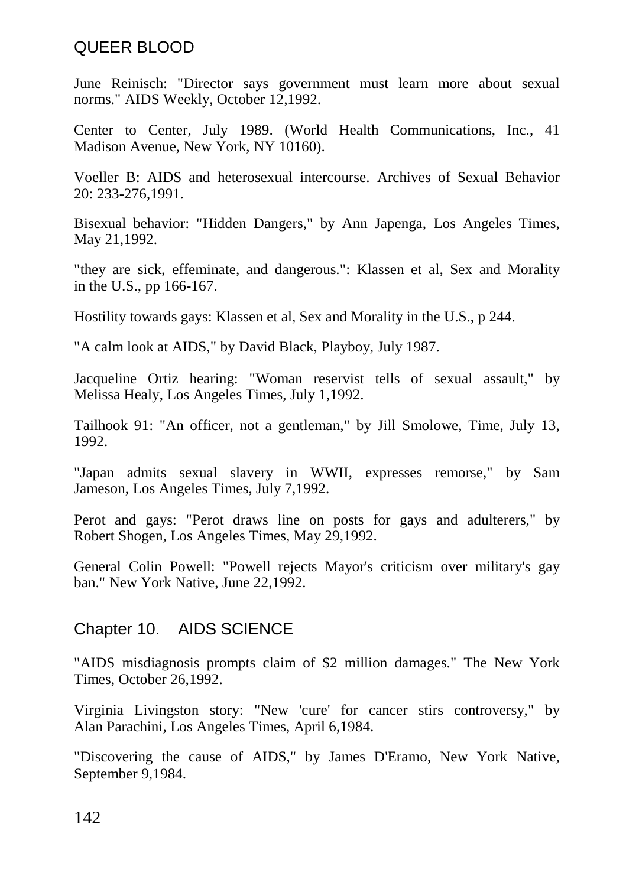June Reinisch: "Director says government must learn more about sexual norms." AIDS Weekly, October 12,1992.

Center to Center, July 1989. (World Health Communications, Inc., 41 Madison Avenue, New York, NY 10160).

Voeller B: AIDS and heterosexual intercourse. Archives of Sexual Behavior 20: 233-276,1991.

Bisexual behavior: "Hidden Dangers," by Ann Japenga, Los Angeles Times, May 21,1992.

"they are sick, effeminate, and dangerous.": Klassen et al, Sex and Morality in the U.S., pp 166-167.

Hostility towards gays: Klassen et al, Sex and Morality in the U.S., p 244.

"A calm look at AIDS," by David Black, Playboy, July 1987.

Jacqueline Ortiz hearing: "Woman reservist tells of sexual assault," by Melissa Healy, Los Angeles Times, July 1,1992.

Tailhook 91: "An officer, not a gentleman," by Jill Smolowe, Time, July 13, 1992.

"Japan admits sexual slavery in WWII, expresses remorse," by Sam Jameson, Los Angeles Times, July 7,1992.

Perot and gays: "Perot draws line on posts for gays and adulterers," by Robert Shogen, Los Angeles Times, May 29,1992.

General Colin Powell: "Powell rejects Mayor's criticism over military's gay ban." New York Native, June 22,1992.

## Chapter 10. AIDS SCIENCE

"AIDS misdiagnosis prompts claim of $2 million damages." The New York Times, October 26,1992.

Virginia Livingston story: "New 'cure' for cancer stirs controversy," by Alan Parachini, Los Angeles Times, April 6,1984.

"Discovering the cause of AIDS," by James D'Eramo, New York Native, September 9,1984.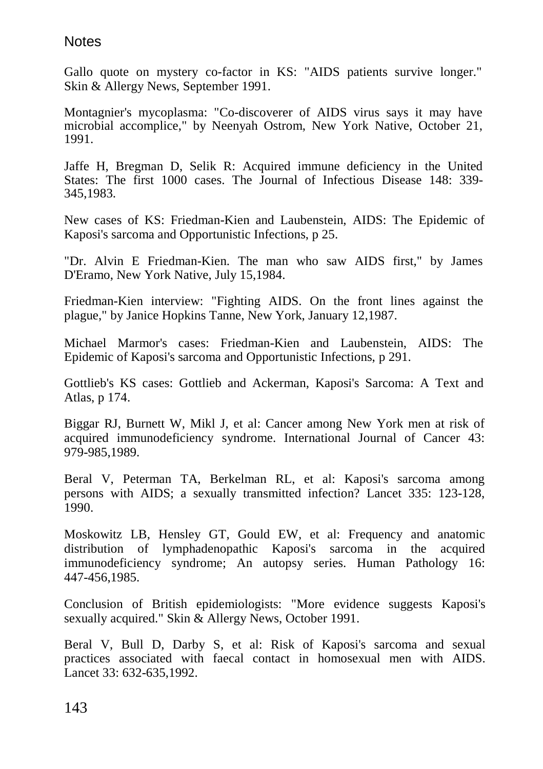## Notes

Gallo quote on mystery co-factor in KS: "AIDS patients survive longer." Skin & Allergy News, September 1991.

Montagnier's mycoplasma: "Co-discoverer of AIDS virus says it may have microbial accomplice," by Neenyah Ostrom, New York Native, October 21, 1991.

Jaffe H, Bregman D, Selik R: Acquired immune deficiency in the United States: The first 1000 cases. The Journal of Infectious Disease 148: 339-345,1983.

New cases of KS: Friedman-Kien and Laubenstein, AIDS: The Epidemic of Kaposi's sarcoma and Opportunistic Infections, p 25.

"Dr. Alvin E Friedman-Kien. The man who saw AIDS first," by James D'Eramo, New York Native, July 15,1984.

Friedman-Kien interview: "Fighting AIDS. On the front lines against the plague," by Janice Hopkins Tanne, New York, January 12,1987.

Michael Marmor's cases: Friedman-Kien and Laubenstein, AIDS: The Epidemic of Kaposi's sarcoma and Opportunistic Infections, p 291.

Gottlieb's KS cases: Gottlieb and Ackerman, Kaposi's Sarcoma: A Text and Atlas, p 174.

Biggar RJ, Burnett W, Mikl J, et al: Cancer among New York men at risk of acquired immunodeficiency syndrome. International Journal of Cancer 43: 979-985,1989.

Beral V, Peterman TA, Berkelman RL, et al: Kaposi's sarcoma among persons with AIDS; a sexually transmitted infection? Lancet 335: 123-128, 1990.

Moskowitz LB, Hensley GT, Gould EW, et al: Frequency and anatomic distribution of lymphadenopathic Kaposi's sarcoma in the acquired immunodeficiency syndrome; An autopsy series. Human Pathology 16: 447-456,1985.

Conclusion of British epidemiologists: "More evidence suggests Kaposi's sexually acquired." Skin & Allergy News, October 1991.

Beral V, Bull D, Darby S, et al: Risk of Kaposi's sarcoma and sexual practices associated with faecal contact in homosexual men with AIDS. Lancet 33: 632-635,1992.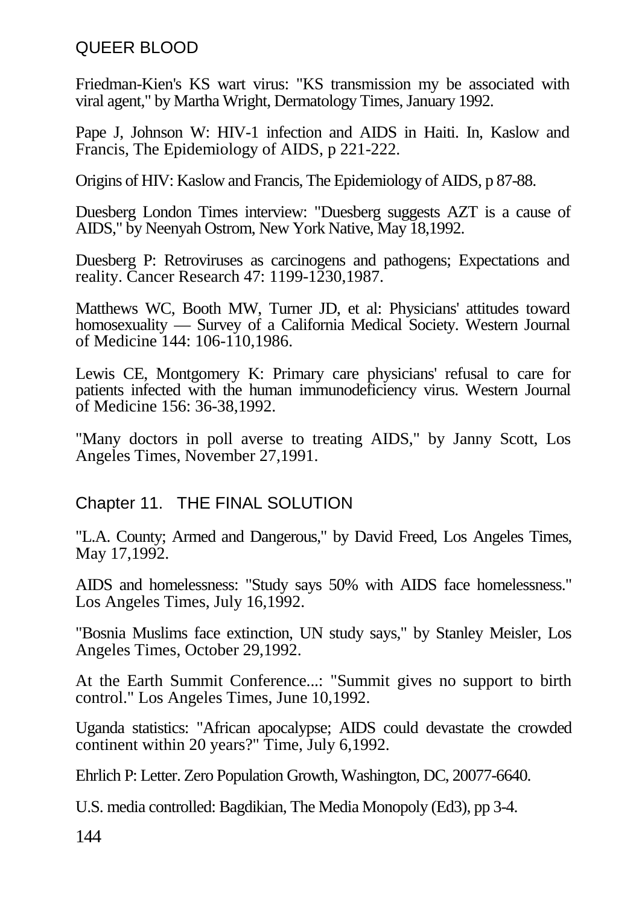Friedman-Kien's KS wart virus: "KS transmission my be associated with viral agent," by Martha Wright, Dermatology Times, January 1992.

Pape J, Johnson W: HIV-1 infection and AIDS in Haiti. In, Kaslow and Francis, The Epidemiology of AIDS, p 221-222.

Origins of HIV: Kaslow and Francis, The Epidemiology of AIDS, p 87-88.

Duesberg London Times interview: "Duesberg suggests AZT is a cause of AIDS," by Neenyah Ostrom, New York Native, May 18,1992.

Duesberg P: Retroviruses as carcinogens and pathogens; Expectations and reality. Cancer Research 47: 1199-1230,1987.

Matthews WC, Booth MW, Turner JD, et al: Physicians' attitudes toward homosexuality — Survey of a California Medical Society. Western Journal of Medicine 144: 106-110,1986.

Lewis CE, Montgomery K: Primary care physicians' refusal to care for patients infected with the human immunodeficiency virus. Western Journal of Medicine 156: 36-38,1992.

"Many doctors in poll averse to treating AIDS," by Janny Scott, Los Angeles Times, November 27,1991.

## Chapter 11. THE FINAL SOLUTION

"L.A. County; Armed and Dangerous," by David Freed, Los Angeles Times, May 17,1992.

AIDS and homelessness: "Study says 50% with AIDS face homelessness." Los Angeles Times, July 16,1992.

"Bosnia Muslims face extinction, UN study says," by Stanley Meisler, Los Angeles Times, October 29,1992.

At the Earth Summit Conference...: "Summit gives no support to birth control." Los Angeles Times, June 10,1992.

Uganda statistics: "African apocalypse; AIDS could devastate the crowded continent within 20 years?" Time, July 6,1992.

Ehrlich P: Letter. Zero Population Growth, Washington, DC, 20077-6640.

U.S. media controlled: Bagdikian, The Media Monopoly (Ed3), pp 3-4.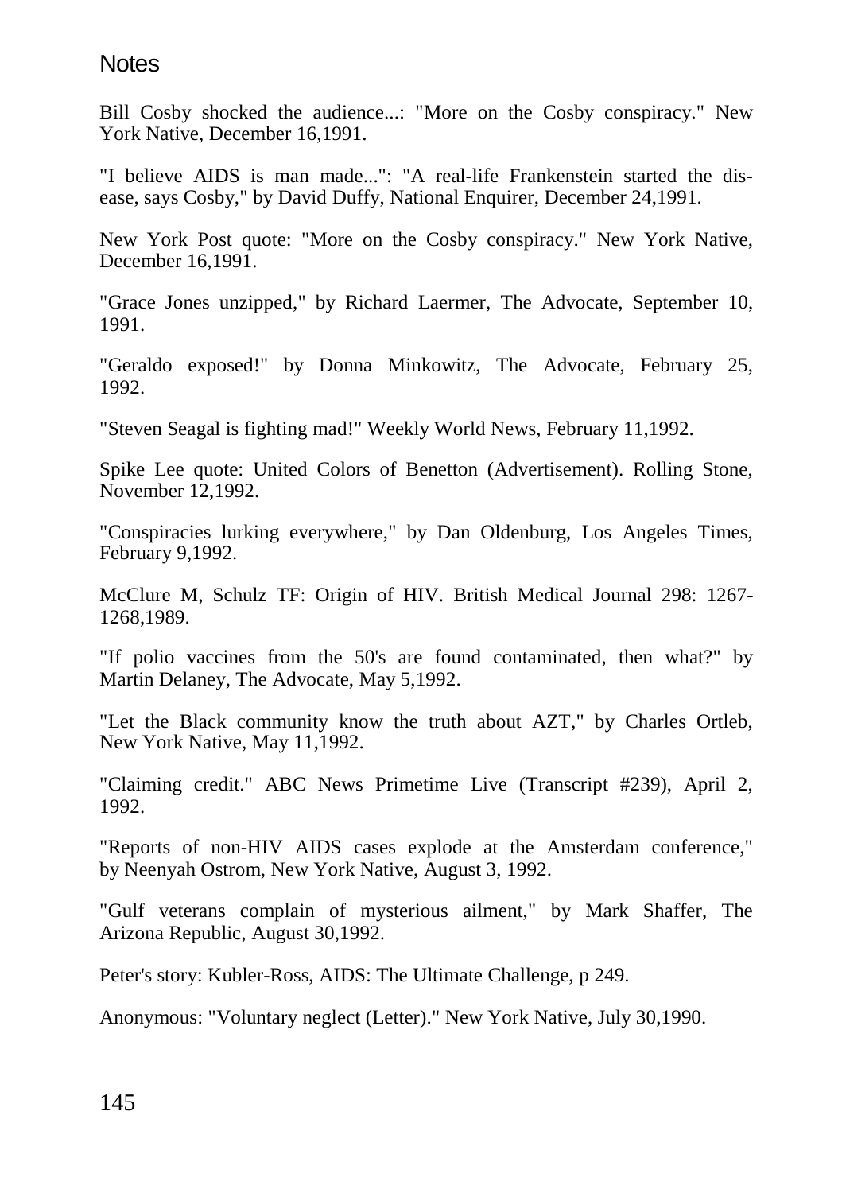## Notes

Bill Cosby shocked the audience...: "More on the Cosby conspiracy." New York Native, December 16,1991.

"I believe AIDS is man made...": "A real-life Frankenstein started the disease, says Cosby," by David Duffy, National Enquirer, December 24,1991.

New York Post quote: "More on the Cosby conspiracy." New York Native, December 16,1991.

"Grace Jones unzipped," by Richard Laermer, The Advocate, September 10, 1991.

"Geraldo exposed!" by Donna Minkowitz, The Advocate, February 25, 1992.

"Steven Seagal is fighting mad!" Weekly World News, February 11,1992.

Spike Lee quote: United Colors of Benetton (Advertisement). Rolling Stone, November 12,1992.

"Conspiracies lurking everywhere," by Dan Oldenburg, Los Angeles Times, February 9,1992.

McClure M, Schulz TF: Origin of HIV. British Medical Journal 298: 1267-1268,1989.

"If polio vaccines from the 50's are found contaminated, then what?" by Martin Delaney, The Advocate, May 5,1992.

"Let the Black community know the truth about AZT," by Charles Ortleb, New York Native, May 11,1992.

"Claiming credit." ABC News Primetime Live (Transcript #239), April 2, 1992.

"Reports of non-HIV AIDS cases explode at the Amsterdam conference," by Neenyah Ostrom, New York Native, August 3, 1992.

"Gulf veterans complain of mysterious ailment," by Mark Shaffer, The Arizona Republic, August 30,1992.

Peter's story: Kubler-Ross, AIDS: The Ultimate Challenge, p 249.

Anonymous: "Voluntary neglect (Letter)." New York Native, July 30,1990.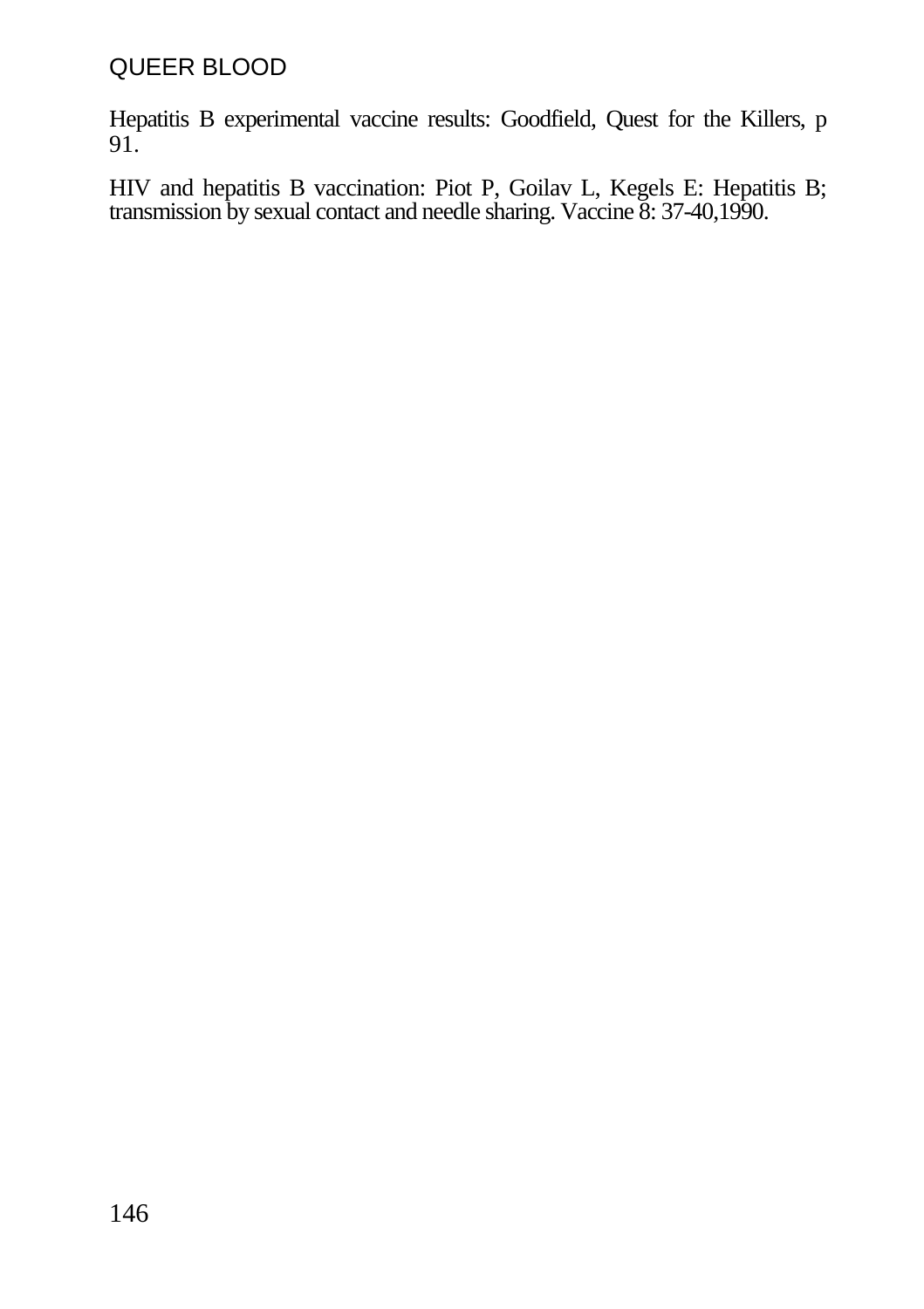Hepatitis B experimental vaccine results: Goodfield, Quest for the Killers, p 91.

HIV and hepatitis B vaccination: Piot P, Goilav L, Kegels E: Hepatitis B; transmission by sexual contact and needle sharing. Vaccine 8: 37-40,1990.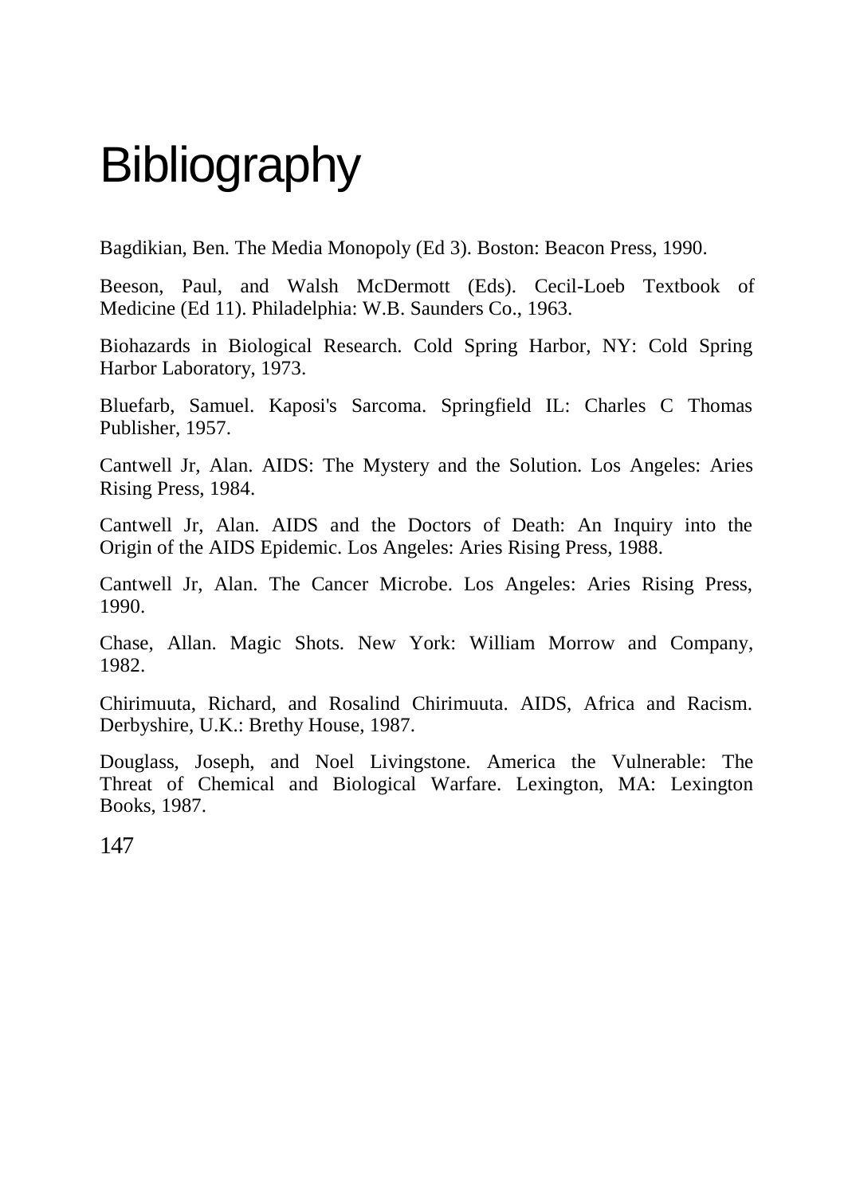# Bibliography

Bagdikian, Ben. The Media Monopoly (Ed 3). Boston: Beacon Press, 1990.

Beeson, Paul, and Walsh McDermott (Eds). Cecil-Loeb Textbook of Medicine (Ed 11). Philadelphia: W.B. Saunders Co., 1963.

Biohazards in Biological Research. Cold Spring Harbor, NY: Cold Spring Harbor Laboratory, 1973.

Bluefarb, Samuel. Kaposi's Sarcoma. Springfield IL: Charles C Thomas Publisher, 1957.

Cantwell Jr, Alan. AIDS: The Mystery and the Solution. Los Angeles: Aries Rising Press, 1984.

Cantwell Jr, Alan. AIDS and the Doctors of Death: An Inquiry into the Origin of the AIDS Epidemic. Los Angeles: Aries Rising Press, 1988.

Cantwell Jr, Alan. The Cancer Microbe. Los Angeles: Aries Rising Press, 1990.

Chase, Allan. Magic Shots. New York: William Morrow and Company, 1982.

Chirimuuta, Richard, and Rosalind Chirimuuta. AIDS, Africa and Racism. Derbyshire, U.K.: Brethy House, 1987.

Douglass, Joseph, and Noel Livingstone. America the Vulnerable: The Threat of Chemical and Biological Warfare. Lexington, MA: Lexington Books, 1987.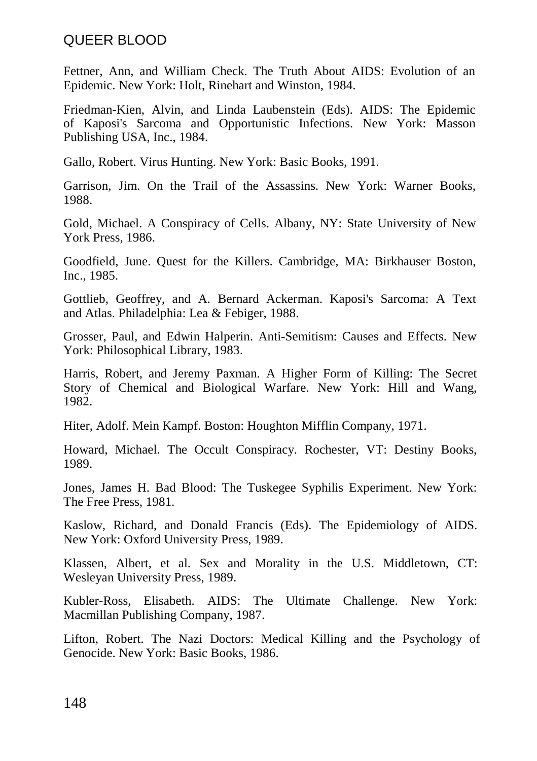Fettner, Ann, and William Check. The Truth About AIDS: Evolution of an Epidemic. New York: Holt, Rinehart and Winston, 1984.

Friedman-Kien, Alvin, and Linda Laubenstein (Eds). AIDS: The Epidemic of Kaposi's Sarcoma and Opportunistic Infections. New York: Masson Publishing USA, Inc., 1984.

Gallo, Robert. Virus Hunting. New York: Basic Books, 1991.

Garrison, Jim. On the Trail of the Assassins. New York: Warner Books, 1988.

Gold, Michael. A Conspiracy of Cells. Albany, NY: State University of New York Press, 1986.

Goodfield, June. Quest for the Killers. Cambridge, MA: Birkhauser Boston, Inc., 1985.

Gottlieb, Geoffrey, and A. Bernard Ackerman. Kaposi's Sarcoma: A Text and Atlas. Philadelphia: Lea & Febiger, 1988.

Grosser, Paul, and Edwin Halperin. Anti-Semitism: Causes and Effects. New York: Philosophical Library, 1983.

Harris, Robert, and Jeremy Paxman. A Higher Form of Killing: The Secret Story of Chemical and Biological Warfare. New York: Hill and Wang, 1982.

Hiter, Adolf. Mein Kampf. Boston: Houghton Mifflin Company, 1971.

Howard, Michael. The Occult Conspiracy. Rochester, VT: Destiny Books, 1989.

Jones, James H. Bad Blood: The Tuskegee Syphilis Experiment. New York: The Free Press, 1981.

Kaslow, Richard, and Donald Francis (Eds). The Epidemiology of AIDS. New York: Oxford University Press, 1989.

Klassen, Albert, et al. Sex and Morality in the U.S. Middletown, CT: Wesleyan University Press, 1989.

Kubler-Ross, Elisabeth. AIDS: The Ultimate Challenge. New York: Macmillan Publishing Company, 1987.

Lifton, Robert. The Nazi Doctors: Medical Killing and the Psychology of Genocide. New York: Basic Books, 1986.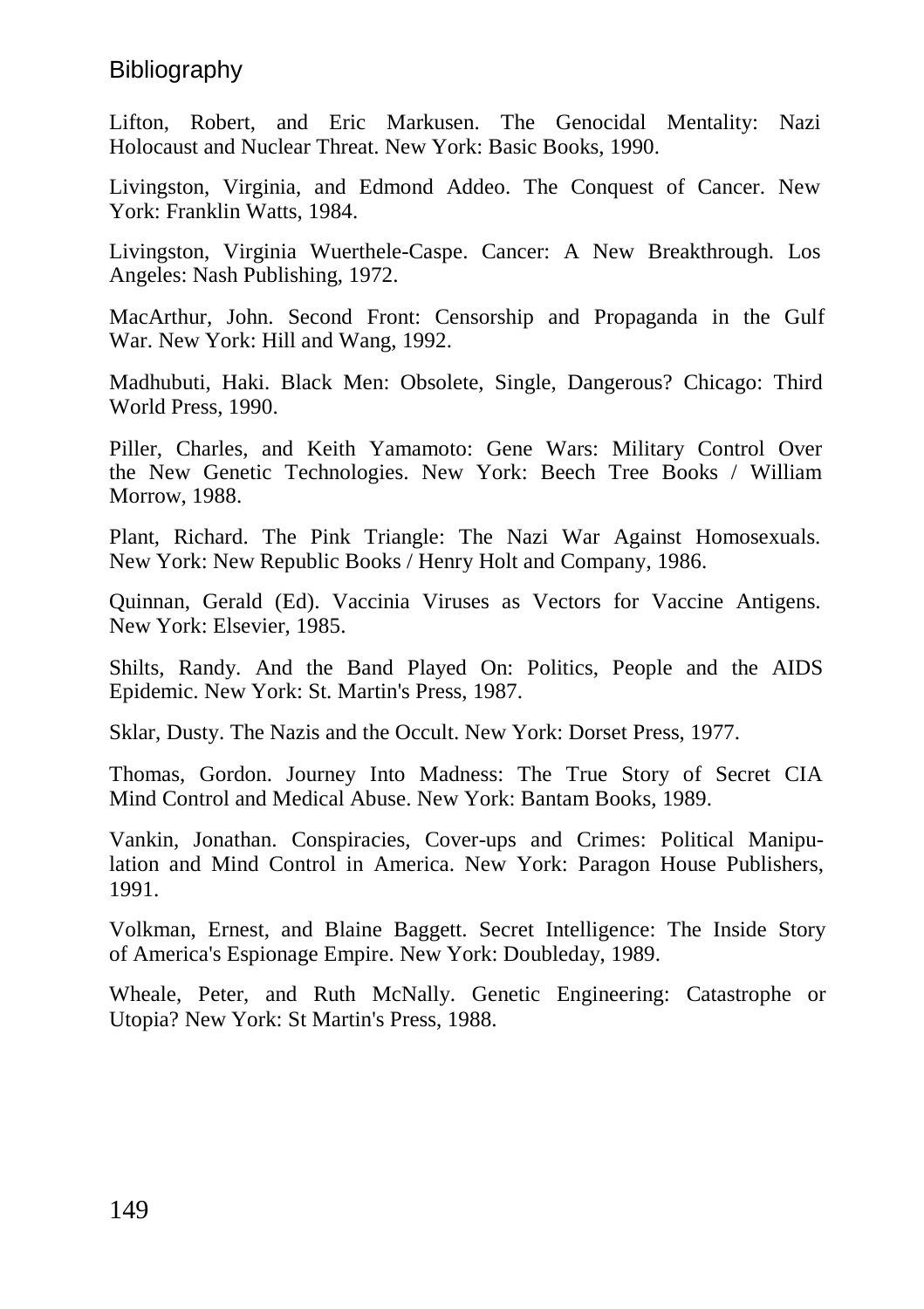Bibliography

Lifton, Robert, and Eric Markusen. The Genocidal Mentality: Nazi Holocaust and Nuclear Threat. New York: Basic Books, 1990.

Livingston, Virginia, and Edmond Addeo. The Conquest of Cancer. New York: Franklin Watts, 1984.

Livingston, Virginia Wuerthele-Caspe. Cancer: A New Breakthrough. Los Angeles: Nash Publishing, 1972.

MacArthur, John. Second Front: Censorship and Propaganda in the Gulf War. New York: Hill and Wang, 1992.

Madhubuti, Haki. Black Men: Obsolete, Single, Dangerous? Chicago: Third World Press, 1990.

Piller, Charles, and Keith Yamamoto: Gene Wars: Military Control Over the New Genetic Technologies. New York: Beech Tree Books / William Morrow, 1988.

Plant, Richard. The Pink Triangle: The Nazi War Against Homosexuals. New York: New Republic Books / Henry Holt and Company, 1986.

Quinnan, Gerald (Ed). Vaccinia Viruses as Vectors for Vaccine Antigens. New York: Elsevier, 1985.

Shilts, Randy. And the Band Played On: Politics, People and the AIDS Epidemic. New York: St. Martin's Press, 1987.

Sklar, Dusty. The Nazis and the Occult. New York: Dorset Press, 1977.

Thomas, Gordon. Journey Into Madness: The True Story of Secret CIA Mind Control and Medical Abuse. New York: Bantam Books, 1989.

Vankin, Jonathan. Conspiracies, Cover-ups and Crimes: Political Manipulation and Mind Control in America. New York: Paragon House Publishers, 1991.

Volkman, Ernest, and Blaine Baggett. Secret Intelligence: The Inside Story of America's Espionage Empire. New York: Doubleday, 1989.

Wheale, Peter, and Ruth McNally. Genetic Engineering: Catastrophe or Utopia? New York: St Martin's Press, 1988.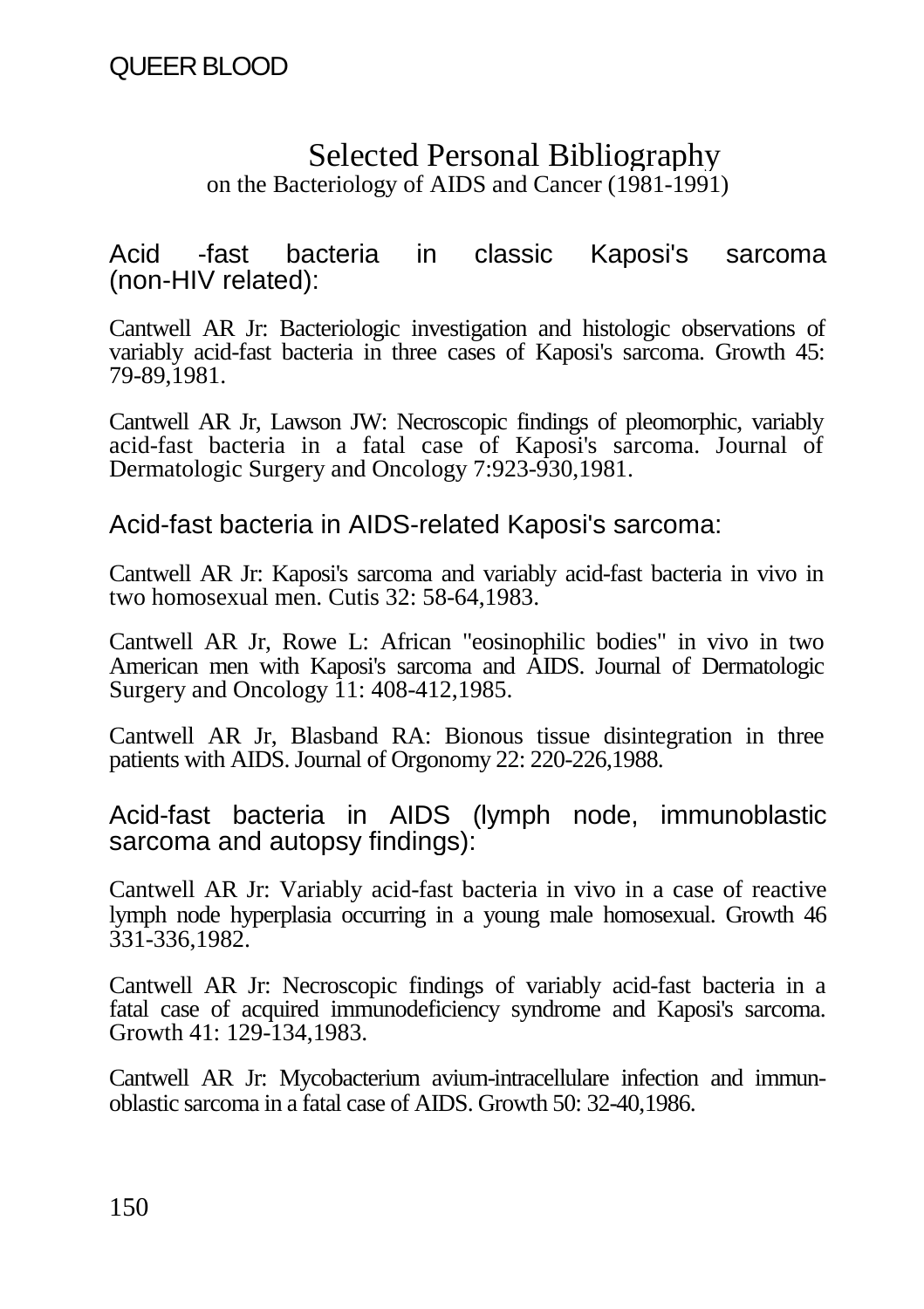## Selected Personal Bibliography

on the Bacteriology of AIDS and Cancer (1981-1991)

### Acid -fast bacteria in classic Kaposi's sarcoma (non-HIV related):

Cantwell AR Jr: Bacteriologic investigation and histologic observations of variably acid-fast bacteria in three cases of Kaposi's sarcoma. Growth 45: 79-89,1981.

Cantwell AR Jr, Lawson JW: Necroscopic findings of pleomorphic, variably acid-fast bacteria in a fatal case of Kaposi's sarcoma. Journal of Dermatologic Surgery and Oncology 7:923-930,1981.

### Acid-fast bacteria in AIDS-related Kaposi's sarcoma:

Cantwell AR Jr: Kaposi's sarcoma and variably acid-fast bacteria in vivo in two homosexual men. Cutis 32: 58-64,1983.

Cantwell AR Jr, Rowe L: African "eosinophilic bodies" in vivo in two American men with Kaposi's sarcoma and AIDS. Journal of Dermatologic Surgery and Oncology 11: 408-412,1985.

Cantwell AR Jr, Blasband RA: Bionous tissue disintegration in three patients with AIDS. Journal of Orgonomy 22: 220-226,1988.

### Acid-fast bacteria in AIDS (lymph node, immunoblastic sarcoma and autopsy findings):

Cantwell AR Jr: Variably acid-fast bacteria in vivo in a case of reactive lymph node hyperplasia occurring in a young male homosexual. Growth 46 331-336,1982.

Cantwell AR Jr: Necroscopic findings of variably acid-fast bacteria in a fatal case of acquired immunodeficiency syndrome and Kaposi's sarcoma. Growth 41: 129-134,1983.

Cantwell AR Jr: Mycobacterium avium-intracellulare infection and immunoblastic sarcoma in a fatal case of AIDS. Growth 50: 32-40,1986.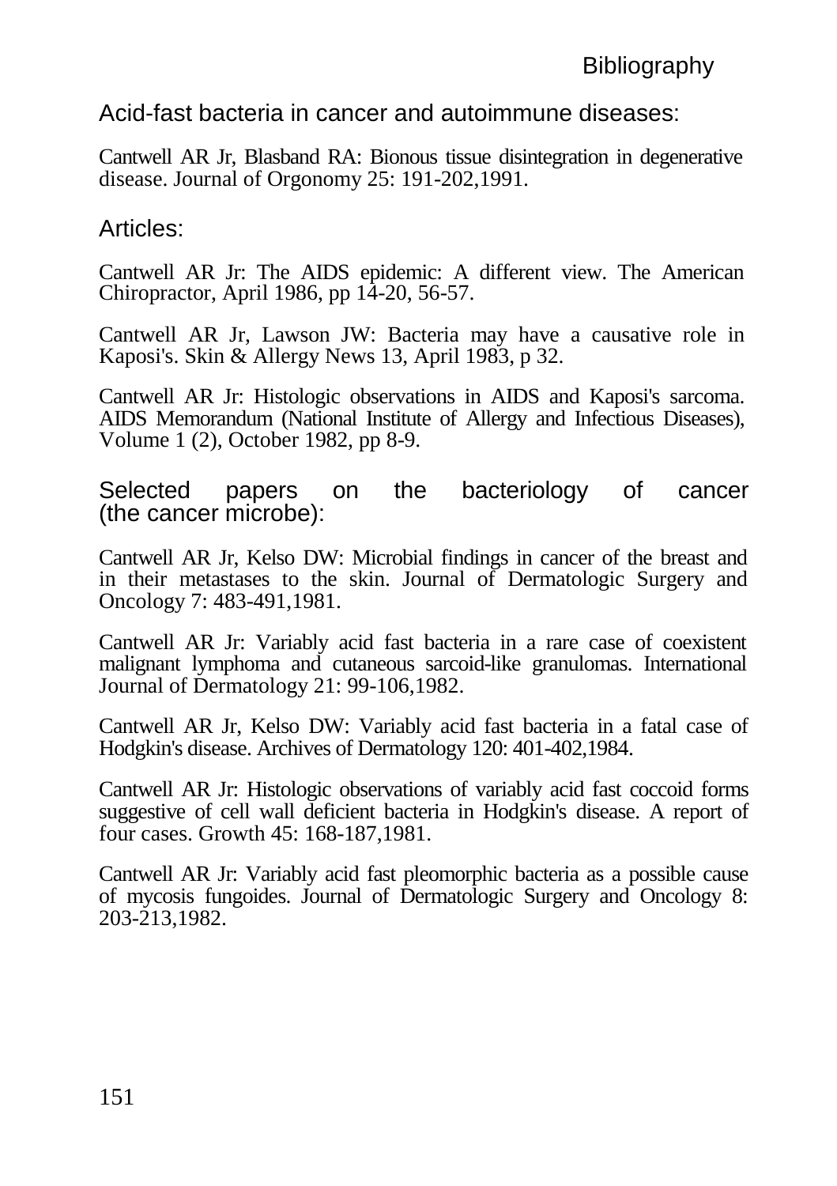# Bibliography

## Acid-fast bacteria in cancer and autoimmune diseases:

Cantwell AR Jr, Blasband RA: Bionous tissue disintegration in degenerative disease. Journal of Orgonomy 25: 191-202,1991.

## Articles:

Cantwell AR Jr: The AIDS epidemic: A different view. The American Chiropractor, April 1986, pp 14-20, 56-57.

Cantwell AR Jr, Lawson JW: Bacteria may have a causative role in Kaposi's. Skin & Allergy News 13, April 1983, p 32.

Cantwell AR Jr: Histologic observations in AIDS and Kaposi's sarcoma. AIDS Memorandum (National Institute of Allergy and Infectious Diseases), Volume 1 (2), October 1982, pp 8-9.

## Selected papers on the bacteriology of cancer (the cancer microbe):

Cantwell AR Jr, Kelso DW: Microbial findings in cancer of the breast and in their metastases to the skin. Journal of Dermatologic Surgery and Oncology 7: 483-491,1981.

Cantwell AR Jr: Variably acid fast bacteria in a rare case of coexistent malignant lymphoma and cutaneous sarcoid-like granulomas. International Journal of Dermatology 21: 99-106,1982.

Cantwell AR Jr, Kelso DW: Variably acid fast bacteria in a fatal case of Hodgkin's disease. Archives of Dermatology 120: 401-402,1984.

Cantwell AR Jr: Histologic observations of variably acid fast coccoid forms suggestive of cell wall deficient bacteria in Hodgkin's disease. A report of four cases. Growth 45: 168-187,1981.

Cantwell AR Jr: Variably acid fast pleomorphic bacteria as a possible cause of mycosis fungoides. Journal of Dermatologic Surgery and Oncology 8: 203-213,1982.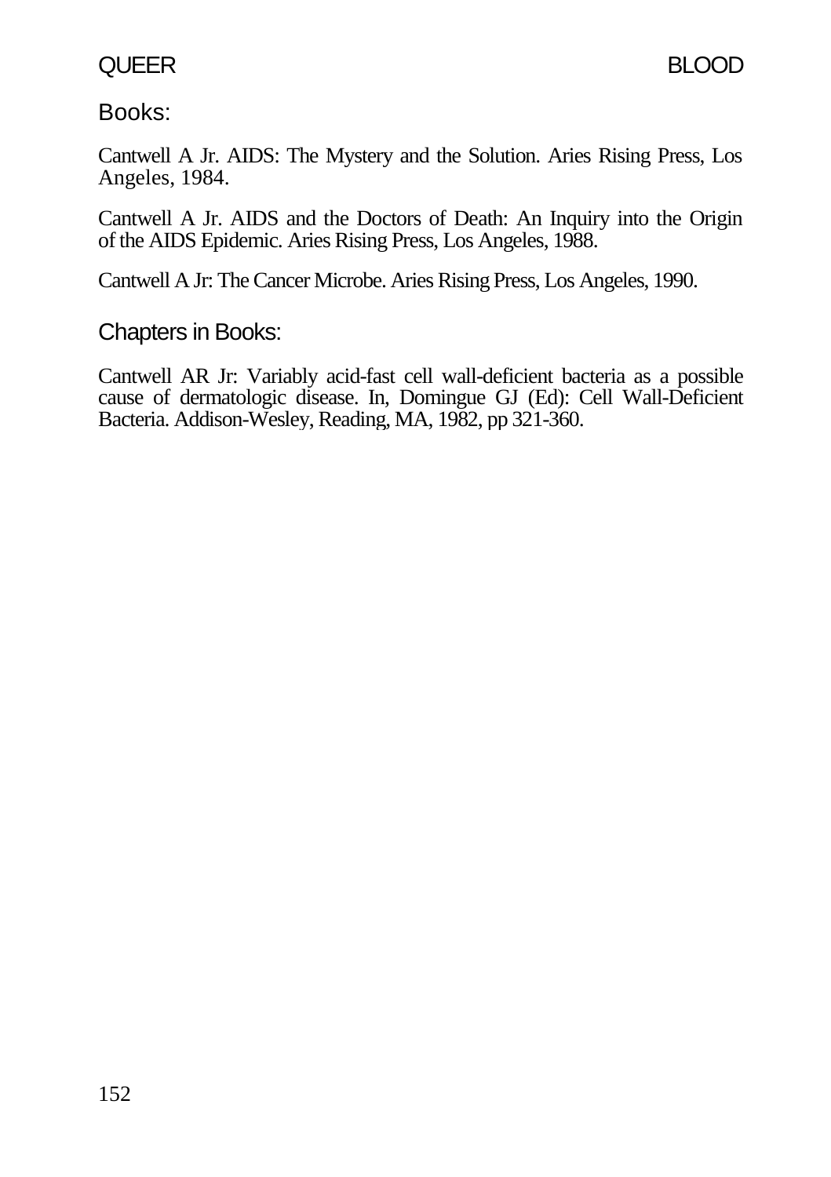## Books:

Cantwell A Jr. AIDS: The Mystery and the Solution. Aries Rising Press, Los Angeles, 1984.

Cantwell A Jr. AIDS and the Doctors of Death: An Inquiry into the Origin of the AIDS Epidemic. Aries Rising Press, Los Angeles, 1988.

Cantwell A Jr: The Cancer Microbe. Aries Rising Press, Los Angeles, 1990.

## Chapters in Books:

Cantwell AR Jr: Variably acid-fast cell wall-deficient bacteria as a possible cause of dermatologic disease. In, Domingue GJ (Ed): Cell Wall-Deficient Bacteria. Addison-Wesley, Reading, MA, 1982, pp 321-360.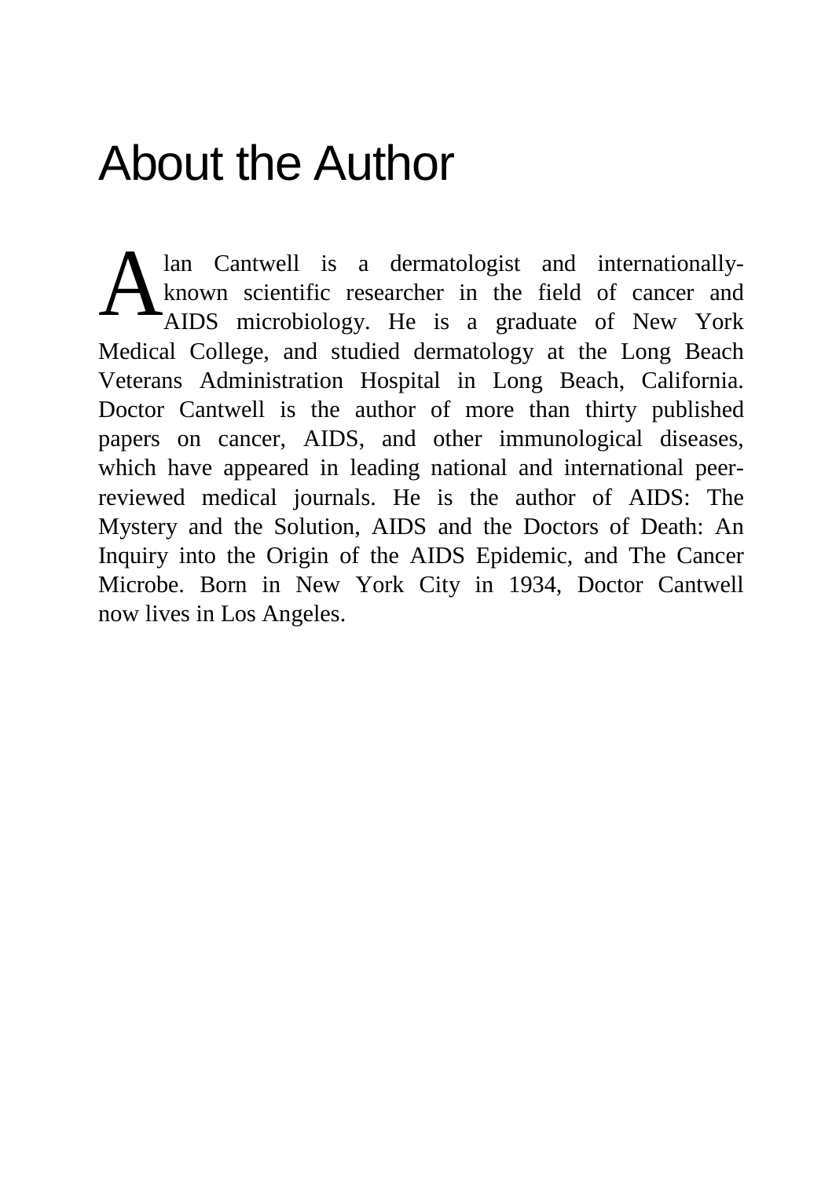# About the Author

Alan Cantwell is a dermatologist and internationally-known scientific researcher in the field of cancer and AIDS microbiology. He is a graduate of New York Medical College, and studied dermatology at the Long Beach Veterans Administration Hospital in Long Beach, California. Doctor Cantwell is the author of more than thirty published papers on cancer, AIDS, and other immunological diseases, which have appeared in leading national and international peer-reviewed medical journals. He is the author of AIDS: The Mystery and the Solution, AIDS and the Doctors of Death: An Inquiry into the Origin of the AIDS Epidemic, and The Cancer Microbe. Born in New York City in 1934, Doctor Cantwell now lives in Los Angeles.